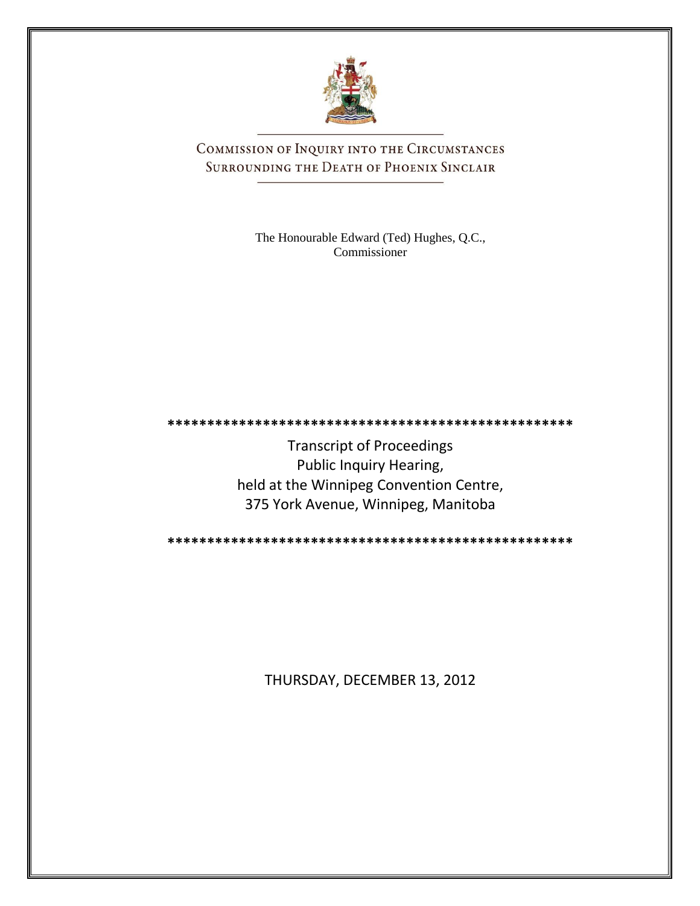# Commission of Inquiry into the Circumstances Surrounding the Death of Phoenix Sinclair

The Honourable Edward (Ted) Hughes, Q.C., Commissioner

\*\*\*\*\*\*\*\*\*\*\*\*\*\*\*\*\*\*\*\*\*\*\*\*\*\*\*\*\*\*\*\*\*\*\*\*\*\*\*\*\*\*\*\*\*\*\*\*\*\*\*\*\*

Transcript of Proceedings
Public Inquiry Hearing,
held at the Winnipeg Convention Centre,
375 York Avenue, Winnipeg, Manitoba

\*\*\*\*\*\*\*\*\*\*\*\*\*\*\*\*\*\*\*\*\*\*\*\*\*\*\*\*\*\*\*\*\*\*\*\*\*\*\*\*\*\*\*\*\*\*\*\*\*\*\*\*\*

THURSDAY, DECEMBER 13, 2012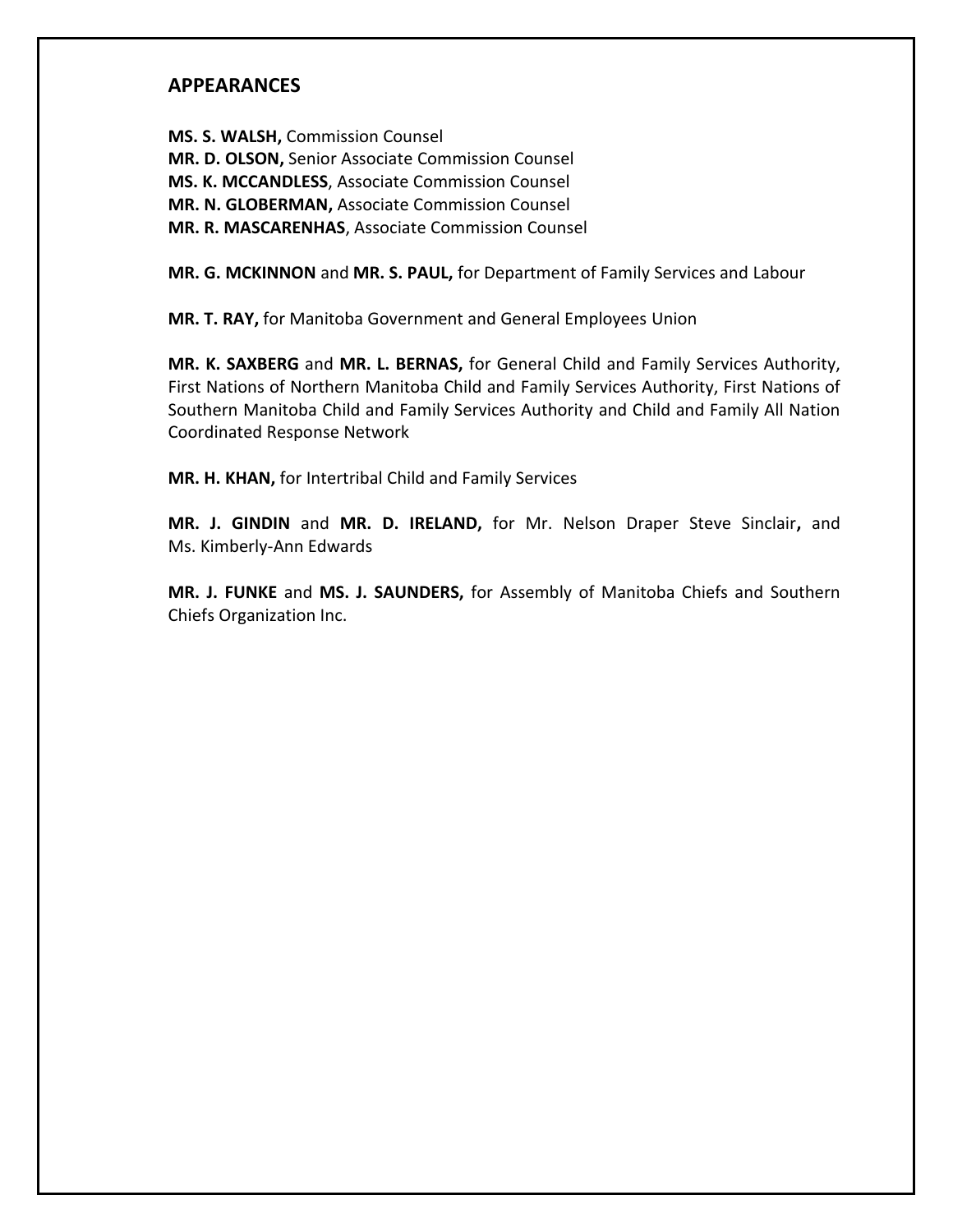## APPEARANCES

**MS. S. WALSH,** Commission Counsel
**MR. D. OLSON,** Senior Associate Commission Counsel
**MS. K. MCCANDLESS**, Associate Commission Counsel
**MR. N. GLOBERMAN,** Associate Commission Counsel
**MR. R. MASCARENHAS**, Associate Commission Counsel

**MR. G. MCKINNON** and **MR. S. PAUL,** for Department of Family Services and Labour

**MR. T. RAY,** for Manitoba Government and General Employees Union

**MR. K. SAXBERG** and **MR. L. BERNAS,** for General Child and Family Services Authority, First Nations of Northern Manitoba Child and Family Services Authority, First Nations of Southern Manitoba Child and Family Services Authority and Child and Family All Nation Coordinated Response Network

**MR. H. KHAN,** for Intertribal Child and Family Services

**MR. J. GINDIN** and **MR. D. IRELAND,** for Mr. Nelson Draper Steve Sinclair**,** and Ms. Kimberly-Ann Edwards

**MR. J. FUNKE** and **MS. J. SAUNDERS,** for Assembly of Manitoba Chiefs and Southern Chiefs Organization Inc.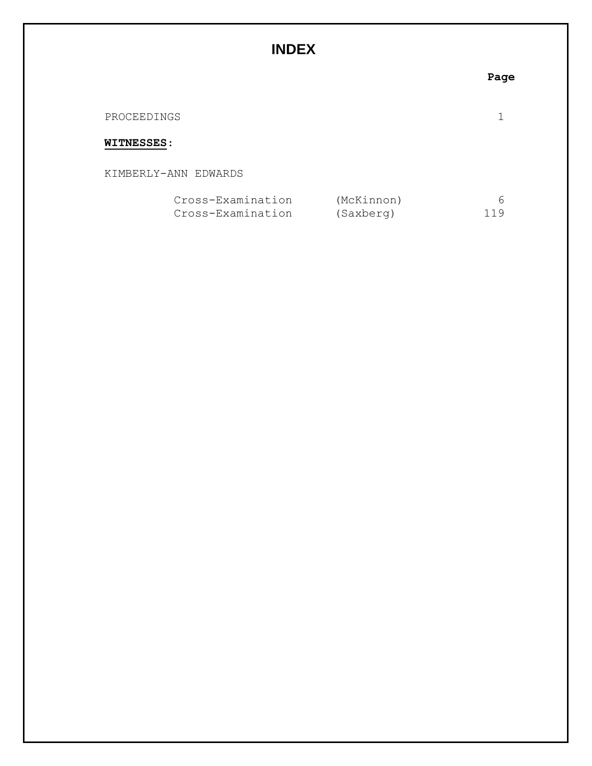# INDEX

| | | Page |
|---|---|---|
| PROCEEDINGS | | 1 |
| **WITNESSES**: | | |
| KIMBERLY-ANN EDWARDS | | |
| Cross-Examination | (McKinnon) | 6 |
| Cross-Examination | (Saxberg) | 119 |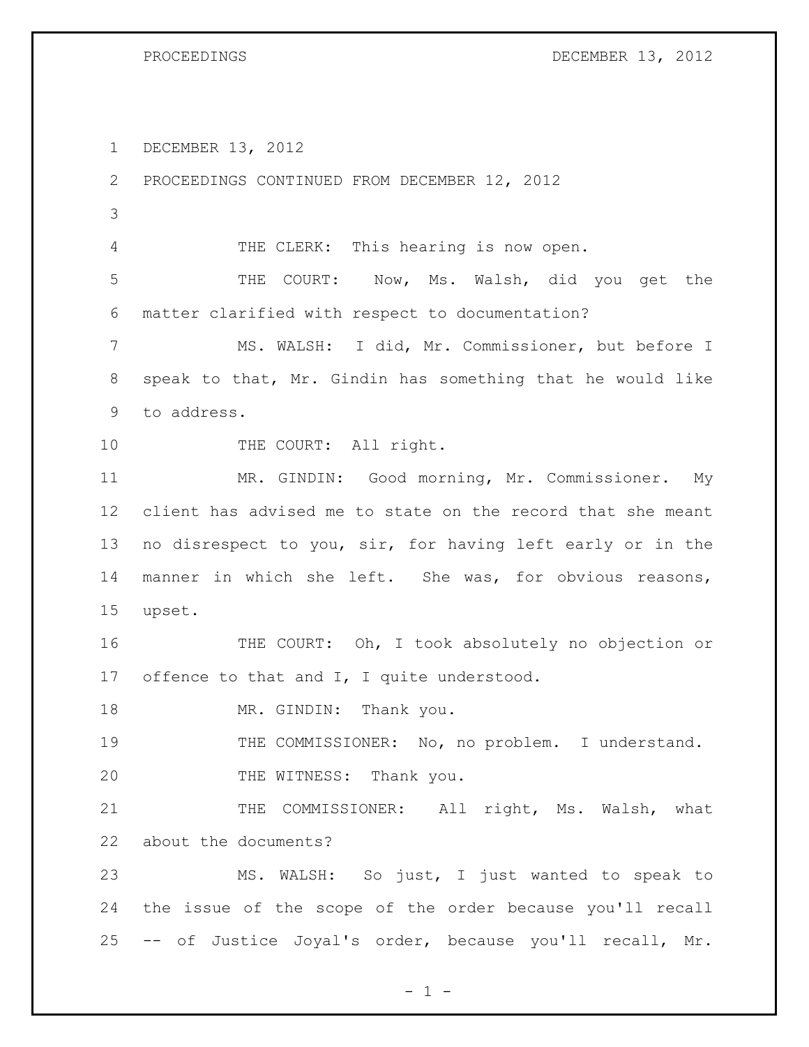DECEMBER 13, 2012

PROCEEDINGS CONTINUED FROM DECEMBER 12, 2012

THE CLERK: This hearing is now open.

THE COURT: Now, Ms. Walsh, did you get the matter clarified with respect to documentation?

MS. WALSH: I did, Mr. Commissioner, but before I speak to that, Mr. Gindin has something that he would like to address.

THE COURT: All right.

MR. GINDIN: Good morning, Mr. Commissioner. My client has advised me to state on the record that she meant no disrespect to you, sir, for having left early or in the manner in which she left. She was, for obvious reasons, upset.

THE COURT: Oh, I took absolutely no objection or offence to that and I, I quite understood.

MR. GINDIN: Thank you.

THE COMMISSIONER: No, no problem. I understand.

THE WITNESS: Thank you.

THE COMMISSIONER: All right, Ms. Walsh, what about the documents?

MS. WALSH: So just, I just wanted to speak to the issue of the scope of the order because you'll recall -- of Justice Joyal's order, because you'll recall, Mr.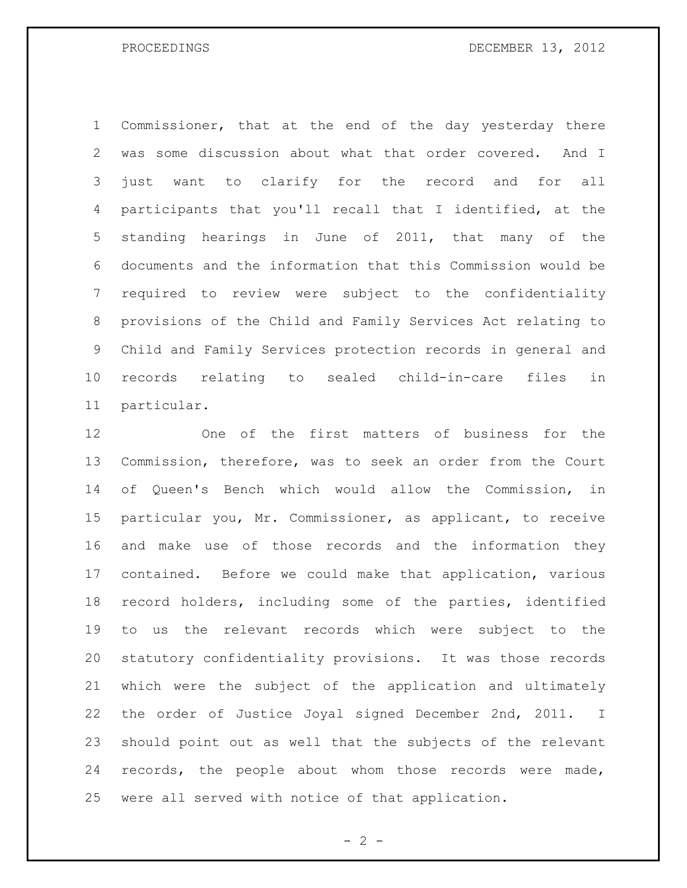Commissioner, that at the end of the day yesterday there was some discussion about what that order covered. And I just want to clarify for the record and for all participants that you'll recall that I identified, at the standing hearings in June of 2011, that many of the documents and the information that this Commission would be required to review were subject to the confidentiality provisions of the Child and Family Services Act relating to Child and Family Services protection records in general and records relating to sealed child-in-care files in particular.

One of the first matters of business for the Commission, therefore, was to seek an order from the Court of Queen's Bench which would allow the Commission, in particular you, Mr. Commissioner, as applicant, to receive and make use of those records and the information they contained. Before we could make that application, various record holders, including some of the parties, identified to us the relevant records which were subject to the statutory confidentiality provisions. It was those records which were the subject of the application and ultimately the order of Justice Joyal signed December 2nd, 2011. I should point out as well that the subjects of the relevant records, the people about whom those records were made, were all served with notice of that application.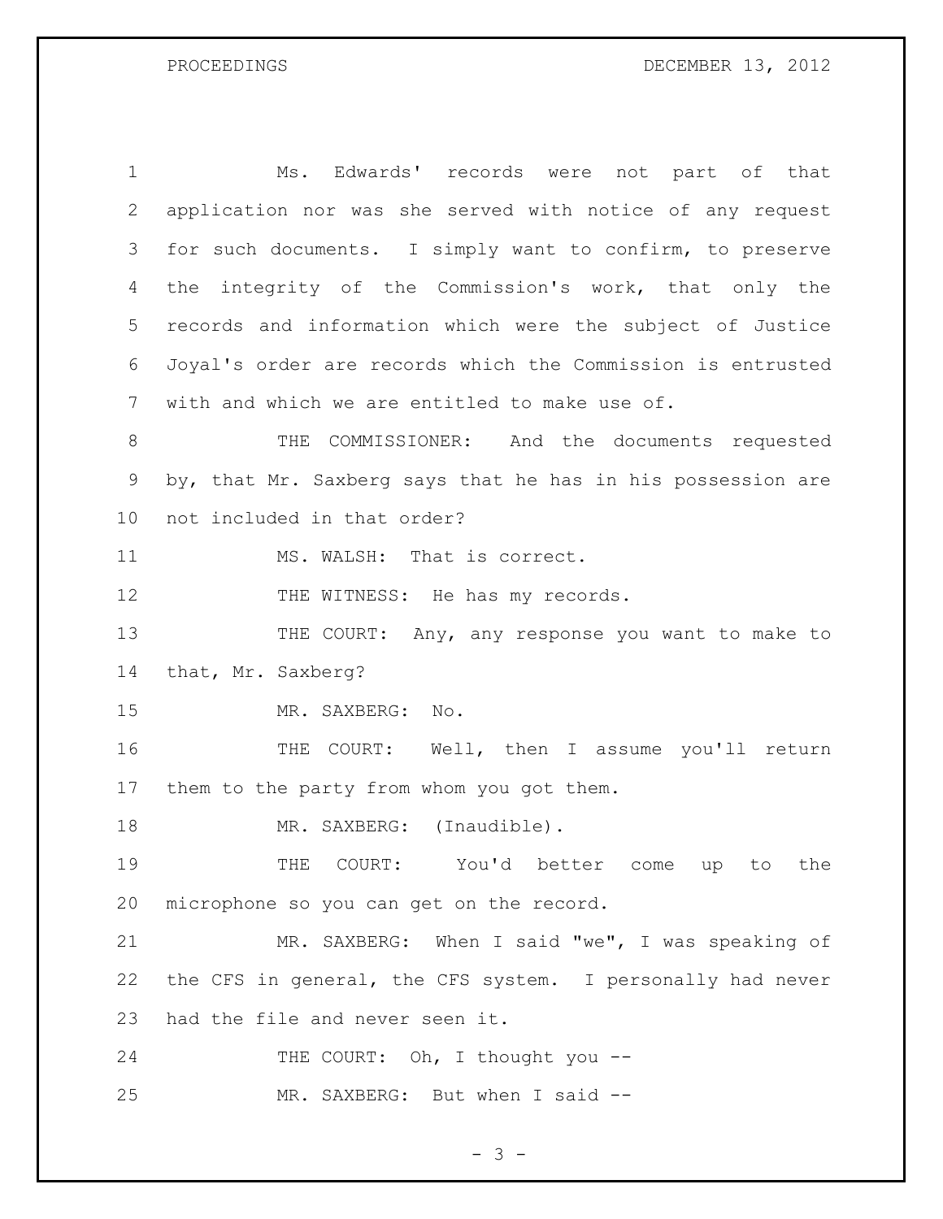Ms. Edwards' records were not part of that application nor was she served with notice of any request for such documents. I simply want to confirm, to preserve the integrity of the Commission's work, that only the records and information which were the subject of Justice Joyal's order are records which the Commission is entrusted with and which we are entitled to make use of.

THE COMMISSIONER: And the documents requested by, that Mr. Saxberg says that he has in his possession are not included in that order?

MS. WALSH: That is correct.

THE WITNESS: He has my records.

THE COURT: Any, any response you want to make to that, Mr. Saxberg?

MR. SAXBERG: No.

THE COURT: Well, then I assume you'll return them to the party from whom you got them.

MR. SAXBERG: (Inaudible).

THE COURT: You'd better come up to the microphone so you can get on the record.

MR. SAXBERG: When I said "we", I was speaking of the CFS in general, the CFS system. I personally had never had the file and never seen it.

THE COURT: Oh, I thought you --

MR. SAXBERG: But when I said --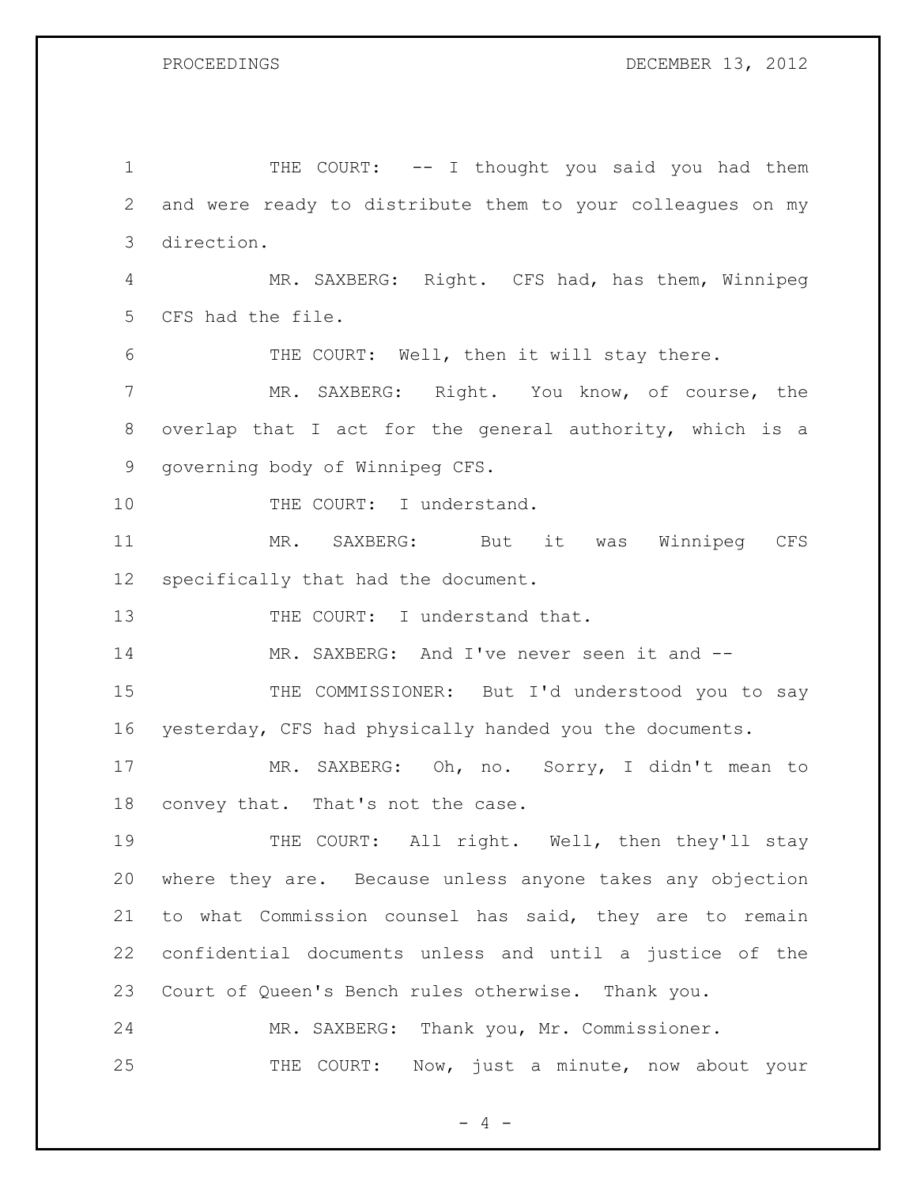THE COURT: -- I thought you said you had them and were ready to distribute them to your colleagues on my direction.

MR. SAXBERG: Right. CFS had, has them, Winnipeg CFS had the file.

THE COURT: Well, then it will stay there.

MR. SAXBERG: Right. You know, of course, the overlap that I act for the general authority, which is a governing body of Winnipeg CFS.

THE COURT: I understand.

MR. SAXBERG: But it was Winnipeg CFS specifically that had the document.

THE COURT: I understand that.

MR. SAXBERG: And I've never seen it and --

THE COMMISSIONER: But I'd understood you to say yesterday, CFS had physically handed you the documents.

MR. SAXBERG: Oh, no. Sorry, I didn't mean to convey that. That's not the case.

THE COURT: All right. Well, then they'll stay where they are. Because unless anyone takes any objection to what Commission counsel has said, they are to remain confidential documents unless and until a justice of the Court of Queen's Bench rules otherwise. Thank you.

MR. SAXBERG: Thank you, Mr. Commissioner.

THE COURT: Now, just a minute, now about your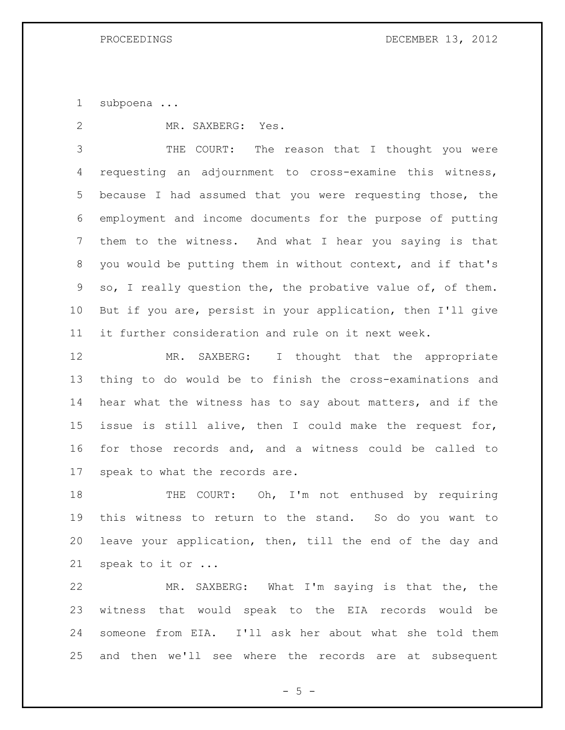subpoena ...

MR. SAXBERG: Yes.

THE COURT: The reason that I thought you were requesting an adjournment to cross-examine this witness, because I had assumed that you were requesting those, the employment and income documents for the purpose of putting them to the witness. And what I hear you saying is that you would be putting them in without context, and if that's so, I really question the, the probative value of, of them. But if you are, persist in your application, then I'll give it further consideration and rule on it next week.

MR. SAXBERG: I thought that the appropriate thing to do would be to finish the cross-examinations and hear what the witness has to say about matters, and if the issue is still alive, then I could make the request for, for those records and, and a witness could be called to speak to what the records are.

THE COURT: Oh, I'm not enthused by requiring this witness to return to the stand. So do you want to leave your application, then, till the end of the day and speak to it or ...

MR. SAXBERG: What I'm saying is that the, the witness that would speak to the EIA records would be someone from EIA. I'll ask her about what she told them and then we'll see where the records are at subsequent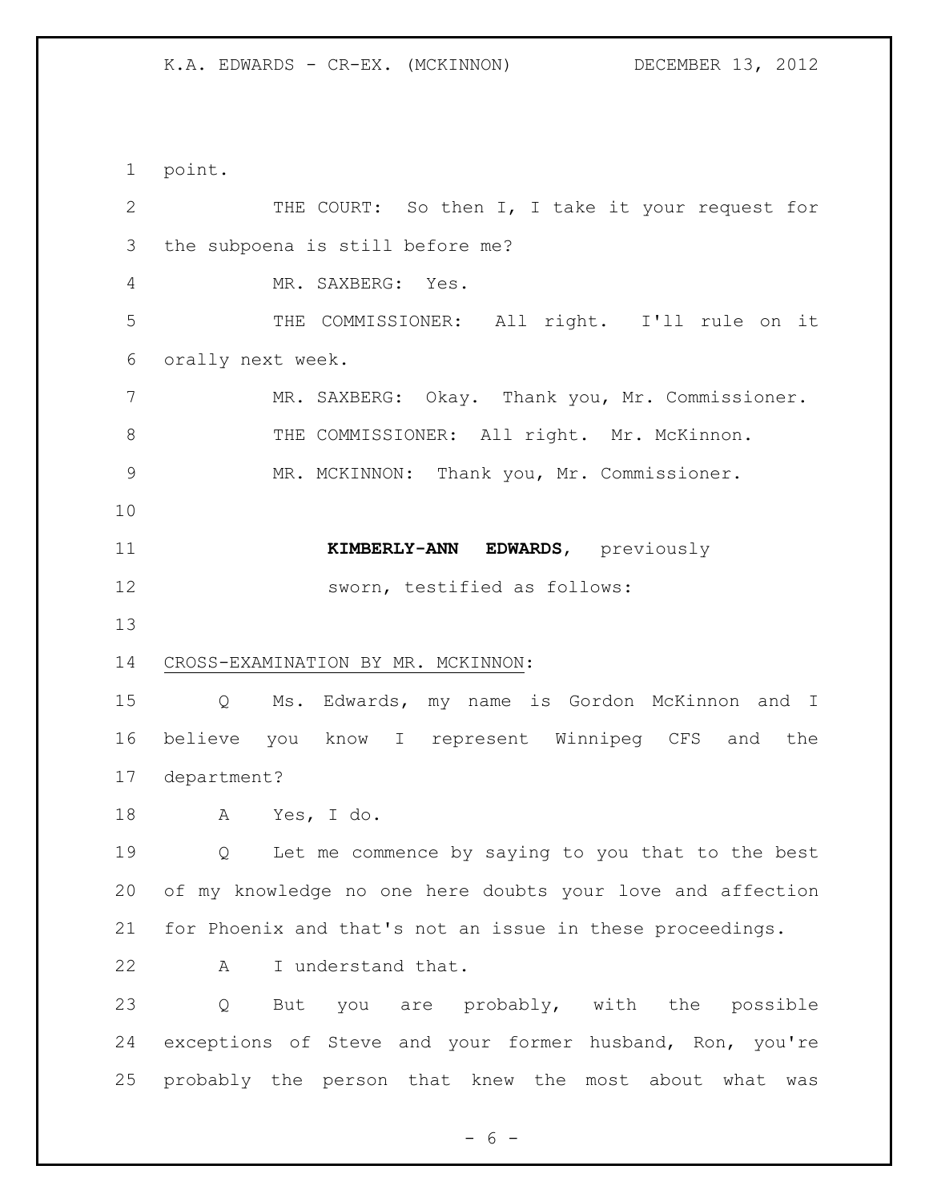point.

THE COURT: So then I, I take it your request for the subpoena is still before me?

MR. SAXBERG: Yes.

THE COMMISSIONER: All right. I'll rule on it orally next week.

MR. SAXBERG: Okay. Thank you, Mr. Commissioner.

THE COMMISSIONER: All right. Mr. McKinnon.

MR. MCKINNON: Thank you, Mr. Commissioner.

**KIMBERLY-ANN EDWARDS**, previously sworn, testified as follows:

CROSS-EXAMINATION BY MR. MCKINNON:

Q Ms. Edwards, my name is Gordon McKinnon and I believe you know I represent Winnipeg CFS and the department?

A Yes, I do.

Q Let me commence by saying to you that to the best of my knowledge no one here doubts your love and affection for Phoenix and that's not an issue in these proceedings.

A I understand that.

Q But you are probably, with the possible exceptions of Steve and your former husband, Ron, you're probably the person that knew the most about what was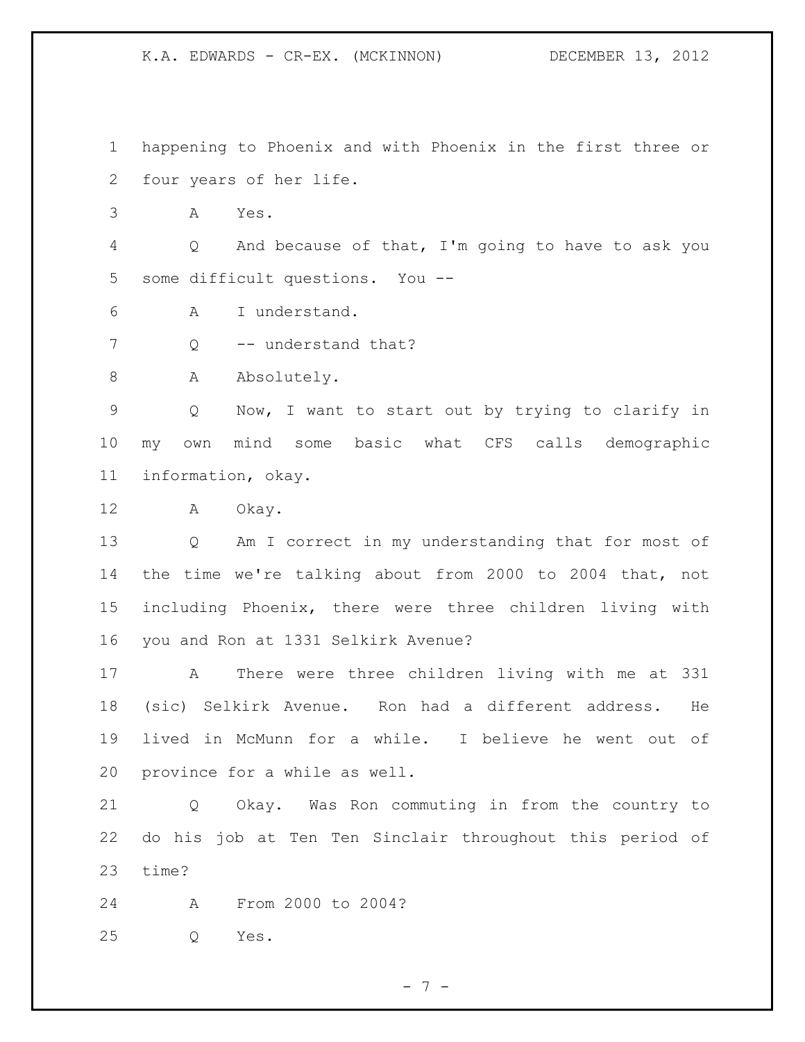happening to Phoenix and with Phoenix in the first three or four years of her life.

A Yes.

Q And because of that, I'm going to have to ask you some difficult questions. You --

A I understand.

Q -- understand that?

A Absolutely.

Q Now, I want to start out by trying to clarify in my own mind some basic what CFS calls demographic information, okay.

A Okay.

Q Am I correct in my understanding that for most of the time we're talking about from 2000 to 2004 that, not including Phoenix, there were three children living with you and Ron at 1331 Selkirk Avenue?

A There were three children living with me at 331 (sic) Selkirk Avenue. Ron had a different address. He lived in McMunn for a while. I believe he went out of province for a while as well.

Q Okay. Was Ron commuting in from the country to do his job at Ten Ten Sinclair throughout this period of time?

A From 2000 to 2004?

Q Yes.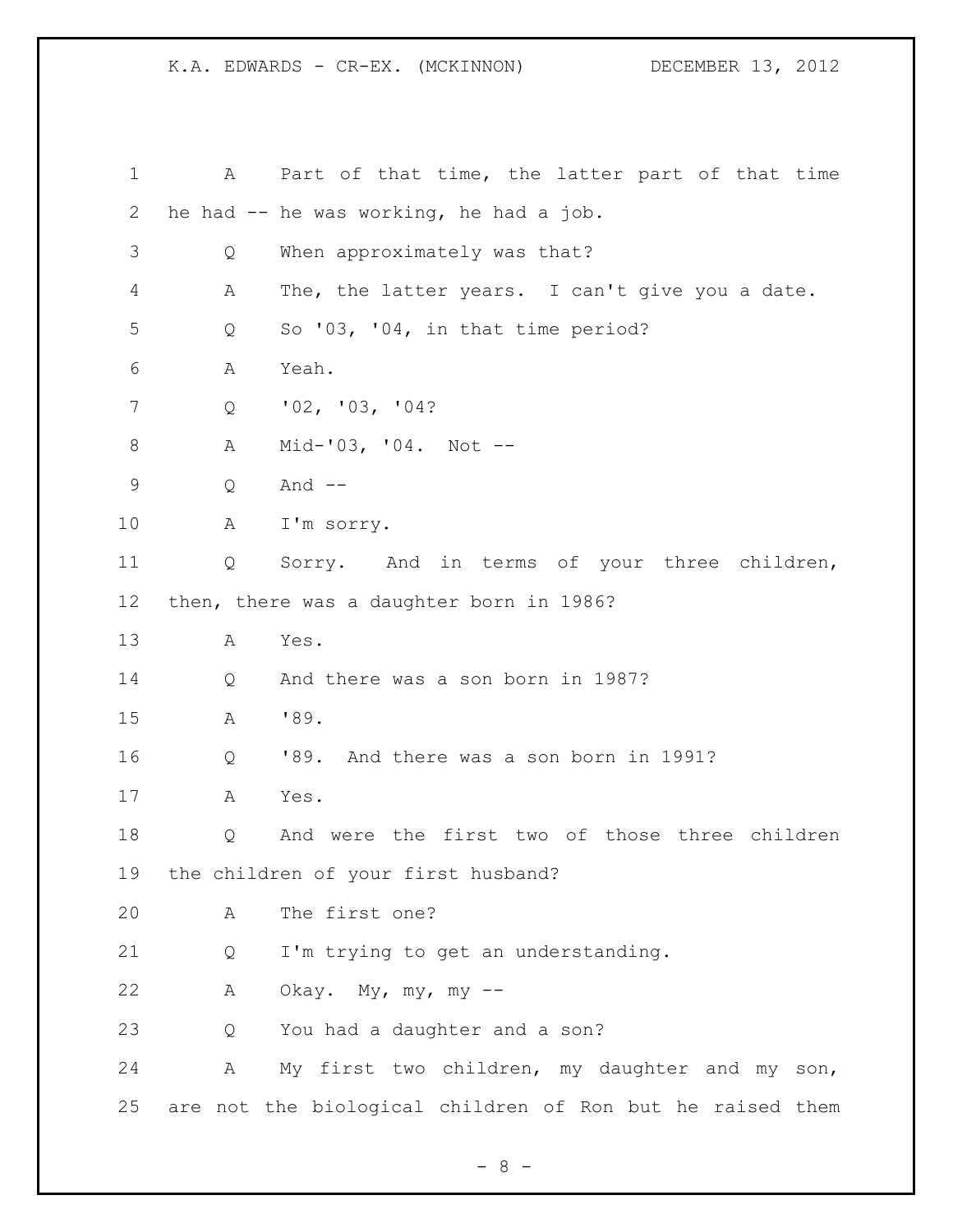1 A Part of that time, the latter part of that time
2 he had -- he was working, he had a job.
3 Q When approximately was that?
4 A The, the latter years. I can't give you a date.
5 Q So '03, '04, in that time period?
6 A Yeah.
7 Q '02, '03, '04?
8 A Mid-'03, '04. Not --
9 Q And --
10 A I'm sorry.
11 Q Sorry. And in terms of your three children,
12 then, there was a daughter born in 1986?
13 A Yes.
14 Q And there was a son born in 1987?
15 A '89.
16 Q '89. And there was a son born in 1991?
17 A Yes.
18 Q And were the first two of those three children
19 the children of your first husband?
20 A The first one?
21 Q I'm trying to get an understanding.
22 A Okay. My, my, my --
23 Q You had a daughter and a son?
24 A My first two children, my daughter and my son,
25 are not the biological children of Ron but he raised them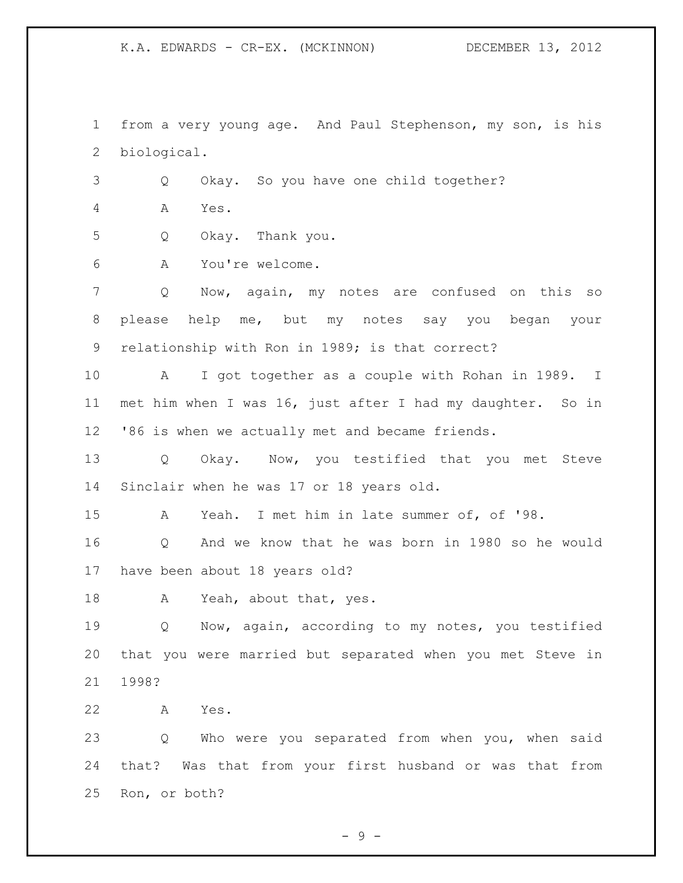from a very young age. And Paul Stephenson, my son, is his biological.

Q Okay. So you have one child together?

A Yes.

Q Okay. Thank you.

A You're welcome.

Q Now, again, my notes are confused on this so please help me, but my notes say you began your relationship with Ron in 1989; is that correct?

A I got together as a couple with Rohan in 1989. I met him when I was 16, just after I had my daughter. So in '86 is when we actually met and became friends.

Q Okay. Now, you testified that you met Steve Sinclair when he was 17 or 18 years old.

A Yeah. I met him in late summer of, of '98.

Q And we know that he was born in 1980 so he would have been about 18 years old?

A Yeah, about that, yes.

Q Now, again, according to my notes, you testified that you were married but separated when you met Steve in 1998?

A Yes.

Q Who were you separated from when you, when said that? Was that from your first husband or was that from Ron, or both?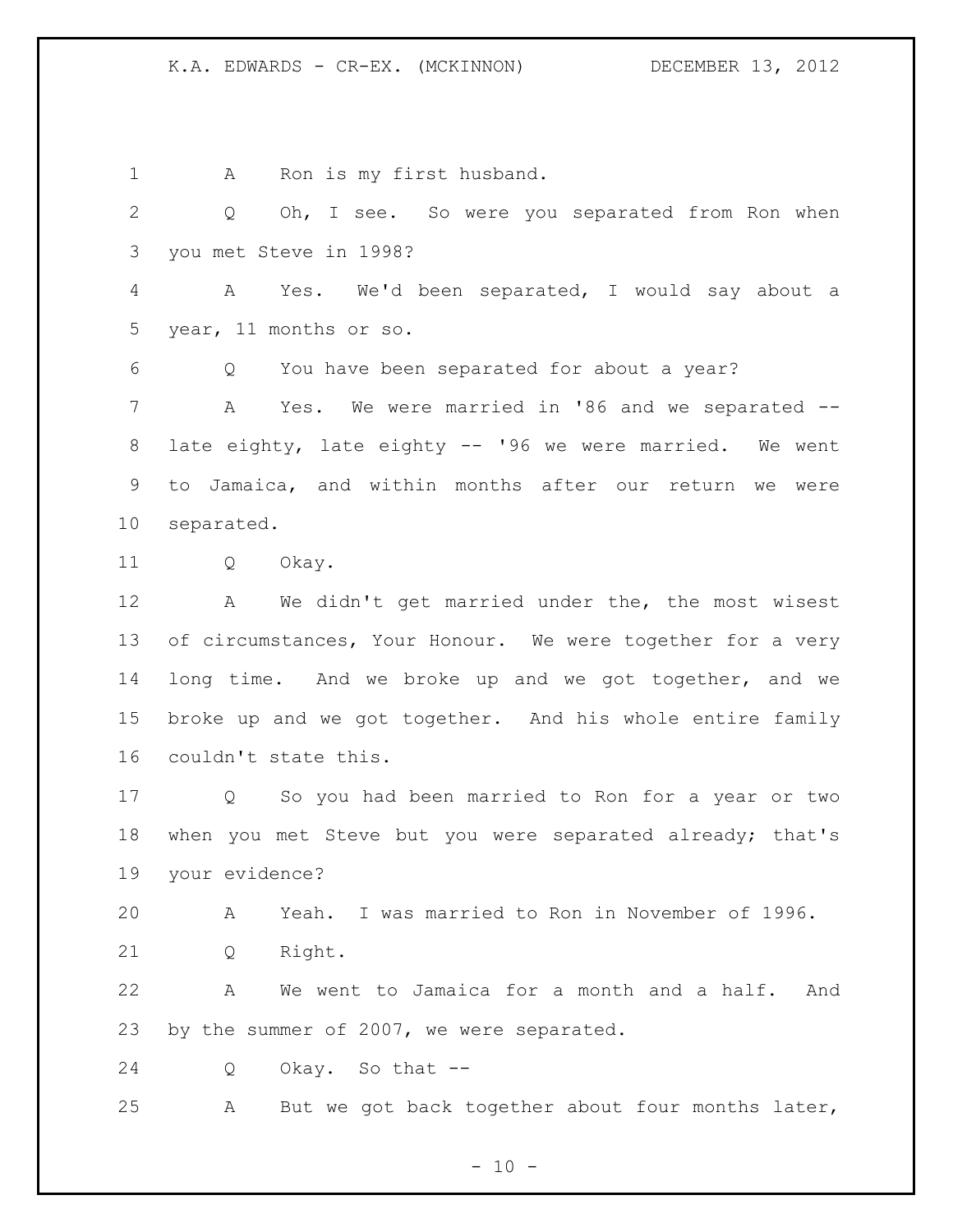A Ron is my first husband.

Q Oh, I see. So were you separated from Ron when you met Steve in 1998?

A Yes. We'd been separated, I would say about a year, 11 months or so.

Q You have been separated for about a year?

A Yes. We were married in '86 and we separated -- late eighty, late eighty -- '96 we were married. We went to Jamaica, and within months after our return we were separated.

Q Okay.

A We didn't get married under the, the most wisest of circumstances, Your Honour. We were together for a very long time. And we broke up and we got together, and we broke up and we got together. And his whole entire family couldn't state this.

Q So you had been married to Ron for a year or two when you met Steve but you were separated already; that's your evidence?

A Yeah. I was married to Ron in November of 1996.

Q Right.

A We went to Jamaica for a month and a half. And by the summer of 2007, we were separated.

Q Okay. So that --

A But we got back together about four months later,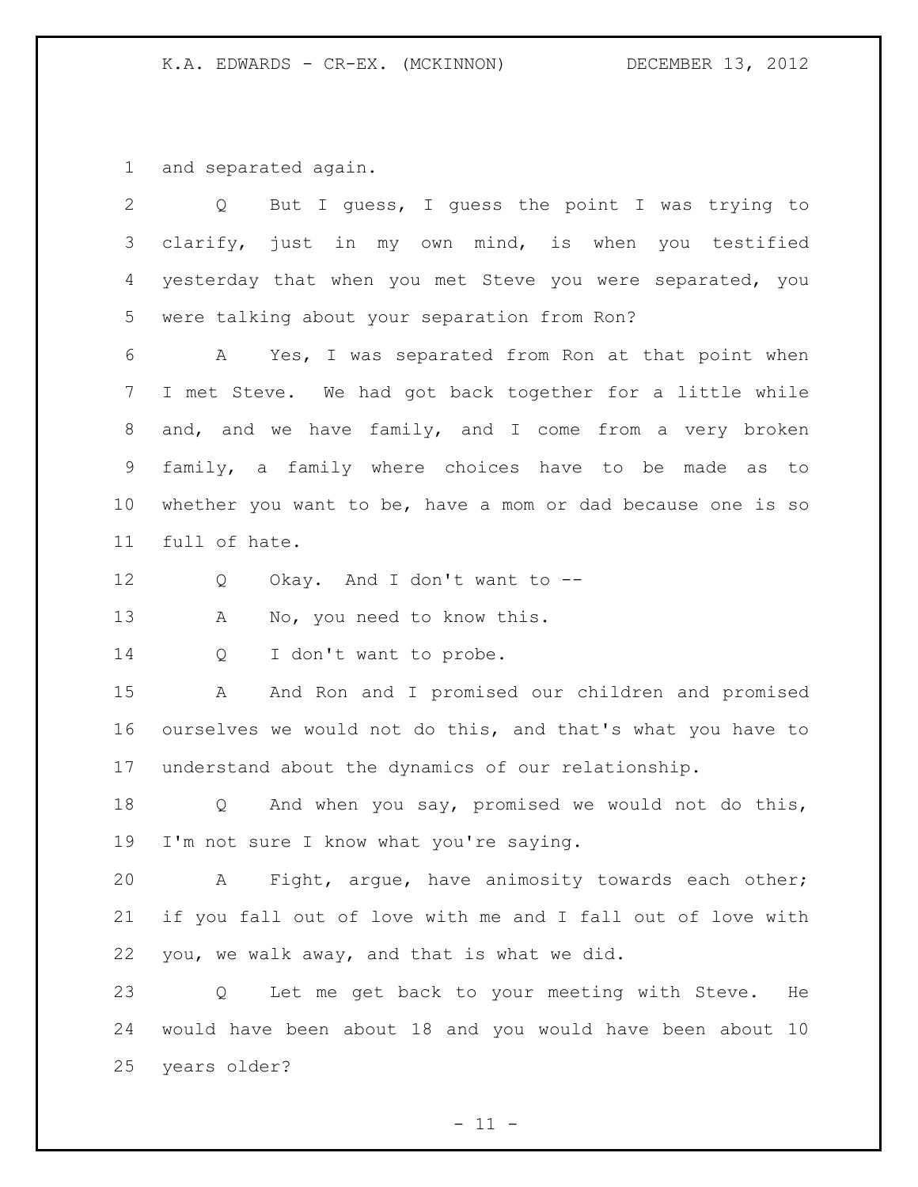and separated again.

Q But I guess, I guess the point I was trying to clarify, just in my own mind, is when you testified yesterday that when you met Steve you were separated, you were talking about your separation from Ron?

A Yes, I was separated from Ron at that point when I met Steve. We had got back together for a little while and, and we have family, and I come from a very broken family, a family where choices have to be made as to whether you want to be, have a mom or dad because one is so full of hate.

Q Okay. And I don't want to --

A No, you need to know this.

Q I don't want to probe.

A And Ron and I promised our children and promised ourselves we would not do this, and that's what you have to understand about the dynamics of our relationship.

Q And when you say, promised we would not do this, I'm not sure I know what you're saying.

A Fight, argue, have animosity towards each other; if you fall out of love with me and I fall out of love with you, we walk away, and that is what we did.

Q Let me get back to your meeting with Steve. He would have been about 18 and you would have been about 10 years older?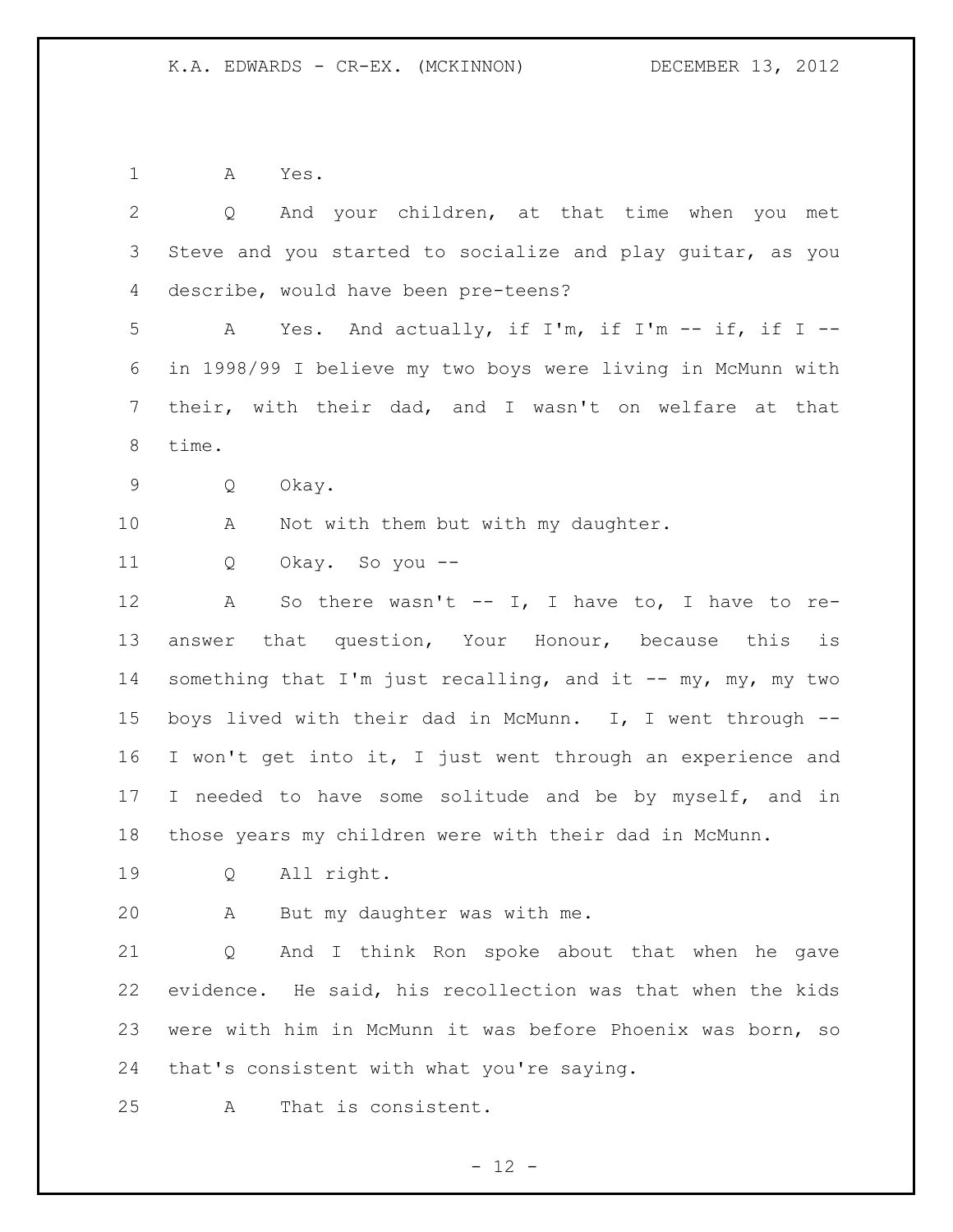A Yes.

Q And your children, at that time when you met Steve and you started to socialize and play guitar, as you describe, would have been pre-teens?

A Yes. And actually, if I'm, if I'm -- if, if I -- in 1998/99 I believe my two boys were living in McMunn with their, with their dad, and I wasn't on welfare at that time.

Q Okay.

A Not with them but with my daughter.

Q Okay. So you --

A So there wasn't -- I, I have to, I have to re-answer that question, Your Honour, because this is something that I'm just recalling, and it -- my, my, my two boys lived with their dad in McMunn. I, I went through -- I won't get into it, I just went through an experience and I needed to have some solitude and be by myself, and in those years my children were with their dad in McMunn.

Q All right.

A But my daughter was with me.

Q And I think Ron spoke about that when he gave evidence. He said, his recollection was that when the kids were with him in McMunn it was before Phoenix was born, so that's consistent with what you're saying.

A That is consistent.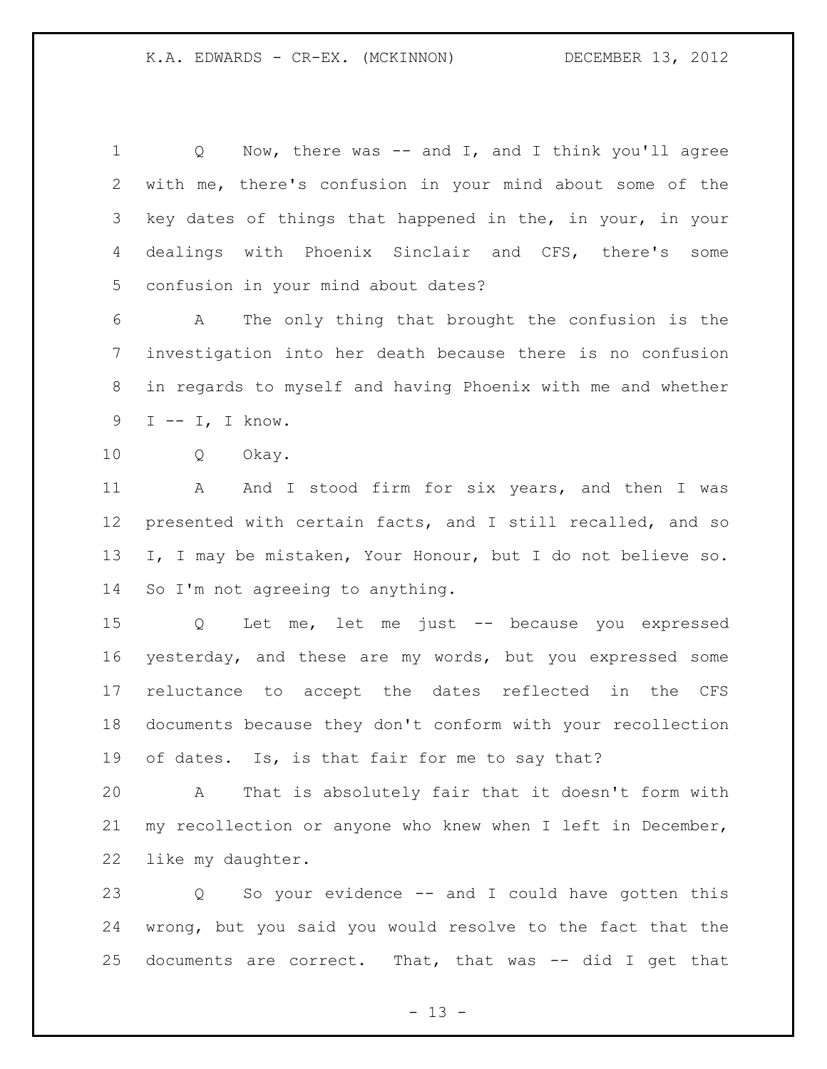Q Now, there was -- and I, and I think you'll agree with me, there's confusion in your mind about some of the key dates of things that happened in the, in your, in your dealings with Phoenix Sinclair and CFS, there's some confusion in your mind about dates?

A The only thing that brought the confusion is the investigation into her death because there is no confusion in regards to myself and having Phoenix with me and whether I -- I, I know.

Q Okay.

A And I stood firm for six years, and then I was presented with certain facts, and I still recalled, and so I, I may be mistaken, Your Honour, but I do not believe so. So I'm not agreeing to anything.

Q Let me, let me just -- because you expressed yesterday, and these are my words, but you expressed some reluctance to accept the dates reflected in the CFS documents because they don't conform with your recollection of dates. Is, is that fair for me to say that?

A That is absolutely fair that it doesn't form with my recollection or anyone who knew when I left in December, like my daughter.

Q So your evidence -- and I could have gotten this wrong, but you said you would resolve to the fact that the documents are correct. That, that was -- did I get that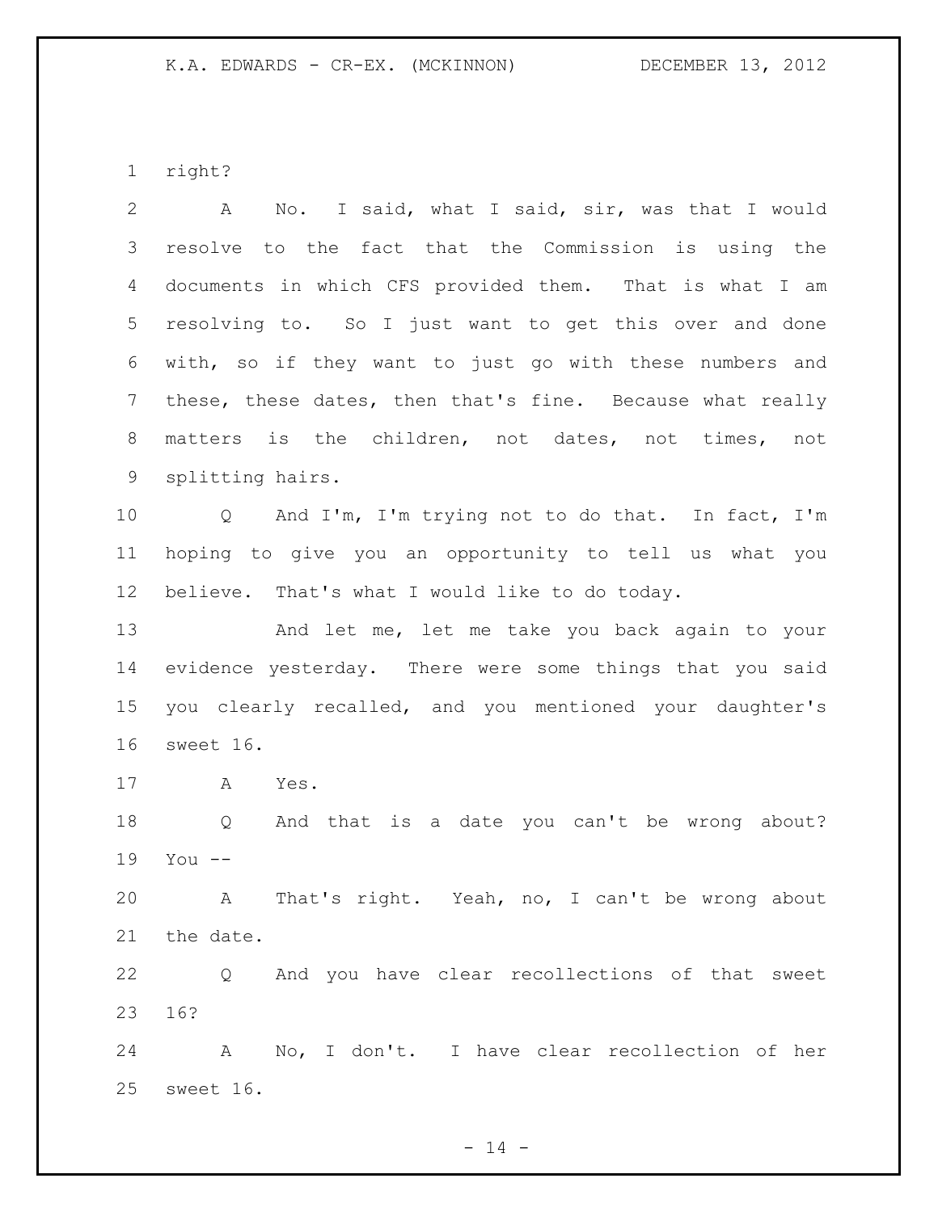right?

A No. I said, what I said, sir, was that I would resolve to the fact that the Commission is using the documents in which CFS provided them. That is what I am resolving to. So I just want to get this over and done with, so if they want to just go with these numbers and these, these dates, then that's fine. Because what really matters is the children, not dates, not times, not splitting hairs.

Q And I'm, I'm trying not to do that. In fact, I'm hoping to give you an opportunity to tell us what you believe. That's what I would like to do today.

And let me, let me take you back again to your evidence yesterday. There were some things that you said you clearly recalled, and you mentioned your daughter's sweet 16.

A Yes.

Q And that is a date you can't be wrong about? You --

A That's right. Yeah, no, I can't be wrong about the date.

Q And you have clear recollections of that sweet 16?

A No, I don't. I have clear recollection of her sweet 16.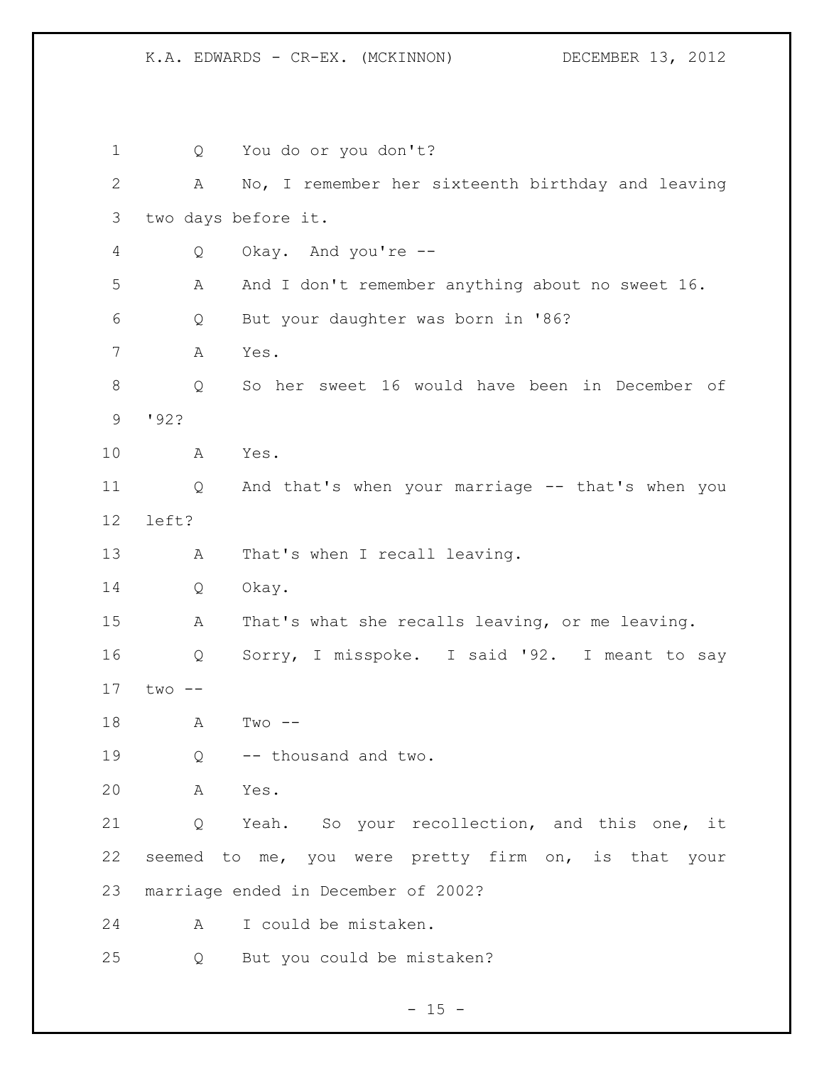Q You do or you don't?

A No, I remember her sixteenth birthday and leaving two days before it.

Q Okay. And you're --

A And I don't remember anything about no sweet 16.

Q But your daughter was born in '86?

A Yes.

Q So her sweet 16 would have been in December of '92?

A Yes.

Q And that's when your marriage -- that's when you left?

A That's when I recall leaving.

Q Okay.

A That's what she recalls leaving, or me leaving.

Q Sorry, I misspoke. I said '92. I meant to say two --

A Two --

Q -- thousand and two.

A Yes.

Q Yeah. So your recollection, and this one, it seemed to me, you were pretty firm on, is that your marriage ended in December of 2002?

A I could be mistaken.

Q But you could be mistaken?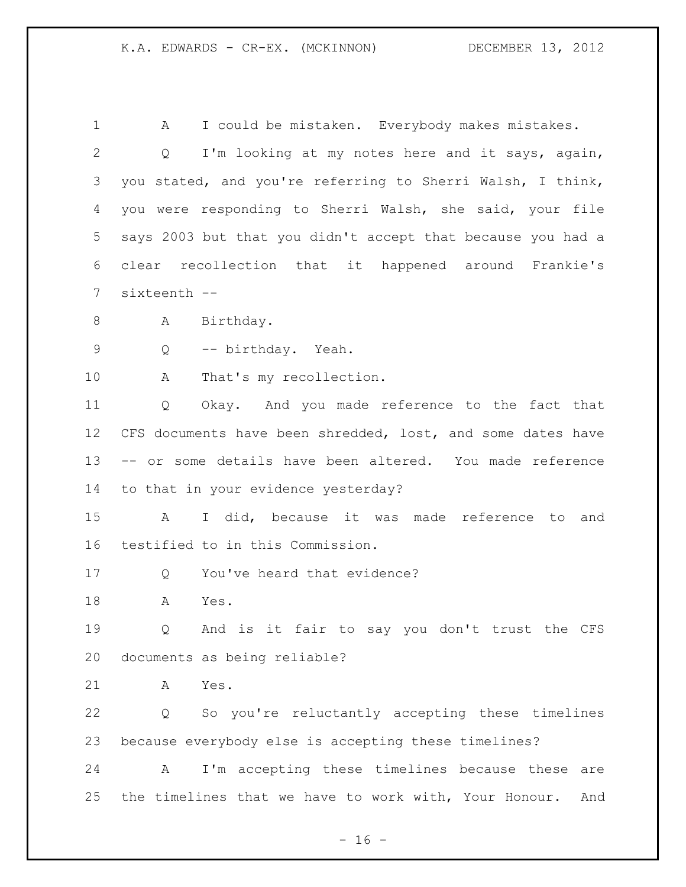A I could be mistaken. Everybody makes mistakes.

Q I'm looking at my notes here and it says, again, you stated, and you're referring to Sherri Walsh, I think, you were responding to Sherri Walsh, she said, your file says 2003 but that you didn't accept that because you had a clear recollection that it happened around Frankie's sixteenth --

A Birthday.

Q -- birthday. Yeah.

A That's my recollection.

Q Okay. And you made reference to the fact that CFS documents have been shredded, lost, and some dates have -- or some details have been altered. You made reference to that in your evidence yesterday?

A I did, because it was made reference to and testified to in this Commission.

Q You've heard that evidence?

A Yes.

Q And is it fair to say you don't trust the CFS documents as being reliable?

A Yes.

Q So you're reluctantly accepting these timelines because everybody else is accepting these timelines?

A I'm accepting these timelines because these are the timelines that we have to work with, Your Honour. And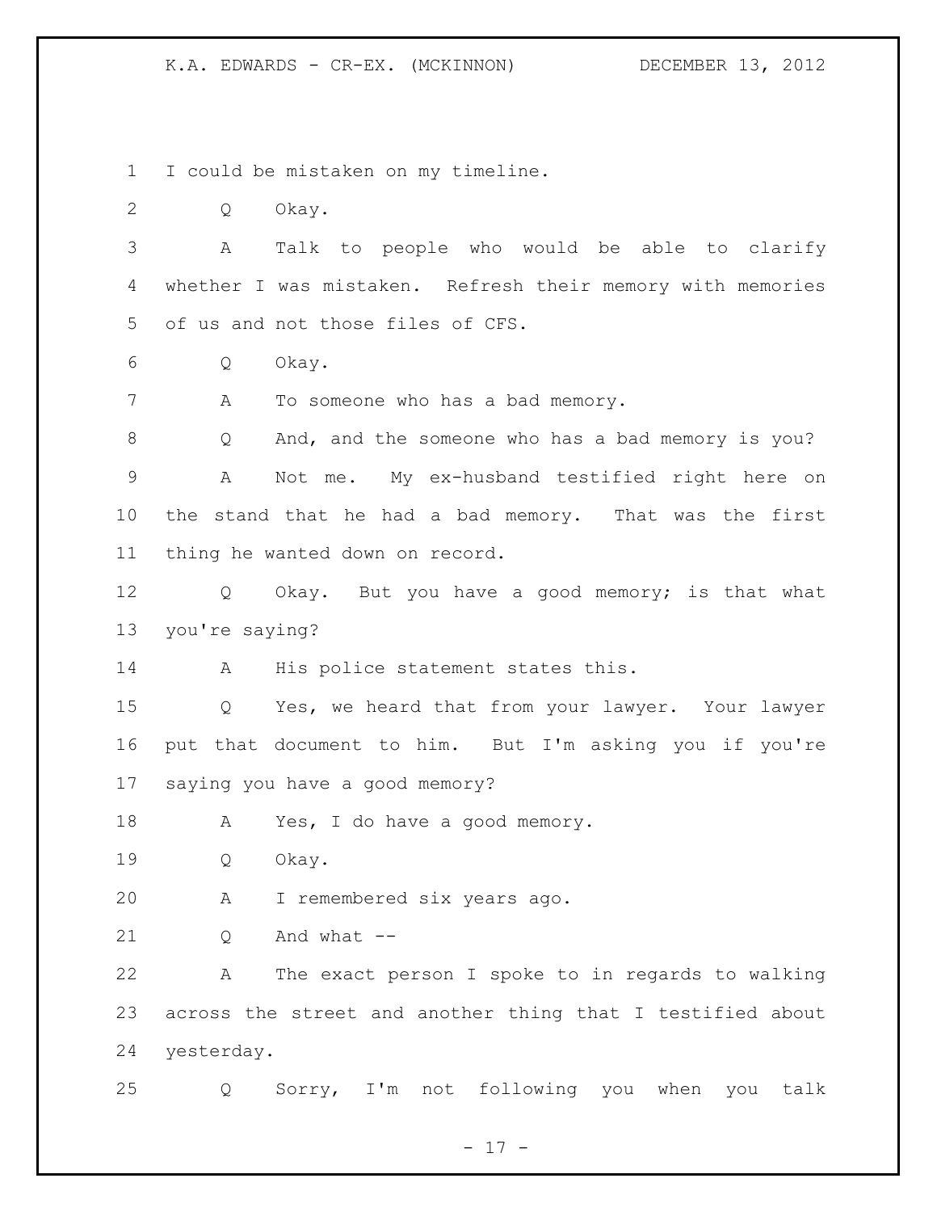I could be mistaken on my timeline.

Q Okay.

A Talk to people who would be able to clarify whether I was mistaken. Refresh their memory with memories of us and not those files of CFS.

Q Okay.

A To someone who has a bad memory.

Q And, and the someone who has a bad memory is you?

A Not me. My ex-husband testified right here on the stand that he had a bad memory. That was the first thing he wanted down on record.

Q Okay. But you have a good memory; is that what you're saying?

A His police statement states this.

Q Yes, we heard that from your lawyer. Your lawyer put that document to him. But I'm asking you if you're saying you have a good memory?

A Yes, I do have a good memory.

Q Okay.

A I remembered six years ago.

Q And what --

A The exact person I spoke to in regards to walking across the street and another thing that I testified about yesterday.

Q Sorry, I'm not following you when you talk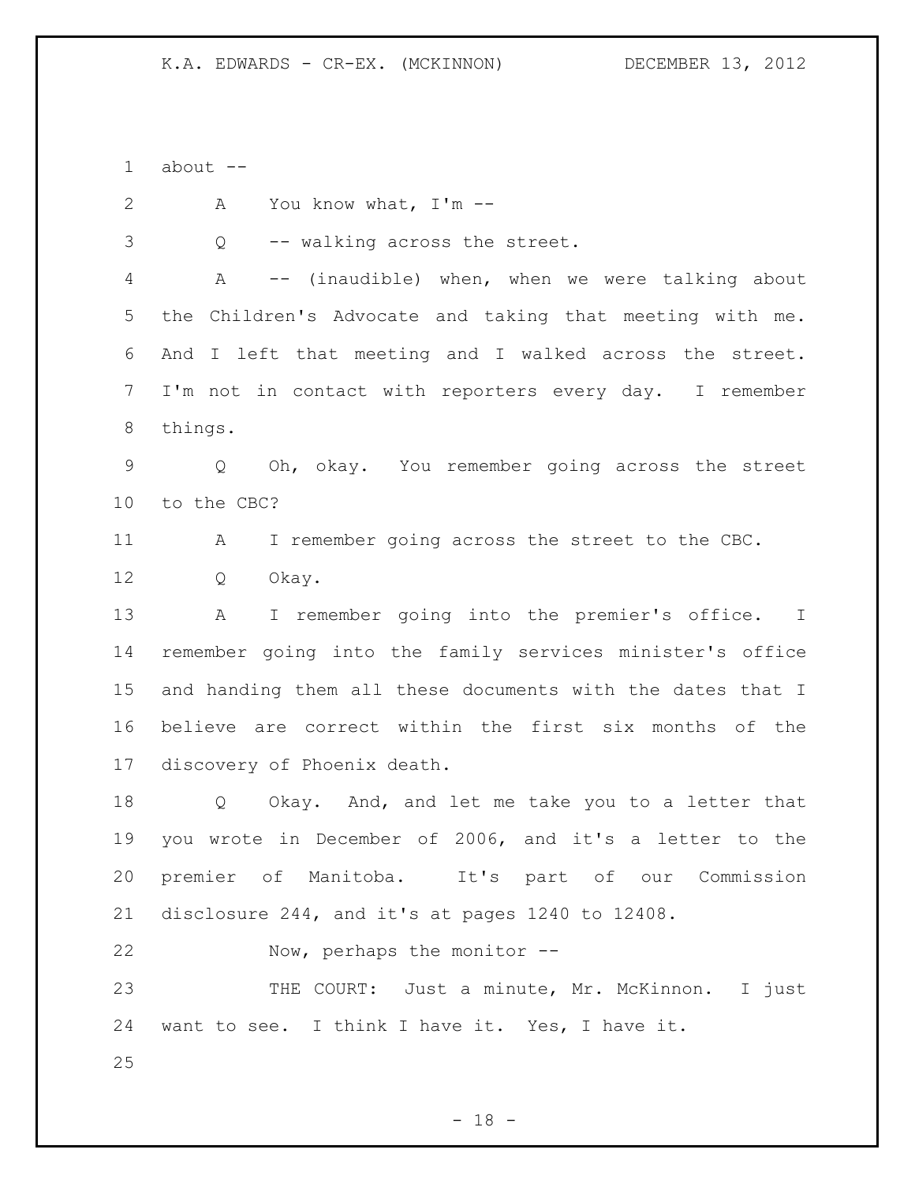about --

A You know what, I'm --

Q -- walking across the street.

A -- (inaudible) when, when we were talking about the Children's Advocate and taking that meeting with me. And I left that meeting and I walked across the street. I'm not in contact with reporters every day. I remember things.

Q Oh, okay. You remember going across the street to the CBC?

A I remember going across the street to the CBC.

Q Okay.

A I remember going into the premier's office. I remember going into the family services minister's office and handing them all these documents with the dates that I believe are correct within the first six months of the discovery of Phoenix death.

Q Okay. And, and let me take you to a letter that you wrote in December of 2006, and it's a letter to the premier of Manitoba. It's part of our Commission disclosure 244, and it's at pages 1240 to 12408.

Now, perhaps the monitor --

THE COURT: Just a minute, Mr. McKinnon. I just want to see. I think I have it. Yes, I have it.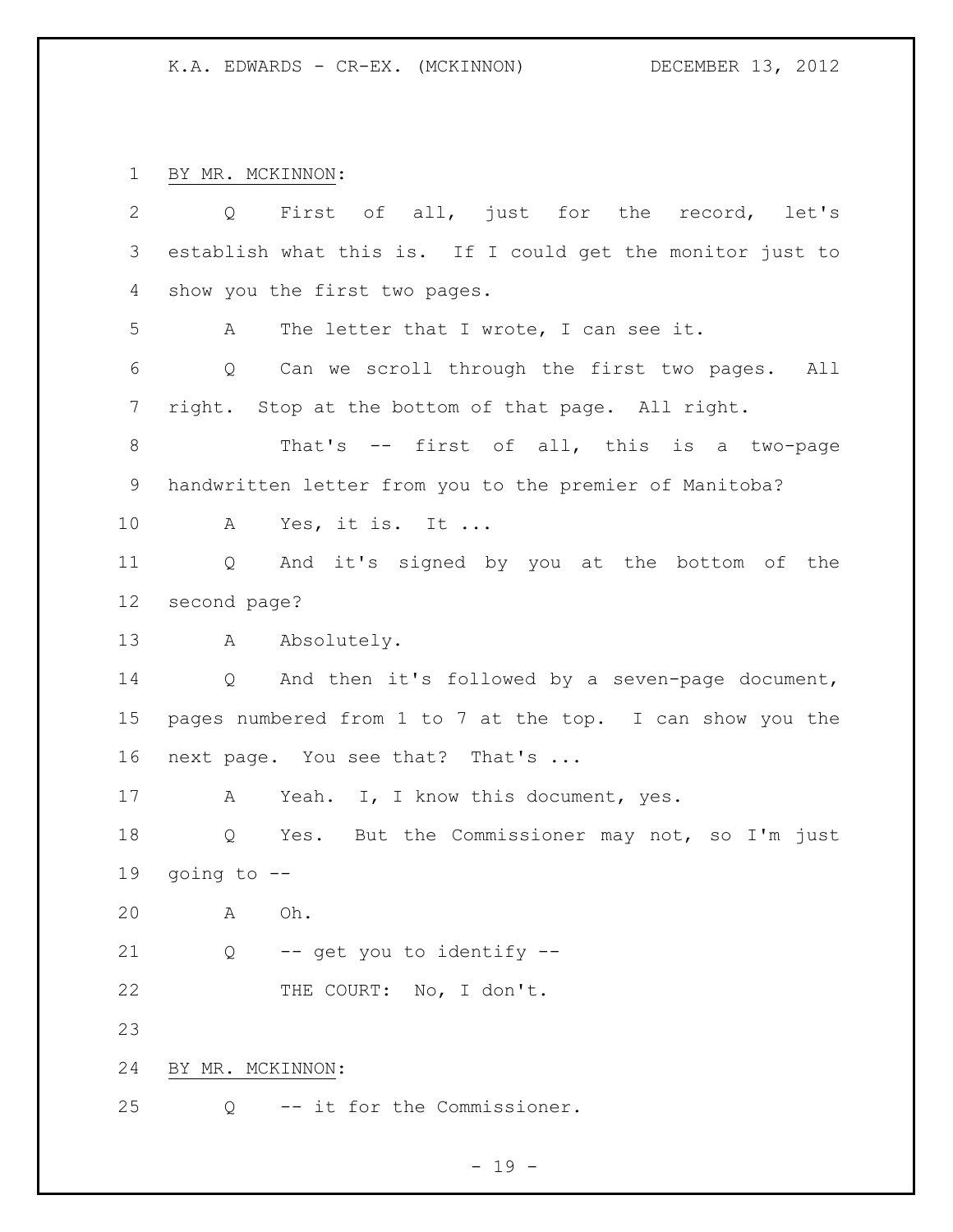BY MR. MCKINNON:

Q First of all, just for the record, let's establish what this is. If I could get the monitor just to show you the first two pages.

A The letter that I wrote, I can see it.

Q Can we scroll through the first two pages. All right. Stop at the bottom of that page. All right.

That's -- first of all, this is a two-page handwritten letter from you to the premier of Manitoba?

A Yes, it is. It ...

Q And it's signed by you at the bottom of the second page?

A Absolutely.

Q And then it's followed by a seven-page document, pages numbered from 1 to 7 at the top. I can show you the next page. You see that? That's ...

A Yeah. I, I know this document, yes.

Q Yes. But the Commissioner may not, so I'm just going to --

A Oh.

Q -- get you to identify --

THE COURT: No, I don't.

BY MR. MCKINNON:

Q -- it for the Commissioner.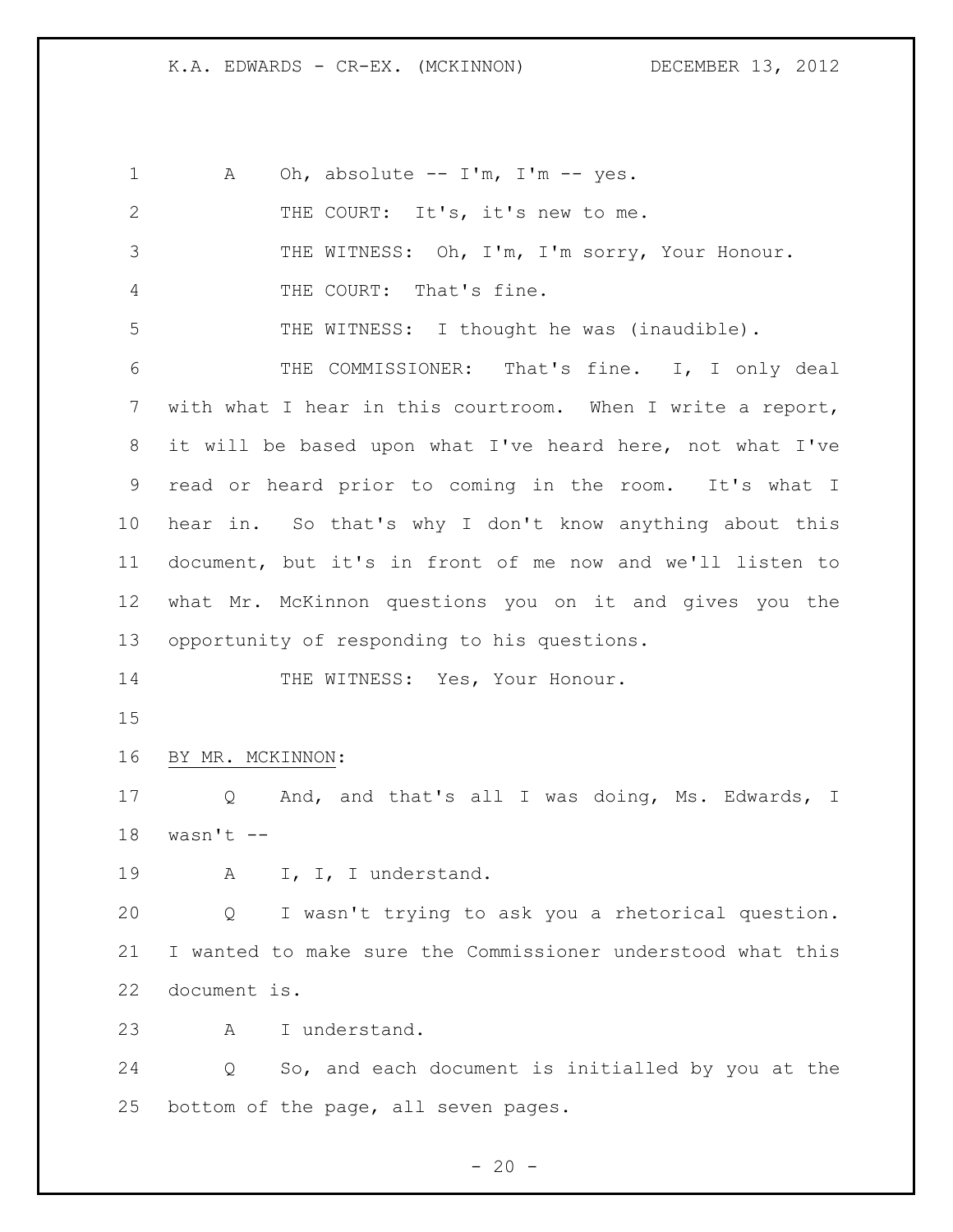A Oh, absolute -- I'm, I'm -- yes.

THE COURT: It's, it's new to me.

THE WITNESS: Oh, I'm, I'm sorry, Your Honour.

THE COURT: That's fine.

THE WITNESS: I thought he was (inaudible).

THE COMMISSIONER: That's fine. I, I only deal with what I hear in this courtroom. When I write a report, it will be based upon what I've heard here, not what I've read or heard prior to coming in the room. It's what I hear in. So that's why I don't know anything about this document, but it's in front of me now and we'll listen to what Mr. McKinnon questions you on it and gives you the opportunity of responding to his questions.

THE WITNESS: Yes, Your Honour.

BY MR. MCKINNON:

Q And, and that's all I was doing, Ms. Edwards, I wasn't --

A I, I, I understand.

Q I wasn't trying to ask you a rhetorical question. I wanted to make sure the Commissioner understood what this document is.

A I understand.

Q So, and each document is initialled by you at the bottom of the page, all seven pages.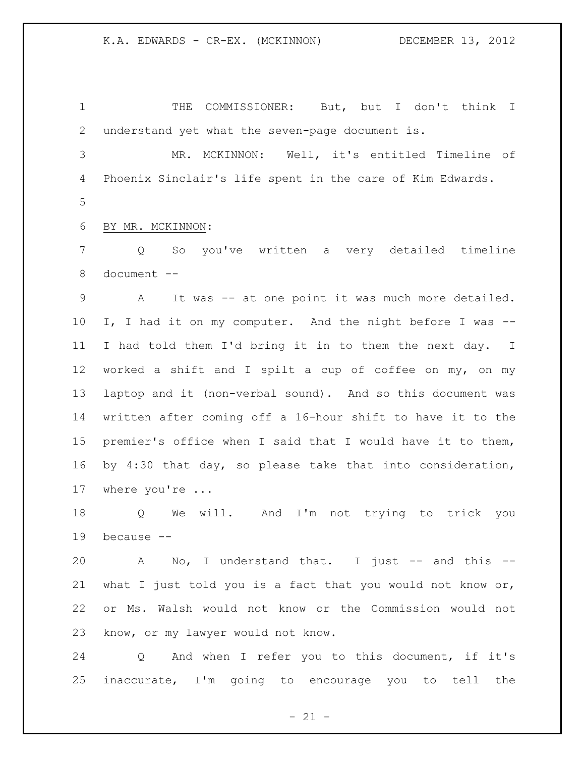THE COMMISSIONER: But, but I don't think I understand yet what the seven-page document is.

MR. MCKINNON: Well, it's entitled Timeline of Phoenix Sinclair's life spent in the care of Kim Edwards.

BY MR. MCKINNON:

Q So you've written a very detailed timeline document --

A It was -- at one point it was much more detailed. I, I had it on my computer. And the night before I was -- I had told them I'd bring it in to them the next day. I worked a shift and I spilt a cup of coffee on my, on my laptop and it (non-verbal sound). And so this document was written after coming off a 16-hour shift to have it to the premier's office when I said that I would have it to them, by 4:30 that day, so please take that into consideration, where you're ...

Q We will. And I'm not trying to trick you because --

A No, I understand that. I just -- and this -- what I just told you is a fact that you would not know or, or Ms. Walsh would not know or the Commission would not know, or my lawyer would not know.

Q And when I refer you to this document, if it's inaccurate, I'm going to encourage you to tell the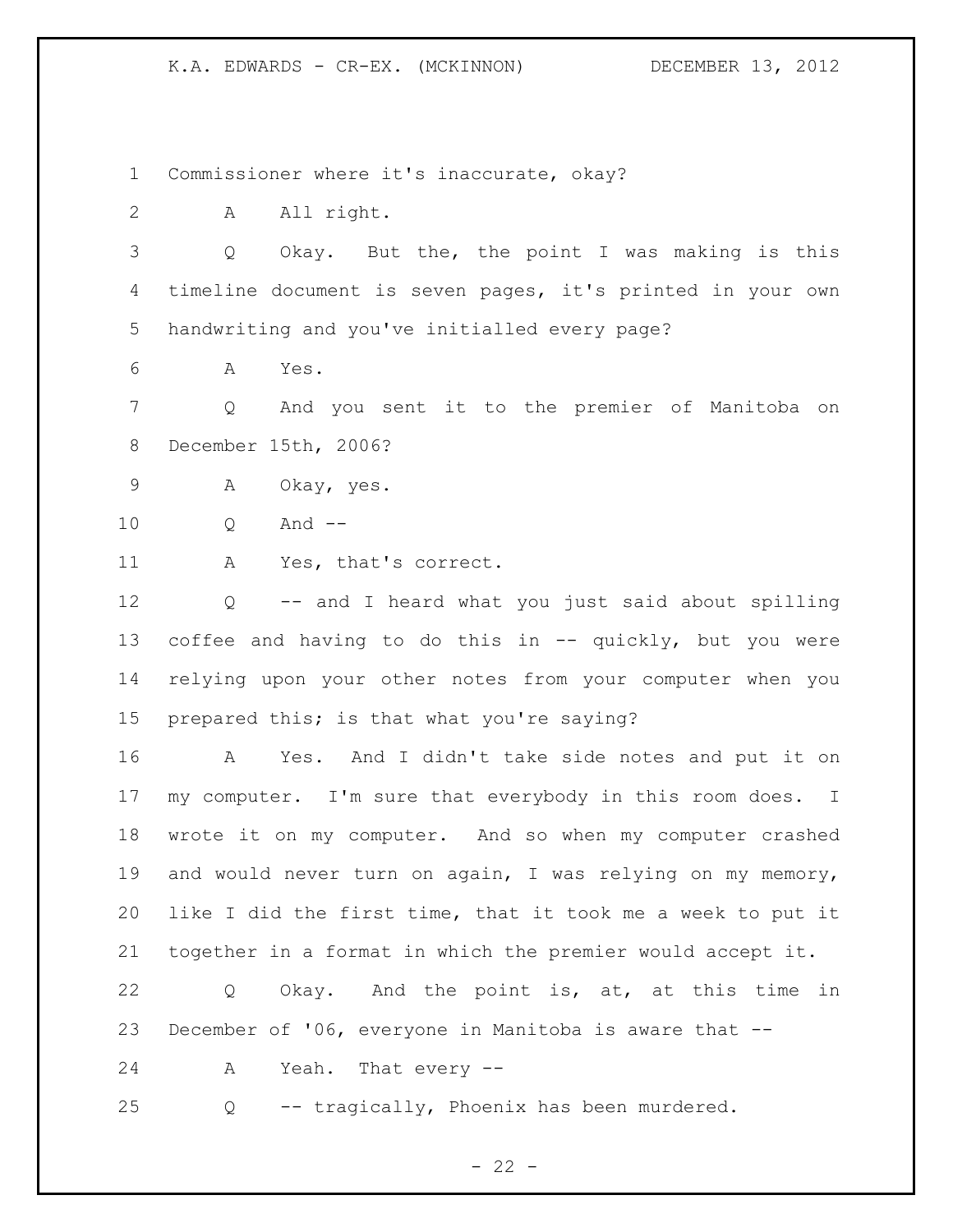Commissioner where it's inaccurate, okay?

A All right.

Q Okay. But the, the point I was making is this timeline document is seven pages, it's printed in your own handwriting and you've initialled every page?

A Yes.

Q And you sent it to the premier of Manitoba on December 15th, 2006?

A Okay, yes.

Q And --

A Yes, that's correct.

Q -- and I heard what you just said about spilling coffee and having to do this in -- quickly, but you were relying upon your other notes from your computer when you prepared this; is that what you're saying?

A Yes. And I didn't take side notes and put it on my computer. I'm sure that everybody in this room does. I wrote it on my computer. And so when my computer crashed and would never turn on again, I was relying on my memory, like I did the first time, that it took me a week to put it together in a format in which the premier would accept it.

Q Okay. And the point is, at, at this time in December of '06, everyone in Manitoba is aware that --

A Yeah. That every --

Q -- tragically, Phoenix has been murdered.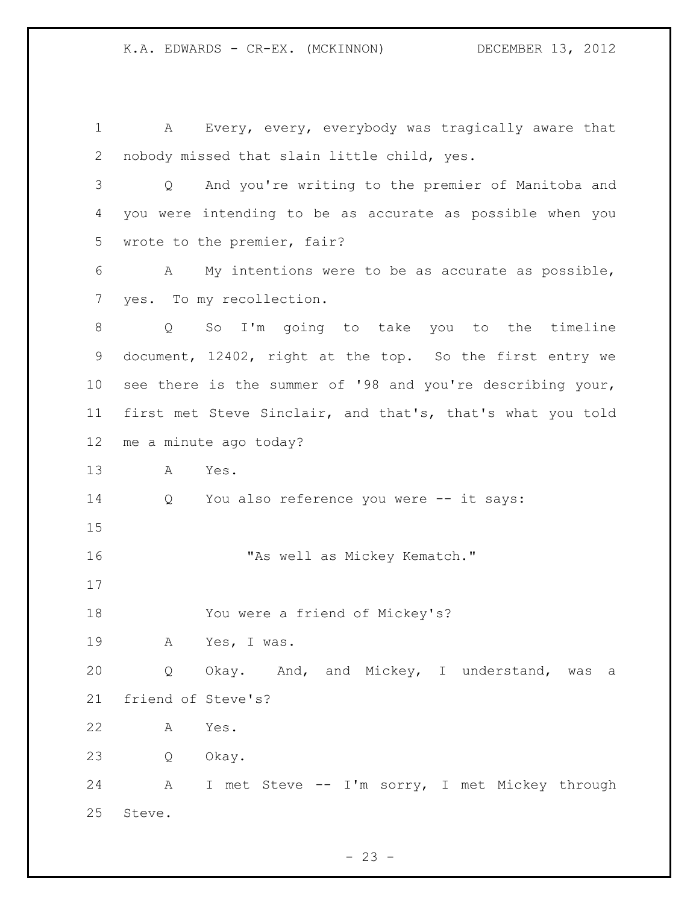A Every, every, everybody was tragically aware that nobody missed that slain little child, yes.

Q And you're writing to the premier of Manitoba and you were intending to be as accurate as possible when you wrote to the premier, fair?

A My intentions were to be as accurate as possible, yes. To my recollection.

Q So I'm going to take you to the timeline document, 12402, right at the top. So the first entry we see there is the summer of '98 and you're describing your, first met Steve Sinclair, and that's, that's what you told me a minute ago today?

A Yes.

Q You also reference you were -- it says:

> "As well as Mickey Kematch."

You were a friend of Mickey's?

A Yes, I was.

Q Okay. And, and Mickey, I understand, was a friend of Steve's?

A Yes.

Q Okay.

A I met Steve -- I'm sorry, I met Mickey through Steve.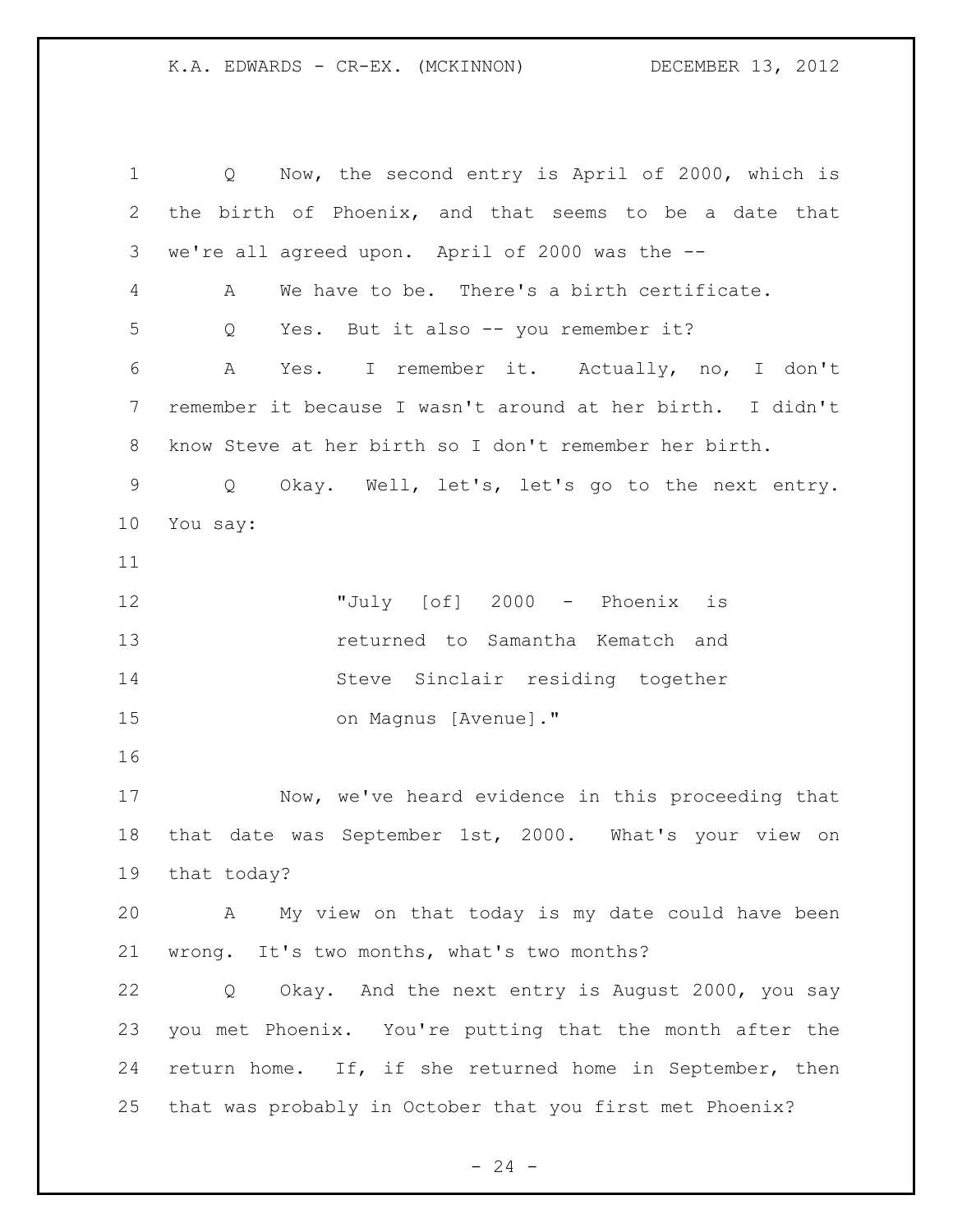Q Now, the second entry is April of 2000, which is the birth of Phoenix, and that seems to be a date that we're all agreed upon. April of 2000 was the --

A We have to be. There's a birth certificate.

Q Yes. But it also -- you remember it?

A Yes. I remember it. Actually, no, I don't remember it because I wasn't around at her birth. I didn't know Steve at her birth so I don't remember her birth.

Q Okay. Well, let's, let's go to the next entry. You say:

> "July [of] 2000 - Phoenix is returned to Samantha Kematch and Steve Sinclair residing together on Magnus [Avenue]."

Now, we've heard evidence in this proceeding that that date was September 1st, 2000. What's your view on that today?

A My view on that today is my date could have been wrong. It's two months, what's two months?

Q Okay. And the next entry is August 2000, you say you met Phoenix. You're putting that the month after the return home. If, if she returned home in September, then that was probably in October that you first met Phoenix?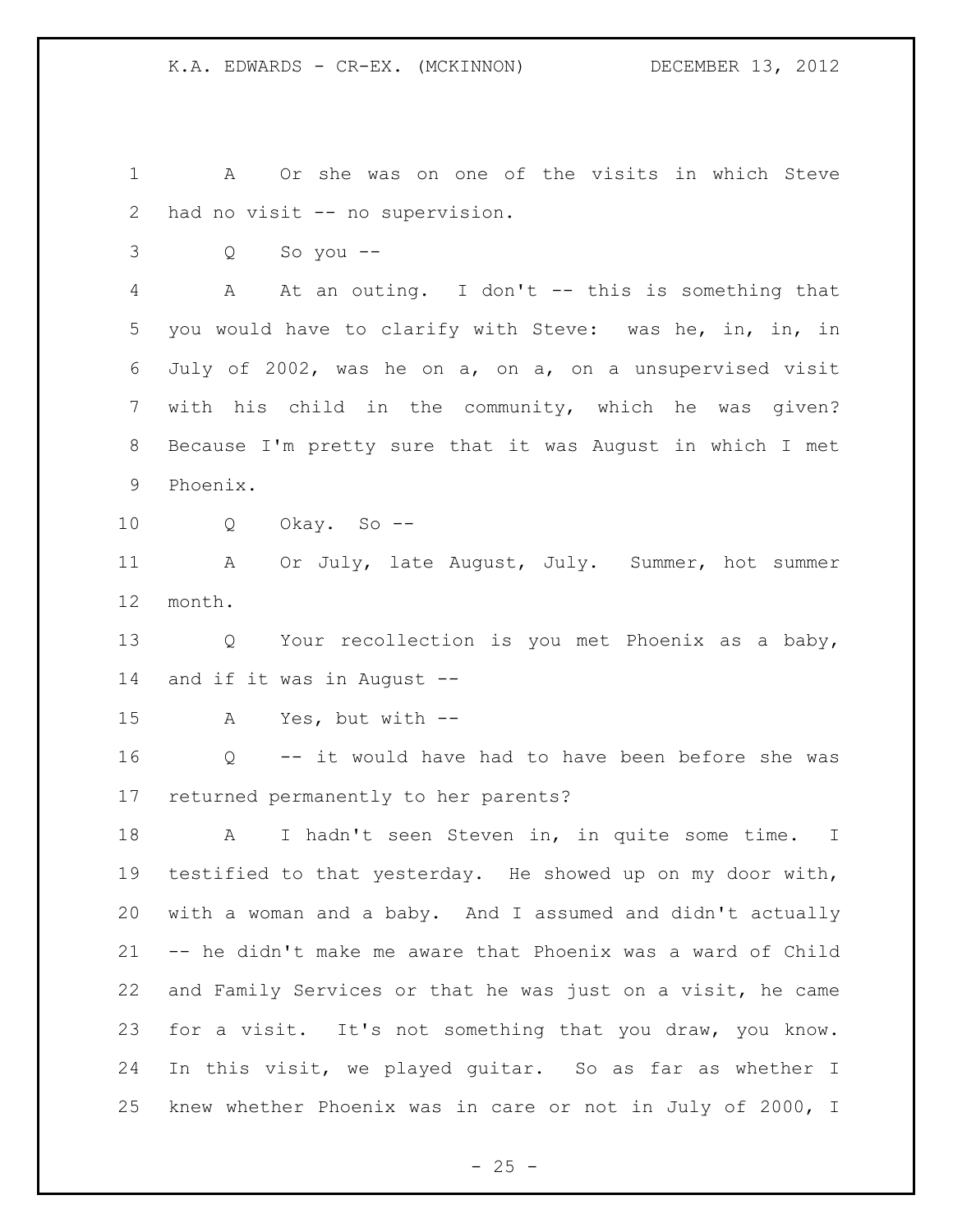A Or she was on one of the visits in which Steve had no visit -- no supervision.

Q So you --

A At an outing. I don't -- this is something that you would have to clarify with Steve: was he, in, in, in July of 2002, was he on a, on a, on a unsupervised visit with his child in the community, which he was given? Because I'm pretty sure that it was August in which I met Phoenix.

Q Okay. So --

A Or July, late August, July. Summer, hot summer month.

Q Your recollection is you met Phoenix as a baby, and if it was in August --

A Yes, but with --

Q -- it would have had to have been before she was returned permanently to her parents?

A I hadn't seen Steven in, in quite some time. I testified to that yesterday. He showed up on my door with, with a woman and a baby. And I assumed and didn't actually -- he didn't make me aware that Phoenix was a ward of Child and Family Services or that he was just on a visit, he came for a visit. It's not something that you draw, you know. In this visit, we played guitar. So as far as whether I knew whether Phoenix was in care or not in July of 2000, I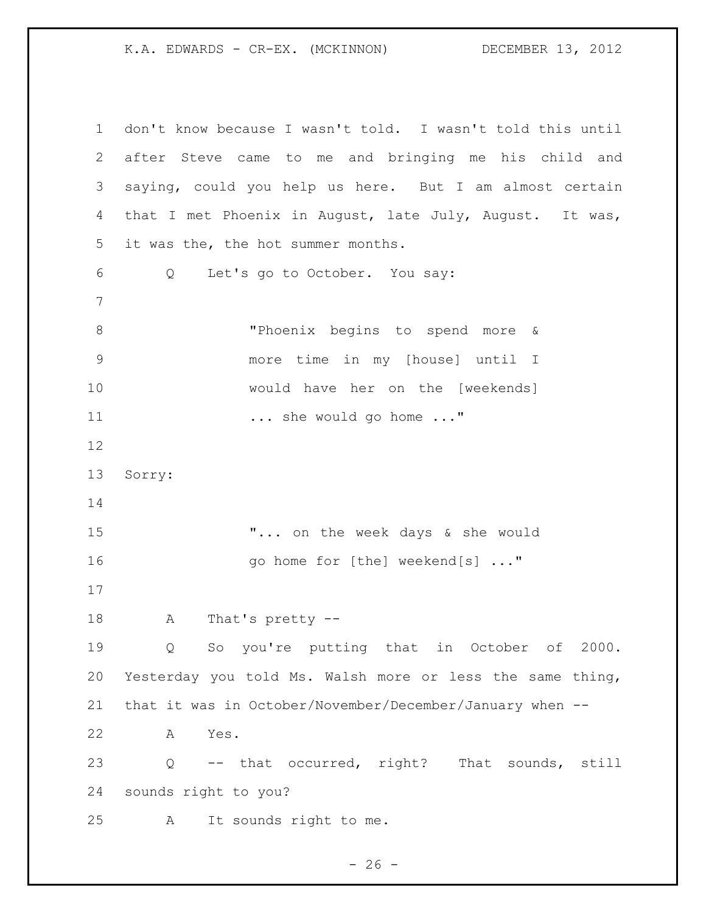don't know because I wasn't told. I wasn't told this until after Steve came to me and bringing me his child and saying, could you help us here. But I am almost certain that I met Phoenix in August, late July, August. It was, it was the, the hot summer months.

Q Let's go to October. You say:

> "Phoenix begins to spend more & more time in my [house] until I would have her on the [weekends] ... she would go home ..."

Sorry:

> "... on the week days & she would go home for [the] weekend[s] ..."

A That's pretty --

Q So you're putting that in October of 2000. Yesterday you told Ms. Walsh more or less the same thing, that it was in October/November/December/January when --

A Yes.

Q -- that occurred, right? That sounds, still sounds right to you?

A It sounds right to me.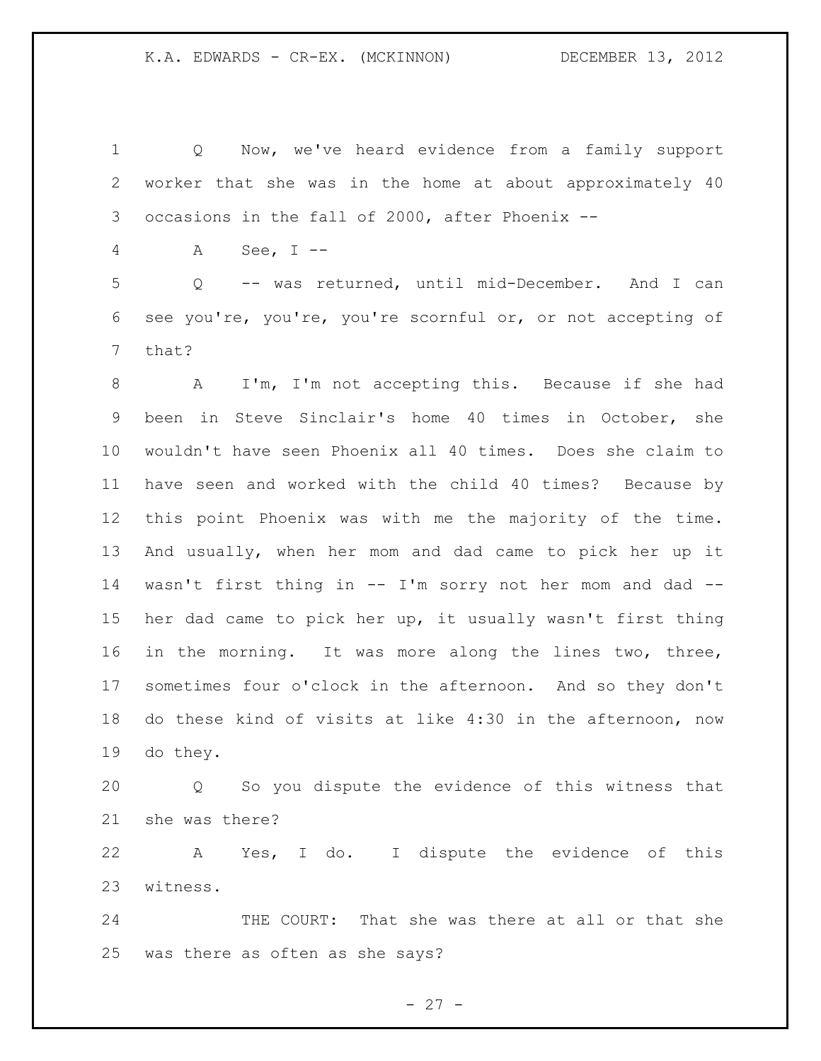Q Now, we've heard evidence from a family support worker that she was in the home at about approximately 40 occasions in the fall of 2000, after Phoenix --

A See, I --

Q -- was returned, until mid-December. And I can see you're, you're, you're scornful or, or not accepting of that?

A I'm, I'm not accepting this. Because if she had been in Steve Sinclair's home 40 times in October, she wouldn't have seen Phoenix all 40 times. Does she claim to have seen and worked with the child 40 times? Because by this point Phoenix was with me the majority of the time. And usually, when her mom and dad came to pick her up it wasn't first thing in -- I'm sorry not her mom and dad -- her dad came to pick her up, it usually wasn't first thing in the morning. It was more along the lines two, three, sometimes four o'clock in the afternoon. And so they don't do these kind of visits at like 4:30 in the afternoon, now do they.

Q So you dispute the evidence of this witness that she was there?

A Yes, I do. I dispute the evidence of this witness.

THE COURT: That she was there at all or that she was there as often as she says?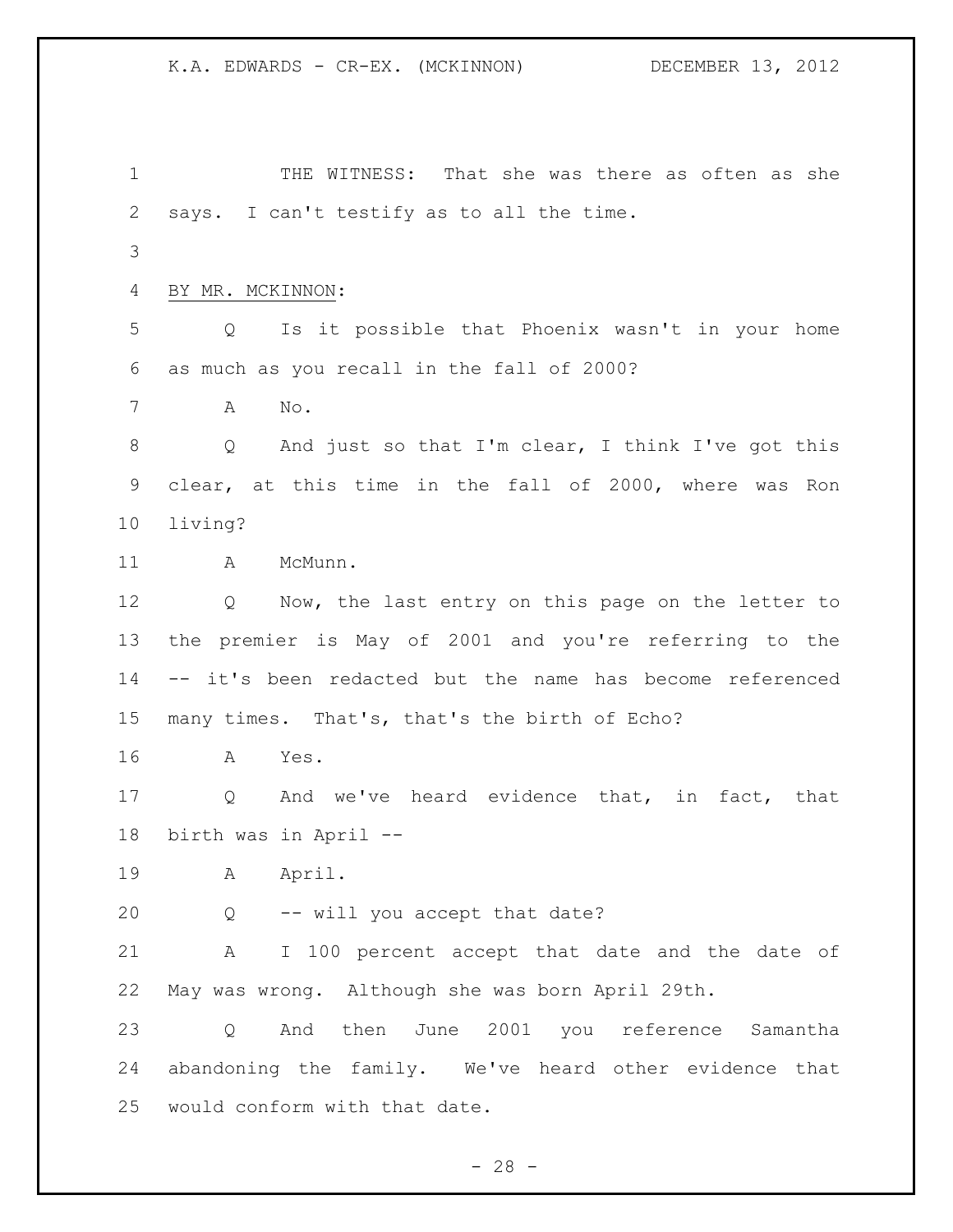THE WITNESS: That she was there as often as she says. I can't testify as to all the time.

BY MR. MCKINNON:

Q Is it possible that Phoenix wasn't in your home as much as you recall in the fall of 2000?

A No.

Q And just so that I'm clear, I think I've got this clear, at this time in the fall of 2000, where was Ron living?

A McMunn.

Q Now, the last entry on this page on the letter to the premier is May of 2001 and you're referring to the -- it's been redacted but the name has become referenced many times. That's, that's the birth of Echo?

A Yes.

Q And we've heard evidence that, in fact, that birth was in April --

A April.

Q -- will you accept that date?

A I 100 percent accept that date and the date of May was wrong. Although she was born April 29th.

Q And then June 2001 you reference Samantha abandoning the family. We've heard other evidence that would conform with that date.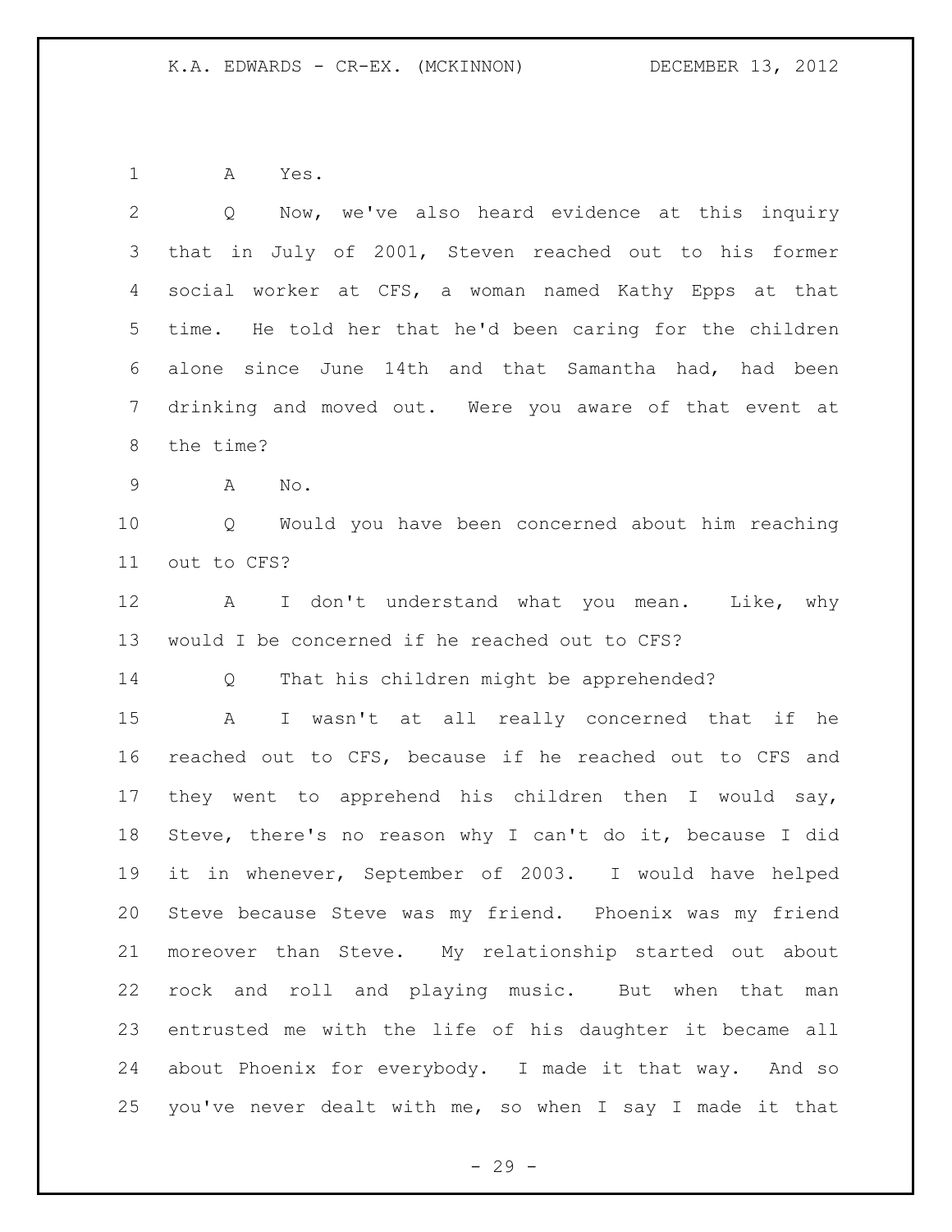A Yes.

Q Now, we've also heard evidence at this inquiry that in July of 2001, Steven reached out to his former social worker at CFS, a woman named Kathy Epps at that time. He told her that he'd been caring for the children alone since June 14th and that Samantha had, had been drinking and moved out. Were you aware of that event at the time?

A No.

Q Would you have been concerned about him reaching out to CFS?

A I don't understand what you mean. Like, why would I be concerned if he reached out to CFS?

Q That his children might be apprehended?

A I wasn't at all really concerned that if he reached out to CFS, because if he reached out to CFS and they went to apprehend his children then I would say, Steve, there's no reason why I can't do it, because I did it in whenever, September of 2003. I would have helped Steve because Steve was my friend. Phoenix was my friend moreover than Steve. My relationship started out about rock and roll and playing music. But when that man entrusted me with the life of his daughter it became all about Phoenix for everybody. I made it that way. And so you've never dealt with me, so when I say I made it that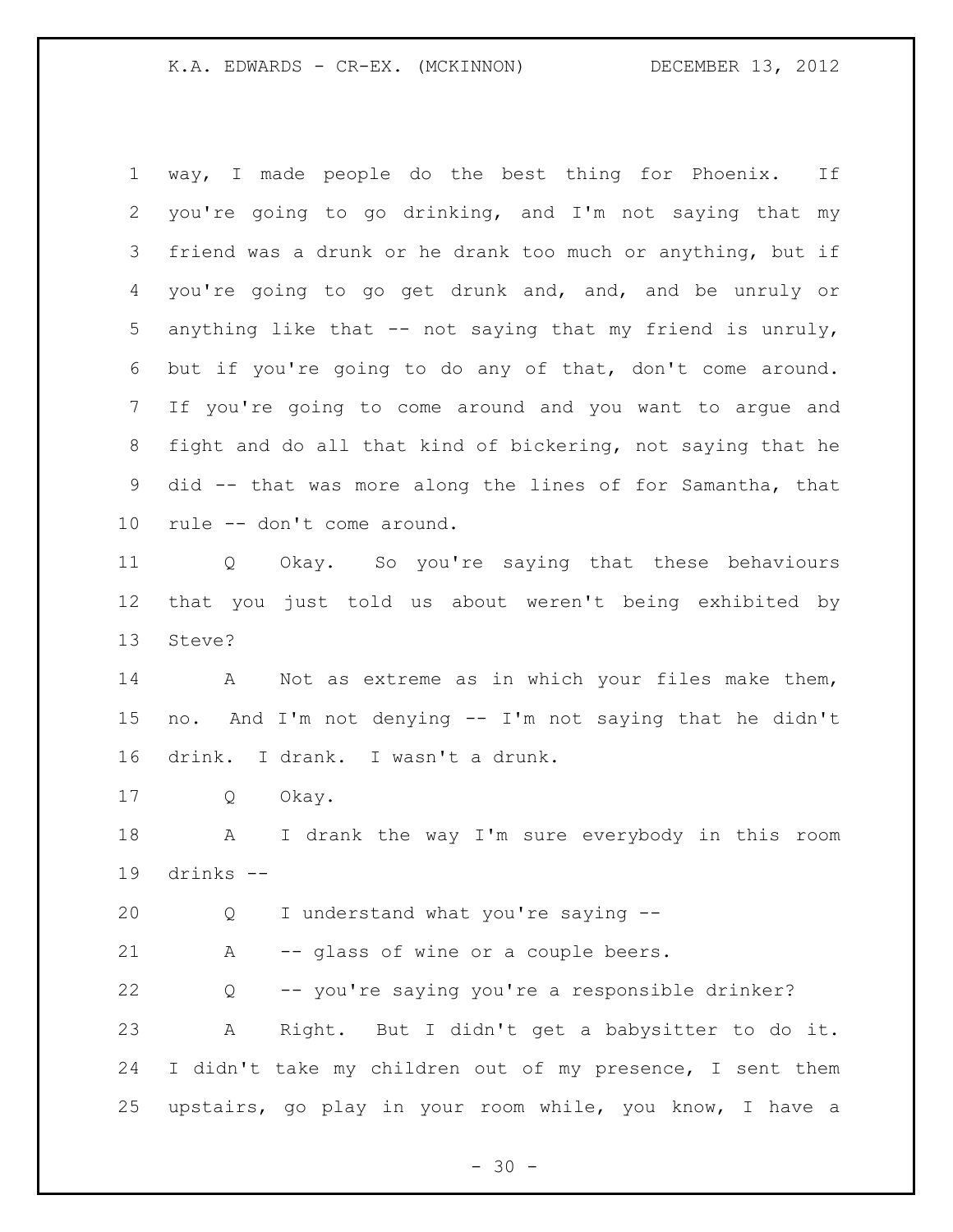way, I made people do the best thing for Phoenix. If you're going to go drinking, and I'm not saying that my friend was a drunk or he drank too much or anything, but if you're going to go get drunk and, and, and be unruly or anything like that -- not saying that my friend is unruly, but if you're going to do any of that, don't come around. If you're going to come around and you want to argue and fight and do all that kind of bickering, not saying that he did -- that was more along the lines of for Samantha, that rule -- don't come around.

Q Okay. So you're saying that these behaviours that you just told us about weren't being exhibited by Steve?

A Not as extreme as in which your files make them, no. And I'm not denying -- I'm not saying that he didn't drink. I drank. I wasn't a drunk.

Q Okay.

A I drank the way I'm sure everybody in this room drinks --

Q I understand what you're saying --

A -- glass of wine or a couple beers.

Q -- you're saying you're a responsible drinker?

A Right. But I didn't get a babysitter to do it. I didn't take my children out of my presence, I sent them upstairs, go play in your room while, you know, I have a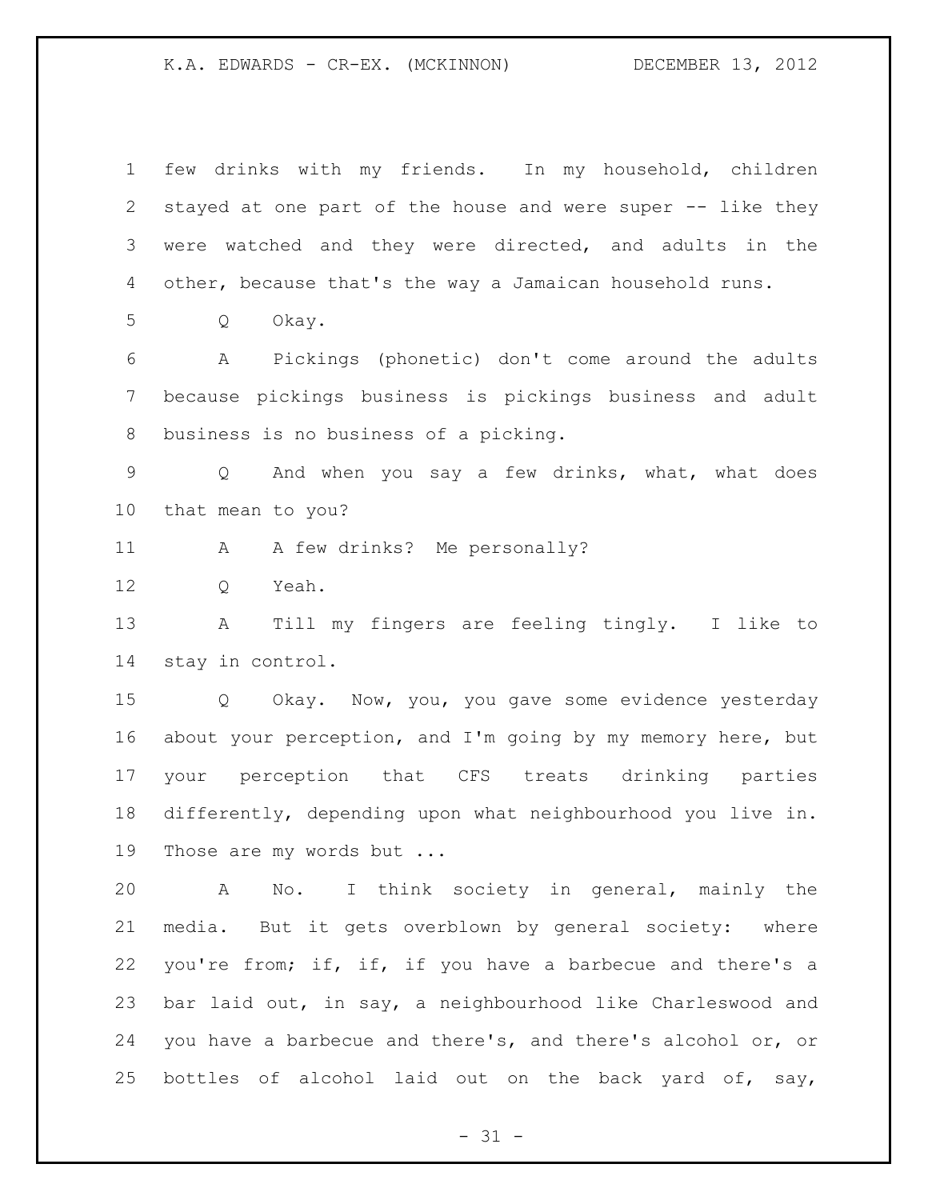few drinks with my friends. In my household, children stayed at one part of the house and were super -- like they were watched and they were directed, and adults in the other, because that's the way a Jamaican household runs.

Q Okay.

A Pickings (phonetic) don't come around the adults because pickings business is pickings business and adult business is no business of a picking.

Q And when you say a few drinks, what, what does that mean to you?

A A few drinks? Me personally?

Q Yeah.

A Till my fingers are feeling tingly. I like to stay in control.

Q Okay. Now, you, you gave some evidence yesterday about your perception, and I'm going by my memory here, but your perception that CFS treats drinking parties differently, depending upon what neighbourhood you live in. Those are my words but ...

A No. I think society in general, mainly the media. But it gets overblown by general society: where you're from; if, if, if you have a barbecue and there's a bar laid out, in say, a neighbourhood like Charleswood and you have a barbecue and there's, and there's alcohol or, or bottles of alcohol laid out on the back yard of, say,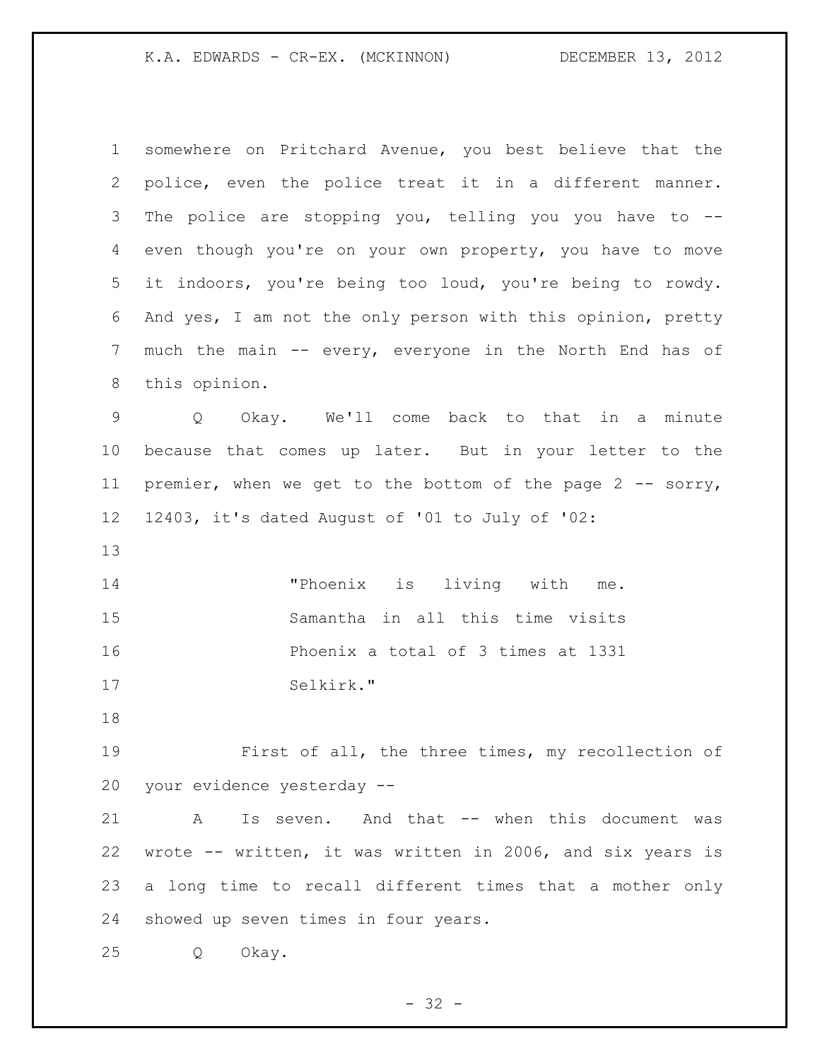somewhere on Pritchard Avenue, you best believe that the police, even the police treat it in a different manner. The police are stopping you, telling you you have to -- even though you're on your own property, you have to move it indoors, you're being too loud, you're being to rowdy. And yes, I am not the only person with this opinion, pretty much the main -- every, everyone in the North End has of this opinion.

Q Okay. We'll come back to that in a minute because that comes up later. But in your letter to the premier, when we get to the bottom of the page 2 -- sorry, 12403, it's dated August of '01 to July of '02:

> "Phoenix is living with me. Samantha in all this time visits Phoenix a total of 3 times at 1331 Selkirk."

First of all, the three times, my recollection of your evidence yesterday --

A Is seven. And that -- when this document was wrote -- written, it was written in 2006, and six years is a long time to recall different times that a mother only showed up seven times in four years.

Q Okay.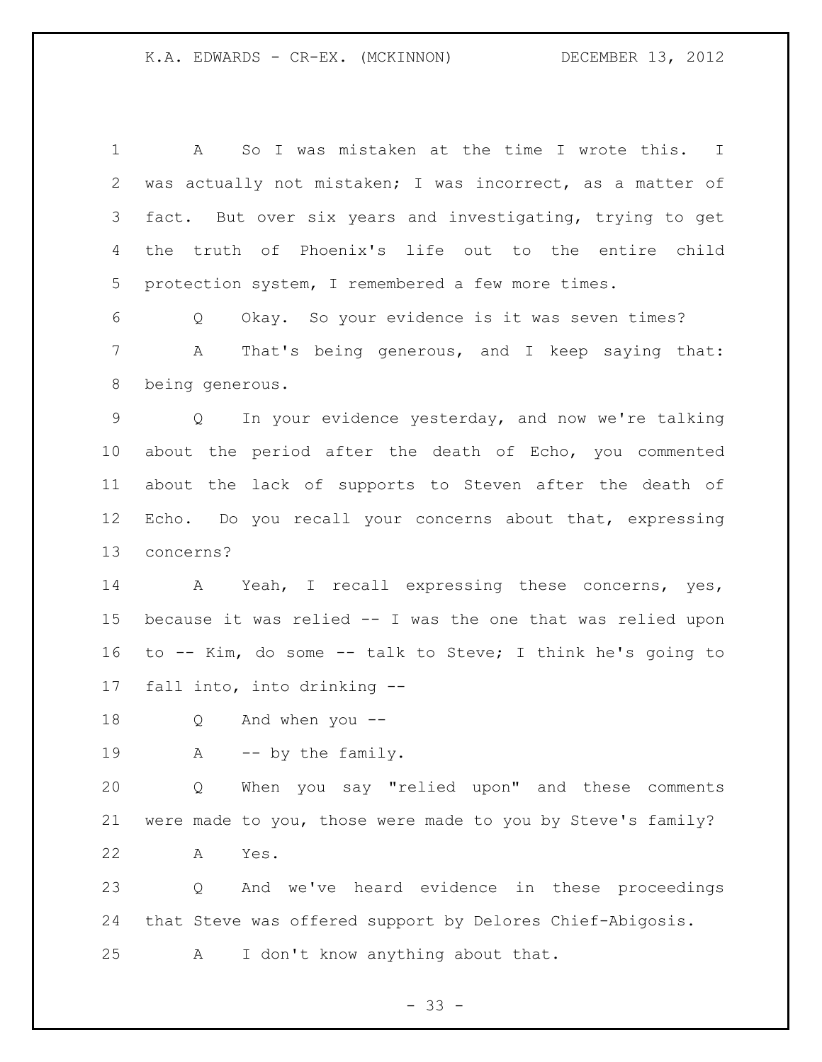A So I was mistaken at the time I wrote this. I was actually not mistaken; I was incorrect, as a matter of fact. But over six years and investigating, trying to get the truth of Phoenix's life out to the entire child protection system, I remembered a few more times.

Q Okay. So your evidence is it was seven times?

A That's being generous, and I keep saying that: being generous.

Q In your evidence yesterday, and now we're talking about the period after the death of Echo, you commented about the lack of supports to Steven after the death of Echo. Do you recall your concerns about that, expressing concerns?

A Yeah, I recall expressing these concerns, yes, because it was relied -- I was the one that was relied upon to -- Kim, do some -- talk to Steve; I think he's going to fall into, into drinking --

Q And when you --

A -- by the family.

Q When you say "relied upon" and these comments were made to you, those were made to you by Steve's family?

A Yes.

Q And we've heard evidence in these proceedings that Steve was offered support by Delores Chief-Abigosis.

A I don't know anything about that.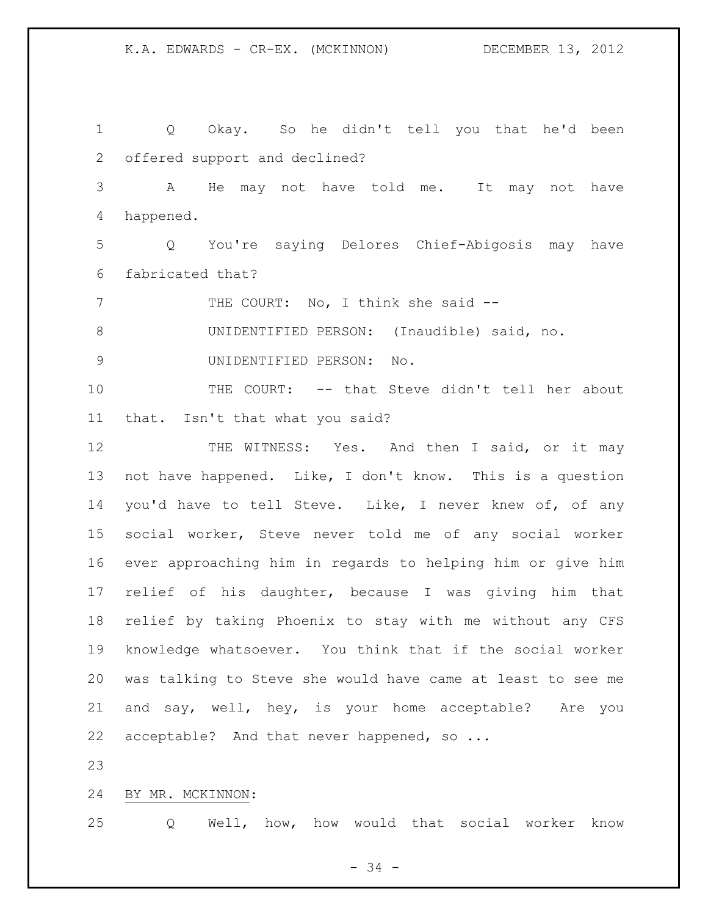Q Okay. So he didn't tell you that he'd been offered support and declined?

A He may not have told me. It may not have happened.

Q You're saying Delores Chief-Abigosis may have fabricated that?

THE COURT: No, I think she said --

UNIDENTIFIED PERSON: (Inaudible) said, no.

UNIDENTIFIED PERSON: No.

THE COURT: -- that Steve didn't tell her about that. Isn't that what you said?

THE WITNESS: Yes. And then I said, or it may not have happened. Like, I don't know. This is a question you'd have to tell Steve. Like, I never knew of, of any social worker, Steve never told me of any social worker ever approaching him in regards to helping him or give him relief of his daughter, because I was giving him that relief by taking Phoenix to stay with me without any CFS knowledge whatsoever. You think that if the social worker was talking to Steve she would have came at least to see me and say, well, hey, is your home acceptable? Are you acceptable? And that never happened, so ...

BY MR. MCKINNON:

Q Well, how, how would that social worker know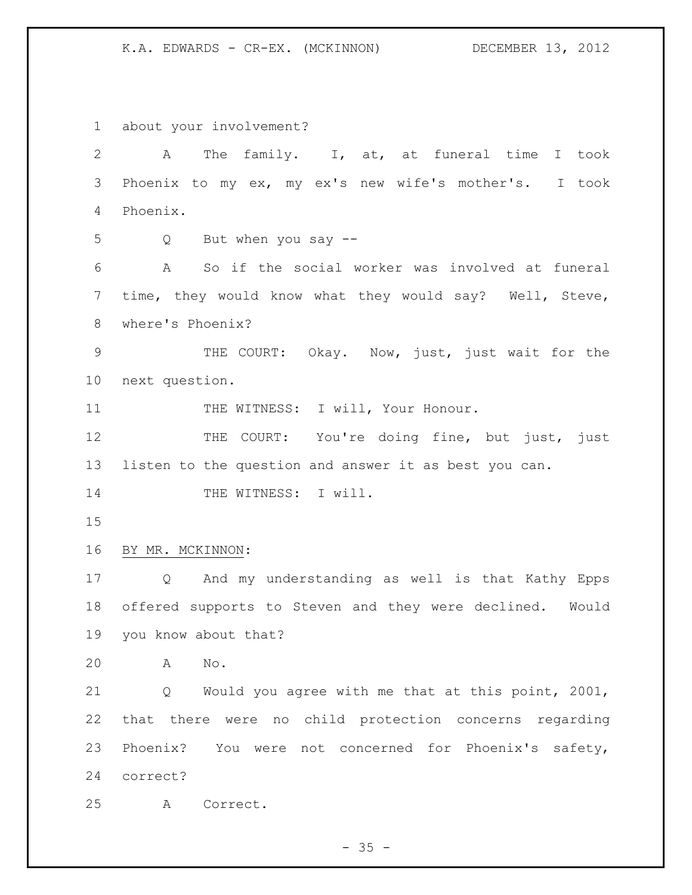about your involvement?

A The family. I, at, at funeral time I took Phoenix to my ex, my ex's new wife's mother's. I took Phoenix.

Q But when you say --

A So if the social worker was involved at funeral time, they would know what they would say? Well, Steve, where's Phoenix?

THE COURT: Okay. Now, just, just wait for the next question.

THE WITNESS: I will, Your Honour.

THE COURT: You're doing fine, but just, just listen to the question and answer it as best you can.

THE WITNESS: I will.

BY MR. MCKINNON:

Q And my understanding as well is that Kathy Epps offered supports to Steven and they were declined. Would you know about that?

A No.

Q Would you agree with me that at this point, 2001, that there were no child protection concerns regarding Phoenix? You were not concerned for Phoenix's safety, correct?

A Correct.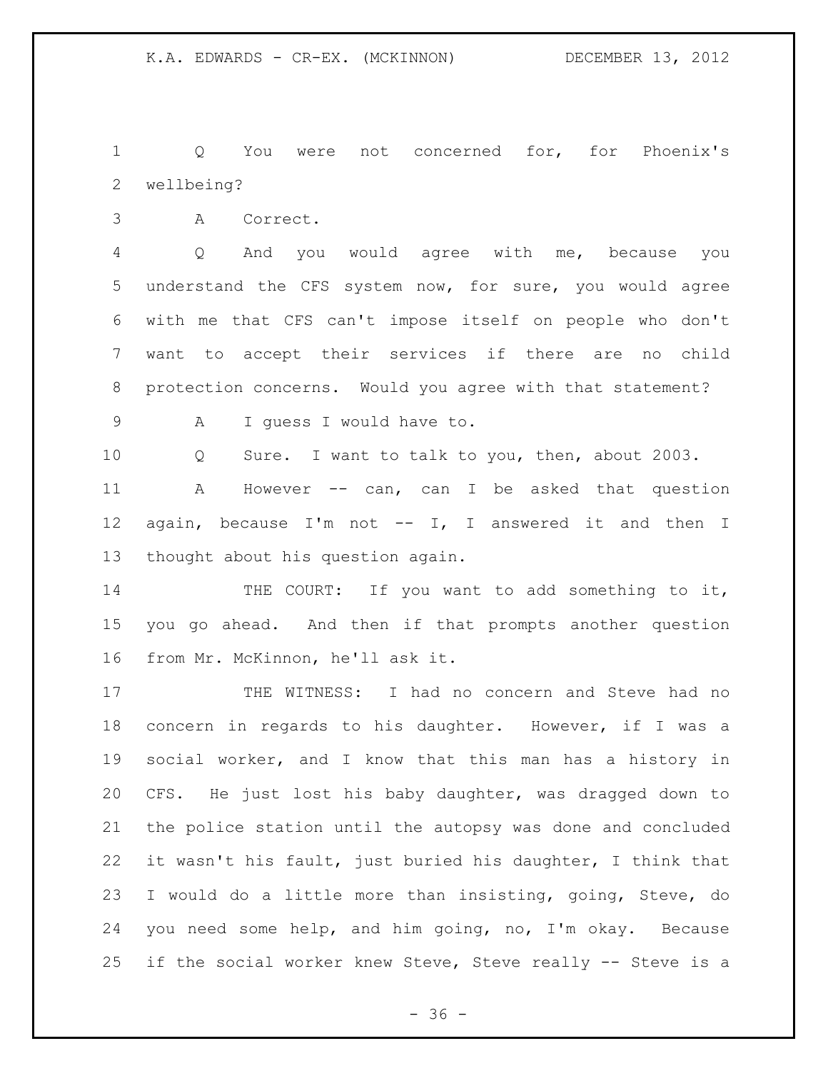Q You were not concerned for, for Phoenix's wellbeing?

A Correct.

Q And you would agree with me, because you understand the CFS system now, for sure, you would agree with me that CFS can't impose itself on people who don't want to accept their services if there are no child protection concerns. Would you agree with that statement?

A I guess I would have to.

Q Sure. I want to talk to you, then, about 2003.

A However -- can, can I be asked that question again, because I'm not -- I, I answered it and then I thought about his question again.

THE COURT: If you want to add something to it, you go ahead. And then if that prompts another question from Mr. McKinnon, he'll ask it.

THE WITNESS: I had no concern and Steve had no concern in regards to his daughter. However, if I was a social worker, and I know that this man has a history in CFS. He just lost his baby daughter, was dragged down to the police station until the autopsy was done and concluded it wasn't his fault, just buried his daughter, I think that I would do a little more than insisting, going, Steve, do you need some help, and him going, no, I'm okay. Because if the social worker knew Steve, Steve really -- Steve is a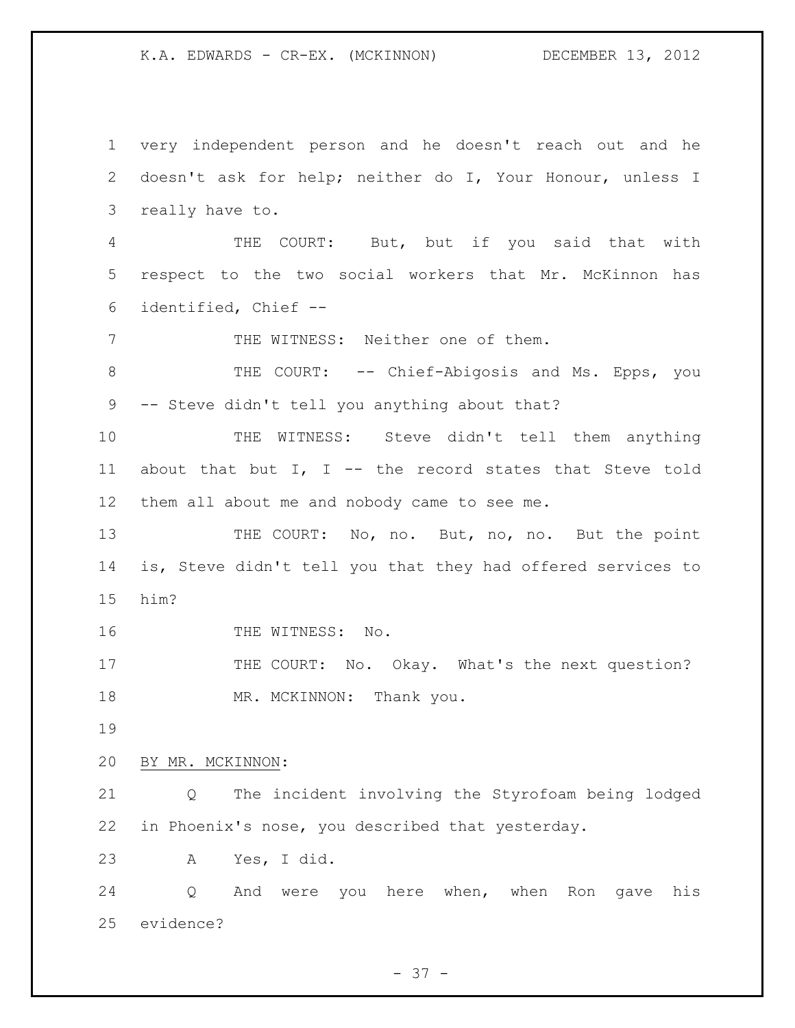very independent person and he doesn't reach out and he doesn't ask for help; neither do I, Your Honour, unless I really have to.

THE COURT: But, but if you said that with respect to the two social workers that Mr. McKinnon has identified, Chief --

THE WITNESS: Neither one of them.

THE COURT: -- Chief-Abigosis and Ms. Epps, you -- Steve didn't tell you anything about that?

THE WITNESS: Steve didn't tell them anything about that but I, I -- the record states that Steve told them all about me and nobody came to see me.

THE COURT: No, no. But, no, no. But the point is, Steve didn't tell you that they had offered services to him?

THE WITNESS: No.

THE COURT: No. Okay. What's the next question?

MR. MCKINNON: Thank you.

BY MR. MCKINNON:

Q The incident involving the Styrofoam being lodged in Phoenix's nose, you described that yesterday.

A Yes, I did.

Q And were you here when, when Ron gave his evidence?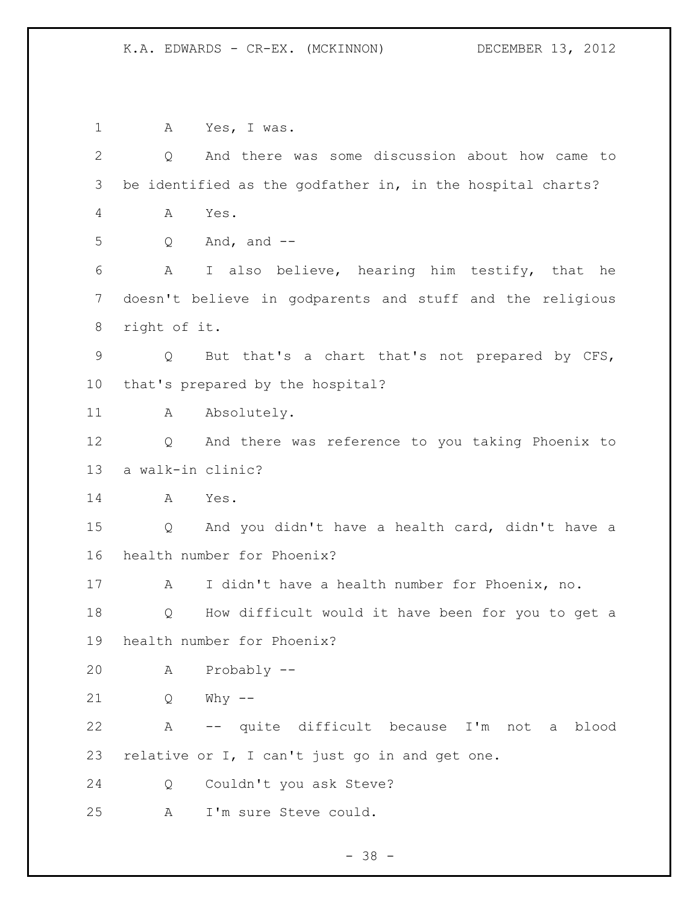1 A Yes, I was.

2 Q And there was some discussion about how came to

3 be identified as the godfather in, in the hospital charts?

4 A Yes.

5 Q And, and --

6 A I also believe, hearing him testify, that he

7 doesn't believe in godparents and stuff and the religious

8 right of it.

9 Q But that's a chart that's not prepared by CFS,

10 that's prepared by the hospital?

11 A Absolutely.

12 Q And there was reference to you taking Phoenix to

13 a walk-in clinic?

14 A Yes.

15 Q And you didn't have a health card, didn't have a

16 health number for Phoenix?

17 A I didn't have a health number for Phoenix, no.

18 Q How difficult would it have been for you to get a

19 health number for Phoenix?

20 A Probably --

21 Q Why --

22 A -- quite difficult because I'm not a blood

23 relative or I, I can't just go in and get one.

24 Q Couldn't you ask Steve?

25 A I'm sure Steve could.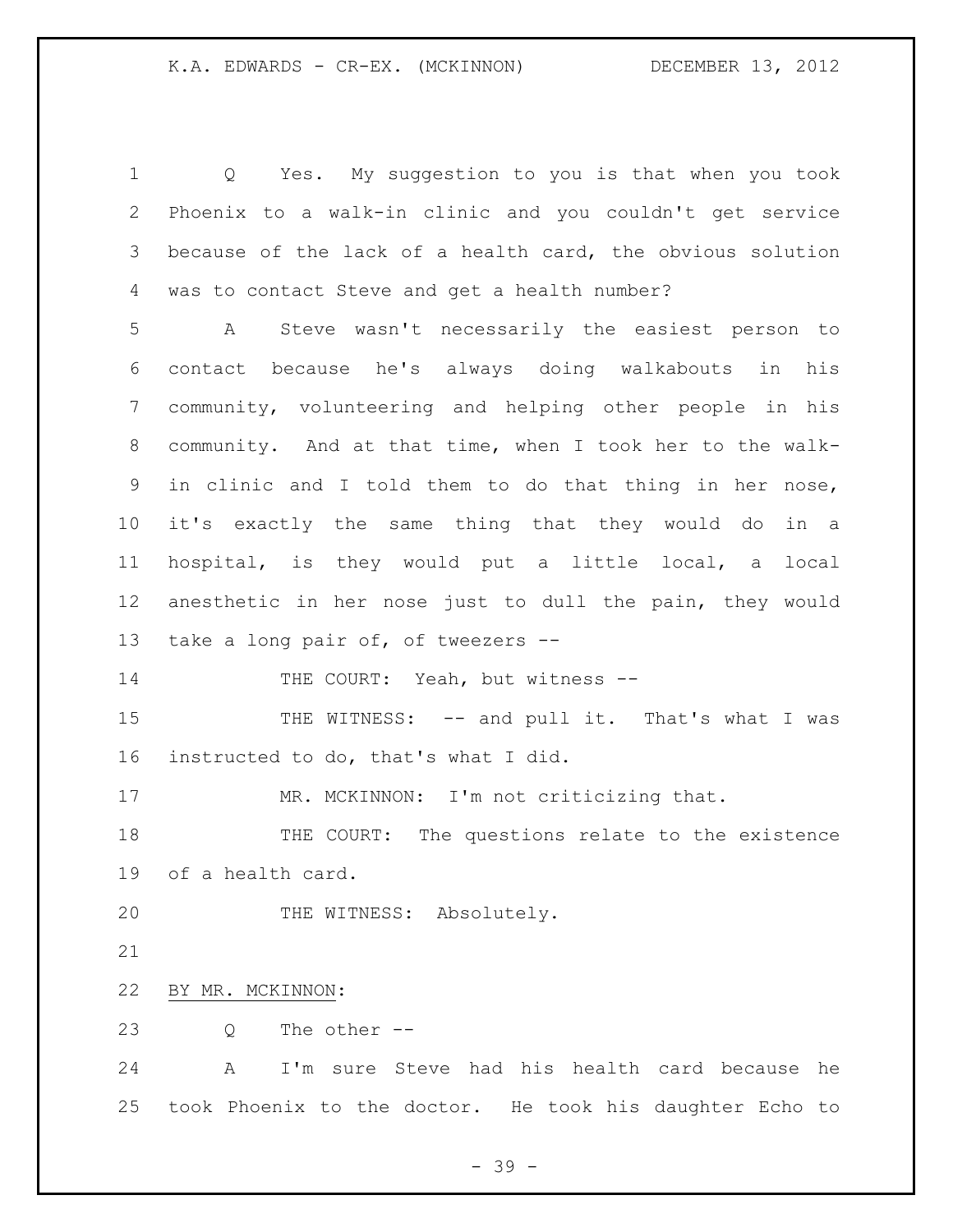Q Yes. My suggestion to you is that when you took Phoenix to a walk-in clinic and you couldn't get service because of the lack of a health card, the obvious solution was to contact Steve and get a health number?

A Steve wasn't necessarily the easiest person to contact because he's always doing walkabouts in his community, volunteering and helping other people in his community. And at that time, when I took her to the walk-in clinic and I told them to do that thing in her nose, it's exactly the same thing that they would do in a hospital, is they would put a little local, a local anesthetic in her nose just to dull the pain, they would take a long pair of, of tweezers --

THE COURT: Yeah, but witness --

THE WITNESS: -- and pull it. That's what I was instructed to do, that's what I did.

MR. MCKINNON: I'm not criticizing that.

THE COURT: The questions relate to the existence of a health card.

THE WITNESS: Absolutely.

BY MR. MCKINNON:

Q The other --

A I'm sure Steve had his health card because he took Phoenix to the doctor. He took his daughter Echo to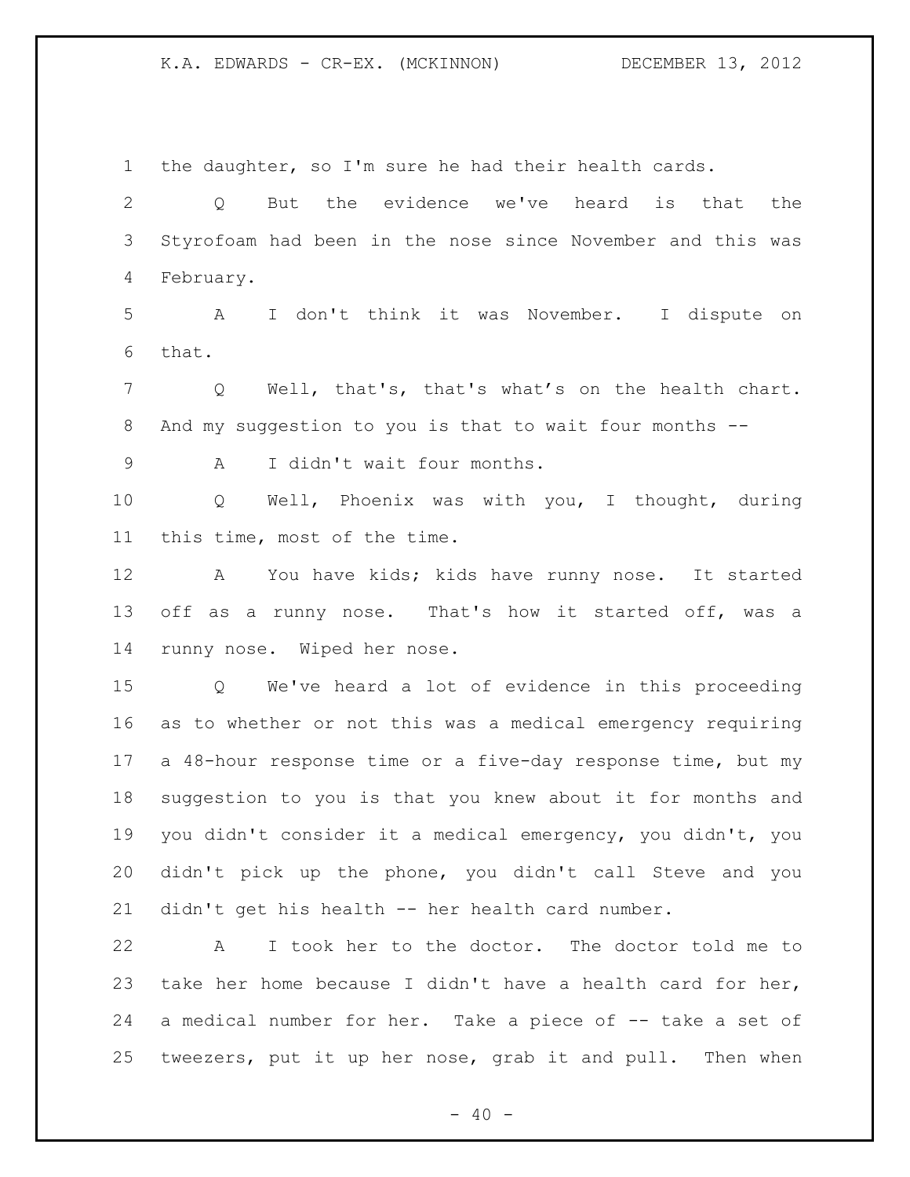the daughter, so I'm sure he had their health cards.

Q But the evidence we've heard is that the Styrofoam had been in the nose since November and this was February.

A I don't think it was November. I dispute on that.

Q Well, that's, that's what's on the health chart. And my suggestion to you is that to wait four months --

A I didn't wait four months.

Q Well, Phoenix was with you, I thought, during this time, most of the time.

A You have kids; kids have runny nose. It started off as a runny nose. That's how it started off, was a runny nose. Wiped her nose.

Q We've heard a lot of evidence in this proceeding as to whether or not this was a medical emergency requiring a 48-hour response time or a five-day response time, but my suggestion to you is that you knew about it for months and you didn't consider it a medical emergency, you didn't, you didn't pick up the phone, you didn't call Steve and you didn't get his health -- her health card number.

A I took her to the doctor. The doctor told me to take her home because I didn't have a health card for her, a medical number for her. Take a piece of -- take a set of tweezers, put it up her nose, grab it and pull. Then when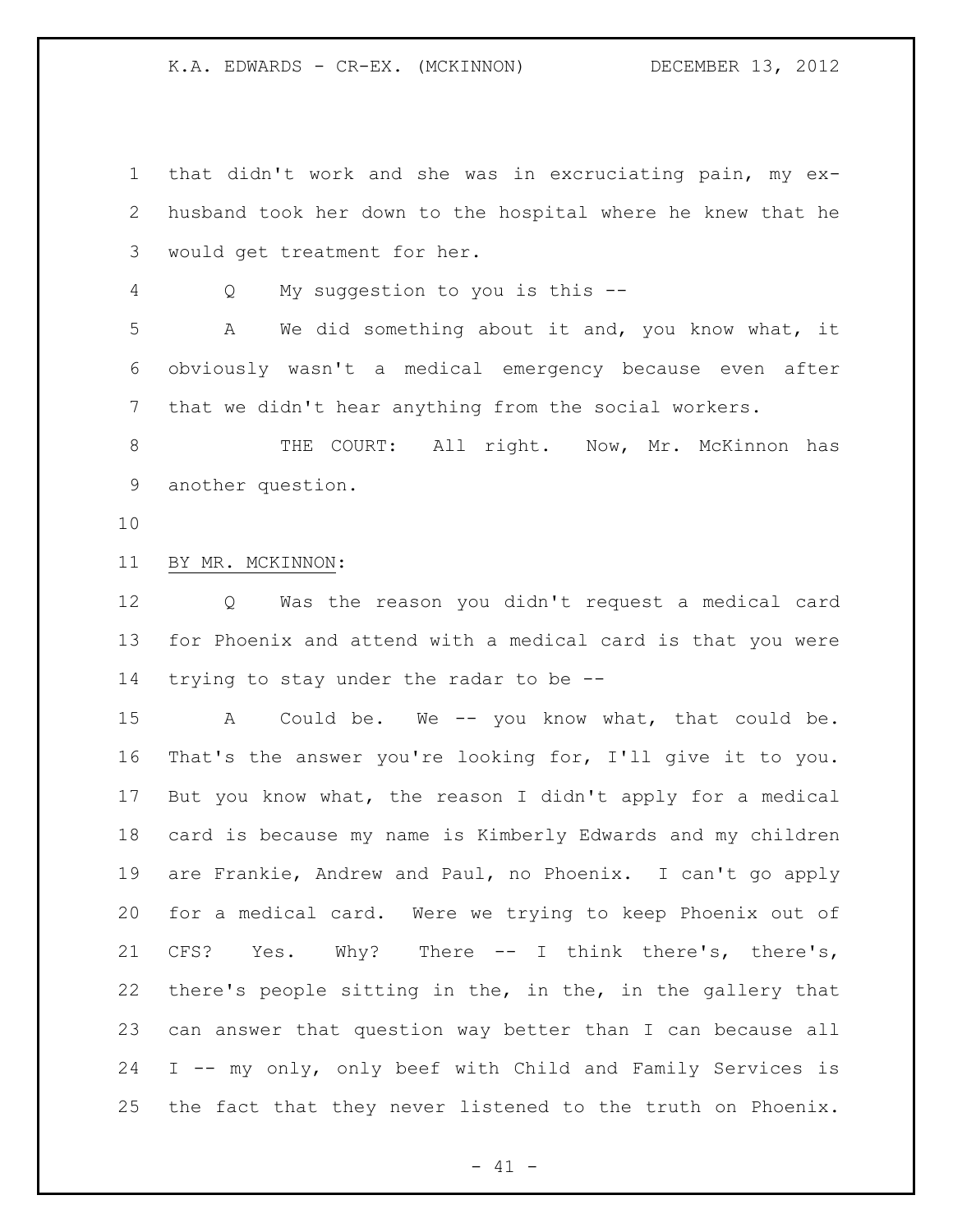that didn't work and she was in excruciating pain, my ex-husband took her down to the hospital where he knew that he would get treatment for her.

Q My suggestion to you is this --

A We did something about it and, you know what, it obviously wasn't a medical emergency because even after that we didn't hear anything from the social workers.

THE COURT: All right. Now, Mr. McKinnon has another question.

BY MR. MCKINNON:

Q Was the reason you didn't request a medical card for Phoenix and attend with a medical card is that you were trying to stay under the radar to be --

A Could be. We -- you know what, that could be. That's the answer you're looking for, I'll give it to you. But you know what, the reason I didn't apply for a medical card is because my name is Kimberly Edwards and my children are Frankie, Andrew and Paul, no Phoenix. I can't go apply for a medical card. Were we trying to keep Phoenix out of CFS? Yes. Why? There -- I think there's, there's, there's people sitting in the, in the, in the gallery that can answer that question way better than I can because all I -- my only, only beef with Child and Family Services is the fact that they never listened to the truth on Phoenix.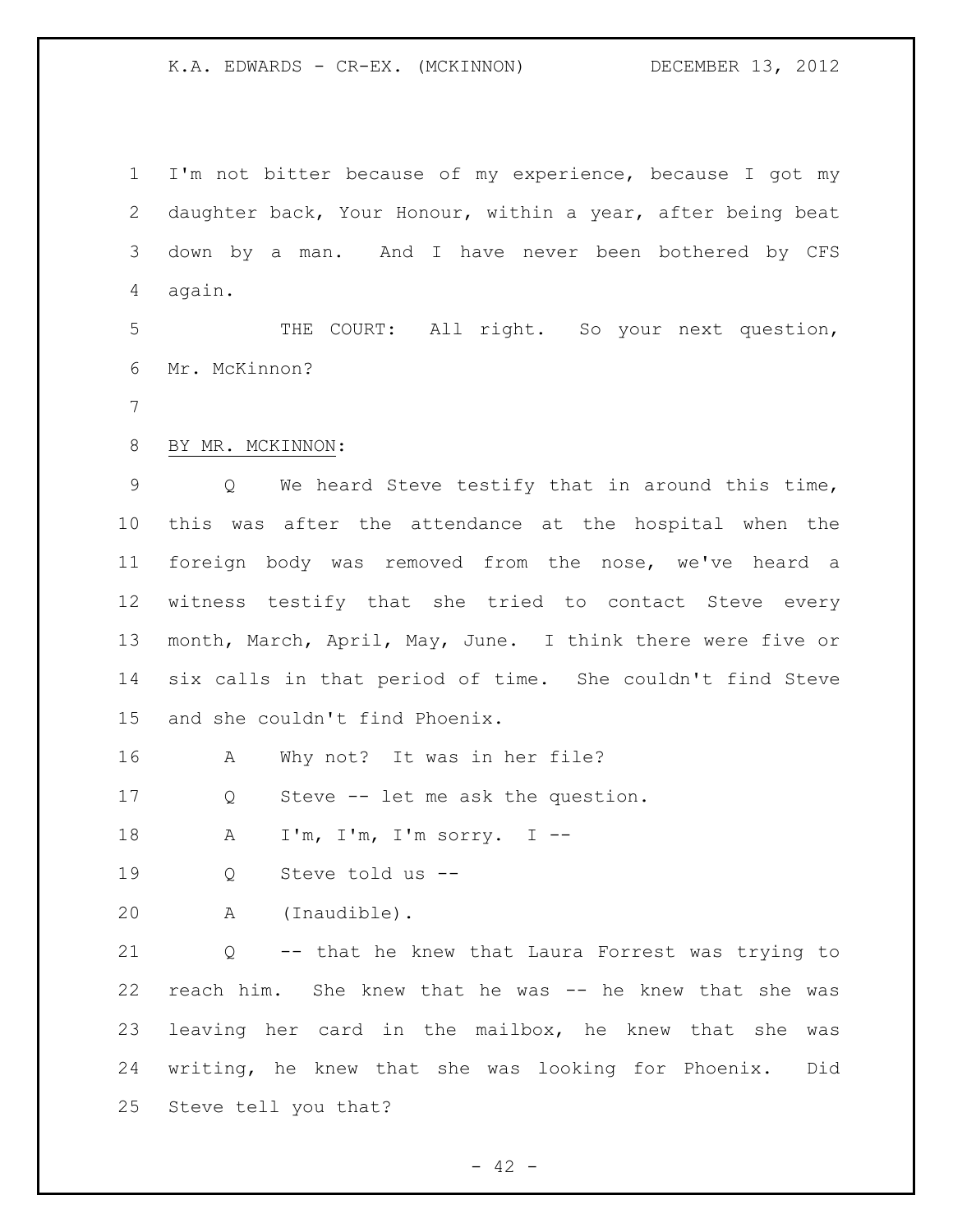I'm not bitter because of my experience, because I got my daughter back, Your Honour, within a year, after being beat down by a man. And I have never been bothered by CFS again.

THE COURT: All right. So your next question, Mr. McKinnon?

BY MR. MCKINNON:

Q We heard Steve testify that in around this time, this was after the attendance at the hospital when the foreign body was removed from the nose, we've heard a witness testify that she tried to contact Steve every month, March, April, May, June. I think there were five or six calls in that period of time. She couldn't find Steve and she couldn't find Phoenix.

A Why not? It was in her file?

Q Steve -- let me ask the question.

A I'm, I'm, I'm sorry. I --

Q Steve told us --

A (Inaudible).

Q -- that he knew that Laura Forrest was trying to reach him. She knew that he was -- he knew that she was leaving her card in the mailbox, he knew that she was writing, he knew that she was looking for Phoenix. Did Steve tell you that?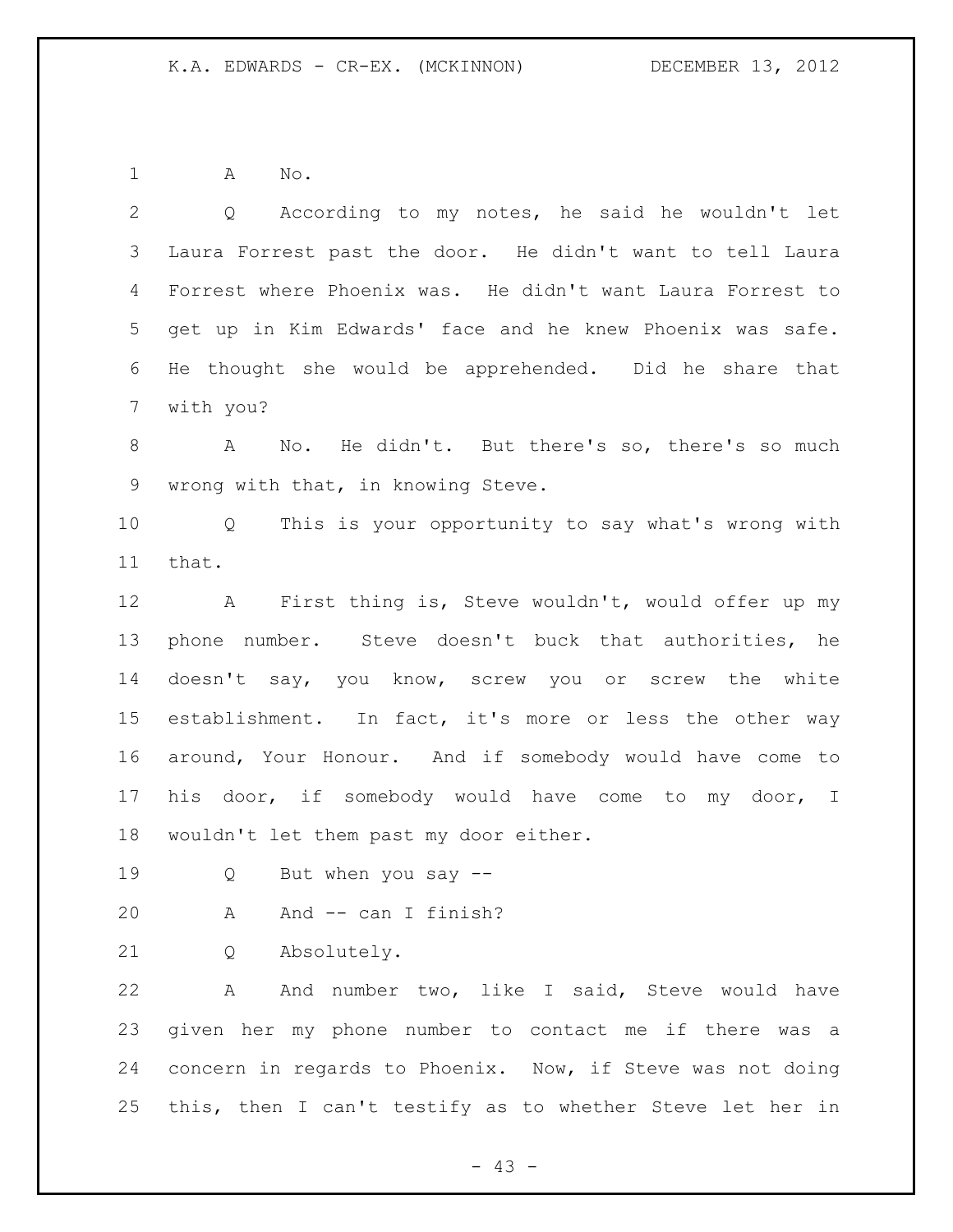A No.

Q According to my notes, he said he wouldn't let Laura Forrest past the door. He didn't want to tell Laura Forrest where Phoenix was. He didn't want Laura Forrest to get up in Kim Edwards' face and he knew Phoenix was safe. He thought she would be apprehended. Did he share that with you?

A No. He didn't. But there's so, there's so much wrong with that, in knowing Steve.

Q This is your opportunity to say what's wrong with that.

A First thing is, Steve wouldn't, would offer up my phone number. Steve doesn't buck that authorities, he doesn't say, you know, screw you or screw the white establishment. In fact, it's more or less the other way around, Your Honour. And if somebody would have come to his door, if somebody would have come to my door, I wouldn't let them past my door either.

Q But when you say --

A And -- can I finish?

Q Absolutely.

A And number two, like I said, Steve would have given her my phone number to contact me if there was a concern in regards to Phoenix. Now, if Steve was not doing this, then I can't testify as to whether Steve let her in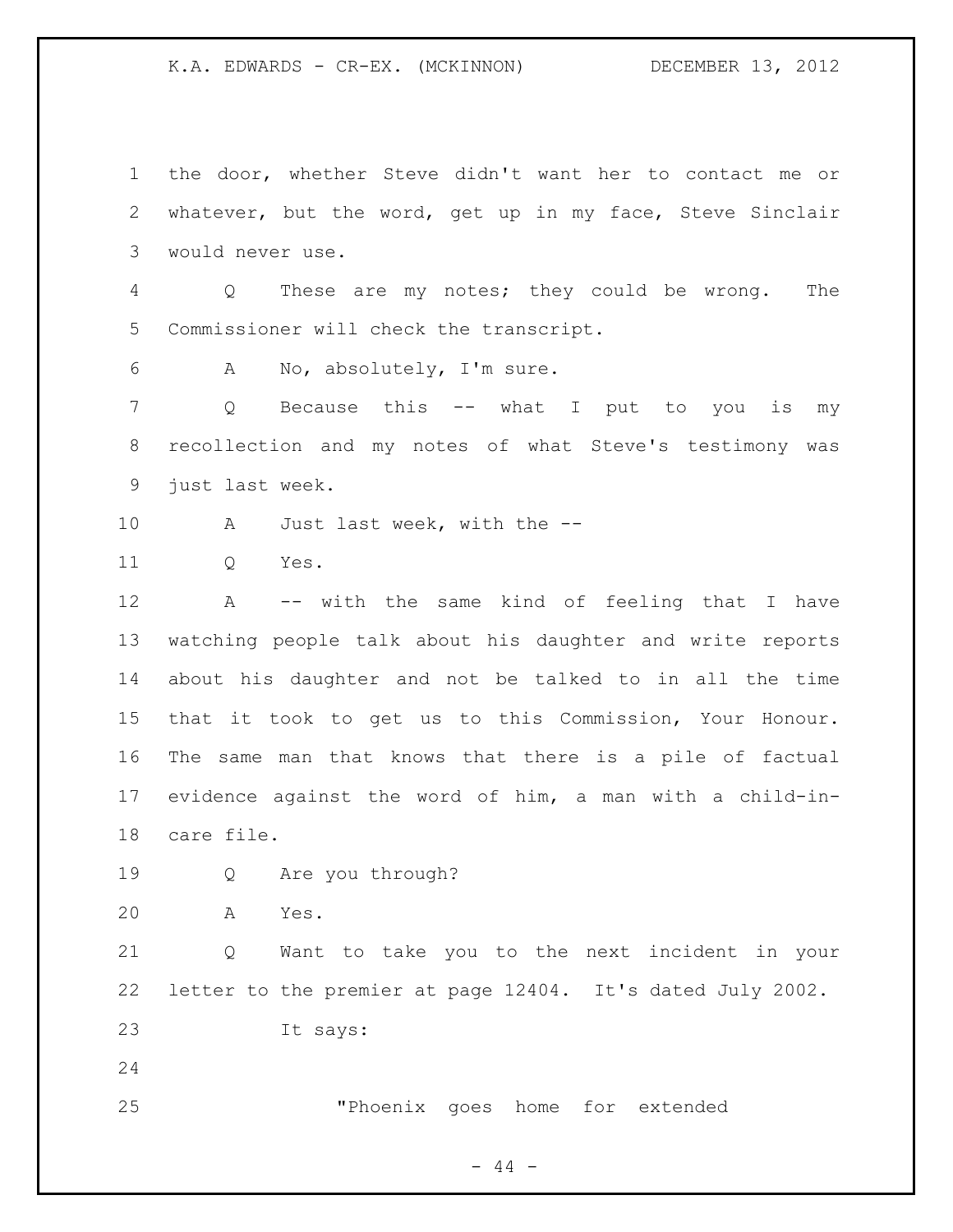the door, whether Steve didn't want her to contact me or whatever, but the word, get up in my face, Steve Sinclair would never use.

Q These are my notes; they could be wrong. The Commissioner will check the transcript.

A No, absolutely, I'm sure.

Q Because this -- what I put to you is my recollection and my notes of what Steve's testimony was just last week.

A Just last week, with the --

Q Yes.

A -- with the same kind of feeling that I have watching people talk about his daughter and write reports about his daughter and not be talked to in all the time that it took to get us to this Commission, Your Honour. The same man that knows that there is a pile of factual evidence against the word of him, a man with a child-in-care file.

Q Are you through?

A Yes.

Q Want to take you to the next incident in your letter to the premier at page 12404. It's dated July 2002.

It says:

> "Phoenix goes home for extended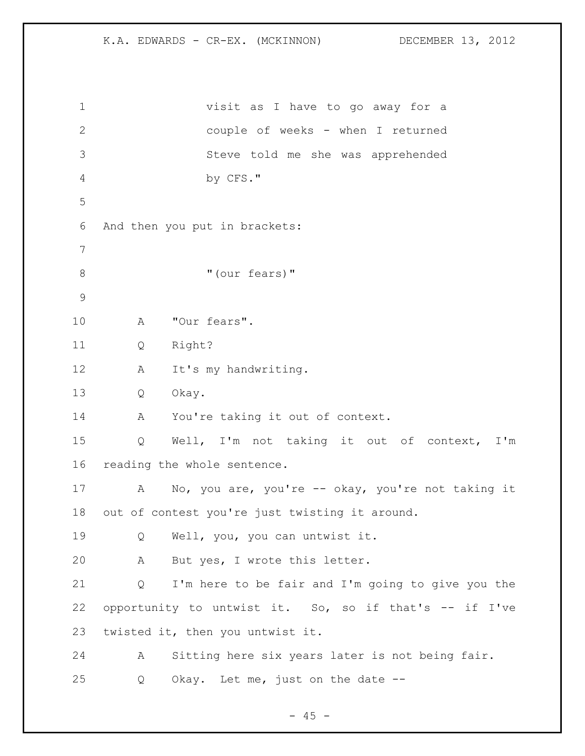visit as I have to go away for a couple of weeks - when I returned Steve told me she was apprehended by CFS."

And then you put in brackets:

"(our fears)"

A "Our fears".

Q Right?

A It's my handwriting.

Q Okay.

A You're taking it out of context.

Q Well, I'm not taking it out of context, I'm reading the whole sentence.

A No, you are, you're -- okay, you're not taking it out of contest you're just twisting it around.

Q Well, you, you can untwist it.

A But yes, I wrote this letter.

Q I'm here to be fair and I'm going to give you the opportunity to untwist it. So, so if that's -- if I've twisted it, then you untwist it.

A Sitting here six years later is not being fair.

Q Okay. Let me, just on the date --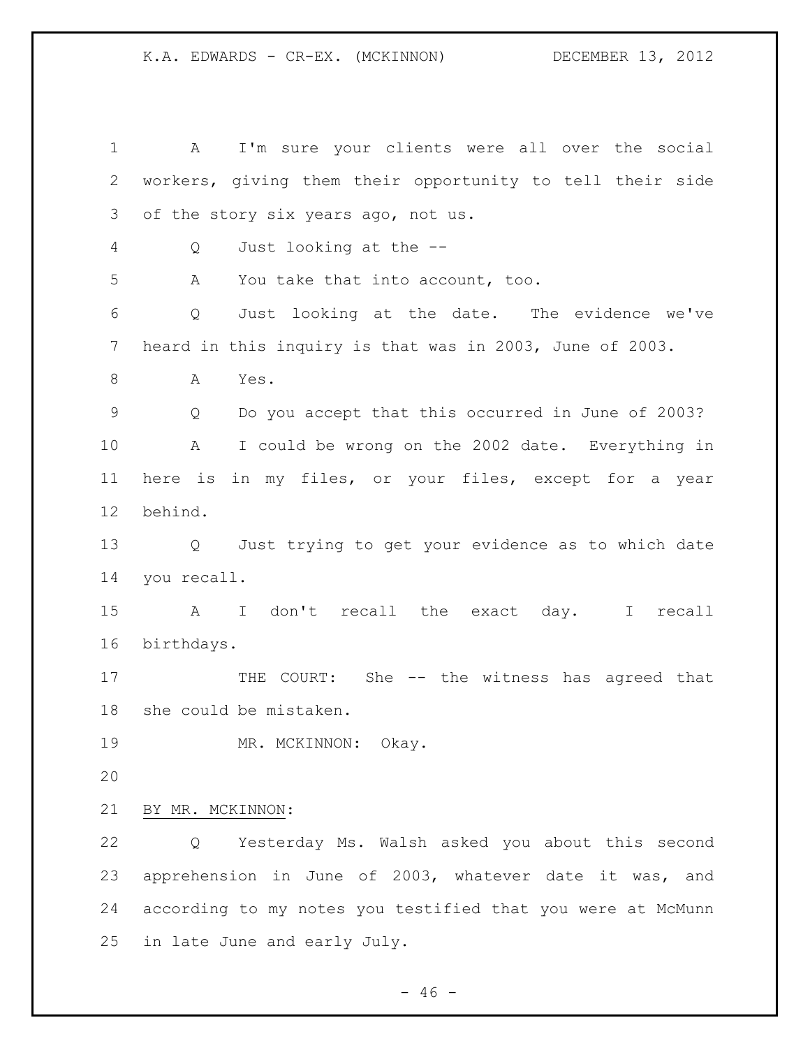A I'm sure your clients were all over the social workers, giving them their opportunity to tell their side of the story six years ago, not us.

Q Just looking at the --

A You take that into account, too.

Q Just looking at the date. The evidence we've heard in this inquiry is that was in 2003, June of 2003.

A Yes.

Q Do you accept that this occurred in June of 2003?

A I could be wrong on the 2002 date. Everything in here is in my files, or your files, except for a year behind.

Q Just trying to get your evidence as to which date you recall.

A I don't recall the exact day. I recall birthdays.

THE COURT: She -- the witness has agreed that she could be mistaken.

MR. MCKINNON: Okay.

BY MR. MCKINNON:

Q Yesterday Ms. Walsh asked you about this second apprehension in June of 2003, whatever date it was, and according to my notes you testified that you were at McMunn in late June and early July.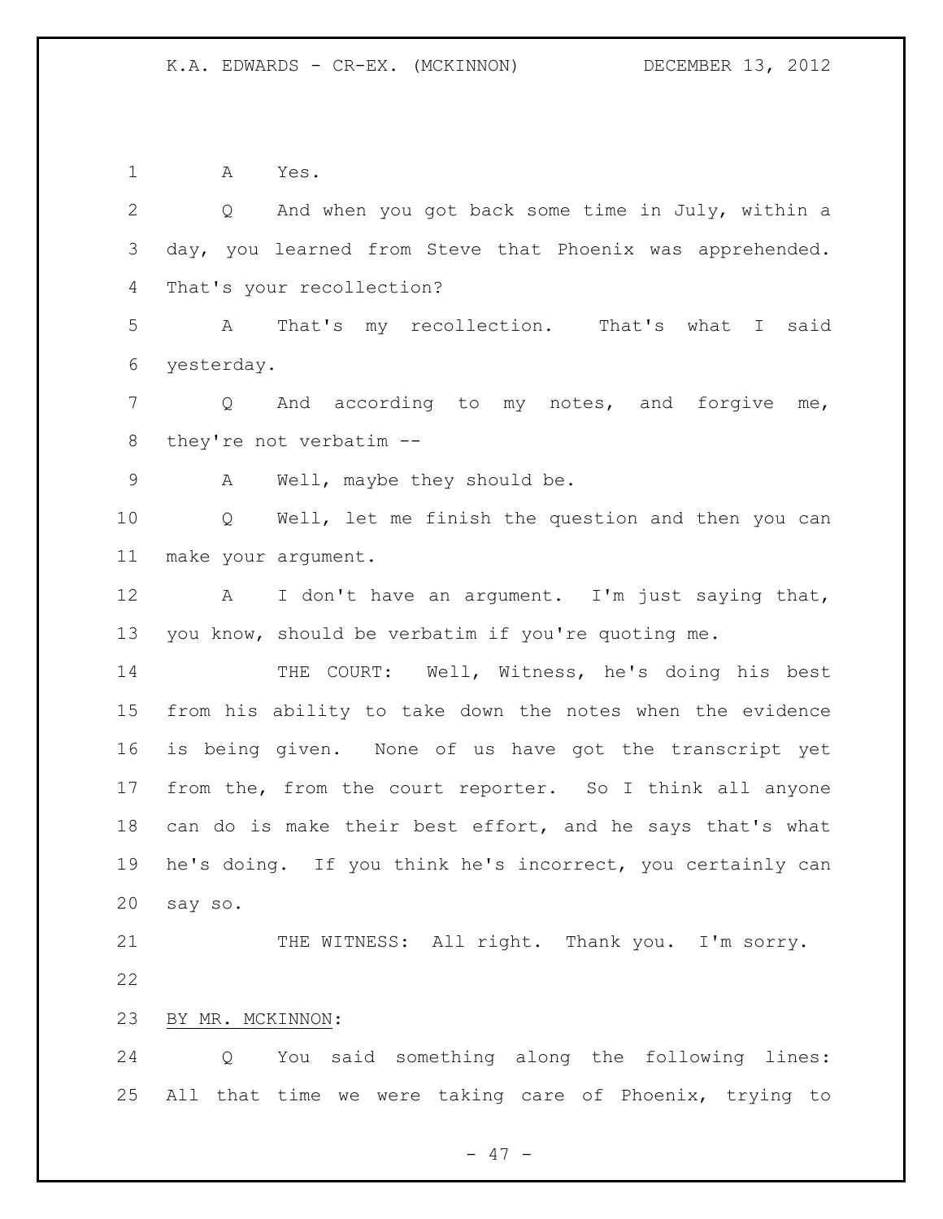A Yes.

Q And when you got back some time in July, within a day, you learned from Steve that Phoenix was apprehended. That's your recollection?

A That's my recollection. That's what I said yesterday.

Q And according to my notes, and forgive me, they're not verbatim --

A Well, maybe they should be.

Q Well, let me finish the question and then you can make your argument.

A I don't have an argument. I'm just saying that, you know, should be verbatim if you're quoting me.

THE COURT: Well, Witness, he's doing his best from his ability to take down the notes when the evidence is being given. None of us have got the transcript yet from the, from the court reporter. So I think all anyone can do is make their best effort, and he says that's what he's doing. If you think he's incorrect, you certainly can say so.

THE WITNESS: All right. Thank you. I'm sorry.

BY MR. MCKINNON:

Q You said something along the following lines: All that time we were taking care of Phoenix, trying to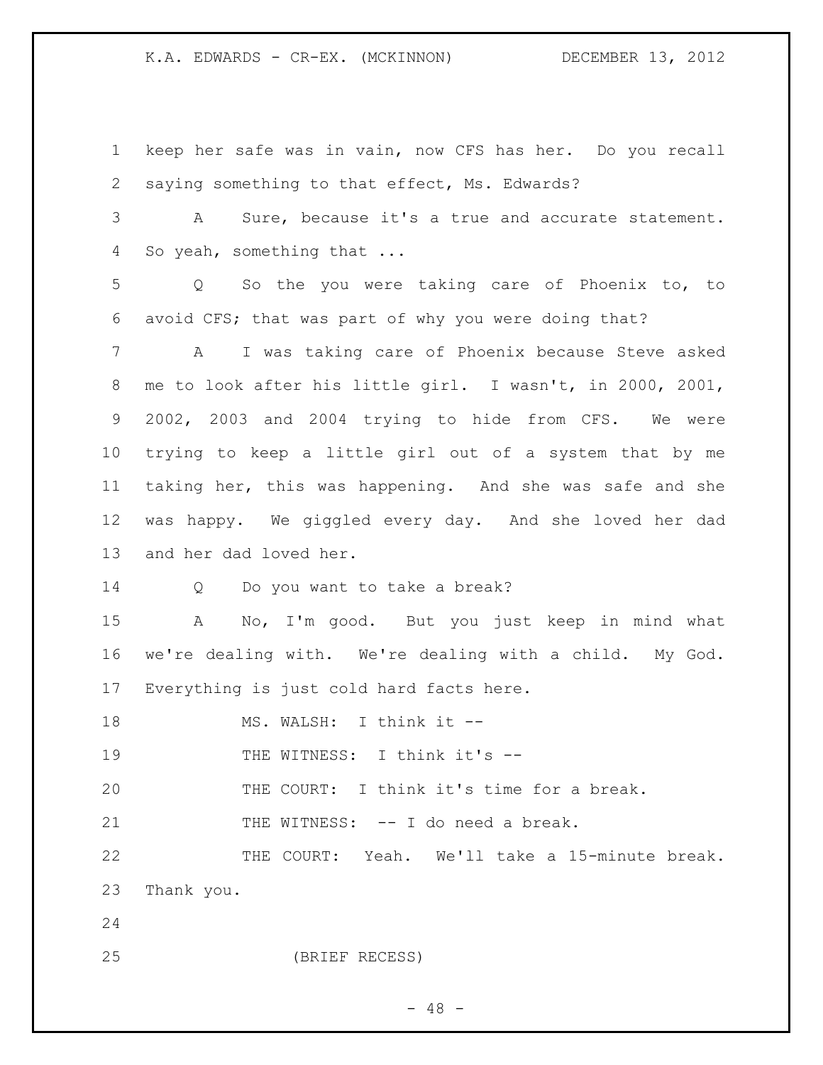keep her safe was in vain, now CFS has her. Do you recall saying something to that effect, Ms. Edwards?

A Sure, because it's a true and accurate statement. So yeah, something that ...

Q So the you were taking care of Phoenix to, to avoid CFS; that was part of why you were doing that?

A I was taking care of Phoenix because Steve asked me to look after his little girl. I wasn't, in 2000, 2001, 2002, 2003 and 2004 trying to hide from CFS. We were trying to keep a little girl out of a system that by me taking her, this was happening. And she was safe and she was happy. We giggled every day. And she loved her dad and her dad loved her.

Q Do you want to take a break?

A No, I'm good. But you just keep in mind what we're dealing with. We're dealing with a child. My God. Everything is just cold hard facts here.

MS. WALSH: I think it --

THE WITNESS: I think it's --

THE COURT: I think it's time for a break.

THE WITNESS: -- I do need a break.

THE COURT: Yeah. We'll take a 15-minute break. Thank you.

(BRIEF RECESS)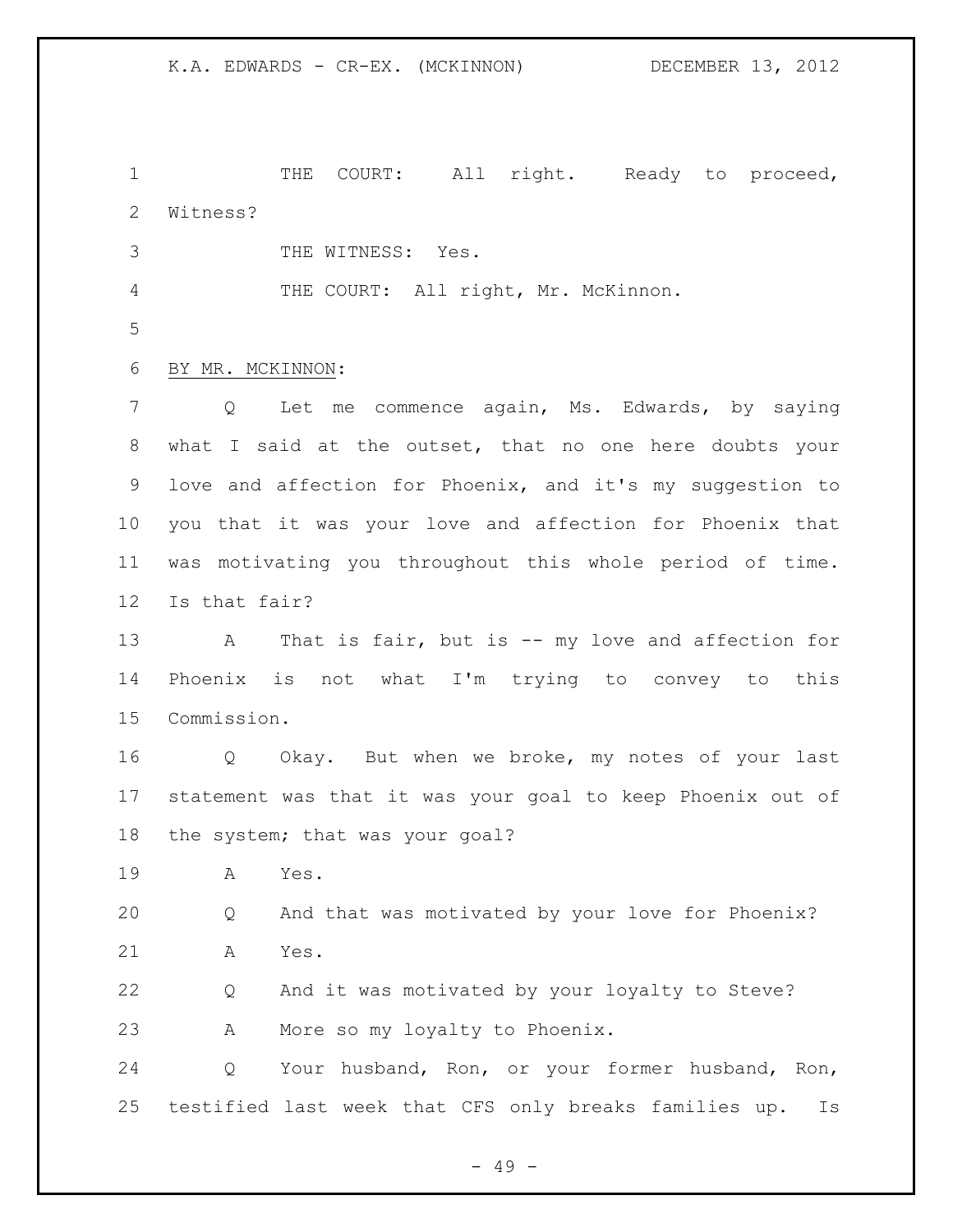THE COURT: All right. Ready to proceed, Witness?

THE WITNESS: Yes.

THE COURT: All right, Mr. McKinnon.

BY MR. MCKINNON:

Q Let me commence again, Ms. Edwards, by saying what I said at the outset, that no one here doubts your love and affection for Phoenix, and it's my suggestion to you that it was your love and affection for Phoenix that was motivating you throughout this whole period of time. Is that fair?

A That is fair, but is -- my love and affection for Phoenix is not what I'm trying to convey to this Commission.

Q Okay. But when we broke, my notes of your last statement was that it was your goal to keep Phoenix out of the system; that was your goal?

A Yes.

Q And that was motivated by your love for Phoenix?

A Yes.

Q And it was motivated by your loyalty to Steve?

A More so my loyalty to Phoenix.

Q Your husband, Ron, or your former husband, Ron, testified last week that CFS only breaks families up. Is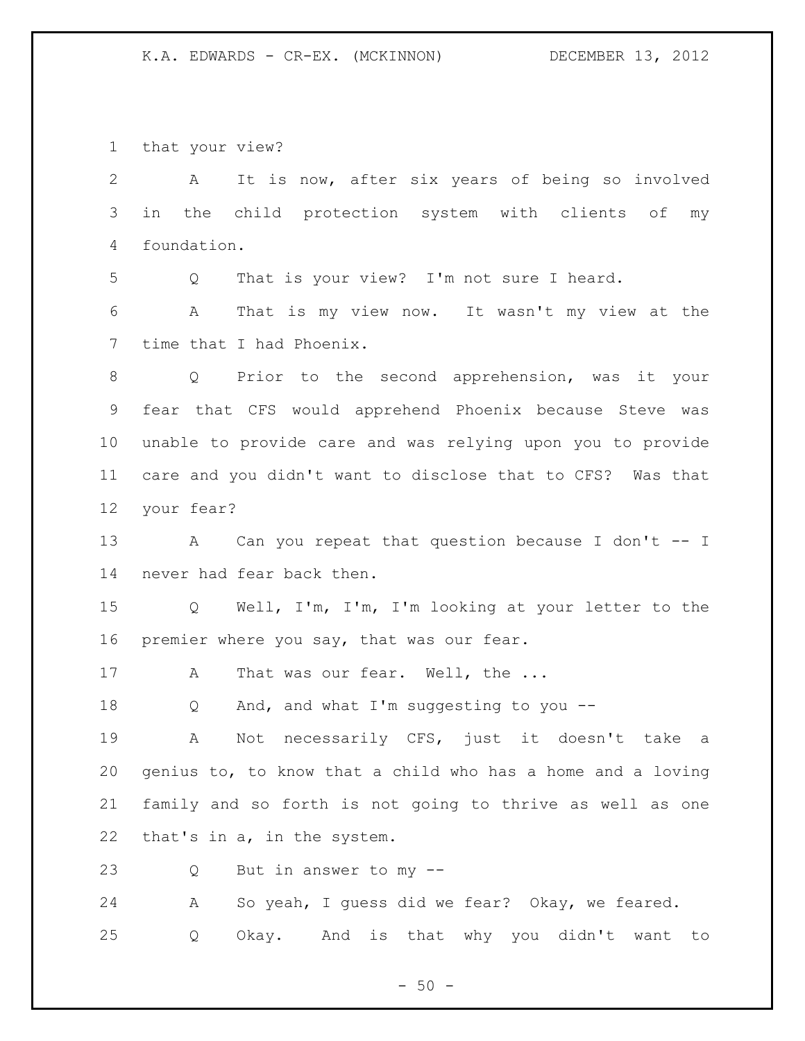that your view?

A It is now, after six years of being so involved in the child protection system with clients of my foundation.

Q That is your view? I'm not sure I heard.

A That is my view now. It wasn't my view at the time that I had Phoenix.

Q Prior to the second apprehension, was it your fear that CFS would apprehend Phoenix because Steve was unable to provide care and was relying upon you to provide care and you didn't want to disclose that to CFS? Was that your fear?

A Can you repeat that question because I don't -- I never had fear back then.

Q Well, I'm, I'm, I'm looking at your letter to the premier where you say, that was our fear.

A That was our fear. Well, the ...

Q And, and what I'm suggesting to you --

A Not necessarily CFS, just it doesn't take a genius to, to know that a child who has a home and a loving family and so forth is not going to thrive as well as one that's in a, in the system.

Q But in answer to my --

A So yeah, I guess did we fear? Okay, we feared.

Q Okay. And is that why you didn't want to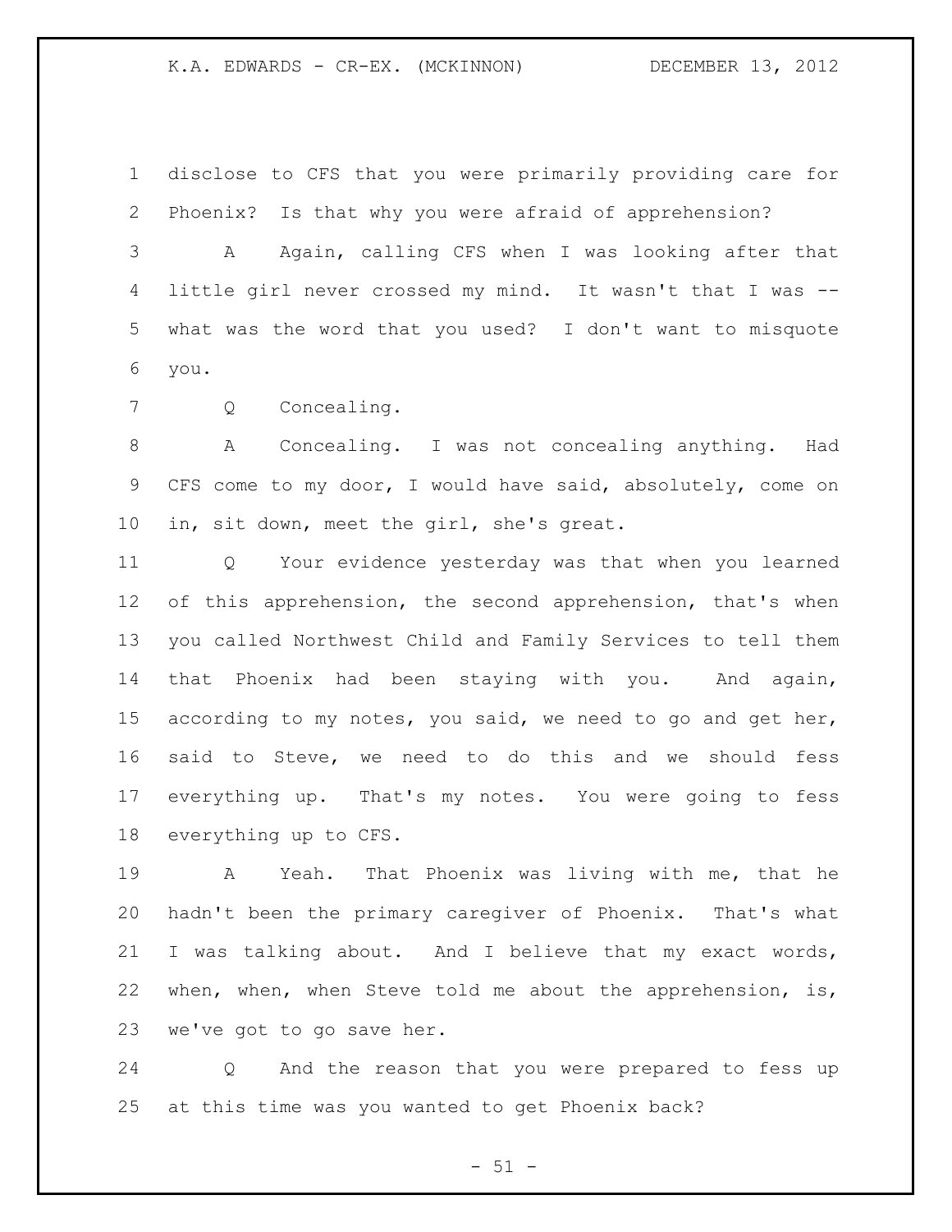disclose to CFS that you were primarily providing care for Phoenix? Is that why you were afraid of apprehension?

A Again, calling CFS when I was looking after that little girl never crossed my mind. It wasn't that I was -- what was the word that you used? I don't want to misquote you.

Q Concealing.

A Concealing. I was not concealing anything. Had CFS come to my door, I would have said, absolutely, come on in, sit down, meet the girl, she's great.

Q Your evidence yesterday was that when you learned of this apprehension, the second apprehension, that's when you called Northwest Child and Family Services to tell them that Phoenix had been staying with you. And again, according to my notes, you said, we need to go and get her, said to Steve, we need to do this and we should fess everything up. That's my notes. You were going to fess everything up to CFS.

A Yeah. That Phoenix was living with me, that he hadn't been the primary caregiver of Phoenix. That's what I was talking about. And I believe that my exact words, when, when, when Steve told me about the apprehension, is, we've got to go save her.

Q And the reason that you were prepared to fess up at this time was you wanted to get Phoenix back?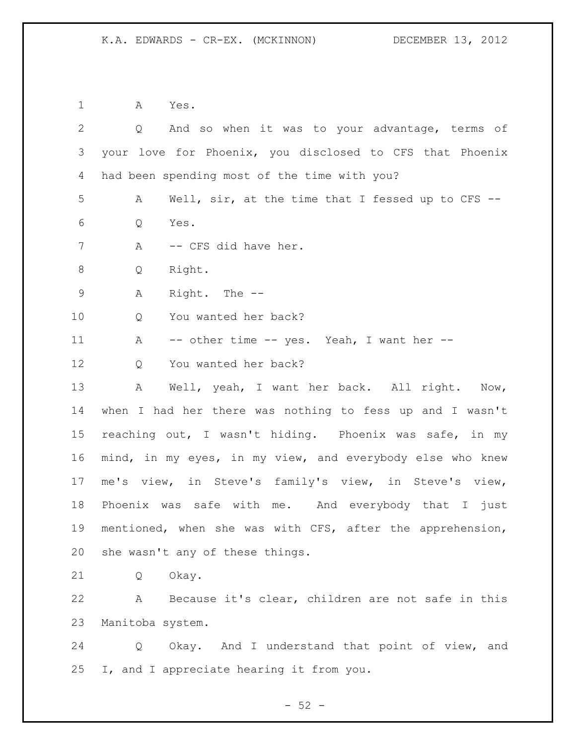A Yes.

Q And so when it was to your advantage, terms of your love for Phoenix, you disclosed to CFS that Phoenix had been spending most of the time with you?

A Well, sir, at the time that I fessed up to CFS --

Q Yes.

A -- CFS did have her.

Q Right.

A Right. The --

Q You wanted her back?

A -- other time -- yes. Yeah, I want her --

Q You wanted her back?

A Well, yeah, I want her back. All right. Now, when I had her there was nothing to fess up and I wasn't reaching out, I wasn't hiding. Phoenix was safe, in my mind, in my eyes, in my view, and everybody else who knew me's view, in Steve's family's view, in Steve's view, Phoenix was safe with me. And everybody that I just mentioned, when she was with CFS, after the apprehension, she wasn't any of these things.

Q Okay.

A Because it's clear, children are not safe in this Manitoba system.

Q Okay. And I understand that point of view, and I, and I appreciate hearing it from you.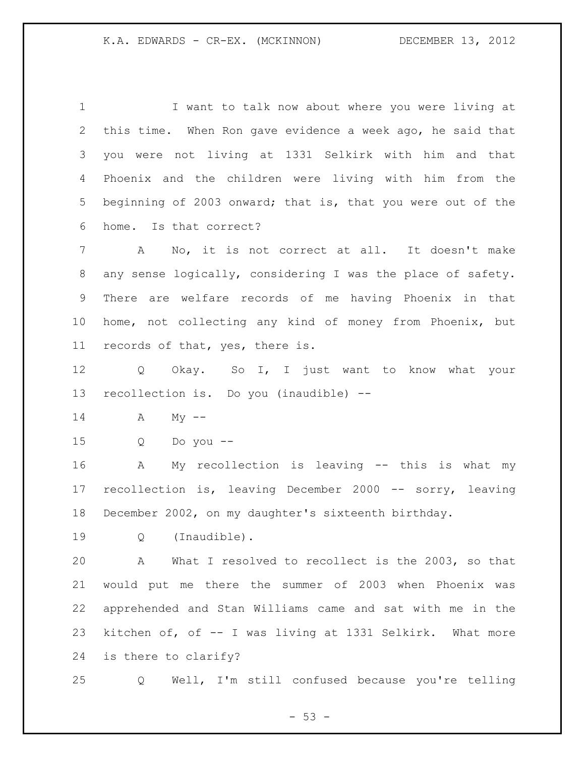I want to talk now about where you were living at this time. When Ron gave evidence a week ago, he said that you were not living at 1331 Selkirk with him and that Phoenix and the children were living with him from the beginning of 2003 onward; that is, that you were out of the home. Is that correct?

A No, it is not correct at all. It doesn't make any sense logically, considering I was the place of safety. There are welfare records of me having Phoenix in that home, not collecting any kind of money from Phoenix, but records of that, yes, there is.

Q Okay. So I, I just want to know what your recollection is. Do you (inaudible) --

A My --

Q Do you --

A My recollection is leaving -- this is what my recollection is, leaving December 2000 -- sorry, leaving December 2002, on my daughter's sixteenth birthday.

Q (Inaudible).

A What I resolved to recollect is the 2003, so that would put me there the summer of 2003 when Phoenix was apprehended and Stan Williams came and sat with me in the kitchen of, of -- I was living at 1331 Selkirk. What more is there to clarify?

Q Well, I'm still confused because you're telling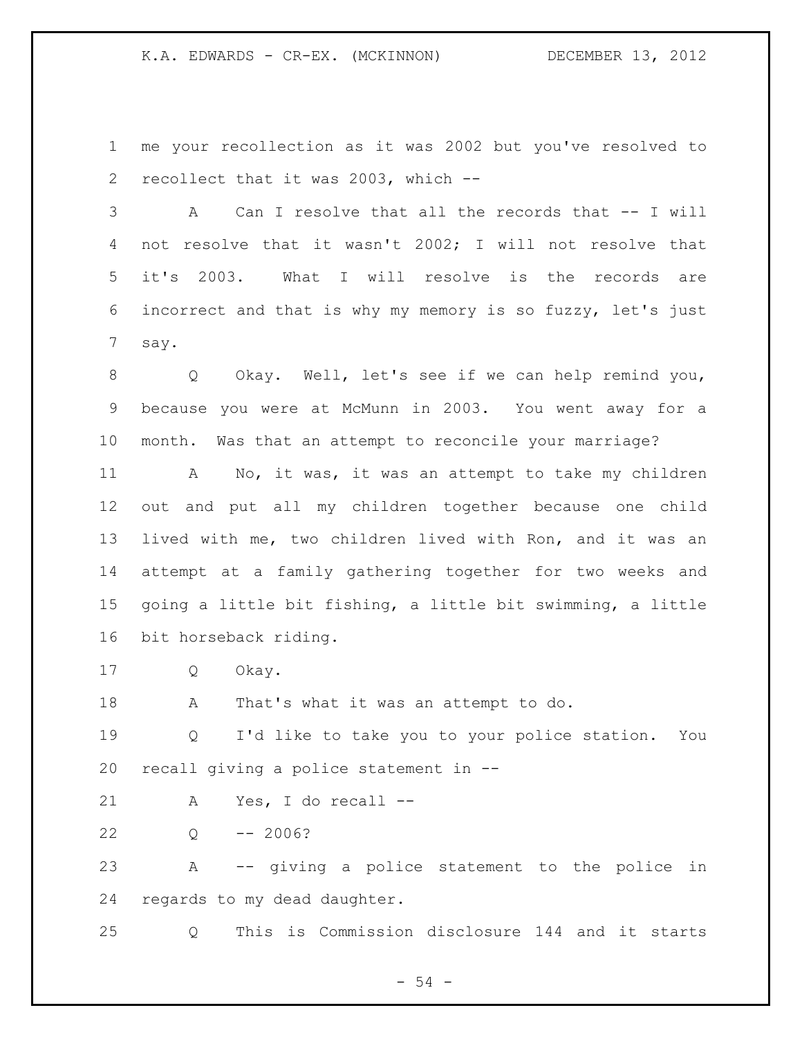me your recollection as it was 2002 but you've resolved to recollect that it was 2003, which --

A Can I resolve that all the records that -- I will not resolve that it wasn't 2002; I will not resolve that it's 2003. What I will resolve is the records are incorrect and that is why my memory is so fuzzy, let's just say.

Q Okay. Well, let's see if we can help remind you, because you were at McMunn in 2003. You went away for a month. Was that an attempt to reconcile your marriage?

A No, it was, it was an attempt to take my children out and put all my children together because one child lived with me, two children lived with Ron, and it was an attempt at a family gathering together for two weeks and going a little bit fishing, a little bit swimming, a little bit horseback riding.

Q Okay.

A That's what it was an attempt to do.

Q I'd like to take you to your police station. You recall giving a police statement in --

A Yes, I do recall --

Q -- 2006?

A -- giving a police statement to the police in regards to my dead daughter.

Q This is Commission disclosure 144 and it starts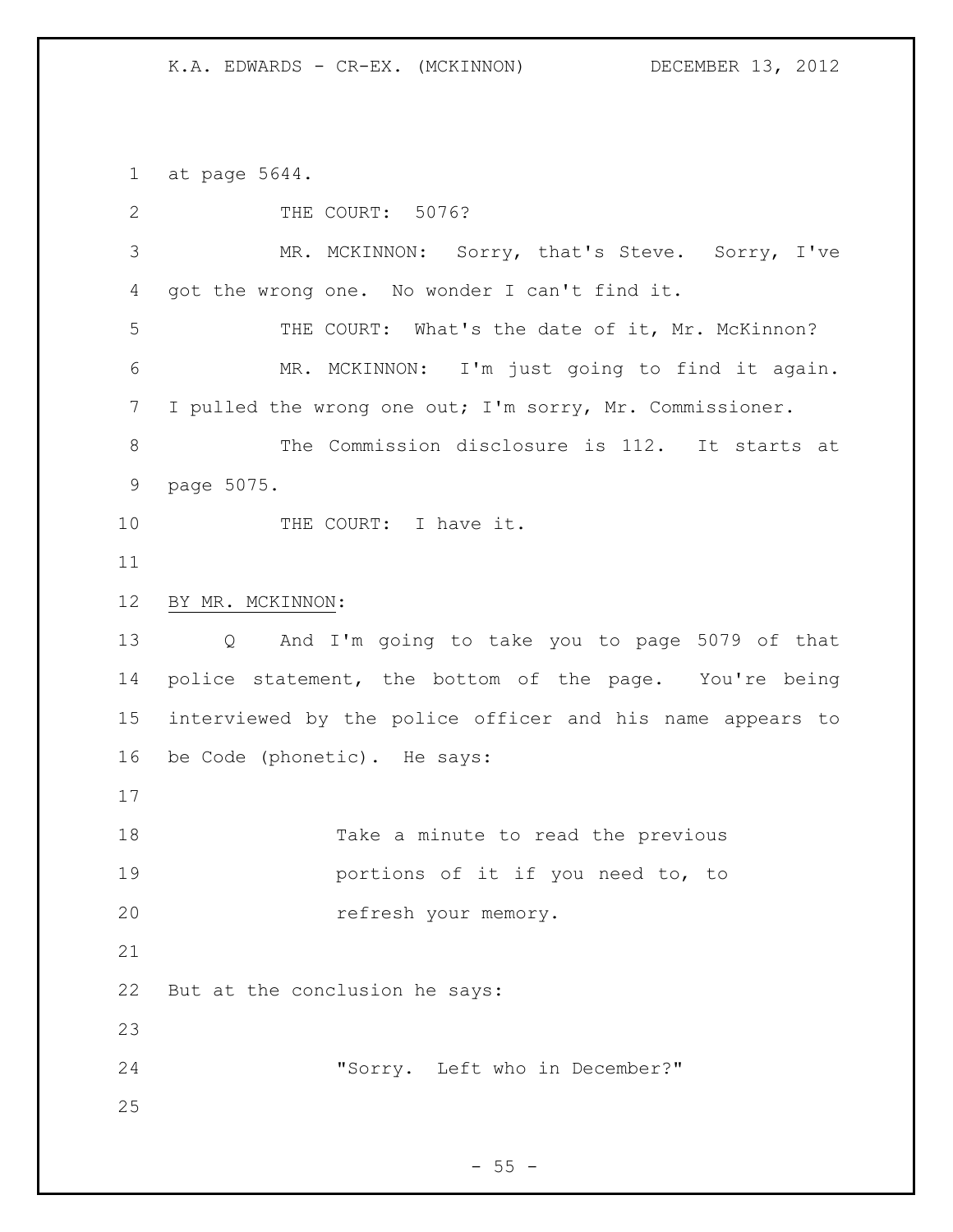at page 5644.

THE COURT: 5076?

MR. MCKINNON: Sorry, that's Steve. Sorry, I've got the wrong one. No wonder I can't find it.

THE COURT: What's the date of it, Mr. McKinnon?

MR. MCKINNON: I'm just going to find it again. I pulled the wrong one out; I'm sorry, Mr. Commissioner.

The Commission disclosure is 112. It starts at page 5075.

THE COURT: I have it.

BY MR. MCKINNON:

Q And I'm going to take you to page 5079 of that police statement, the bottom of the page. You're being interviewed by the police officer and his name appears to be Code (phonetic). He says:

> Take a minute to read the previous portions of it if you need to, to refresh your memory.

But at the conclusion he says:

> "Sorry. Left who in December?"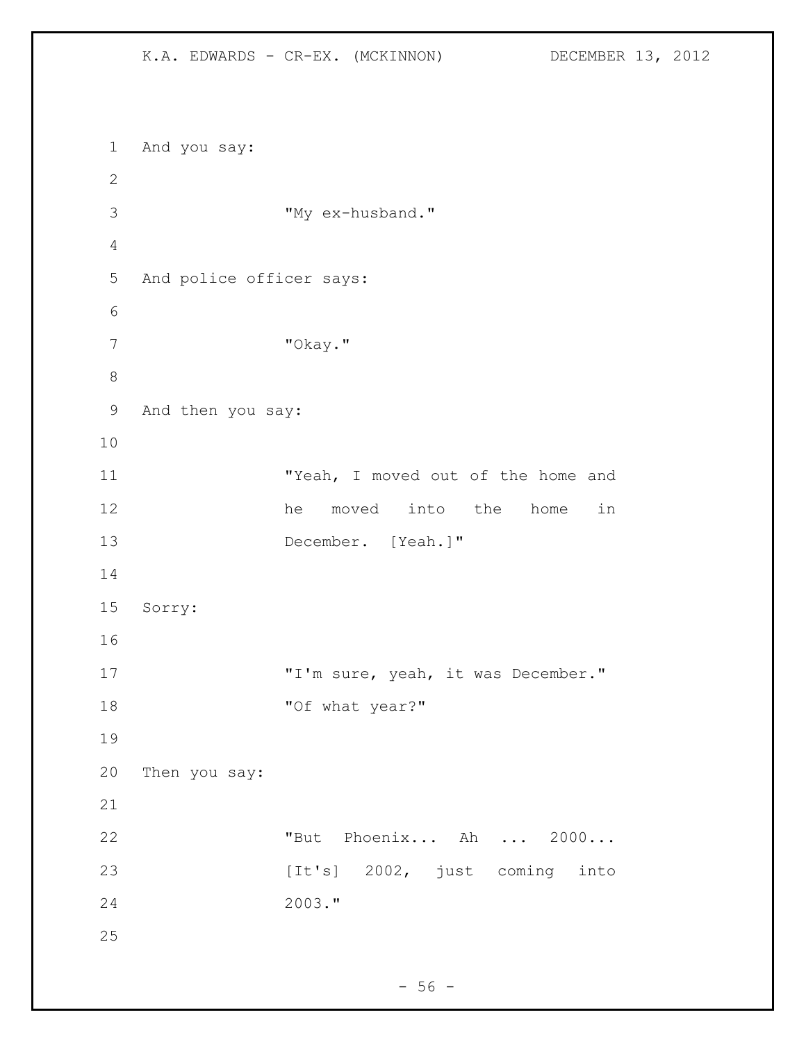And you say:

> "My ex-husband."

And police officer says:

> "Okay."

And then you say:

> "Yeah, I moved out of the home and he moved into the home in December. [Yeah.]"

Sorry:

> "I'm sure, yeah, it was December."
> "Of what year?"

Then you say:

> "But Phoenix... Ah ... 2000... [It's] 2002, just coming into 2003."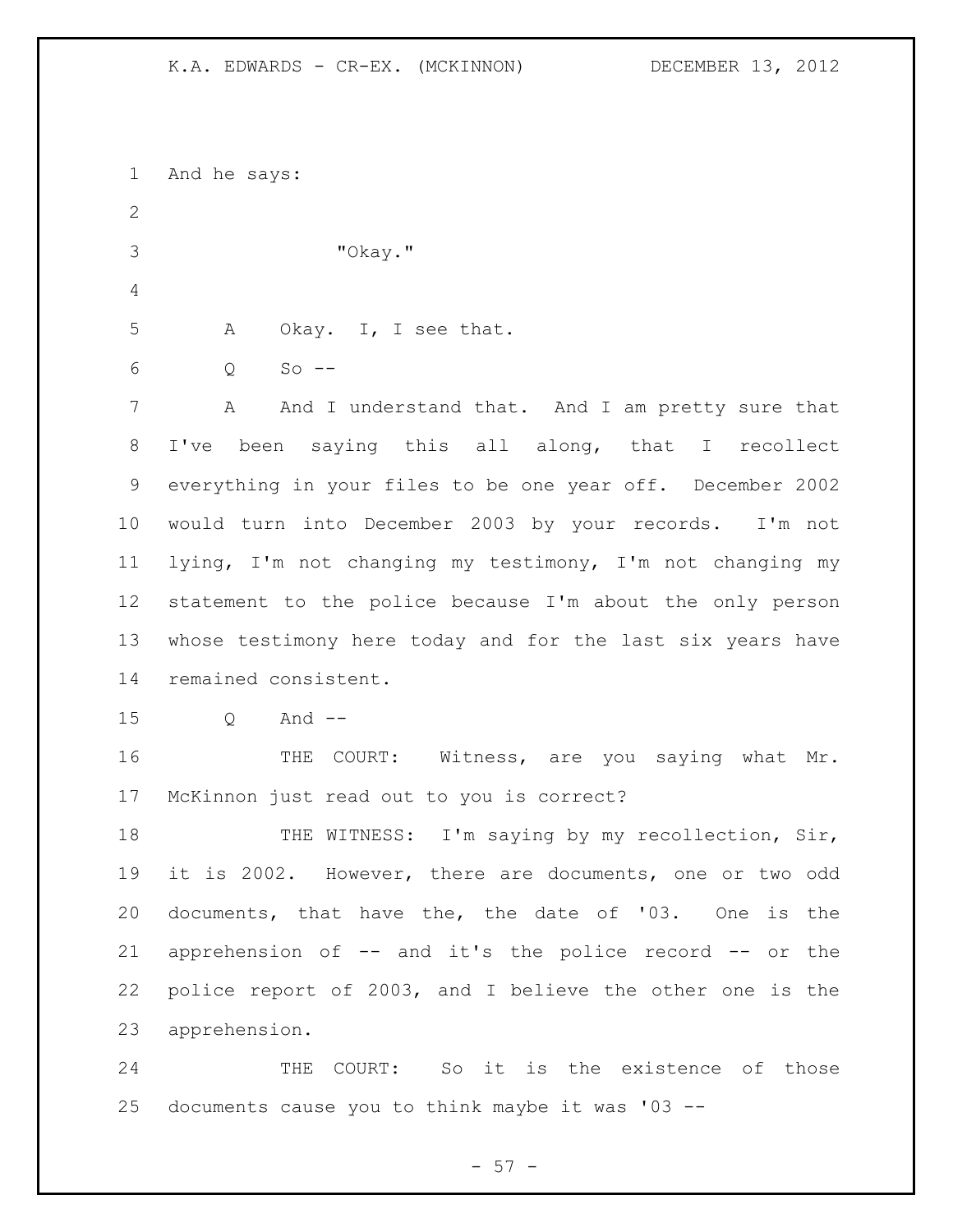And he says:

"Okay."

A Okay. I, I see that.

Q So --

A And I understand that. And I am pretty sure that I've been saying this all along, that I recollect everything in your files to be one year off. December 2002 would turn into December 2003 by your records. I'm not lying, I'm not changing my testimony, I'm not changing my statement to the police because I'm about the only person whose testimony here today and for the last six years have remained consistent.

Q And --

THE COURT: Witness, are you saying what Mr. McKinnon just read out to you is correct?

THE WITNESS: I'm saying by my recollection, Sir, it is 2002. However, there are documents, one or two odd documents, that have the, the date of '03. One is the apprehension of -- and it's the police record -- or the police report of 2003, and I believe the other one is the apprehension.

THE COURT: So it is the existence of those documents cause you to think maybe it was '03 --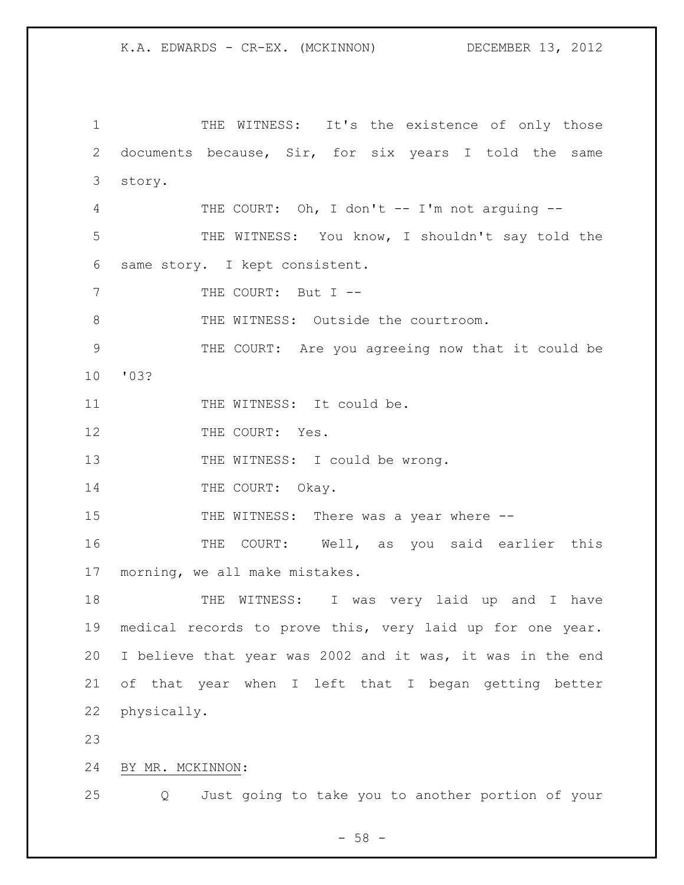THE WITNESS: It's the existence of only those documents because, Sir, for six years I told the same story.

THE COURT: Oh, I don't -- I'm not arguing --

THE WITNESS: You know, I shouldn't say told the same story. I kept consistent.

THE COURT: But I --

THE WITNESS: Outside the courtroom.

THE COURT: Are you agreeing now that it could be '03?

THE WITNESS: It could be.

THE COURT: Yes.

THE WITNESS: I could be wrong.

THE COURT: Okay.

THE WITNESS: There was a year where --

THE COURT: Well, as you said earlier this morning, we all make mistakes.

THE WITNESS: I was very laid up and I have medical records to prove this, very laid up for one year. I believe that year was 2002 and it was, it was in the end of that year when I left that I began getting better physically.

BY MR. MCKINNON:

Q Just going to take you to another portion of your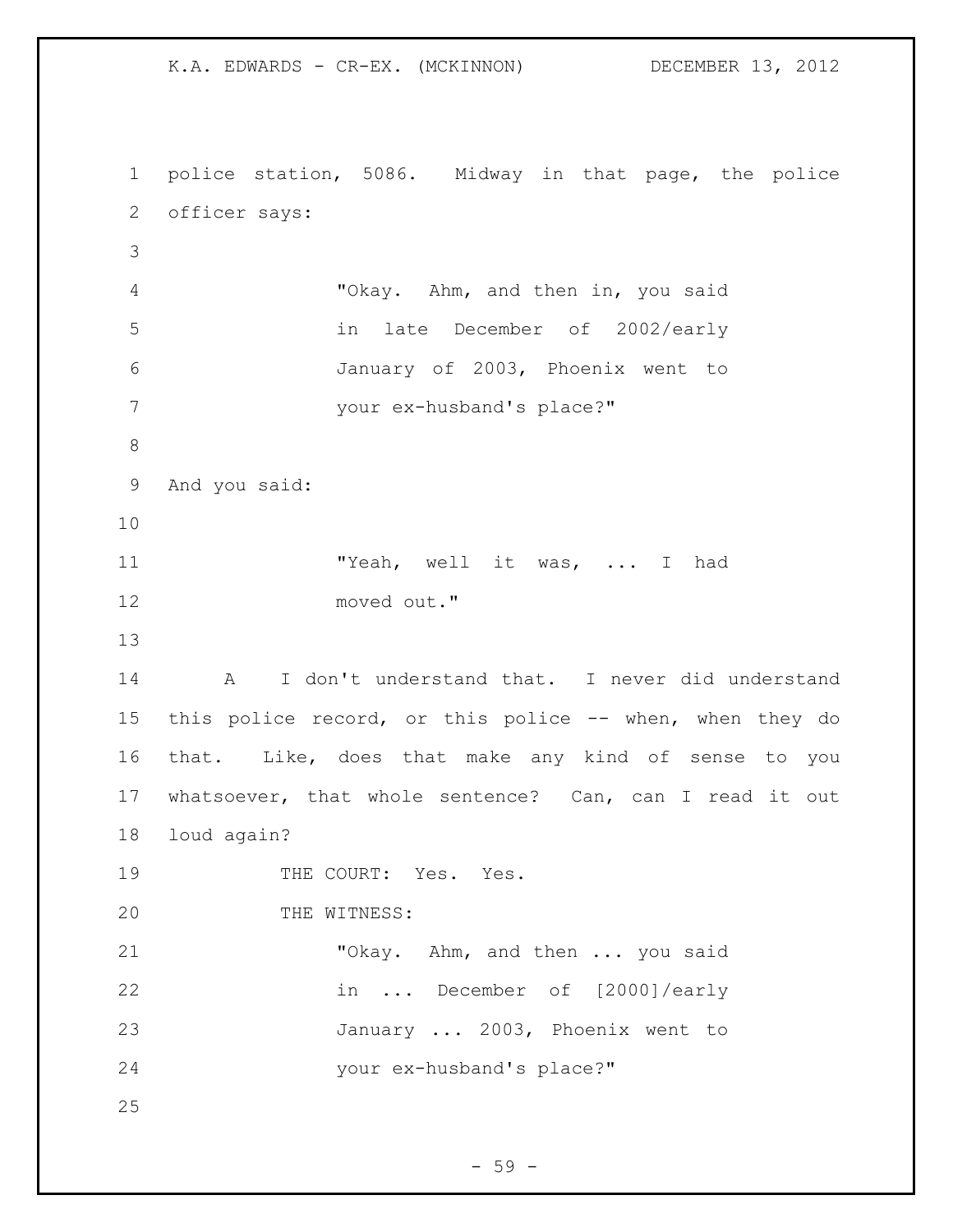police station, 5086. Midway in that page, the police officer says:

> "Okay. Ahm, and then in, you said in late December of 2002/early January of 2003, Phoenix went to your ex-husband's place?"

And you said:

> "Yeah, well it was, ... I had moved out."

A I don't understand that. I never did understand this police record, or this police -- when, when they do that. Like, does that make any kind of sense to you whatsoever, that whole sentence? Can, can I read it out loud again?

THE COURT: Yes. Yes.

THE WITNESS:

> "Okay. Ahm, and then ... you said in ... December of [2000]/early January ... 2003, Phoenix went to your ex-husband's place?"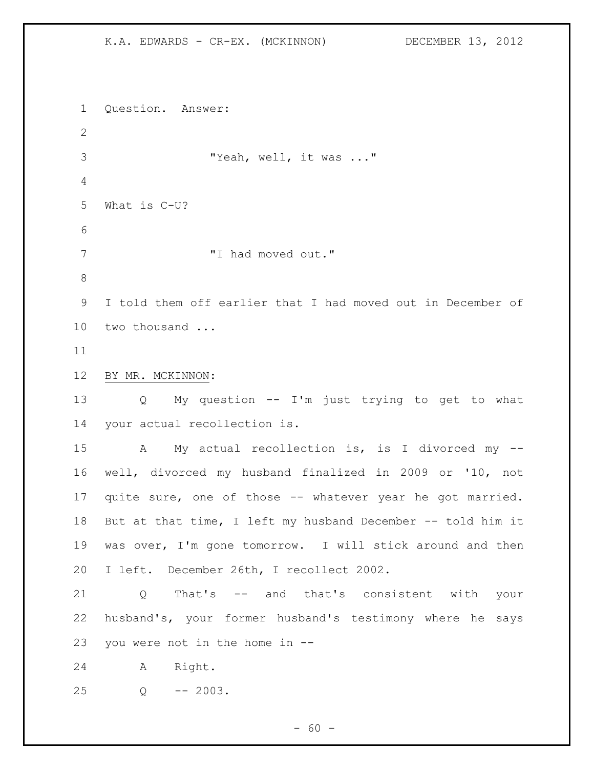Question. Answer:

> "Yeah, well, it was ..."

What is C-U?

> "I had moved out."

I told them off earlier that I had moved out in December of two thousand ...

BY MR. MCKINNON:

Q My question -- I'm just trying to get to what your actual recollection is.

A My actual recollection is, is I divorced my -- well, divorced my husband finalized in 2009 or '10, not quite sure, one of those -- whatever year he got married. But at that time, I left my husband December -- told him it was over, I'm gone tomorrow. I will stick around and then I left. December 26th, I recollect 2002.

Q That's -- and that's consistent with your husband's, your former husband's testimony where he says you were not in the home in --

A Right.

Q -- 2003.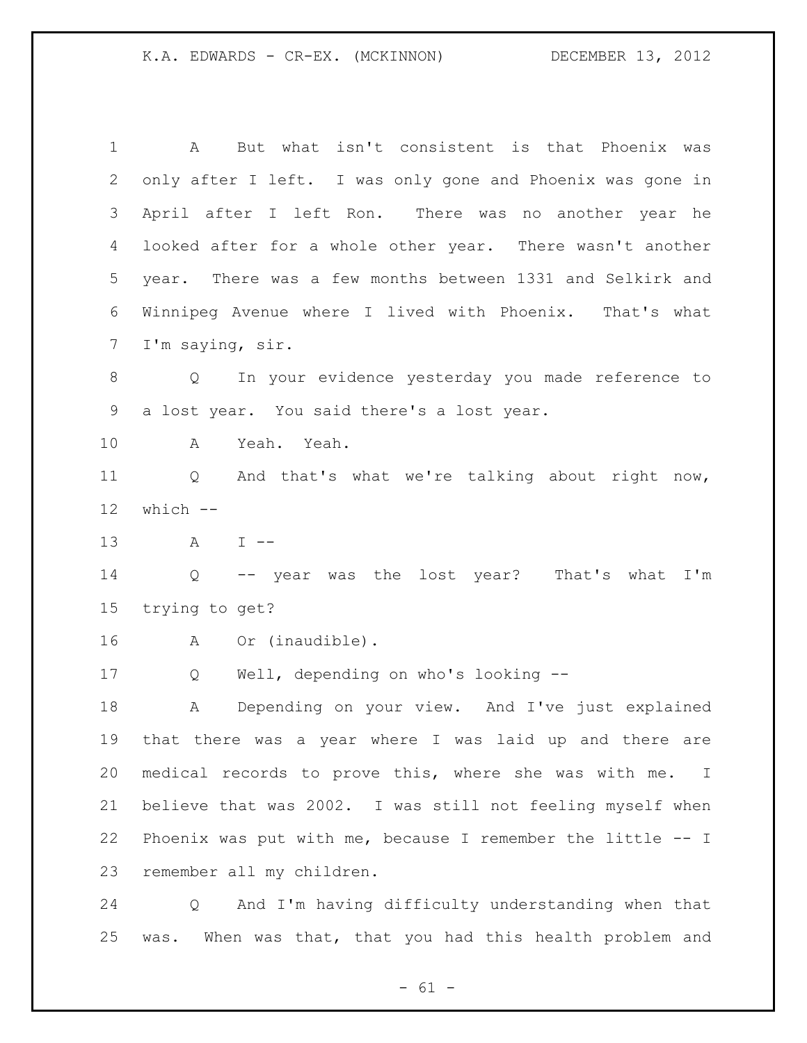A But what isn't consistent is that Phoenix was only after I left. I was only gone and Phoenix was gone in April after I left Ron. There was no another year he looked after for a whole other year. There wasn't another year. There was a few months between 1331 and Selkirk and Winnipeg Avenue where I lived with Phoenix. That's what I'm saying, sir.

Q In your evidence yesterday you made reference to a lost year. You said there's a lost year.

A Yeah. Yeah.

Q And that's what we're talking about right now, which --

A I --

Q -- year was the lost year? That's what I'm trying to get?

A Or (inaudible).

Q Well, depending on who's looking --

A Depending on your view. And I've just explained that there was a year where I was laid up and there are medical records to prove this, where she was with me. I believe that was 2002. I was still not feeling myself when Phoenix was put with me, because I remember the little -- I remember all my children.

Q And I'm having difficulty understanding when that was. When was that, that you had this health problem and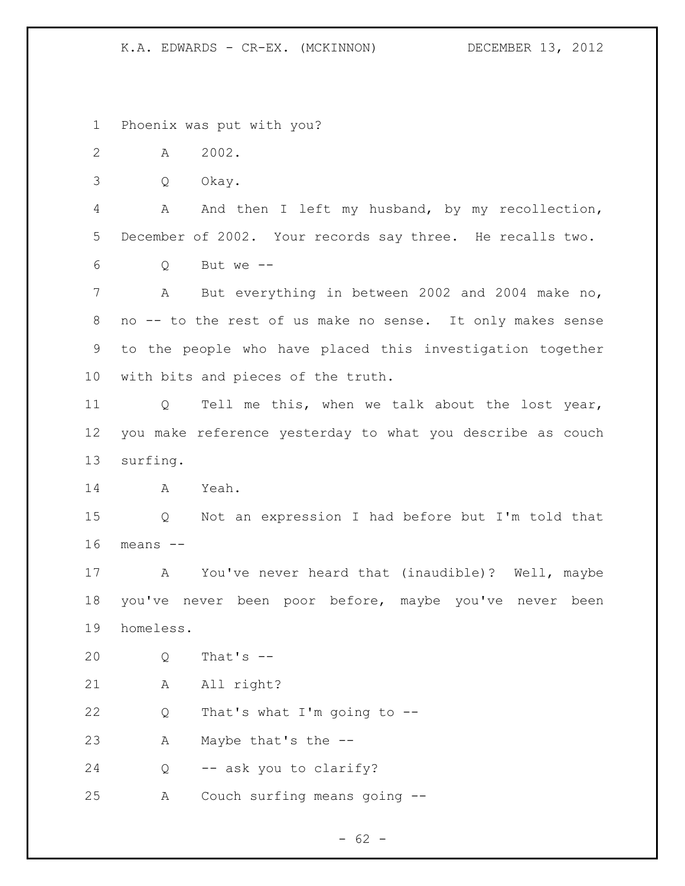Phoenix was put with you?

A 2002.

Q Okay.

A And then I left my husband, by my recollection, December of 2002. Your records say three. He recalls two.

Q But we --

A But everything in between 2002 and 2004 make no, no -- to the rest of us make no sense. It only makes sense to the people who have placed this investigation together with bits and pieces of the truth.

Q Tell me this, when we talk about the lost year, you make reference yesterday to what you describe as couch surfing.

A Yeah.

Q Not an expression I had before but I'm told that means --

A You've never heard that (inaudible)? Well, maybe you've never been poor before, maybe you've never been homeless.

Q That's --

A All right?

Q That's what I'm going to --

A Maybe that's the --

Q -- ask you to clarify?

A Couch surfing means going --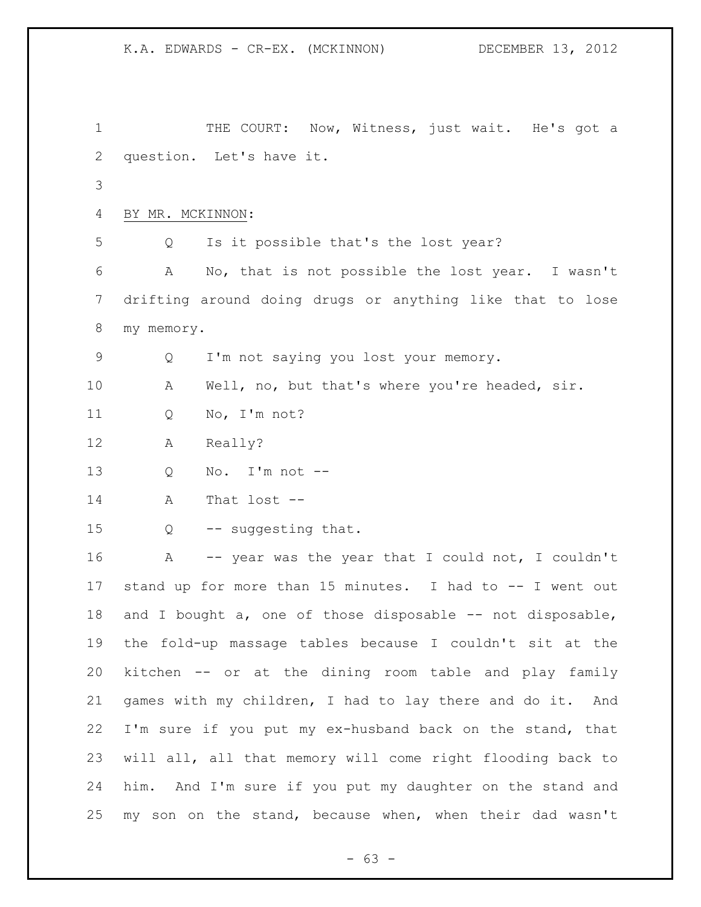THE COURT: Now, Witness, just wait. He's got a question. Let's have it.

BY MR. MCKINNON:

Q Is it possible that's the lost year?

A No, that is not possible the lost year. I wasn't drifting around doing drugs or anything like that to lose my memory.

Q I'm not saying you lost your memory.

A Well, no, but that's where you're headed, sir.

Q No, I'm not?

A Really?

Q No. I'm not --

A That lost --

Q -- suggesting that.

A -- year was the year that I could not, I couldn't stand up for more than 15 minutes. I had to -- I went out and I bought a, one of those disposable -- not disposable, the fold-up massage tables because I couldn't sit at the kitchen -- or at the dining room table and play family games with my children, I had to lay there and do it. And I'm sure if you put my ex-husband back on the stand, that will all, all that memory will come right flooding back to him. And I'm sure if you put my daughter on the stand and my son on the stand, because when, when their dad wasn't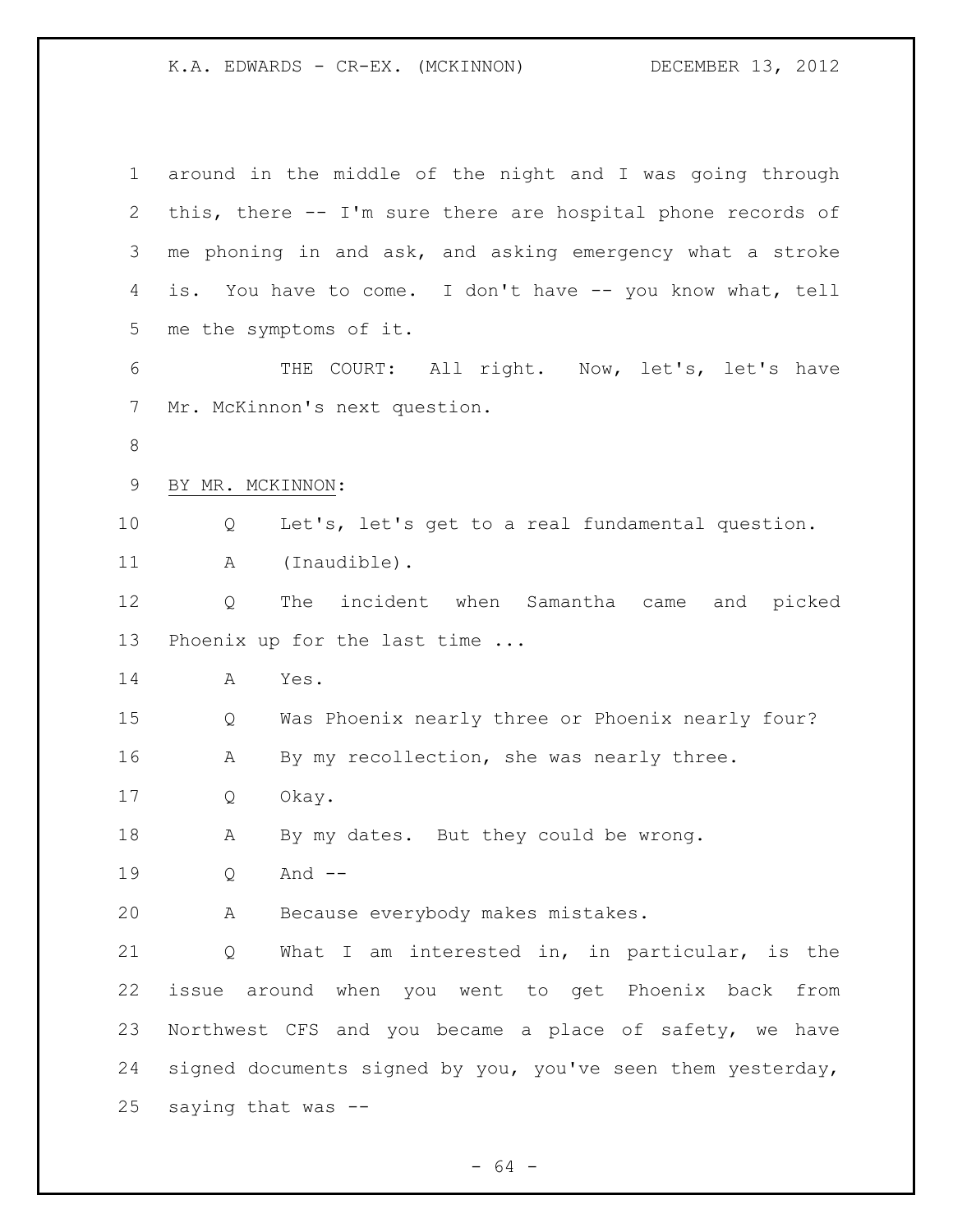around in the middle of the night and I was going through this, there -- I'm sure there are hospital phone records of me phoning in and ask, and asking emergency what a stroke is. You have to come. I don't have -- you know what, tell me the symptoms of it.

THE COURT: All right. Now, let's, let's have Mr. McKinnon's next question.

BY MR. MCKINNON:

Q Let's, let's get to a real fundamental question.

A (Inaudible).

Q The incident when Samantha came and picked Phoenix up for the last time ...

A Yes.

Q Was Phoenix nearly three or Phoenix nearly four?

A By my recollection, she was nearly three.

Q Okay.

A By my dates. But they could be wrong.

Q And --

A Because everybody makes mistakes.

Q What I am interested in, in particular, is the issue around when you went to get Phoenix back from Northwest CFS and you became a place of safety, we have signed documents signed by you, you've seen them yesterday, saying that was --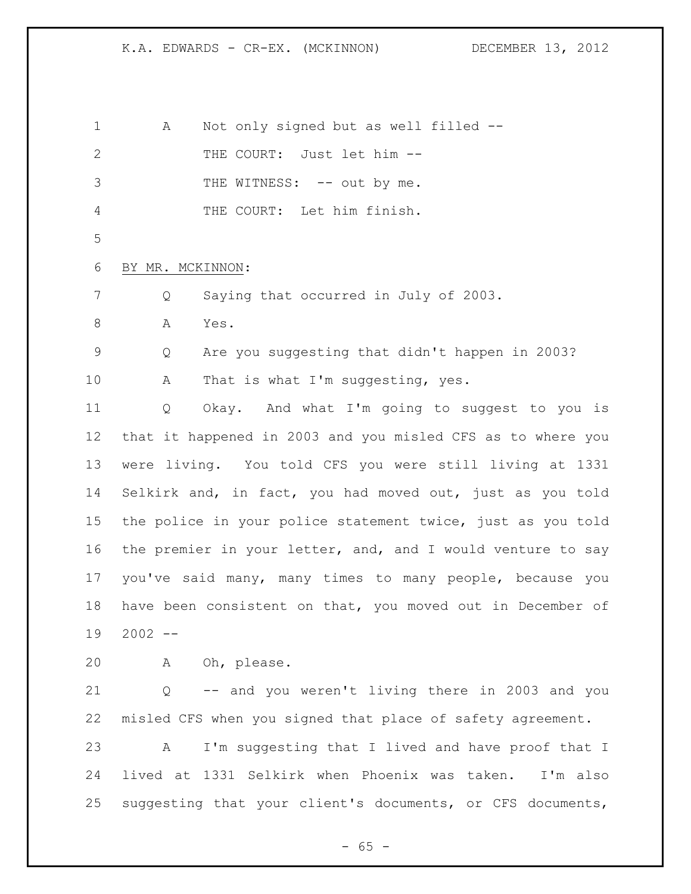A Not only signed but as well filled --

THE COURT: Just let him --

THE WITNESS: -- out by me.

THE COURT: Let him finish.

BY MR. MCKINNON:

Q Saying that occurred in July of 2003.

A Yes.

Q Are you suggesting that didn't happen in 2003?

A That is what I'm suggesting, yes.

Q Okay. And what I'm going to suggest to you is that it happened in 2003 and you misled CFS as to where you were living. You told CFS you were still living at 1331 Selkirk and, in fact, you had moved out, just as you told the police in your police statement twice, just as you told the premier in your letter, and, and I would venture to say you've said many, many times to many people, because you have been consistent on that, you moved out in December of 2002 --

A Oh, please.

Q -- and you weren't living there in 2003 and you misled CFS when you signed that place of safety agreement.

A I'm suggesting that I lived and have proof that I lived at 1331 Selkirk when Phoenix was taken. I'm also suggesting that your client's documents, or CFS documents,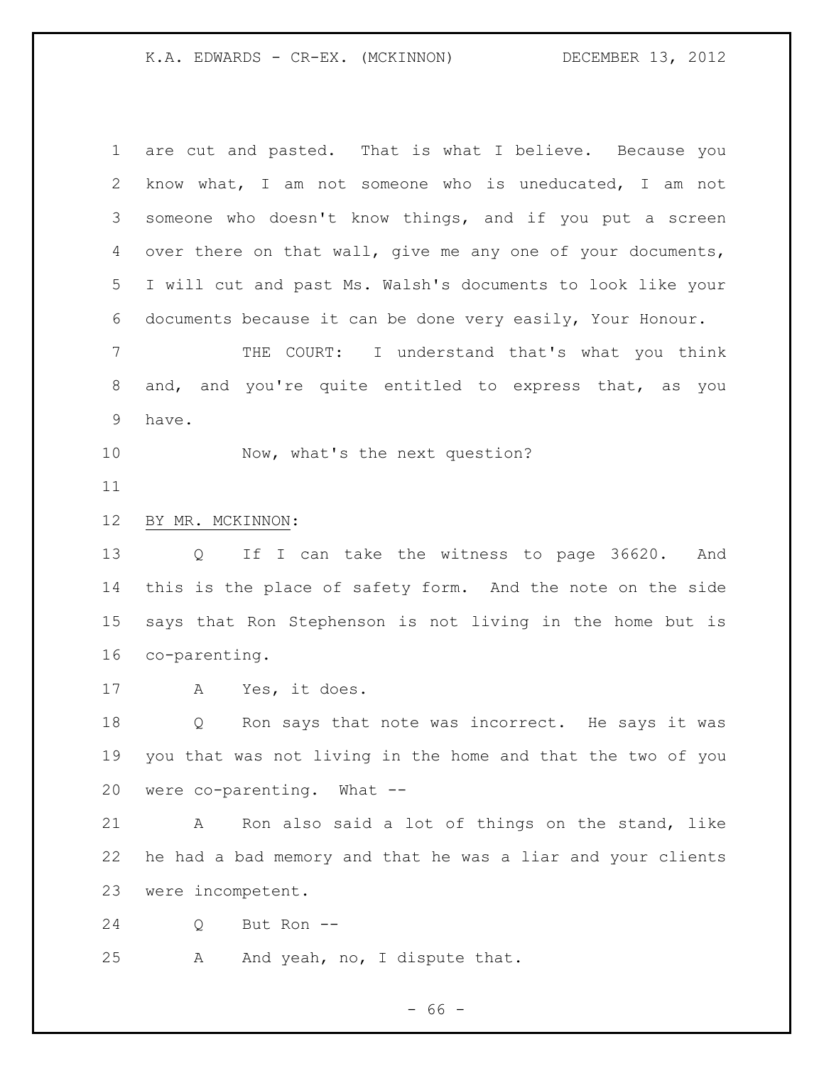are cut and pasted. That is what I believe. Because you know what, I am not someone who is uneducated, I am not someone who doesn't know things, and if you put a screen over there on that wall, give me any one of your documents, I will cut and past Ms. Walsh's documents to look like your documents because it can be done very easily, Your Honour.

THE COURT: I understand that's what you think and, and you're quite entitled to express that, as you have.

Now, what's the next question?

BY MR. MCKINNON:

Q If I can take the witness to page 36620. And this is the place of safety form. And the note on the side says that Ron Stephenson is not living in the home but is co-parenting.

A Yes, it does.

Q Ron says that note was incorrect. He says it was you that was not living in the home and that the two of you were co-parenting. What --

A Ron also said a lot of things on the stand, like he had a bad memory and that he was a liar and your clients were incompetent.

Q But Ron --

A And yeah, no, I dispute that.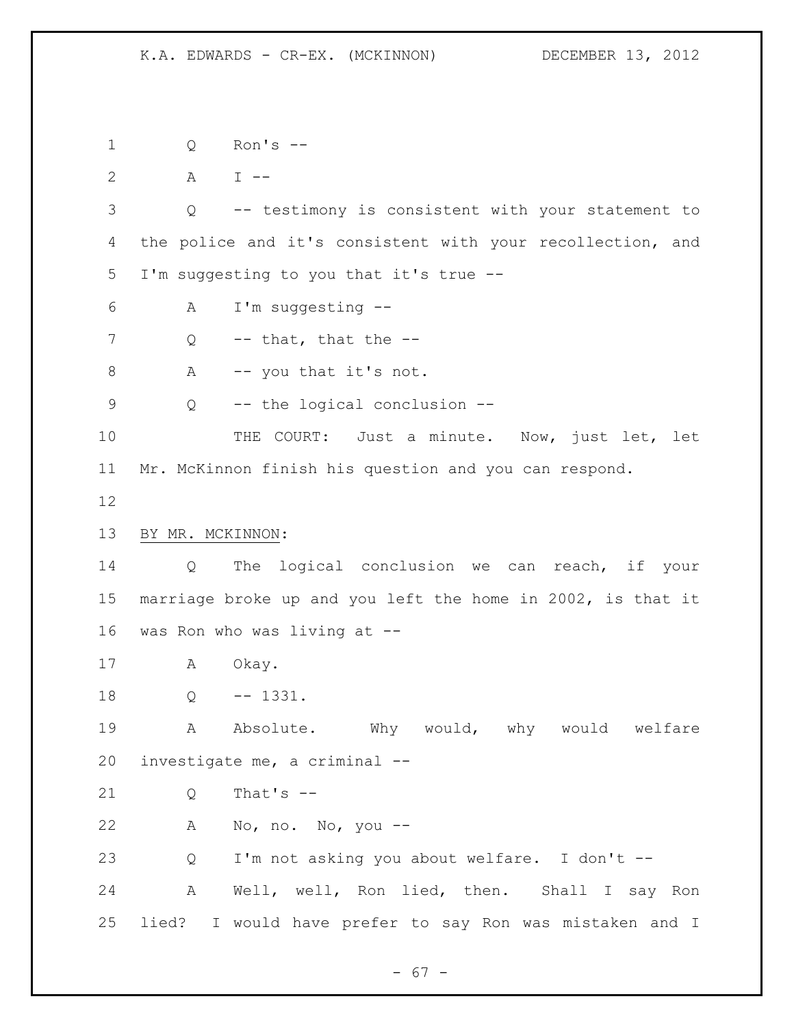Q Ron's --

A I --

Q -- testimony is consistent with your statement to the police and it's consistent with your recollection, and I'm suggesting to you that it's true --

A I'm suggesting --

Q -- that, that the --

A -- you that it's not.

Q -- the logical conclusion --

THE COURT: Just a minute. Now, just let, let Mr. McKinnon finish his question and you can respond.

BY MR. MCKINNON:

Q The logical conclusion we can reach, if your marriage broke up and you left the home in 2002, is that it was Ron who was living at --

A Okay.

Q -- 1331.

A Absolute. Why would, why would welfare investigate me, a criminal --

Q That's --

A No, no. No, you --

Q I'm not asking you about welfare. I don't --

A Well, well, Ron lied, then. Shall I say Ron lied? I would have prefer to say Ron was mistaken and I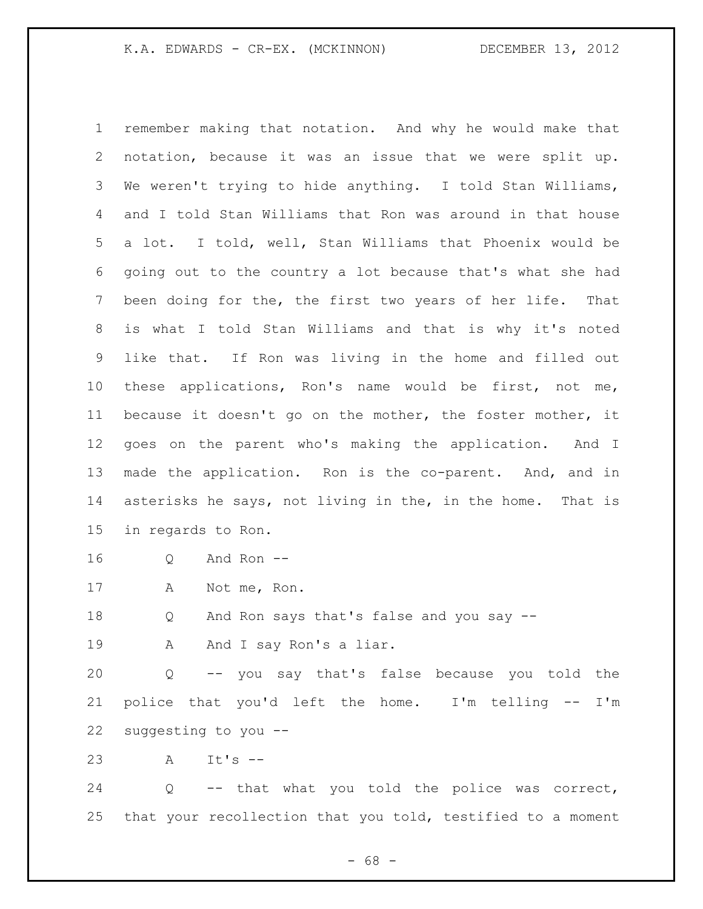remember making that notation. And why he would make that notation, because it was an issue that we were split up. We weren't trying to hide anything. I told Stan Williams, and I told Stan Williams that Ron was around in that house a lot. I told, well, Stan Williams that Phoenix would be going out to the country a lot because that's what she had been doing for the, the first two years of her life. That is what I told Stan Williams and that is why it's noted like that. If Ron was living in the home and filled out these applications, Ron's name would be first, not me, because it doesn't go on the mother, the foster mother, it goes on the parent who's making the application. And I made the application. Ron is the co-parent. And, and in asterisks he says, not living in the, in the home. That is in regards to Ron.

Q And Ron --

A Not me, Ron.

Q And Ron says that's false and you say --

A And I say Ron's a liar.

Q -- you say that's false because you told the police that you'd left the home. I'm telling -- I'm suggesting to you --

A It's --

Q -- that what you told the police was correct, that your recollection that you told, testified to a moment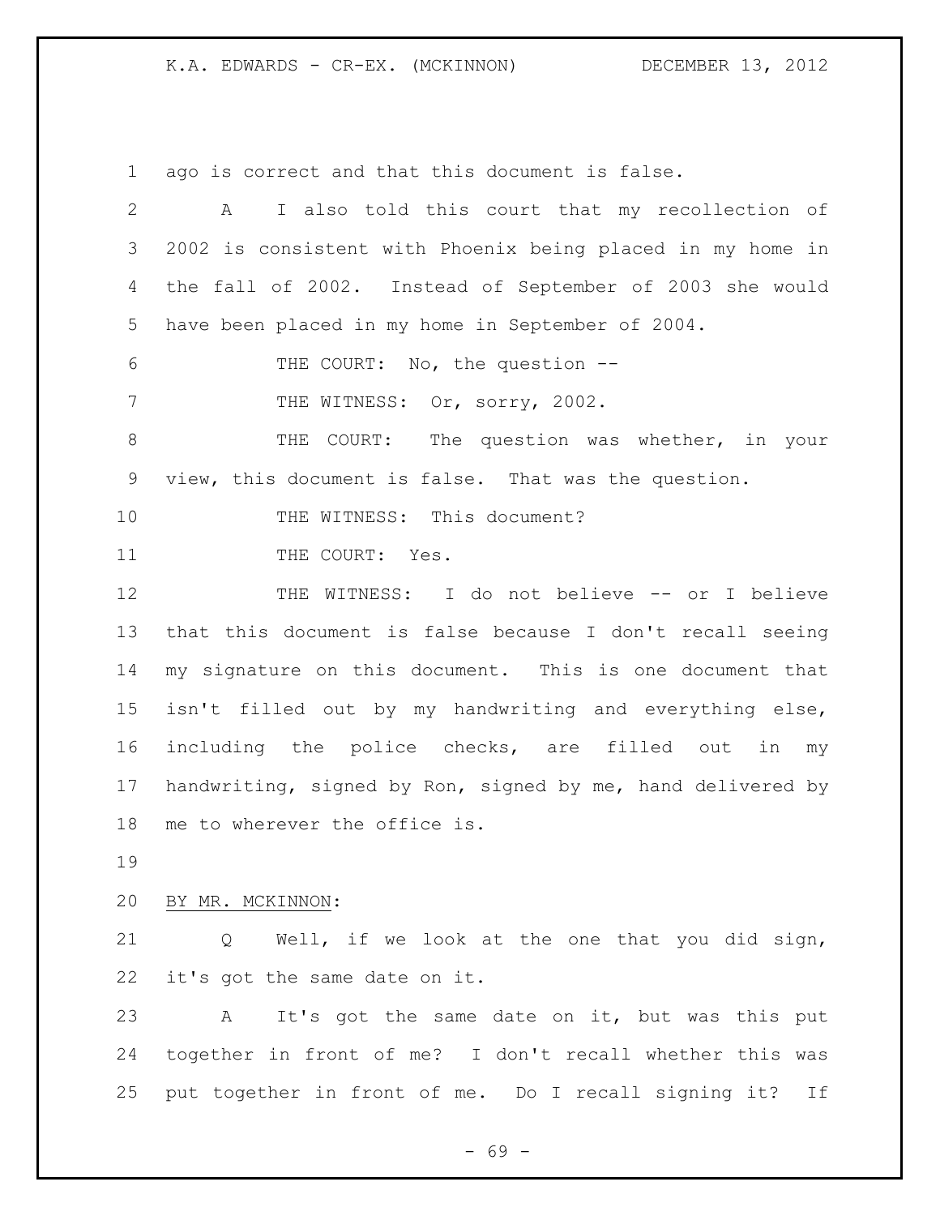ago is correct and that this document is false.

A I also told this court that my recollection of 2002 is consistent with Phoenix being placed in my home in the fall of 2002. Instead of September of 2003 she would have been placed in my home in September of 2004.

THE COURT: No, the question --

THE WITNESS: Or, sorry, 2002.

THE COURT: The question was whether, in your view, this document is false. That was the question.

THE WITNESS: This document?

THE COURT: Yes.

THE WITNESS: I do not believe -- or I believe that this document is false because I don't recall seeing my signature on this document. This is one document that isn't filled out by my handwriting and everything else, including the police checks, are filled out in my handwriting, signed by Ron, signed by me, hand delivered by me to wherever the office is.

BY MR. MCKINNON:

Q Well, if we look at the one that you did sign, it's got the same date on it.

A It's got the same date on it, but was this put together in front of me? I don't recall whether this was put together in front of me. Do I recall signing it? If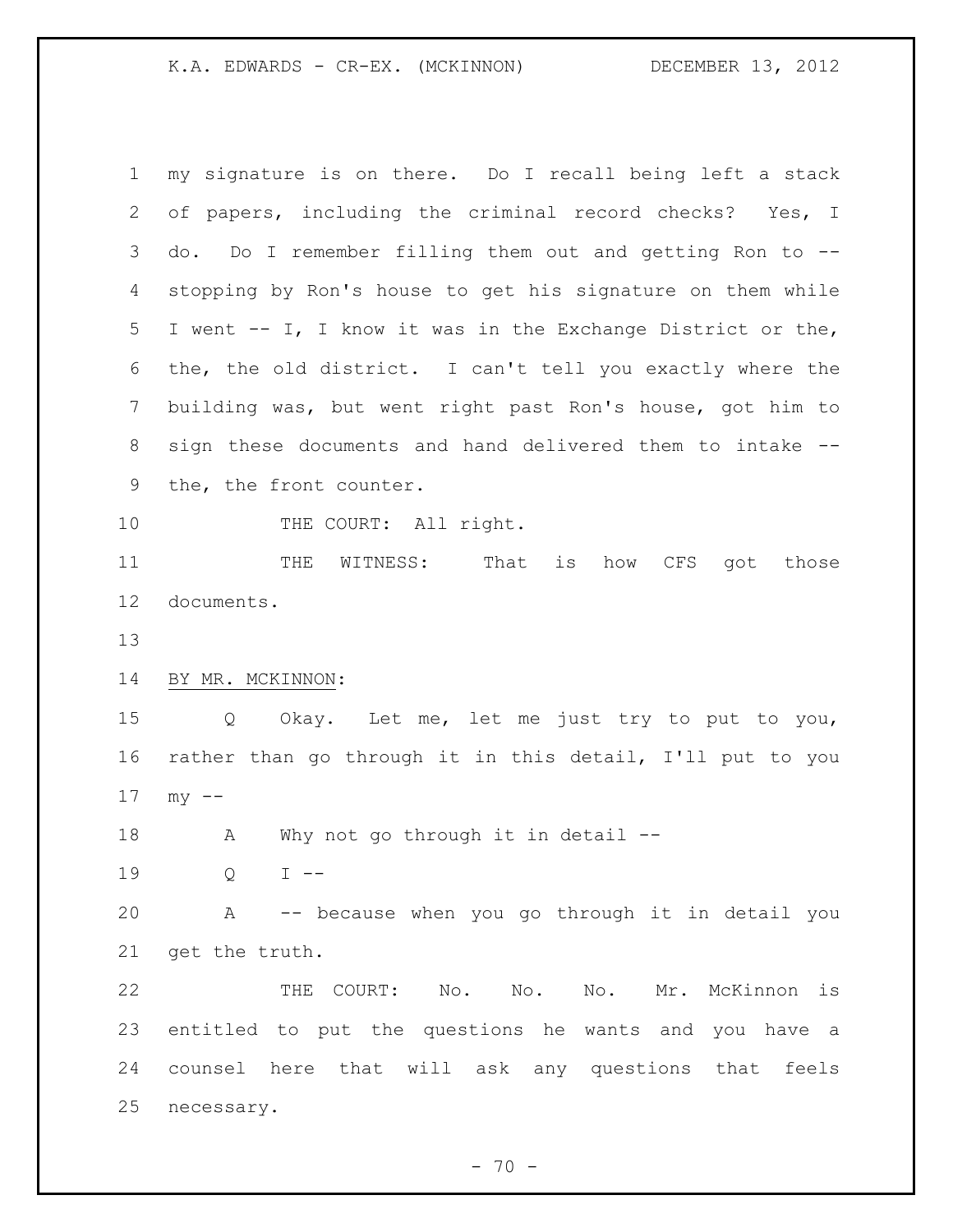my signature is on there. Do I recall being left a stack of papers, including the criminal record checks? Yes, I do. Do I remember filling them out and getting Ron to -- stopping by Ron's house to get his signature on them while I went -- I, I know it was in the Exchange District or the, the, the old district. I can't tell you exactly where the building was, but went right past Ron's house, got him to sign these documents and hand delivered them to intake -- the, the front counter.

THE COURT: All right.

THE WITNESS: That is how CFS got those documents.

BY MR. MCKINNON:

Q Okay. Let me, let me just try to put to you, rather than go through it in this detail, I'll put to you my --

A Why not go through it in detail --

Q I --

A -- because when you go through it in detail you get the truth.

THE COURT: No. No. No. Mr. McKinnon is entitled to put the questions he wants and you have a counsel here that will ask any questions that feels necessary.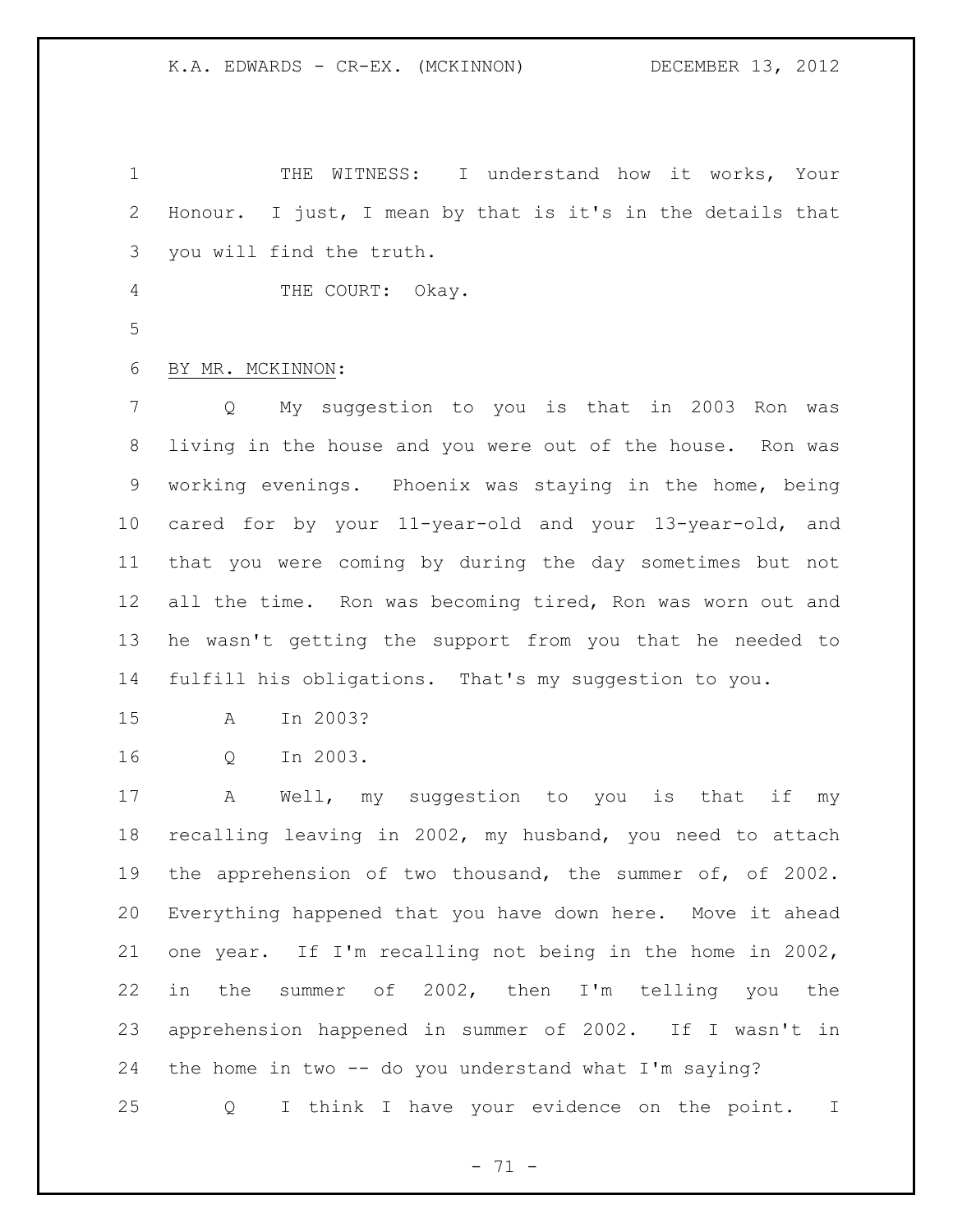THE WITNESS: I understand how it works, Your Honour. I just, I mean by that is it's in the details that you will find the truth.

THE COURT: Okay.

BY MR. MCKINNON:

Q My suggestion to you is that in 2003 Ron was living in the house and you were out of the house. Ron was working evenings. Phoenix was staying in the home, being cared for by your 11-year-old and your 13-year-old, and that you were coming by during the day sometimes but not all the time. Ron was becoming tired, Ron was worn out and he wasn't getting the support from you that he needed to fulfill his obligations. That's my suggestion to you.

A In 2003?

Q In 2003.

A Well, my suggestion to you is that if my recalling leaving in 2002, my husband, you need to attach the apprehension of two thousand, the summer of, of 2002. Everything happened that you have down here. Move it ahead one year. If I'm recalling not being in the home in 2002, in the summer of 2002, then I'm telling you the apprehension happened in summer of 2002. If I wasn't in the home in two -- do you understand what I'm saying?

Q I think I have your evidence on the point. I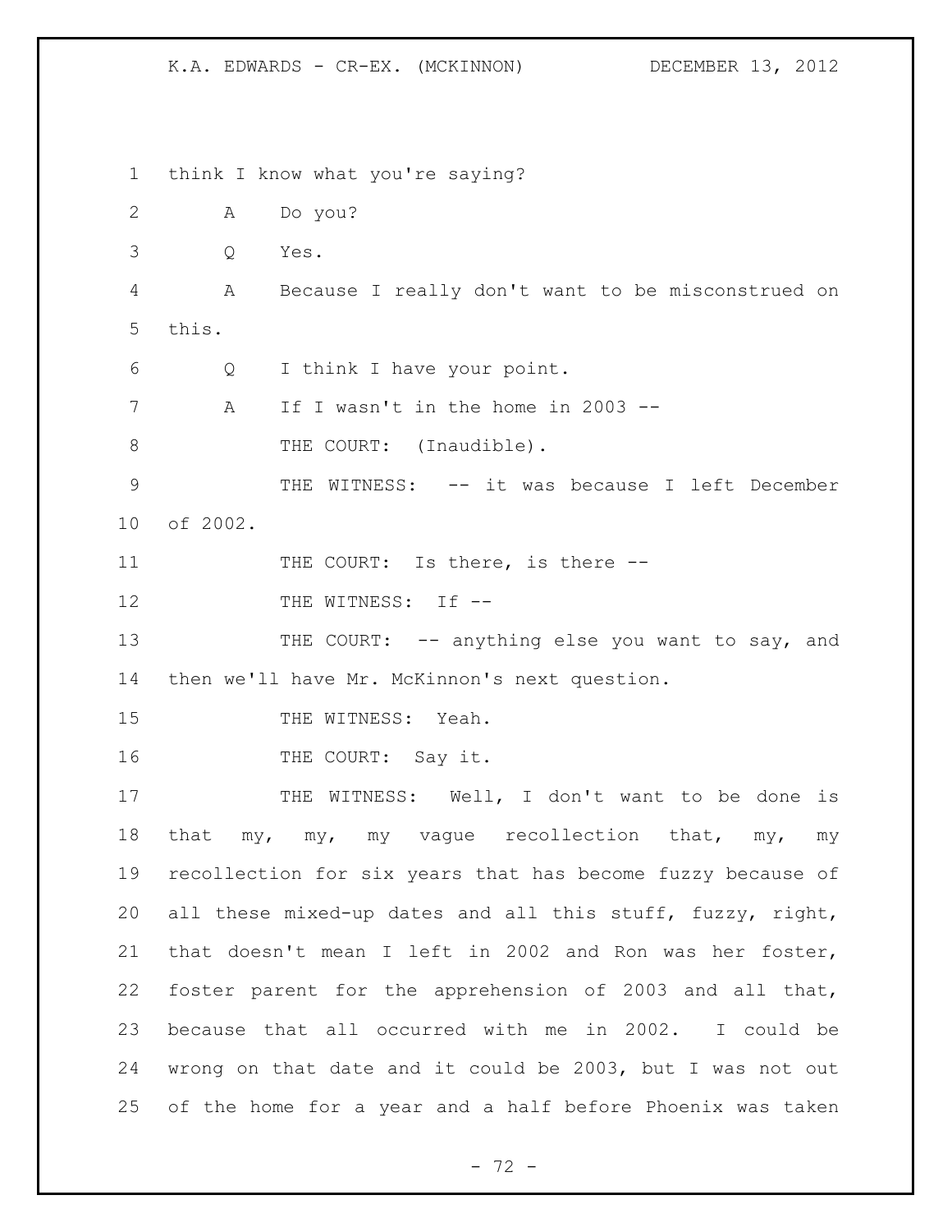think I know what you're saying?

A Do you?

Q Yes.

A Because I really don't want to be misconstrued on this.

Q I think I have your point.

A If I wasn't in the home in 2003 --

THE COURT: (Inaudible).

THE WITNESS: -- it was because I left December of 2002.

THE COURT: Is there, is there --

THE WITNESS: If --

THE COURT: -- anything else you want to say, and then we'll have Mr. McKinnon's next question.

THE WITNESS: Yeah.

THE COURT: Say it.

THE WITNESS: Well, I don't want to be done is that my, my, my vague recollection that, my, my recollection for six years that has become fuzzy because of all these mixed-up dates and all this stuff, fuzzy, right, that doesn't mean I left in 2002 and Ron was her foster, foster parent for the apprehension of 2003 and all that, because that all occurred with me in 2002. I could be wrong on that date and it could be 2003, but I was not out of the home for a year and a half before Phoenix was taken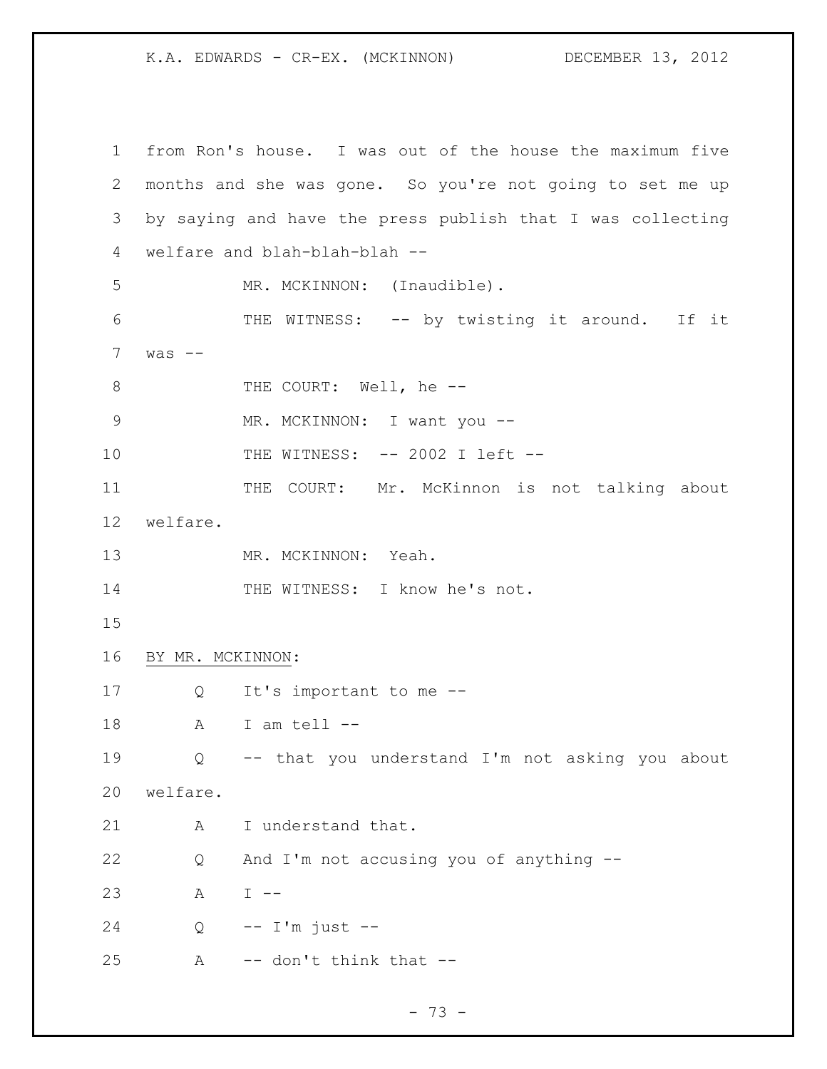from Ron's house. I was out of the house the maximum five months and she was gone. So you're not going to set me up by saying and have the press publish that I was collecting welfare and blah-blah-blah --

MR. MCKINNON: (Inaudible).

THE WITNESS: -- by twisting it around. If it was --

THE COURT: Well, he --

MR. MCKINNON: I want you --

THE WITNESS: -- 2002 I left --

THE COURT: Mr. McKinnon is not talking about welfare.

MR. MCKINNON: Yeah.

THE WITNESS: I know he's not.

BY MR. MCKINNON:

Q It's important to me --

A I am tell --

Q -- that you understand I'm not asking you about welfare.

A I understand that.

Q And I'm not accusing you of anything --

A I --

Q -- I'm just --

A -- don't think that --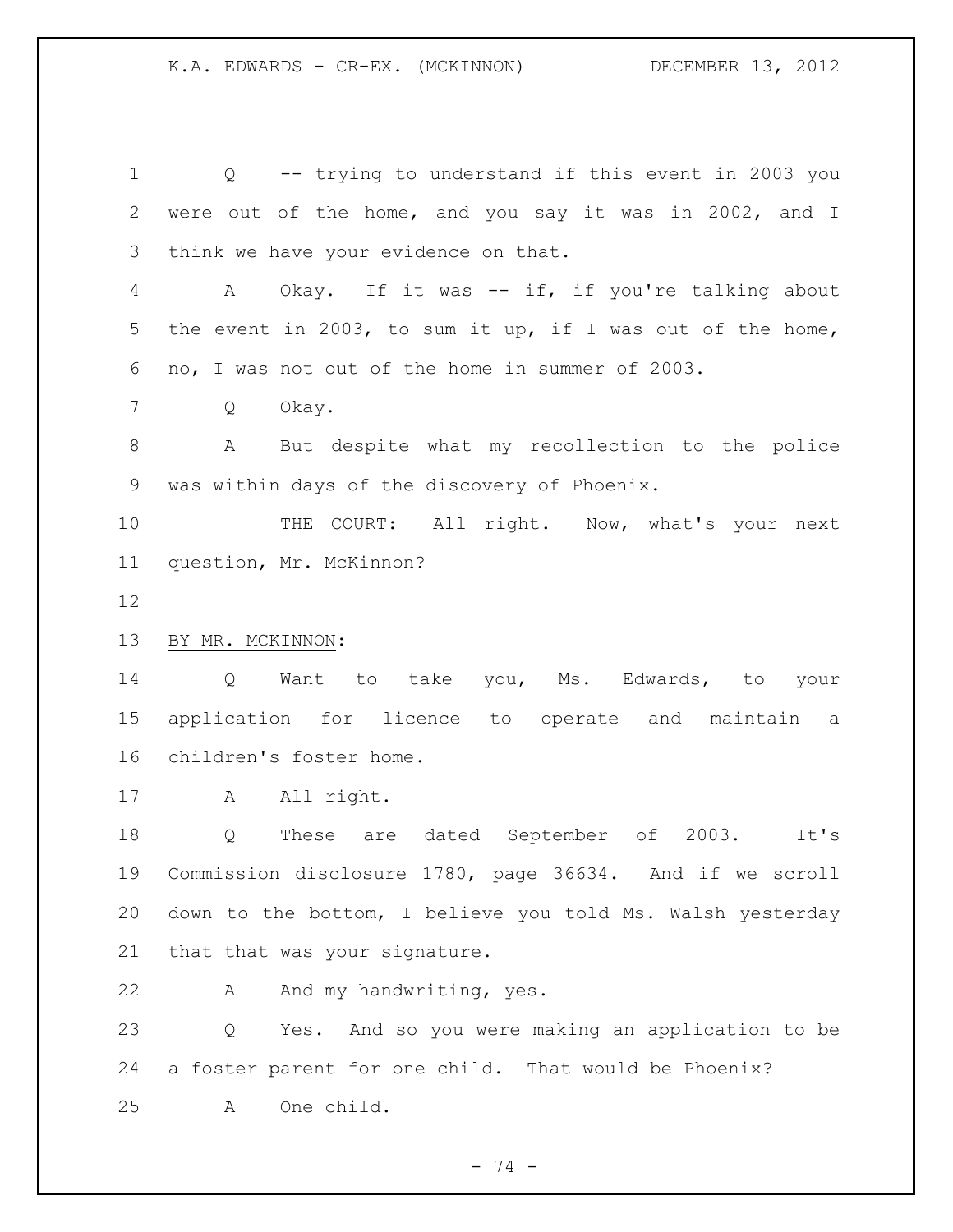Q -- trying to understand if this event in 2003 you were out of the home, and you say it was in 2002, and I think we have your evidence on that.

A Okay. If it was -- if, if you're talking about the event in 2003, to sum it up, if I was out of the home, no, I was not out of the home in summer of 2003.

Q Okay.

A But despite what my recollection to the police was within days of the discovery of Phoenix.

THE COURT: All right. Now, what's your next question, Mr. McKinnon?

BY MR. MCKINNON:

Q Want to take you, Ms. Edwards, to your application for licence to operate and maintain a children's foster home.

A All right.

Q These are dated September of 2003. It's Commission disclosure 1780, page 36634. And if we scroll down to the bottom, I believe you told Ms. Walsh yesterday that that was your signature.

A And my handwriting, yes.

Q Yes. And so you were making an application to be a foster parent for one child. That would be Phoenix?

A One child.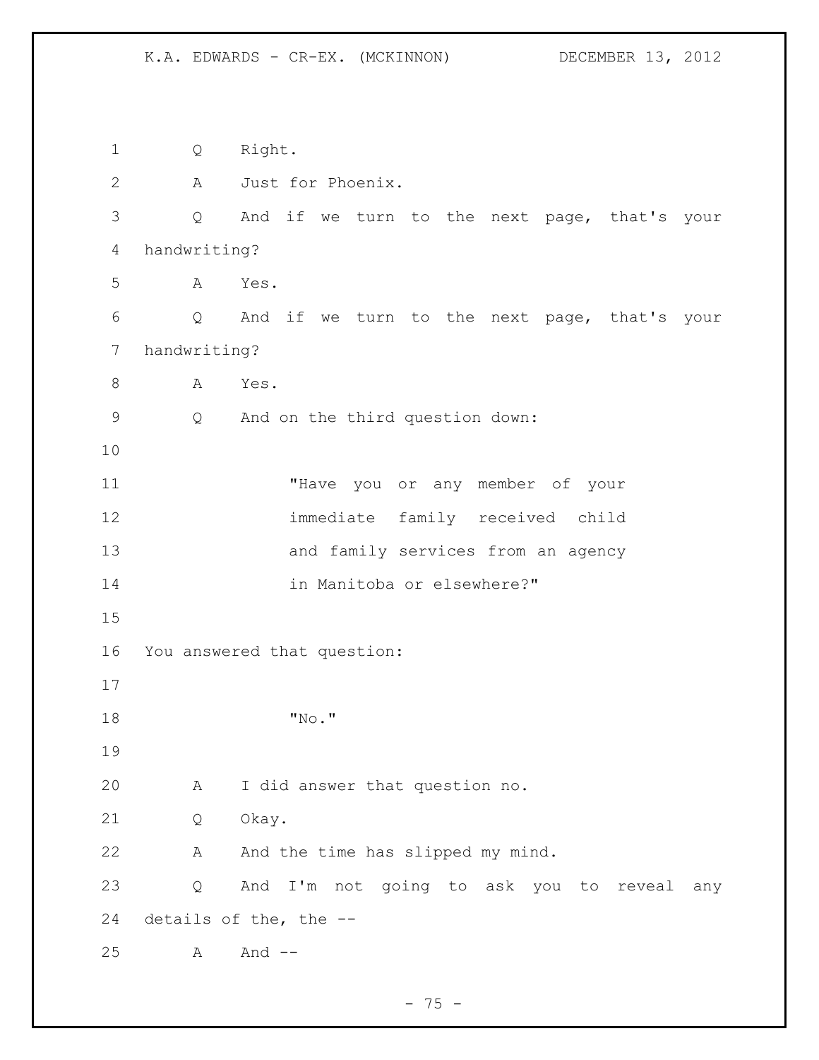Q Right.

A Just for Phoenix.

Q And if we turn to the next page, that's your handwriting?

A Yes.

Q And if we turn to the next page, that's your handwriting?

A Yes.

Q And on the third question down:

> "Have you or any member of your immediate family received child and family services from an agency in Manitoba or elsewhere?"

You answered that question:

> "No."

A I did answer that question no.

Q Okay.

A And the time has slipped my mind.

Q And I'm not going to ask you to reveal any details of the, the --

A And --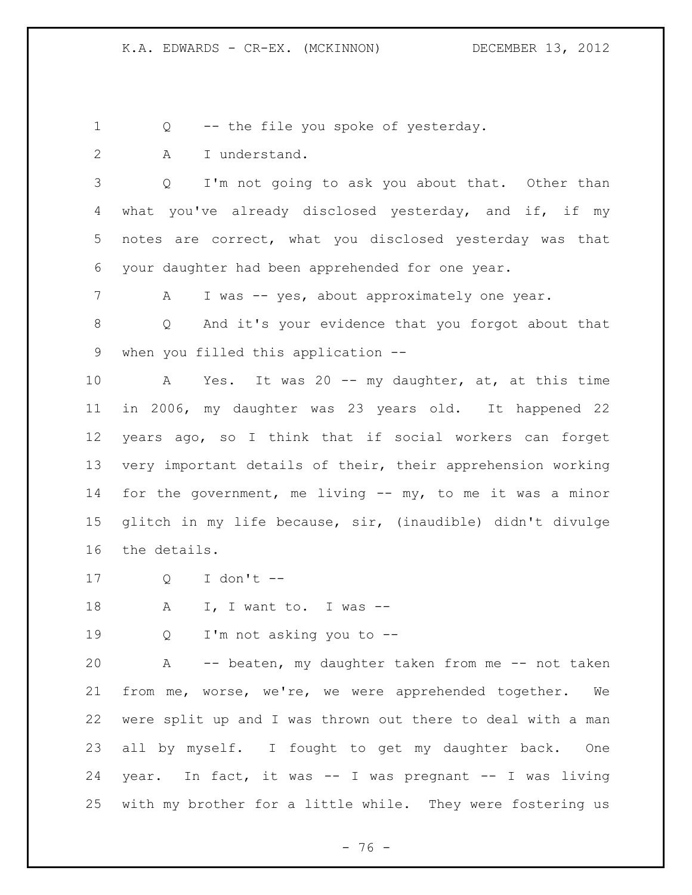Q -- the file you spoke of yesterday.

A I understand.

Q I'm not going to ask you about that. Other than what you've already disclosed yesterday, and if, if my notes are correct, what you disclosed yesterday was that your daughter had been apprehended for one year.

A I was -- yes, about approximately one year.

Q And it's your evidence that you forgot about that when you filled this application --

A Yes. It was 20 -- my daughter, at, at this time in 2006, my daughter was 23 years old. It happened 22 years ago, so I think that if social workers can forget very important details of their, their apprehension working for the government, me living -- my, to me it was a minor glitch in my life because, sir, (inaudible) didn't divulge the details.

Q I don't --

A I, I want to. I was --

Q I'm not asking you to --

A -- beaten, my daughter taken from me -- not taken from me, worse, we're, we were apprehended together. We were split up and I was thrown out there to deal with a man all by myself. I fought to get my daughter back. One year. In fact, it was -- I was pregnant -- I was living with my brother for a little while. They were fostering us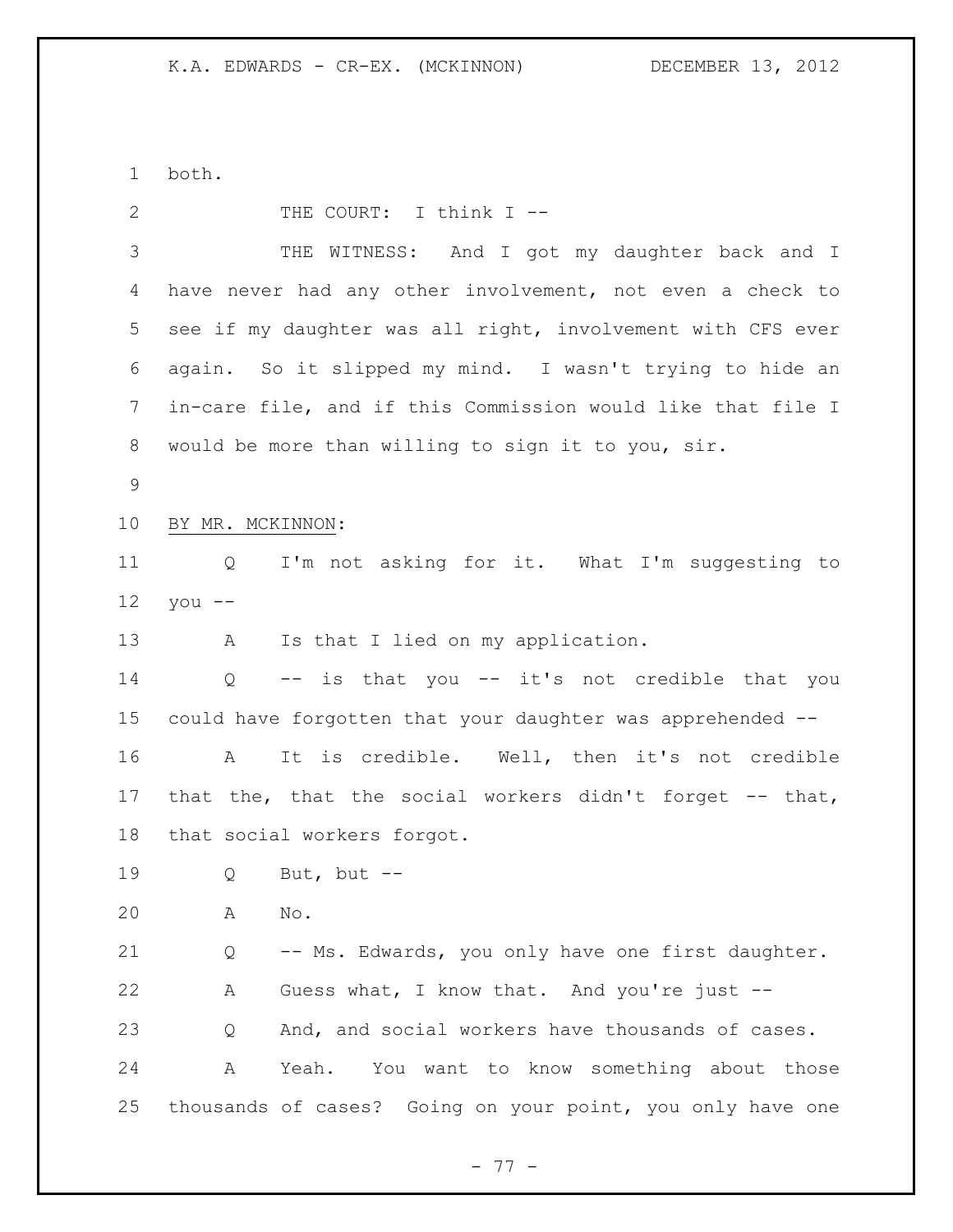both.

THE COURT: I think I --

THE WITNESS: And I got my daughter back and I have never had any other involvement, not even a check to see if my daughter was all right, involvement with CFS ever again. So it slipped my mind. I wasn't trying to hide an in-care file, and if this Commission would like that file I would be more than willing to sign it to you, sir.

BY MR. MCKINNON:

Q I'm not asking for it. What I'm suggesting to you --

A Is that I lied on my application.

Q -- is that you -- it's not credible that you could have forgotten that your daughter was apprehended --

A It is credible. Well, then it's not credible that the, that the social workers didn't forget -- that, that social workers forgot.

Q But, but --

A No.

Q -- Ms. Edwards, you only have one first daughter.

A Guess what, I know that. And you're just --

Q And, and social workers have thousands of cases.

A Yeah. You want to know something about those thousands of cases? Going on your point, you only have one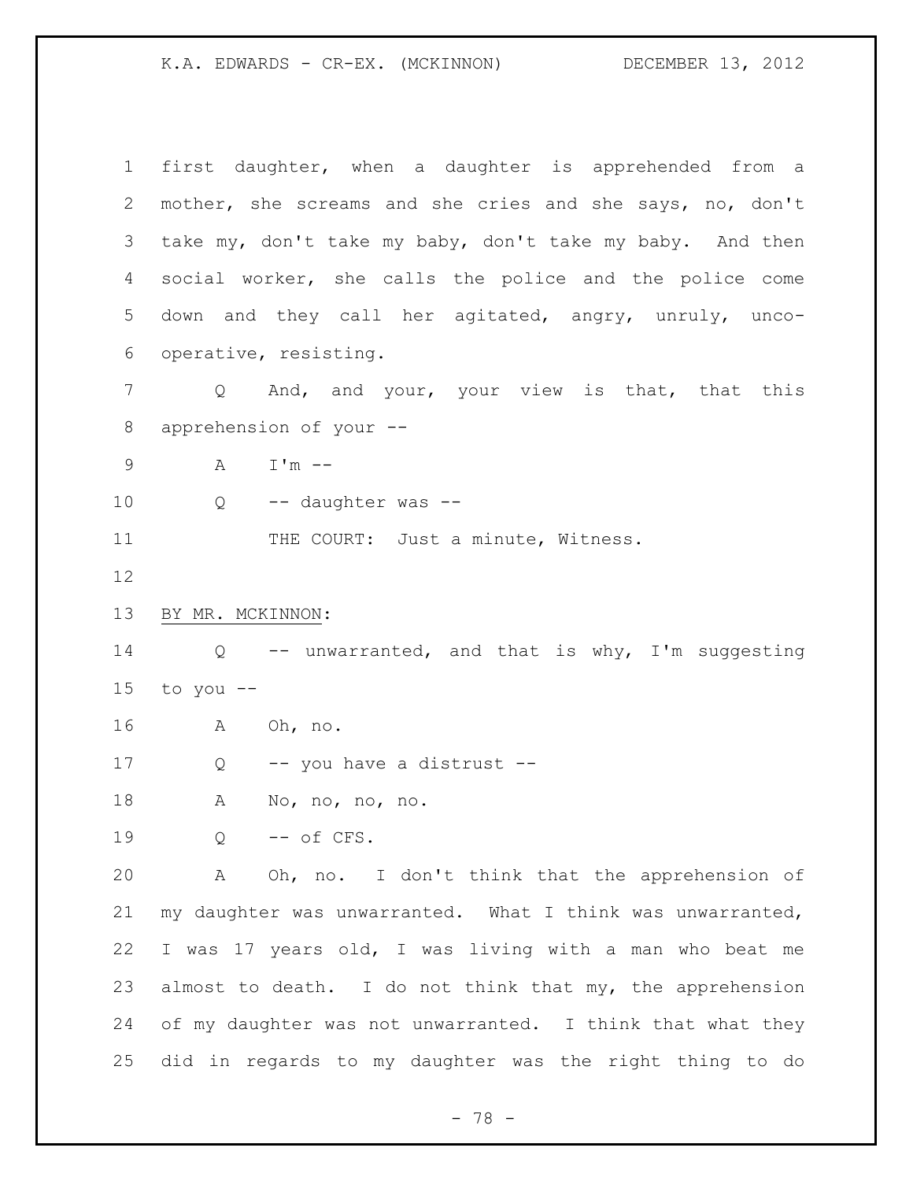first daughter, when a daughter is apprehended from a mother, she screams and she cries and she says, no, don't take my, don't take my baby, don't take my baby. And then social worker, she calls the police and the police come down and they call her agitated, angry, unruly, unco-operative, resisting.

Q And, and your, your view is that, that this apprehension of your --

A I'm --

Q -- daughter was --

THE COURT: Just a minute, Witness.

BY MR. MCKINNON:

Q -- unwarranted, and that is why, I'm suggesting to you --

A Oh, no.

Q -- you have a distrust --

A No, no, no, no.

Q -- of CFS.

A Oh, no. I don't think that the apprehension of my daughter was unwarranted. What I think was unwarranted, I was 17 years old, I was living with a man who beat me almost to death. I do not think that my, the apprehension of my daughter was not unwarranted. I think that what they did in regards to my daughter was the right thing to do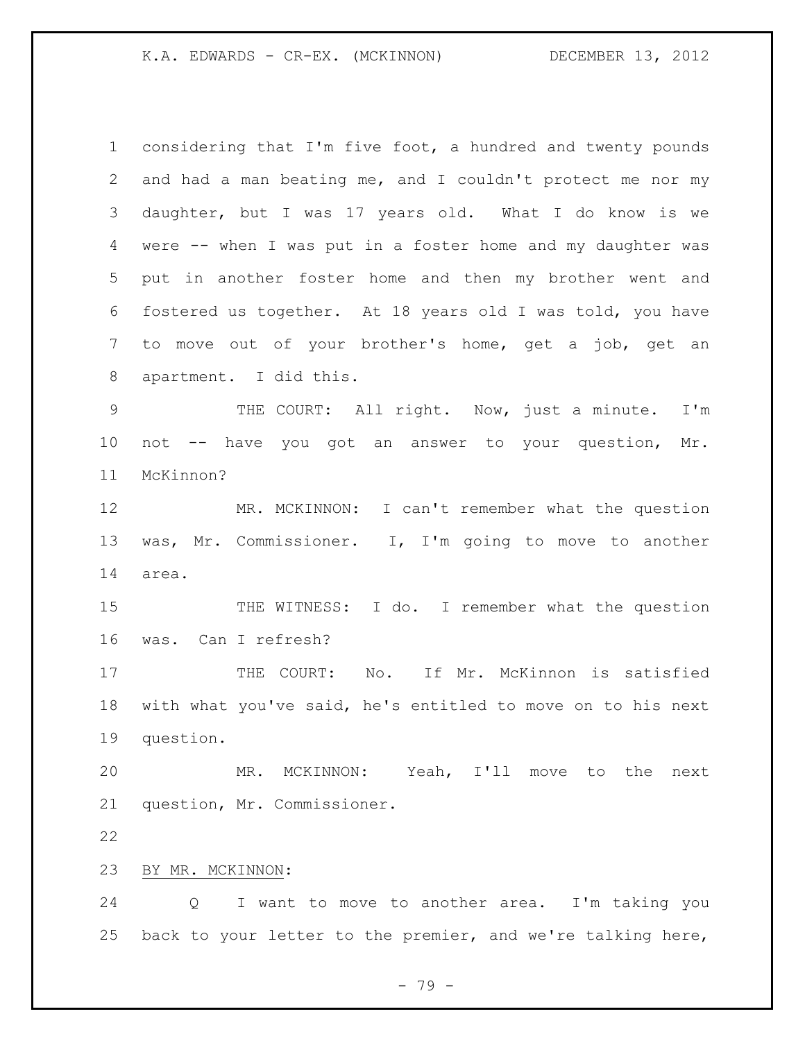considering that I'm five foot, a hundred and twenty pounds and had a man beating me, and I couldn't protect me nor my daughter, but I was 17 years old. What I do know is we were -- when I was put in a foster home and my daughter was put in another foster home and then my brother went and fostered us together. At 18 years old I was told, you have to move out of your brother's home, get a job, get an apartment. I did this.

THE COURT: All right. Now, just a minute. I'm not -- have you got an answer to your question, Mr. McKinnon?

MR. MCKINNON: I can't remember what the question was, Mr. Commissioner. I, I'm going to move to another area.

THE WITNESS: I do. I remember what the question was. Can I refresh?

THE COURT: No. If Mr. McKinnon is satisfied with what you've said, he's entitled to move on to his next question.

MR. MCKINNON: Yeah, I'll move to the next question, Mr. Commissioner.

BY MR. MCKINNON:

Q I want to move to another area. I'm taking you back to your letter to the premier, and we're talking here,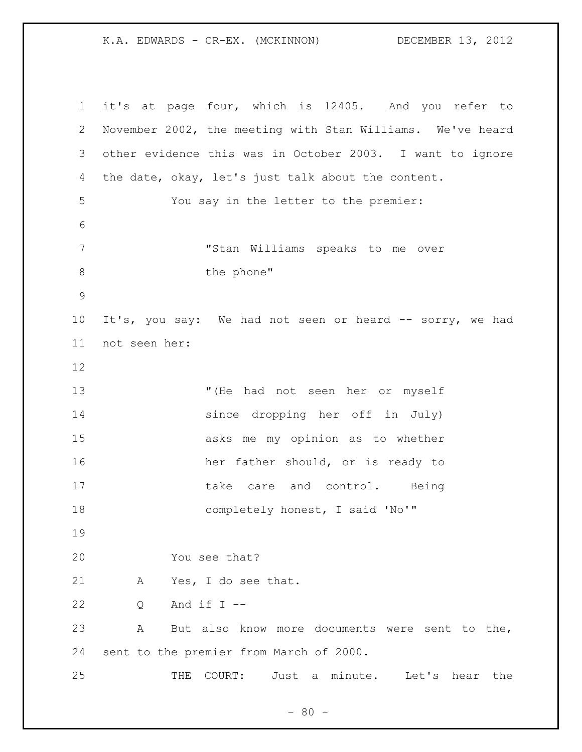it's at page four, which is 12405. And you refer to November 2002, the meeting with Stan Williams. We've heard other evidence this was in October 2003. I want to ignore the date, okay, let's just talk about the content.

You say in the letter to the premier:

> "Stan Williams speaks to me over the phone"

It's, you say: We had not seen or heard -- sorry, we had not seen her:

> "(He had not seen her or myself since dropping her off in July) asks me my opinion as to whether her father should, or is ready to take care and control. Being completely honest, I said 'No'"

You see that?

A Yes, I do see that.

Q And if I --

A But also know more documents were sent to the, sent to the premier from March of 2000.

THE COURT: Just a minute. Let's hear the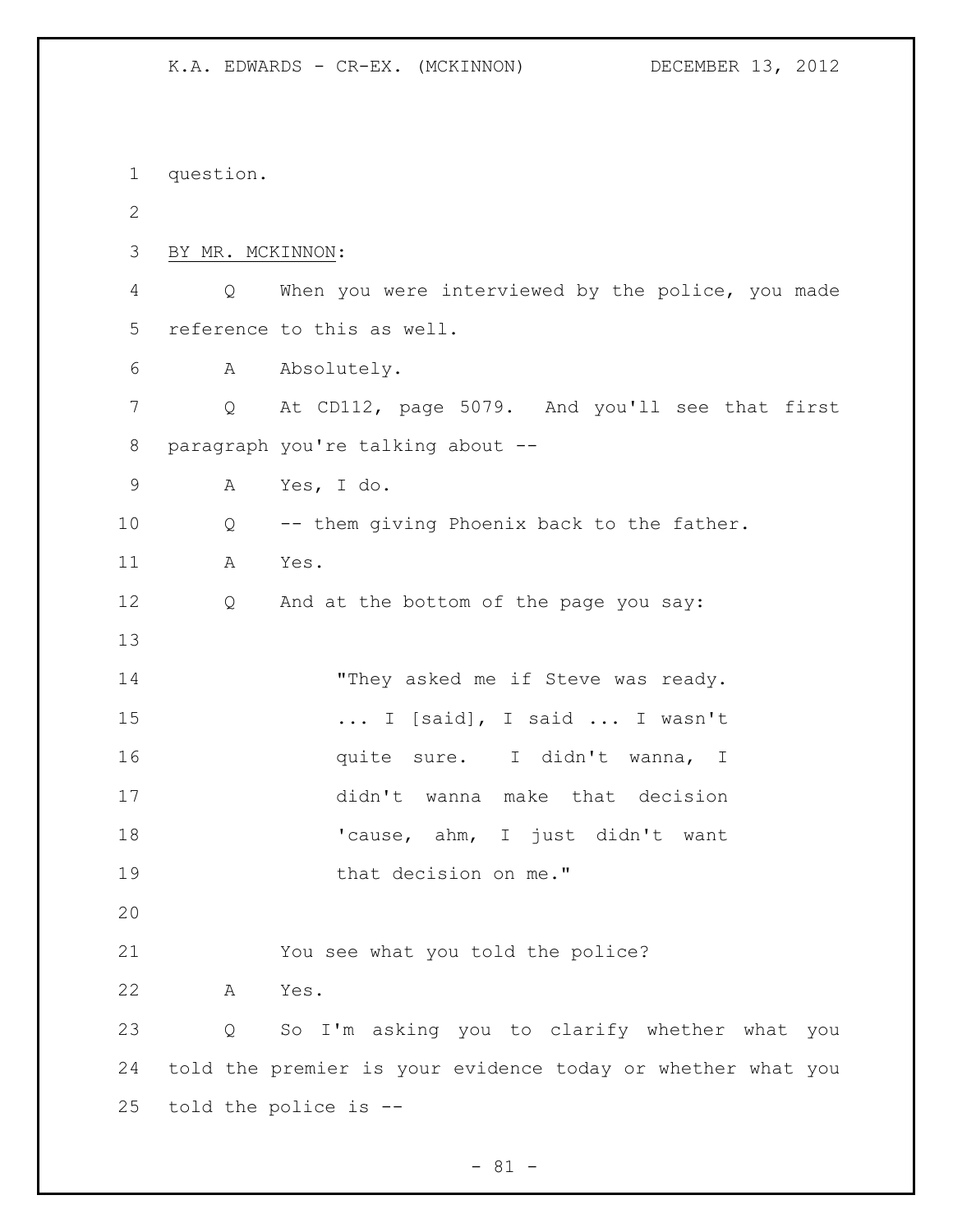question.

BY MR. MCKINNON:

Q When you were interviewed by the police, you made reference to this as well.

A Absolutely.

Q At CD112, page 5079. And you'll see that first paragraph you're talking about --

A Yes, I do.

Q -- them giving Phoenix back to the father.

A Yes.

Q And at the bottom of the page you say:

> "They asked me if Steve was ready. ... I [said], I said ... I wasn't quite sure. I didn't wanna, I didn't wanna make that decision 'cause, ahm, I just didn't want that decision on me."

You see what you told the police?

A Yes.

Q So I'm asking you to clarify whether what you told the premier is your evidence today or whether what you told the police is --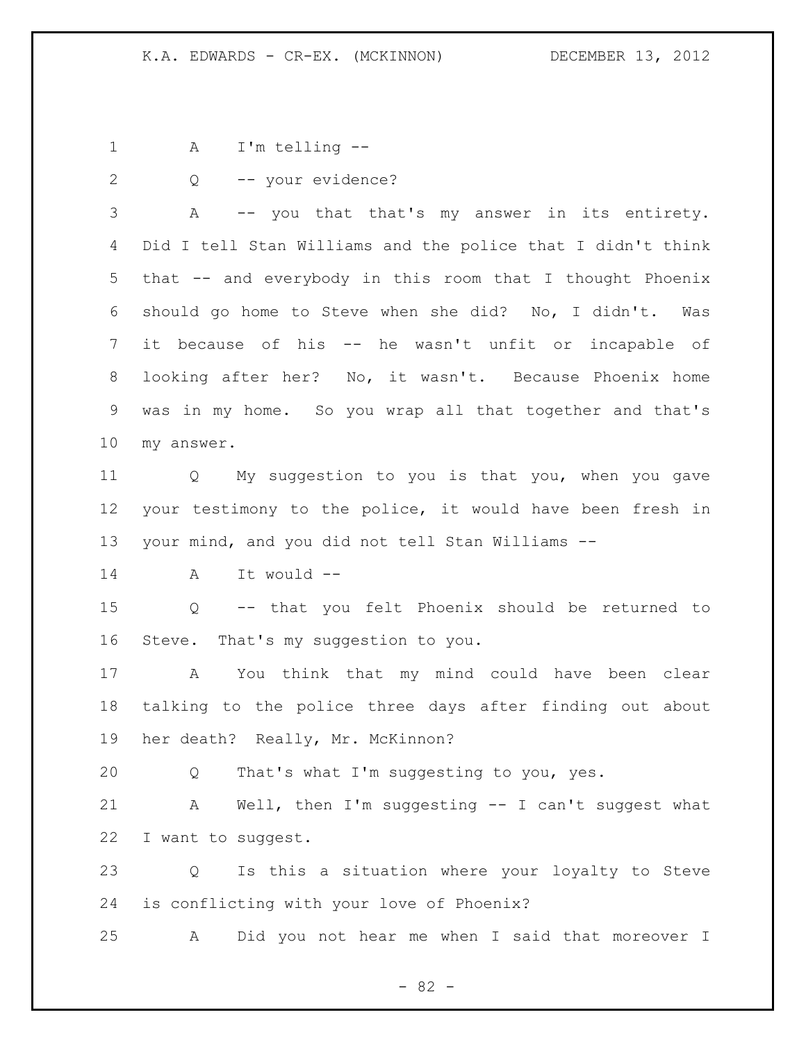A I'm telling --

Q -- your evidence?

A -- you that that's my answer in its entirety. Did I tell Stan Williams and the police that I didn't think that -- and everybody in this room that I thought Phoenix should go home to Steve when she did? No, I didn't. Was it because of his -- he wasn't unfit or incapable of looking after her? No, it wasn't. Because Phoenix home was in my home. So you wrap all that together and that's my answer.

Q My suggestion to you is that you, when you gave your testimony to the police, it would have been fresh in your mind, and you did not tell Stan Williams --

A It would --

Q -- that you felt Phoenix should be returned to Steve. That's my suggestion to you.

A You think that my mind could have been clear talking to the police three days after finding out about her death? Really, Mr. McKinnon?

Q That's what I'm suggesting to you, yes.

A Well, then I'm suggesting -- I can't suggest what I want to suggest.

Q Is this a situation where your loyalty to Steve is conflicting with your love of Phoenix?

A Did you not hear me when I said that moreover I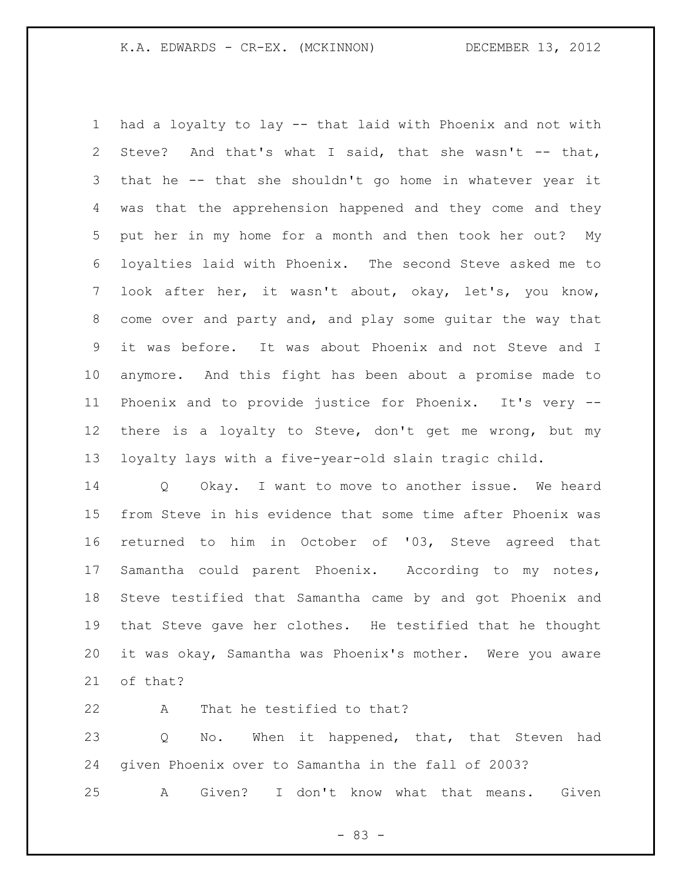had a loyalty to lay -- that laid with Phoenix and not with Steve? And that's what I said, that she wasn't -- that, that he -- that she shouldn't go home in whatever year it was that the apprehension happened and they come and they put her in my home for a month and then took her out? My loyalties laid with Phoenix. The second Steve asked me to look after her, it wasn't about, okay, let's, you know, come over and party and, and play some guitar the way that it was before. It was about Phoenix and not Steve and I anymore. And this fight has been about a promise made to Phoenix and to provide justice for Phoenix. It's very -- there is a loyalty to Steve, don't get me wrong, but my loyalty lays with a five-year-old slain tragic child.

Q Okay. I want to move to another issue. We heard from Steve in his evidence that some time after Phoenix was returned to him in October of '03, Steve agreed that Samantha could parent Phoenix. According to my notes, Steve testified that Samantha came by and got Phoenix and that Steve gave her clothes. He testified that he thought it was okay, Samantha was Phoenix's mother. Were you aware of that?

A That he testified to that?

Q No. When it happened, that, that Steven had given Phoenix over to Samantha in the fall of 2003?

A Given? I don't know what that means. Given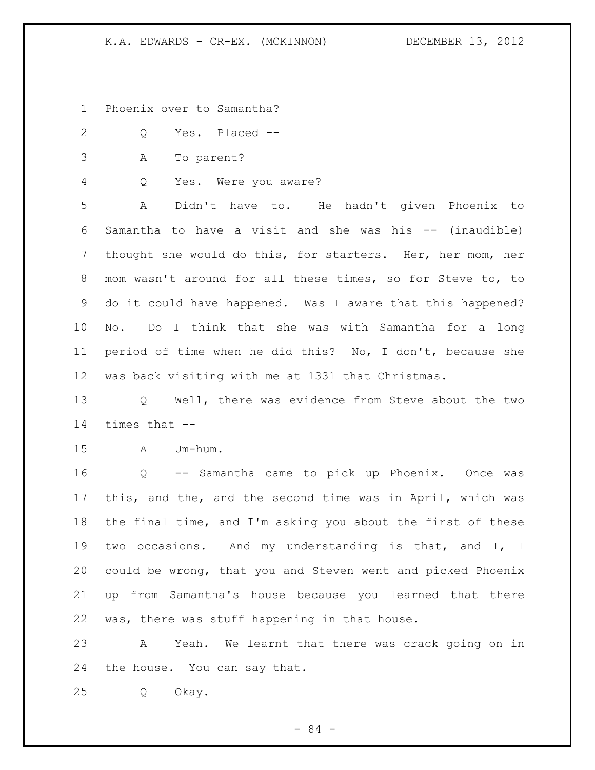Phoenix over to Samantha?

Q Yes. Placed --

A To parent?

Q Yes. Were you aware?

A Didn't have to. He hadn't given Phoenix to Samantha to have a visit and she was his -- (inaudible) thought she would do this, for starters. Her, her mom, her mom wasn't around for all these times, so for Steve to, to do it could have happened. Was I aware that this happened? No. Do I think that she was with Samantha for a long period of time when he did this? No, I don't, because she was back visiting with me at 1331 that Christmas.

Q Well, there was evidence from Steve about the two times that --

A Um-hum.

Q -- Samantha came to pick up Phoenix. Once was this, and the, and the second time was in April, which was the final time, and I'm asking you about the first of these two occasions. And my understanding is that, and I, I could be wrong, that you and Steven went and picked Phoenix up from Samantha's house because you learned that there was, there was stuff happening in that house.

A Yeah. We learnt that there was crack going on in the house. You can say that.

Q Okay.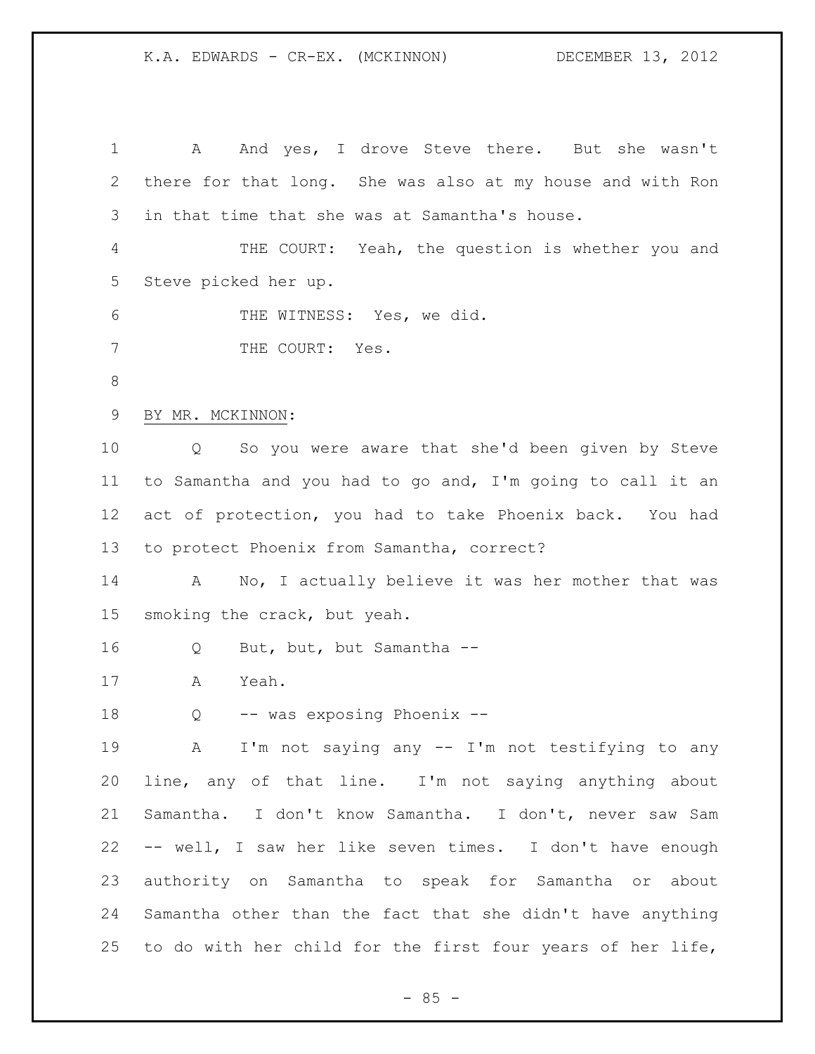A And yes, I drove Steve there. But she wasn't there for that long. She was also at my house and with Ron in that time that she was at Samantha's house.

THE COURT: Yeah, the question is whether you and Steve picked her up.

THE WITNESS: Yes, we did.

THE COURT: Yes.

BY MR. MCKINNON:

Q So you were aware that she'd been given by Steve to Samantha and you had to go and, I'm going to call it an act of protection, you had to take Phoenix back. You had to protect Phoenix from Samantha, correct?

A No, I actually believe it was her mother that was smoking the crack, but yeah.

Q But, but, but Samantha --

A Yeah.

Q -- was exposing Phoenix --

A I'm not saying any -- I'm not testifying to any line, any of that line. I'm not saying anything about Samantha. I don't know Samantha. I don't, never saw Sam -- well, I saw her like seven times. I don't have enough authority on Samantha to speak for Samantha or about Samantha other than the fact that she didn't have anything to do with her child for the first four years of her life,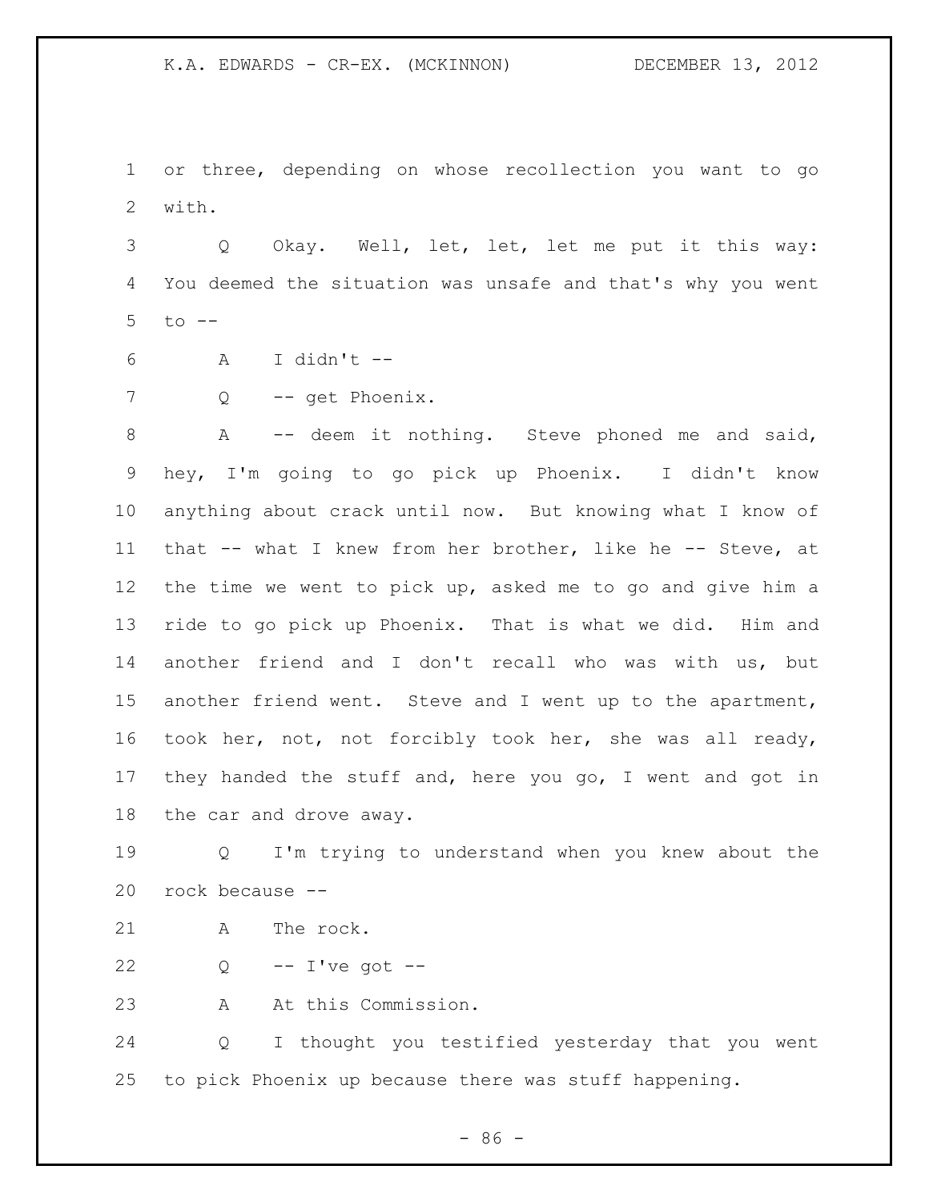or three, depending on whose recollection you want to go with.

Q Okay. Well, let, let, let me put it this way: You deemed the situation was unsafe and that's why you went to --

A I didn't --

Q -- get Phoenix.

A -- deem it nothing. Steve phoned me and said, hey, I'm going to go pick up Phoenix. I didn't know anything about crack until now. But knowing what I know of that -- what I knew from her brother, like he -- Steve, at the time we went to pick up, asked me to go and give him a ride to go pick up Phoenix. That is what we did. Him and another friend and I don't recall who was with us, but another friend went. Steve and I went up to the apartment, took her, not, not forcibly took her, she was all ready, they handed the stuff and, here you go, I went and got in the car and drove away.

Q I'm trying to understand when you knew about the rock because --

A The rock.

Q -- I've got --

A At this Commission.

Q I thought you testified yesterday that you went to pick Phoenix up because there was stuff happening.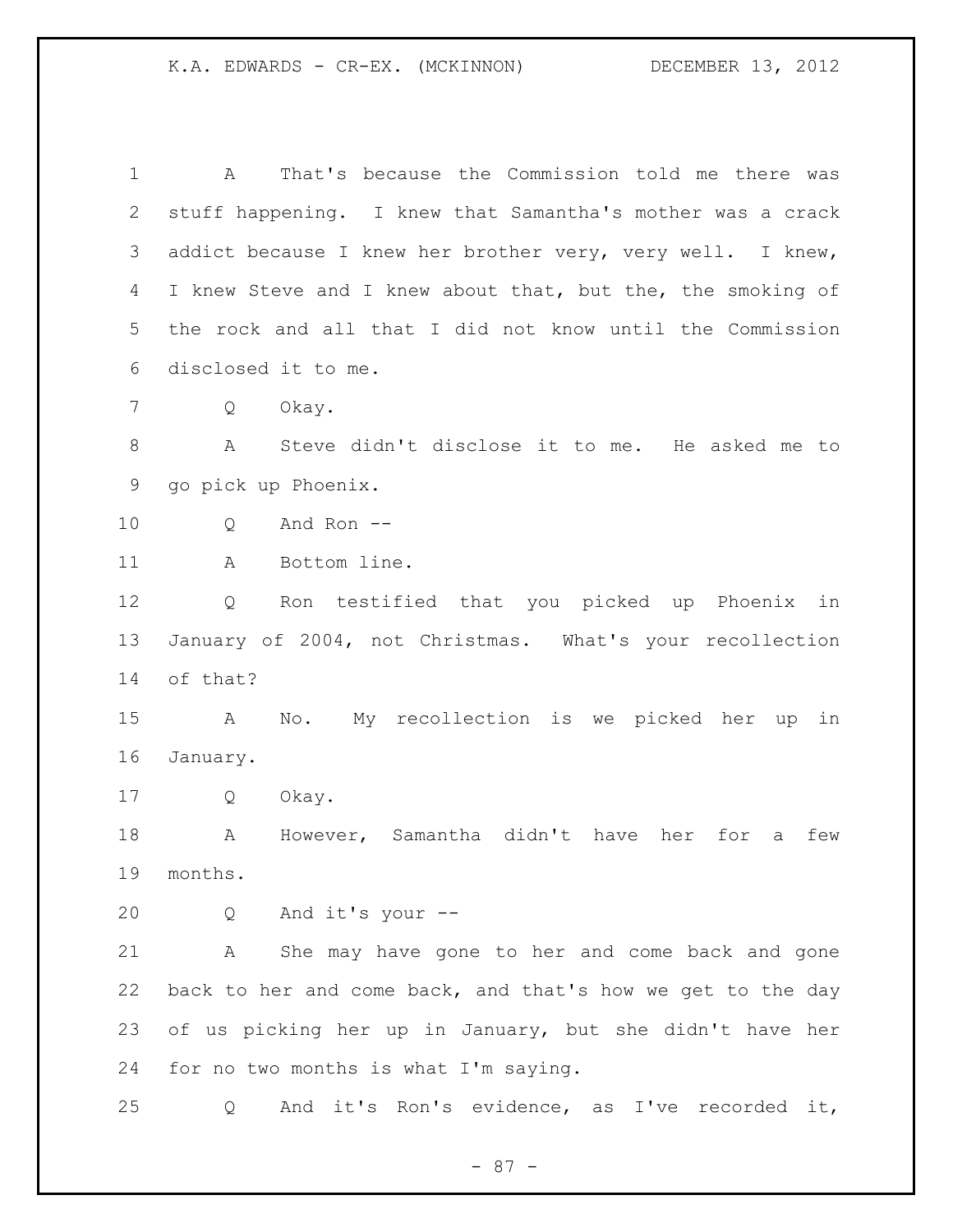A That's because the Commission told me there was stuff happening. I knew that Samantha's mother was a crack addict because I knew her brother very, very well. I knew, I knew Steve and I knew about that, but the, the smoking of the rock and all that I did not know until the Commission disclosed it to me.

Q Okay.

A Steve didn't disclose it to me. He asked me to go pick up Phoenix.

Q And Ron --

A Bottom line.

Q Ron testified that you picked up Phoenix in January of 2004, not Christmas. What's your recollection of that?

A No. My recollection is we picked her up in January.

Q Okay.

A However, Samantha didn't have her for a few months.

Q And it's your --

A She may have gone to her and come back and gone back to her and come back, and that's how we get to the day of us picking her up in January, but she didn't have her for no two months is what I'm saying.

Q And it's Ron's evidence, as I've recorded it,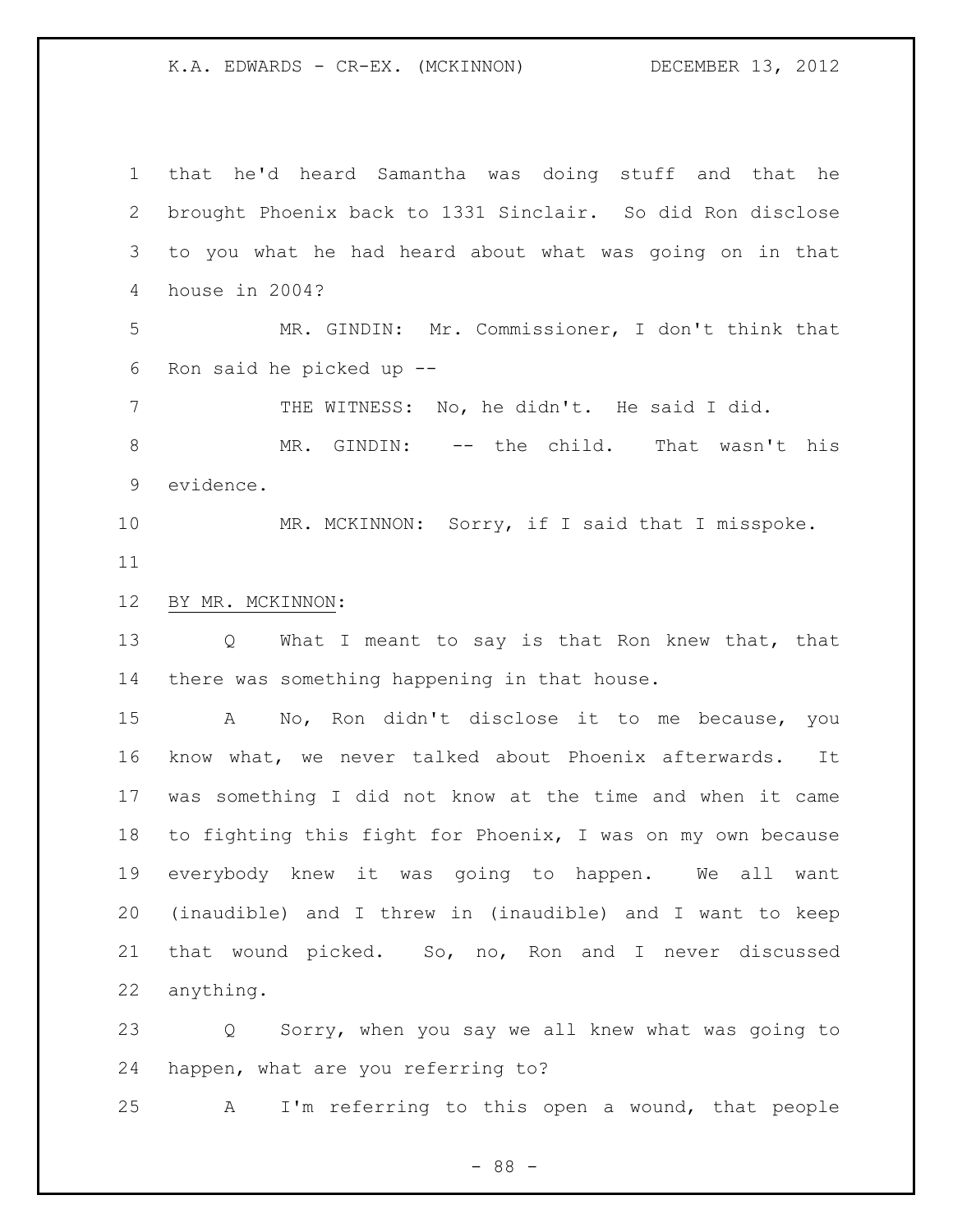that he'd heard Samantha was doing stuff and that he brought Phoenix back to 1331 Sinclair. So did Ron disclose to you what he had heard about what was going on in that house in 2004?

MR. GINDIN: Mr. Commissioner, I don't think that Ron said he picked up --

THE WITNESS: No, he didn't. He said I did.

MR. GINDIN: -- the child. That wasn't his evidence.

MR. MCKINNON: Sorry, if I said that I misspoke.

BY MR. MCKINNON:

Q What I meant to say is that Ron knew that, that there was something happening in that house.

A No, Ron didn't disclose it to me because, you know what, we never talked about Phoenix afterwards. It was something I did not know at the time and when it came to fighting this fight for Phoenix, I was on my own because everybody knew it was going to happen. We all want (inaudible) and I threw in (inaudible) and I want to keep that wound picked. So, no, Ron and I never discussed anything.

Q Sorry, when you say we all knew what was going to happen, what are you referring to?

A I'm referring to this open a wound, that people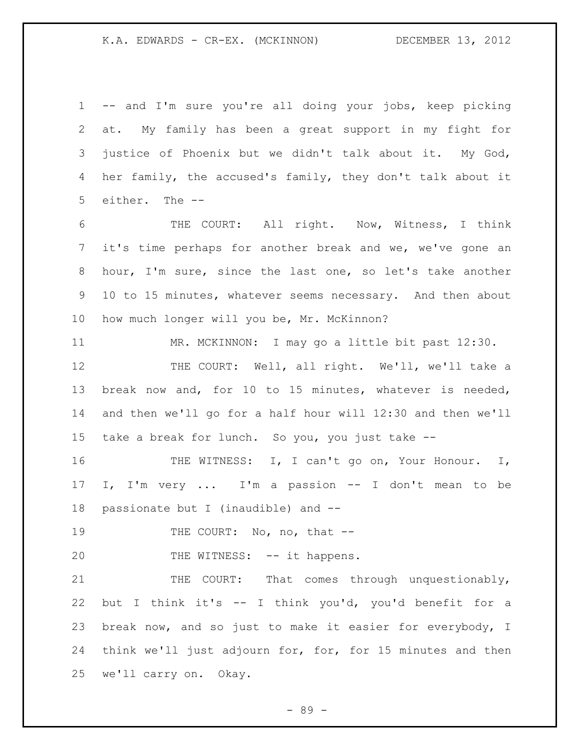-- and I'm sure you're all doing your jobs, keep picking at. My family has been a great support in my fight for justice of Phoenix but we didn't talk about it. My God, her family, the accused's family, they don't talk about it either. The --

THE COURT: All right. Now, Witness, I think it's time perhaps for another break and we, we've gone an hour, I'm sure, since the last one, so let's take another 10 to 15 minutes, whatever seems necessary. And then about how much longer will you be, Mr. McKinnon?

MR. MCKINNON: I may go a little bit past 12:30.

THE COURT: Well, all right. We'll, we'll take a break now and, for 10 to 15 minutes, whatever is needed, and then we'll go for a half hour will 12:30 and then we'll take a break for lunch. So you, you just take --

THE WITNESS: I, I can't go on, Your Honour. I, I, I'm very ... I'm a passion -- I don't mean to be passionate but I (inaudible) and --

THE COURT: No, no, that --

THE WITNESS: -- it happens.

THE COURT: That comes through unquestionably, but I think it's -- I think you'd, you'd benefit for a break now, and so just to make it easier for everybody, I think we'll just adjourn for, for, for 15 minutes and then we'll carry on. Okay.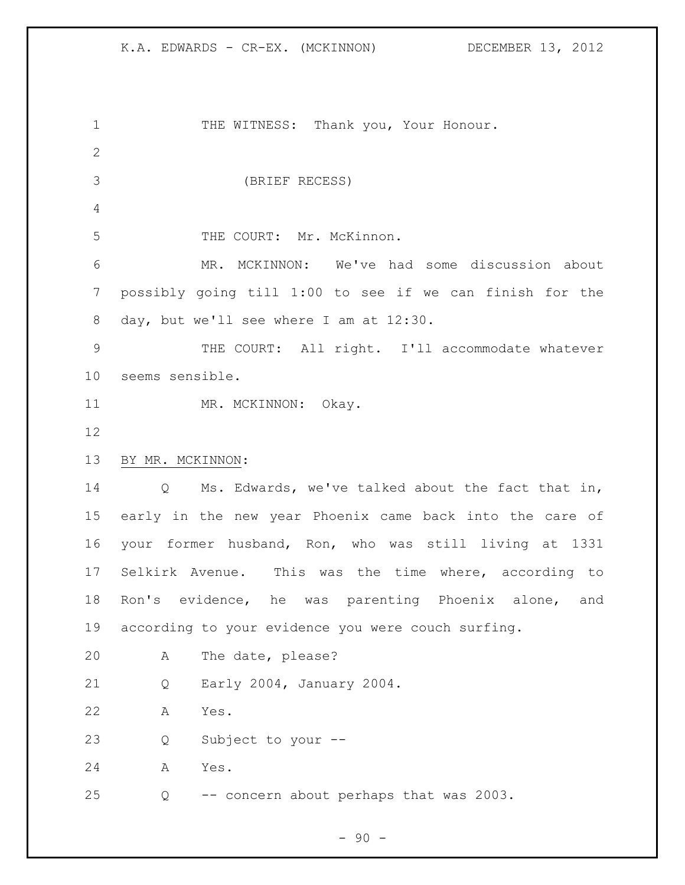THE WITNESS: Thank you, Your Honour.

(BRIEF RECESS)

THE COURT: Mr. McKinnon.

MR. MCKINNON: We've had some discussion about possibly going till 1:00 to see if we can finish for the day, but we'll see where I am at 12:30.

THE COURT: All right. I'll accommodate whatever seems sensible.

MR. MCKINNON: Okay.

BY MR. MCKINNON:

Q Ms. Edwards, we've talked about the fact that in, early in the new year Phoenix came back into the care of your former husband, Ron, who was still living at 1331 Selkirk Avenue. This was the time where, according to Ron's evidence, he was parenting Phoenix alone, and according to your evidence you were couch surfing.

A The date, please?

Q Early 2004, January 2004.

A Yes.

Q Subject to your --

A Yes.

Q -- concern about perhaps that was 2003.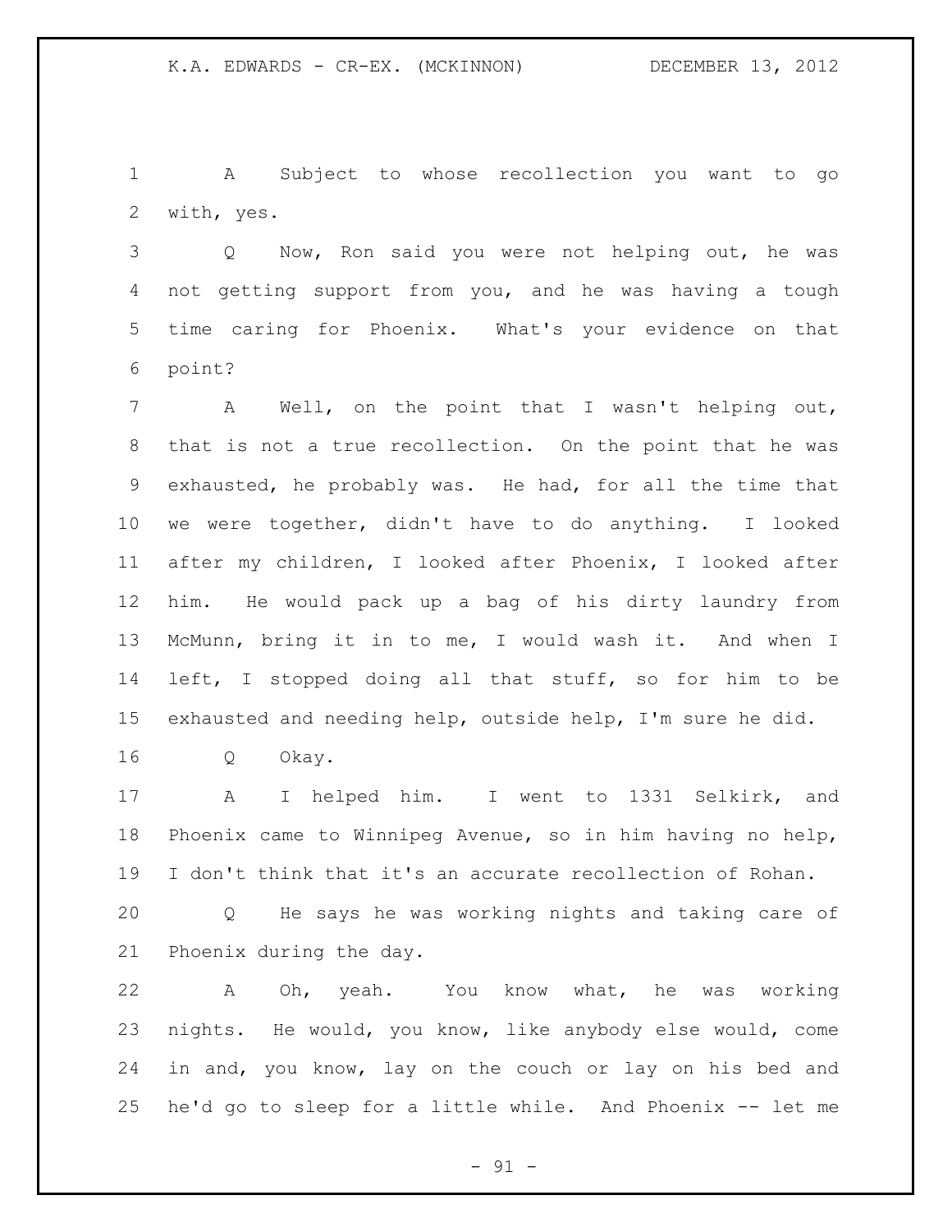A Subject to whose recollection you want to go with, yes.

Q Now, Ron said you were not helping out, he was not getting support from you, and he was having a tough time caring for Phoenix. What's your evidence on that point?

A Well, on the point that I wasn't helping out, that is not a true recollection. On the point that he was exhausted, he probably was. He had, for all the time that we were together, didn't have to do anything. I looked after my children, I looked after Phoenix, I looked after him. He would pack up a bag of his dirty laundry from McMunn, bring it in to me, I would wash it. And when I left, I stopped doing all that stuff, so for him to be exhausted and needing help, outside help, I'm sure he did.

Q Okay.

A I helped him. I went to 1331 Selkirk, and Phoenix came to Winnipeg Avenue, so in him having no help, I don't think that it's an accurate recollection of Rohan.

Q He says he was working nights and taking care of Phoenix during the day.

A Oh, yeah. You know what, he was working nights. He would, you know, like anybody else would, come in and, you know, lay on the couch or lay on his bed and he'd go to sleep for a little while. And Phoenix -- let me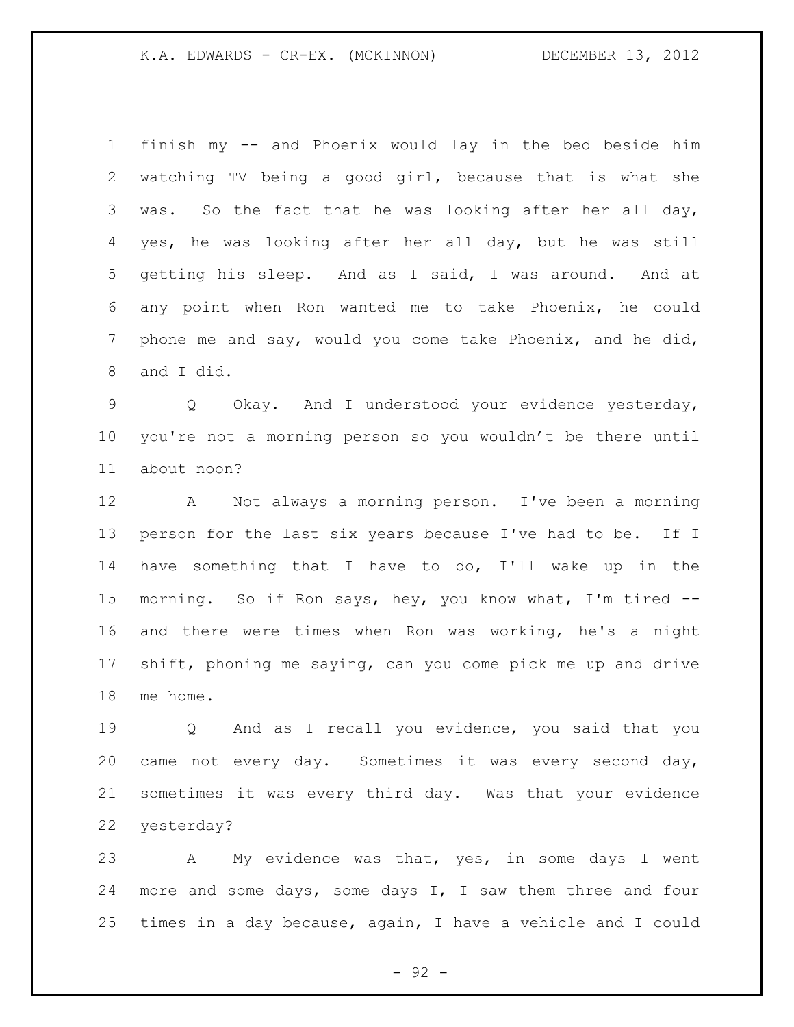finish my -- and Phoenix would lay in the bed beside him watching TV being a good girl, because that is what she was. So the fact that he was looking after her all day, yes, he was looking after her all day, but he was still getting his sleep. And as I said, I was around. And at any point when Ron wanted me to take Phoenix, he could phone me and say, would you come take Phoenix, and he did, and I did.

Q Okay. And I understood your evidence yesterday, you're not a morning person so you wouldn't be there until about noon?

A Not always a morning person. I've been a morning person for the last six years because I've had to be. If I have something that I have to do, I'll wake up in the morning. So if Ron says, hey, you know what, I'm tired -- and there were times when Ron was working, he's a night shift, phoning me saying, can you come pick me up and drive me home.

Q And as I recall you evidence, you said that you came not every day. Sometimes it was every second day, sometimes it was every third day. Was that your evidence yesterday?

A My evidence was that, yes, in some days I went more and some days, some days I, I saw them three and four times in a day because, again, I have a vehicle and I could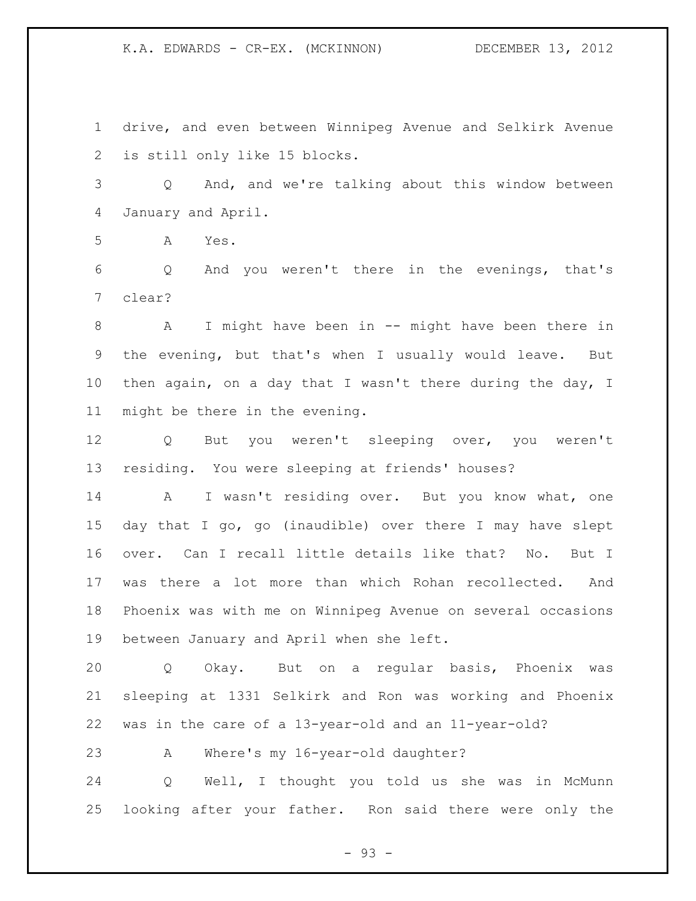drive, and even between Winnipeg Avenue and Selkirk Avenue is still only like 15 blocks.

Q And, and we're talking about this window between January and April.

A Yes.

Q And you weren't there in the evenings, that's clear?

A I might have been in -- might have been there in the evening, but that's when I usually would leave. But then again, on a day that I wasn't there during the day, I might be there in the evening.

Q But you weren't sleeping over, you weren't residing. You were sleeping at friends' houses?

A I wasn't residing over. But you know what, one day that I go, go (inaudible) over there I may have slept over. Can I recall little details like that? No. But I was there a lot more than which Rohan recollected. And Phoenix was with me on Winnipeg Avenue on several occasions between January and April when she left.

Q Okay. But on a regular basis, Phoenix was sleeping at 1331 Selkirk and Ron was working and Phoenix was in the care of a 13-year-old and an 11-year-old?

A Where's my 16-year-old daughter?

Q Well, I thought you told us she was in McMunn looking after your father. Ron said there were only the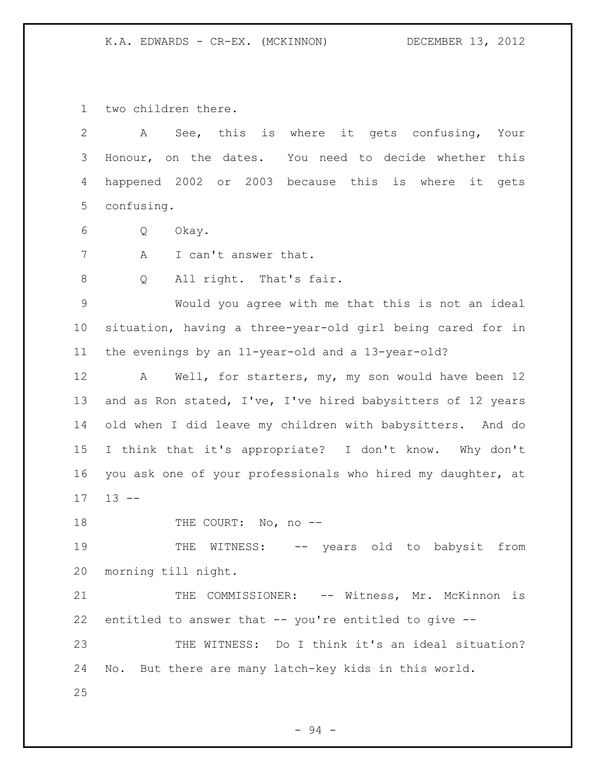two children there.

A See, this is where it gets confusing, Your Honour, on the dates. You need to decide whether this happened 2002 or 2003 because this is where it gets confusing.

Q Okay.

A I can't answer that.

Q All right. That's fair.

Would you agree with me that this is not an ideal situation, having a three-year-old girl being cared for in the evenings by an 11-year-old and a 13-year-old?

A Well, for starters, my, my son would have been 12 and as Ron stated, I've, I've hired babysitters of 12 years old when I did leave my children with babysitters. And do I think that it's appropriate? I don't know. Why don't you ask one of your professionals who hired my daughter, at 13 --

THE COURT: No, no --

THE WITNESS: -- years old to babysit from morning till night.

THE COMMISSIONER: -- Witness, Mr. McKinnon is entitled to answer that -- you're entitled to give --

THE WITNESS: Do I think it's an ideal situation? No. But there are many latch-key kids in this world.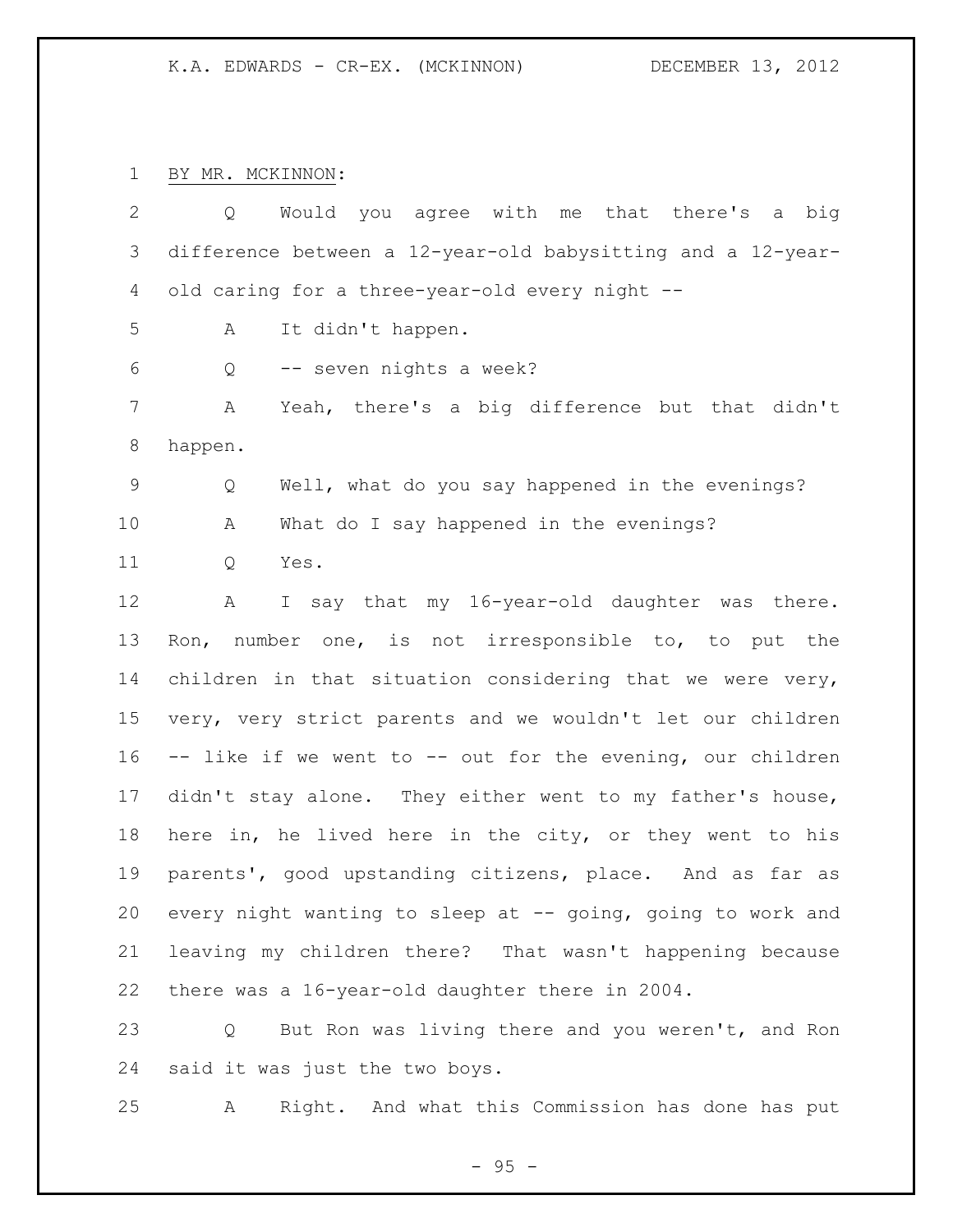BY MR. MCKINNON:

Q Would you agree with me that there's a big difference between a 12-year-old babysitting and a 12-year-old caring for a three-year-old every night --

A It didn't happen.

Q -- seven nights a week?

A Yeah, there's a big difference but that didn't happen.

Q Well, what do you say happened in the evenings?

A What do I say happened in the evenings?

Q Yes.

A I say that my 16-year-old daughter was there. Ron, number one, is not irresponsible to, to put the children in that situation considering that we were very, very, very strict parents and we wouldn't let our children -- like if we went to -- out for the evening, our children didn't stay alone. They either went to my father's house, here in, he lived here in the city, or they went to his parents', good upstanding citizens, place. And as far as every night wanting to sleep at -- going, going to work and leaving my children there? That wasn't happening because there was a 16-year-old daughter there in 2004.

Q But Ron was living there and you weren't, and Ron said it was just the two boys.

A Right. And what this Commission has done has put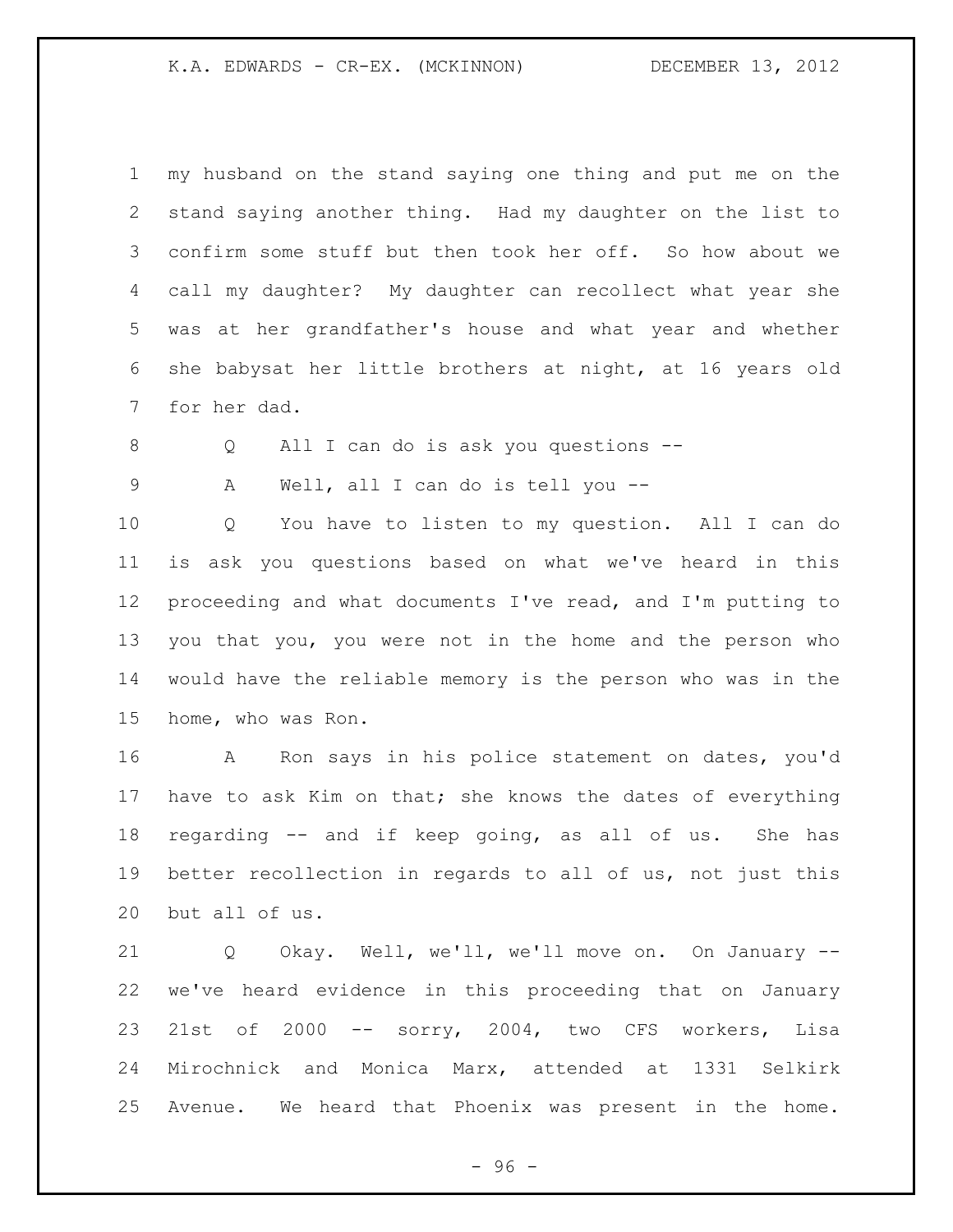my husband on the stand saying one thing and put me on the stand saying another thing. Had my daughter on the list to confirm some stuff but then took her off. So how about we call my daughter? My daughter can recollect what year she was at her grandfather's house and what year and whether she babysat her little brothers at night, at 16 years old for her dad.

Q All I can do is ask you questions --

A Well, all I can do is tell you --

Q You have to listen to my question. All I can do is ask you questions based on what we've heard in this proceeding and what documents I've read, and I'm putting to you that you, you were not in the home and the person who would have the reliable memory is the person who was in the home, who was Ron.

A Ron says in his police statement on dates, you'd have to ask Kim on that; she knows the dates of everything regarding -- and if keep going, as all of us. She has better recollection in regards to all of us, not just this but all of us.

Q Okay. Well, we'll, we'll move on. On January -- we've heard evidence in this proceeding that on January 21st of 2000 -- sorry, 2004, two CFS workers, Lisa Mirochnick and Monica Marx, attended at 1331 Selkirk Avenue. We heard that Phoenix was present in the home.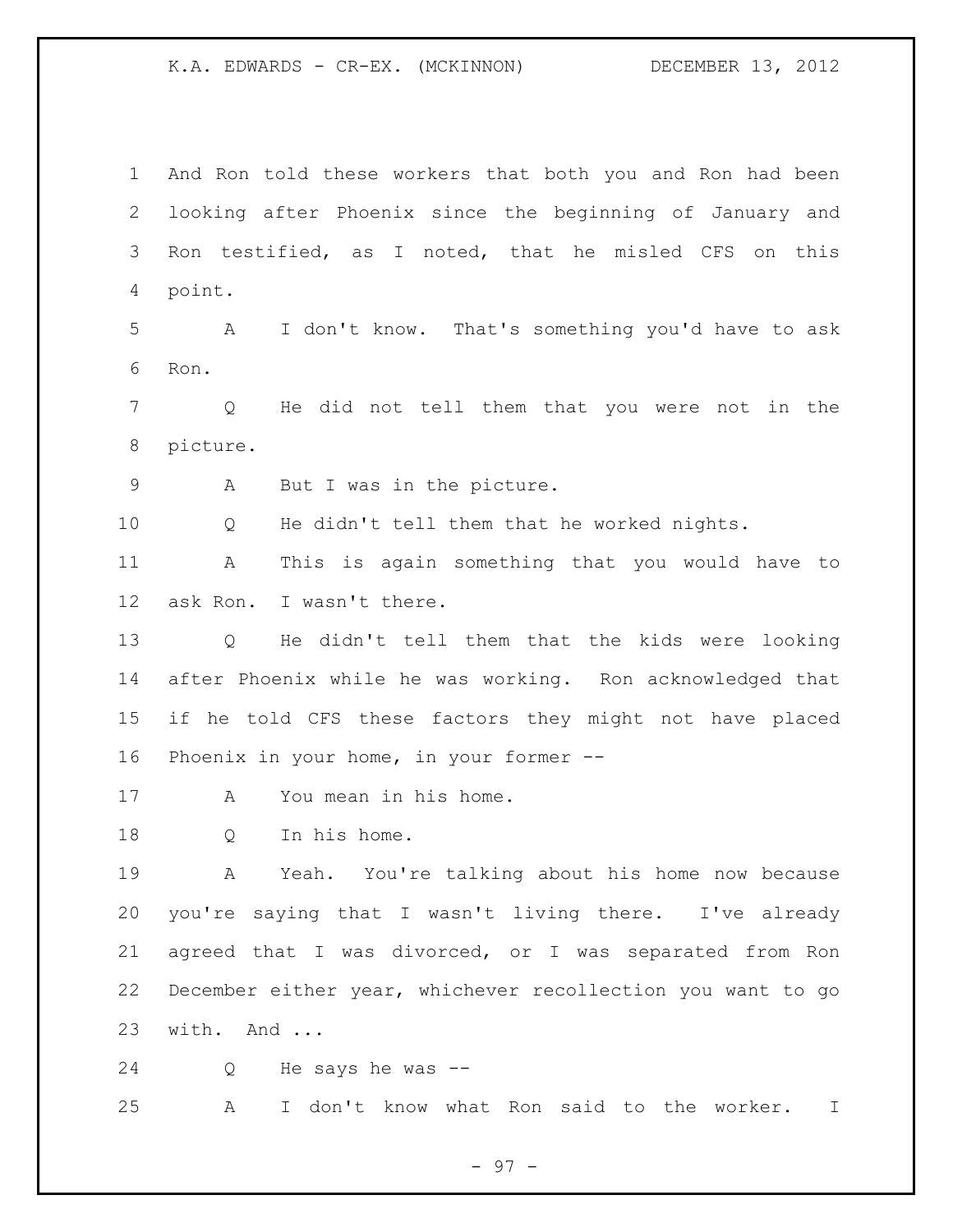And Ron told these workers that both you and Ron had been looking after Phoenix since the beginning of January and Ron testified, as I noted, that he misled CFS on this point.

A I don't know. That's something you'd have to ask Ron.

Q He did not tell them that you were not in the picture.

A But I was in the picture.

Q He didn't tell them that he worked nights.

A This is again something that you would have to ask Ron. I wasn't there.

Q He didn't tell them that the kids were looking after Phoenix while he was working. Ron acknowledged that if he told CFS these factors they might not have placed Phoenix in your home, in your former --

A You mean in his home.

Q In his home.

A Yeah. You're talking about his home now because you're saying that I wasn't living there. I've already agreed that I was divorced, or I was separated from Ron December either year, whichever recollection you want to go with. And ...

Q He says he was --

A I don't know what Ron said to the worker. I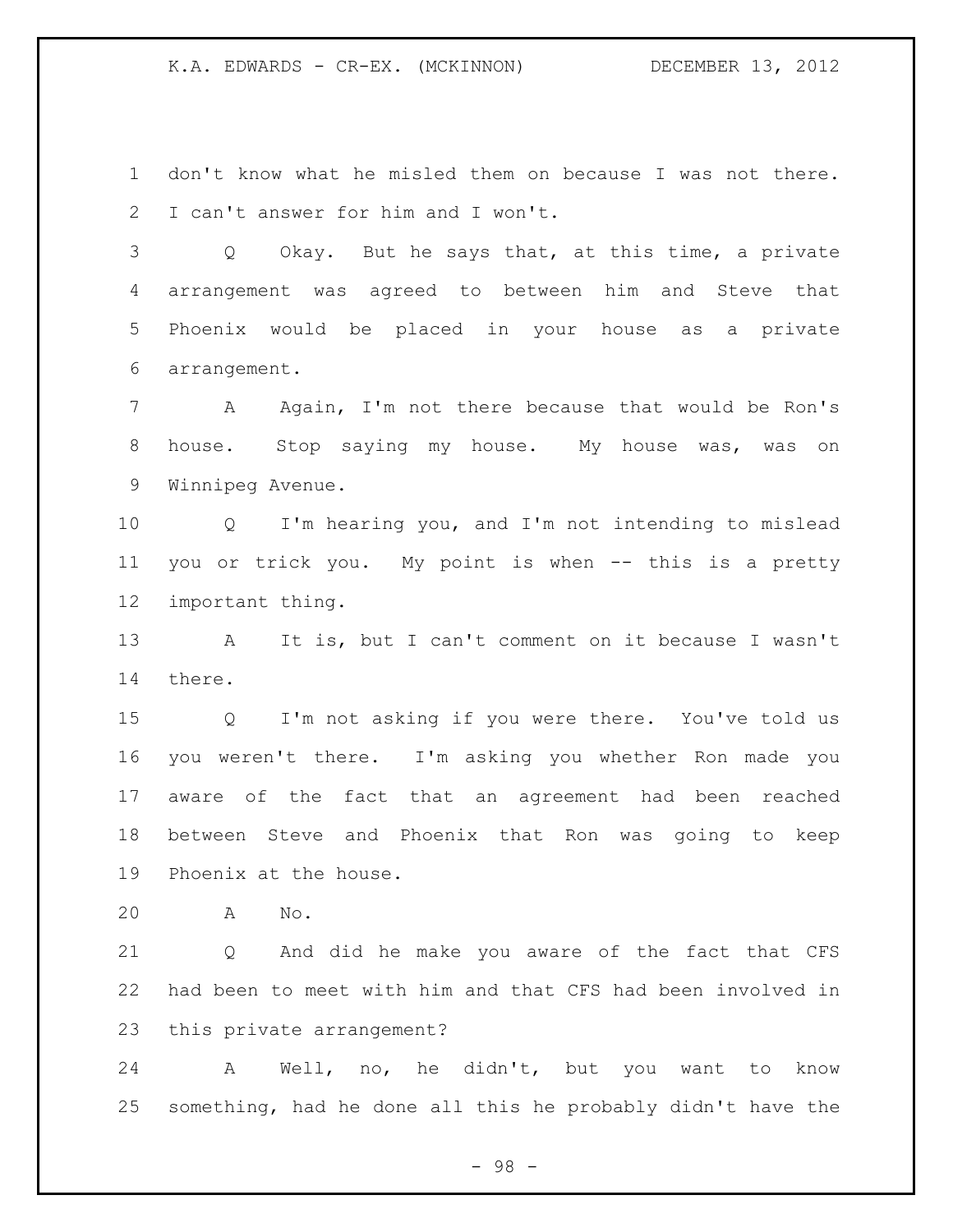don't know what he misled them on because I was not there. I can't answer for him and I won't.

Q Okay. But he says that, at this time, a private arrangement was agreed to between him and Steve that Phoenix would be placed in your house as a private arrangement.

A Again, I'm not there because that would be Ron's house. Stop saying my house. My house was, was on Winnipeg Avenue.

Q I'm hearing you, and I'm not intending to mislead you or trick you. My point is when -- this is a pretty important thing.

A It is, but I can't comment on it because I wasn't there.

Q I'm not asking if you were there. You've told us you weren't there. I'm asking you whether Ron made you aware of the fact that an agreement had been reached between Steve and Phoenix that Ron was going to keep Phoenix at the house.

A No.

Q And did he make you aware of the fact that CFS had been to meet with him and that CFS had been involved in this private arrangement?

A Well, no, he didn't, but you want to know something, had he done all this he probably didn't have the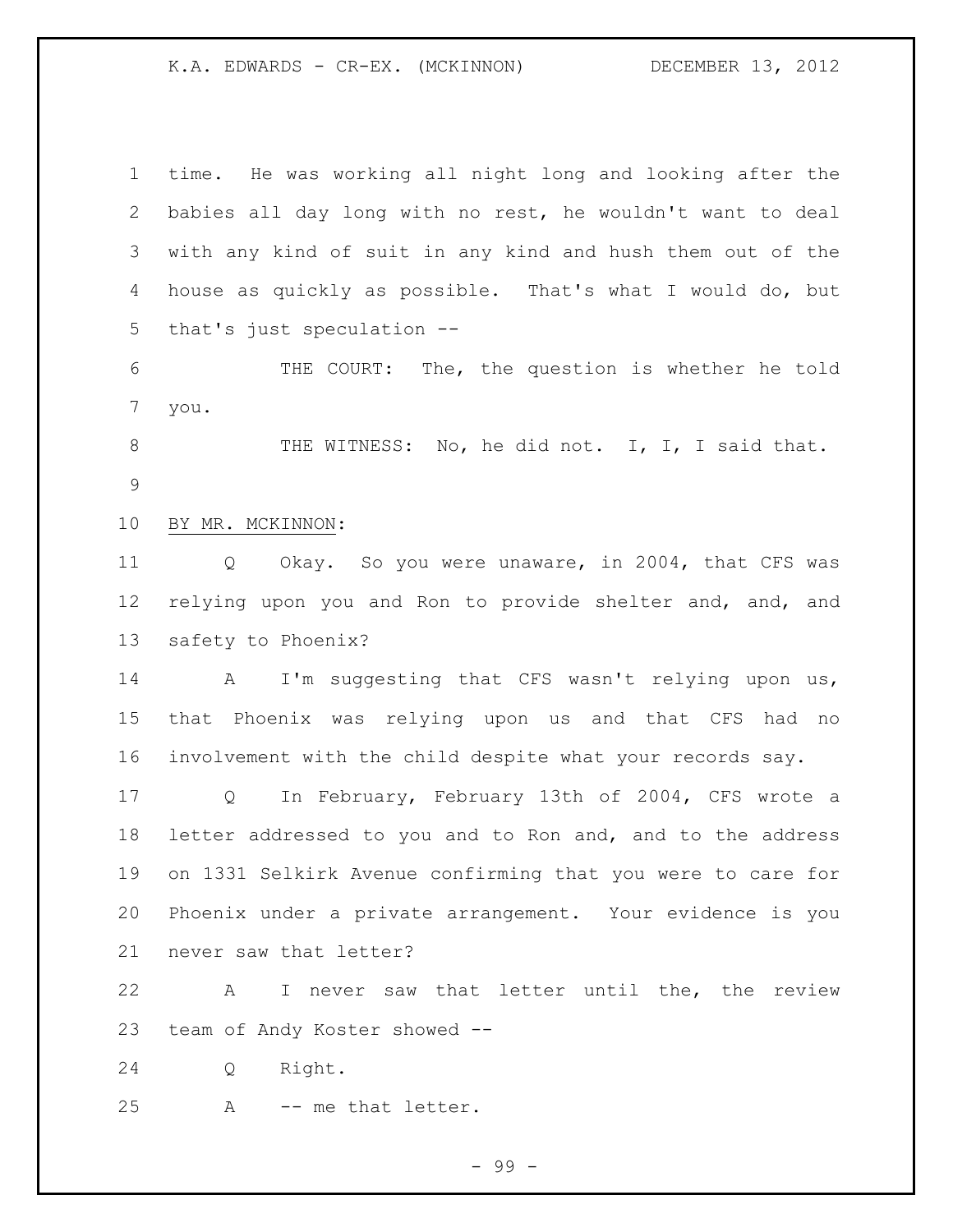time. He was working all night long and looking after the babies all day long with no rest, he wouldn't want to deal with any kind of suit in any kind and hush them out of the house as quickly as possible. That's what I would do, but that's just speculation --

THE COURT: The, the question is whether he told you.

THE WITNESS: No, he did not. I, I, I said that.

BY MR. MCKINNON:

Q Okay. So you were unaware, in 2004, that CFS was relying upon you and Ron to provide shelter and, and, and safety to Phoenix?

A I'm suggesting that CFS wasn't relying upon us, that Phoenix was relying upon us and that CFS had no involvement with the child despite what your records say.

Q In February, February 13th of 2004, CFS wrote a letter addressed to you and to Ron and, and to the address on 1331 Selkirk Avenue confirming that you were to care for Phoenix under a private arrangement. Your evidence is you never saw that letter?

A I never saw that letter until the, the review team of Andy Koster showed --

Q Right.

A -- me that letter.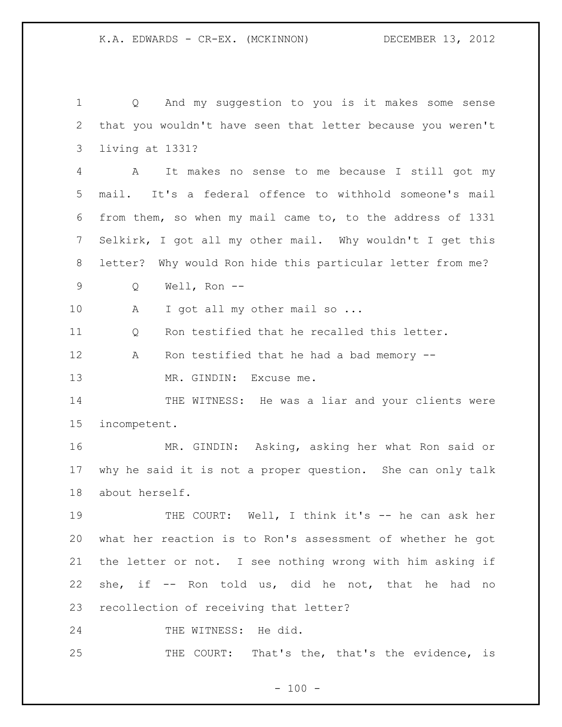Q And my suggestion to you is it makes some sense that you wouldn't have seen that letter because you weren't living at 1331?

A It makes no sense to me because I still got my mail. It's a federal offence to withhold someone's mail from them, so when my mail came to, to the address of 1331 Selkirk, I got all my other mail. Why wouldn't I get this letter? Why would Ron hide this particular letter from me?

Q Well, Ron --

A I got all my other mail so ...

Q Ron testified that he recalled this letter.

A Ron testified that he had a bad memory --

MR. GINDIN: Excuse me.

THE WITNESS: He was a liar and your clients were incompetent.

MR. GINDIN: Asking, asking her what Ron said or why he said it is not a proper question. She can only talk about herself.

THE COURT: Well, I think it's -- he can ask her what her reaction is to Ron's assessment of whether he got the letter or not. I see nothing wrong with him asking if she, if -- Ron told us, did he not, that he had no recollection of receiving that letter?

THE WITNESS: He did.

THE COURT: That's the, that's the evidence, is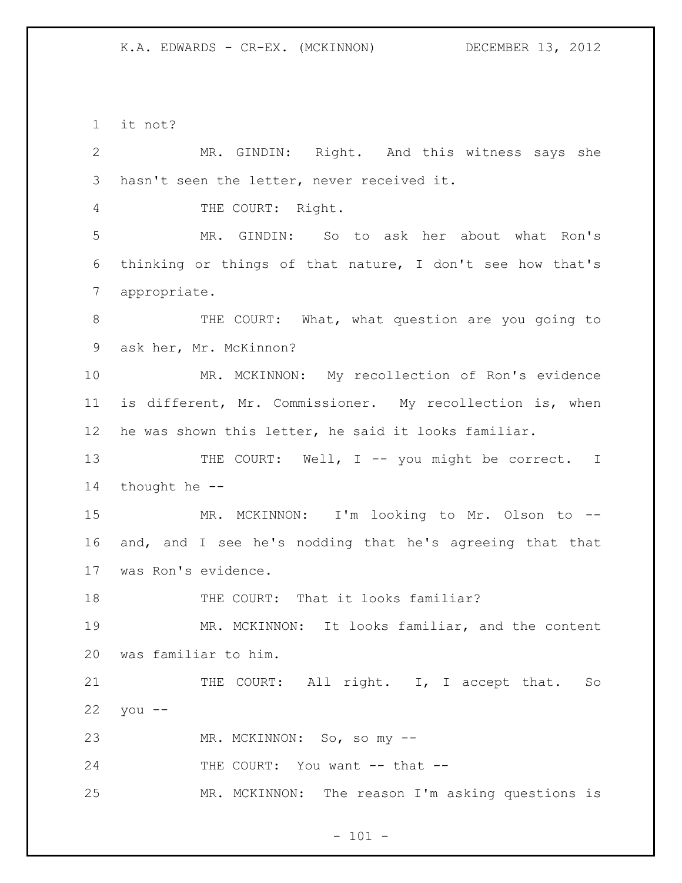it not?

MR. GINDIN: Right. And this witness says she hasn't seen the letter, never received it.

THE COURT: Right.

MR. GINDIN: So to ask her about what Ron's thinking or things of that nature, I don't see how that's appropriate.

THE COURT: What, what question are you going to ask her, Mr. McKinnon?

MR. MCKINNON: My recollection of Ron's evidence is different, Mr. Commissioner. My recollection is, when he was shown this letter, he said it looks familiar.

THE COURT: Well, I -- you might be correct. I thought he --

MR. MCKINNON: I'm looking to Mr. Olson to -- and, and I see he's nodding that he's agreeing that that was Ron's evidence.

THE COURT: That it looks familiar?

MR. MCKINNON: It looks familiar, and the content was familiar to him.

THE COURT: All right. I, I accept that. So you --

MR. MCKINNON: So, so my --

THE COURT: You want -- that --

MR. MCKINNON: The reason I'm asking questions is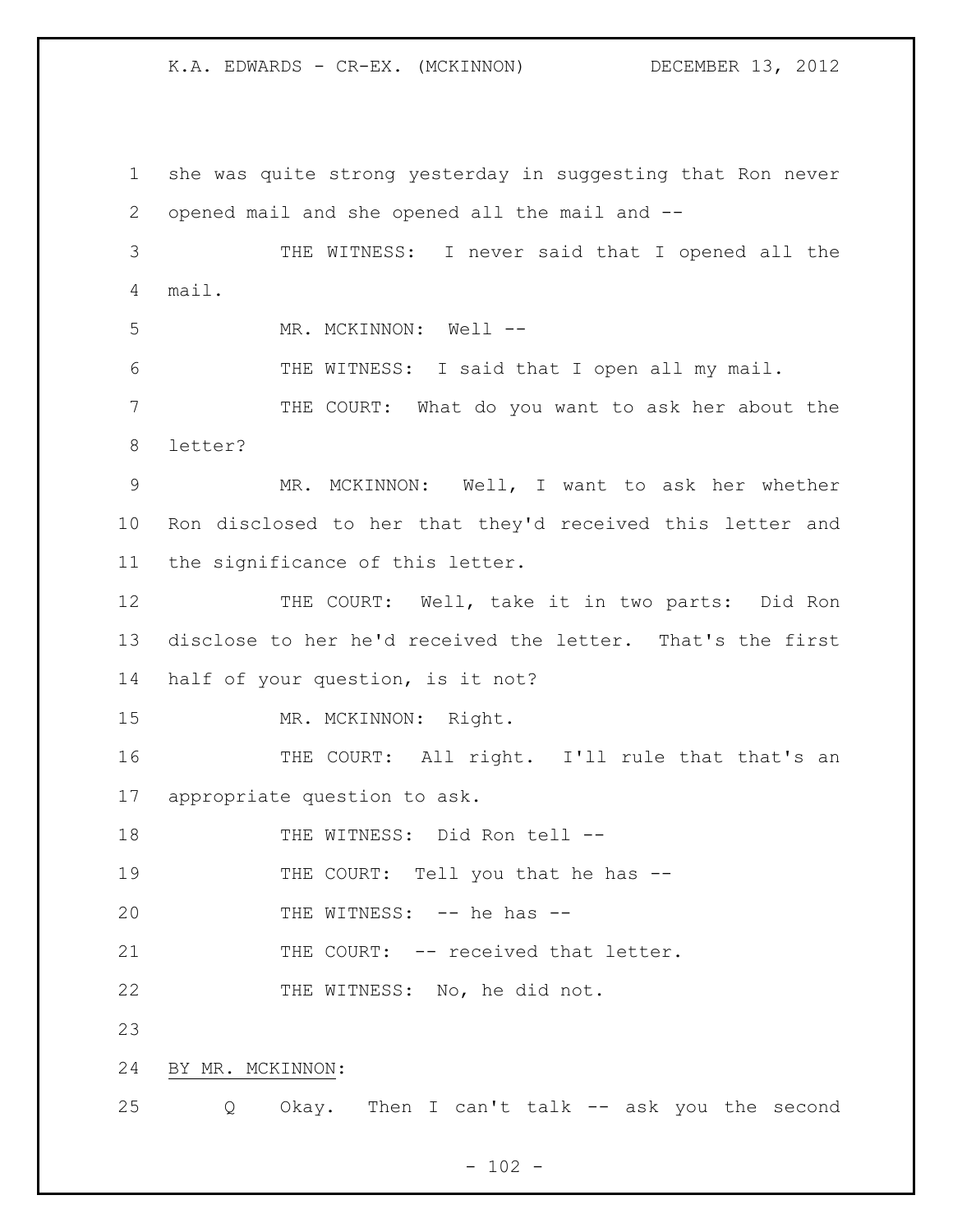she was quite strong yesterday in suggesting that Ron never opened mail and she opened all the mail and --

THE WITNESS: I never said that I opened all the mail.

MR. MCKINNON: Well --

THE WITNESS: I said that I open all my mail.

THE COURT: What do you want to ask her about the letter?

MR. MCKINNON: Well, I want to ask her whether Ron disclosed to her that they'd received this letter and the significance of this letter.

THE COURT: Well, take it in two parts: Did Ron disclose to her he'd received the letter. That's the first half of your question, is it not?

MR. MCKINNON: Right.

THE COURT: All right. I'll rule that that's an appropriate question to ask.

THE WITNESS: Did Ron tell --

THE COURT: Tell you that he has --

THE WITNESS: -- he has --

THE COURT: -- received that letter.

THE WITNESS: No, he did not.

BY MR. MCKINNON:

Q Okay. Then I can't talk -- ask you the second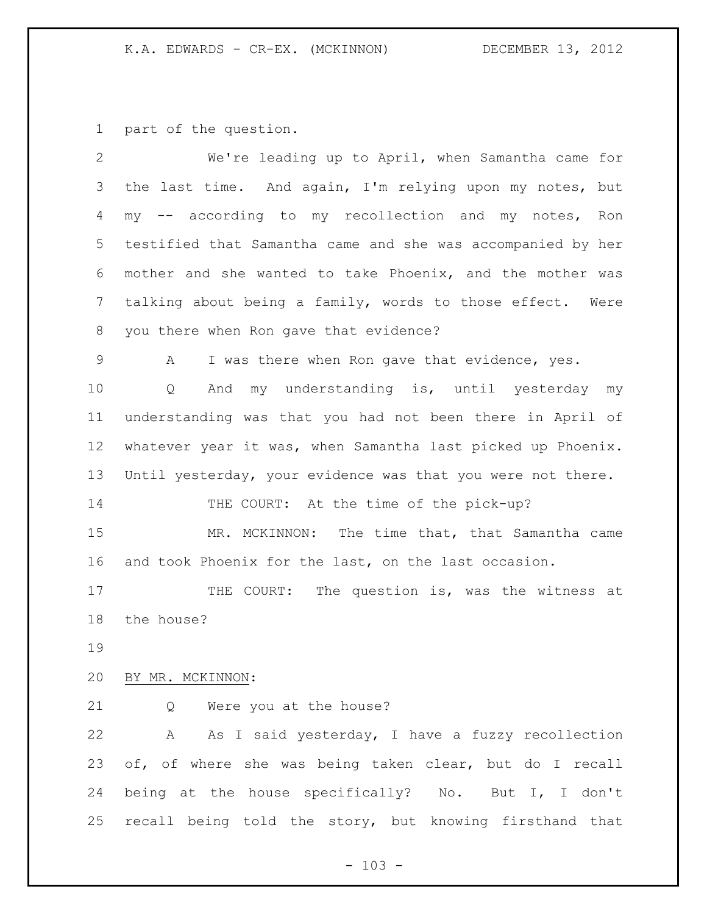part of the question.

We're leading up to April, when Samantha came for the last time. And again, I'm relying upon my notes, but my -- according to my recollection and my notes, Ron testified that Samantha came and she was accompanied by her mother and she wanted to take Phoenix, and the mother was talking about being a family, words to those effect. Were you there when Ron gave that evidence?

A I was there when Ron gave that evidence, yes.

Q And my understanding is, until yesterday my understanding was that you had not been there in April of whatever year it was, when Samantha last picked up Phoenix. Until yesterday, your evidence was that you were not there.

THE COURT: At the time of the pick-up?

MR. MCKINNON: The time that, that Samantha came and took Phoenix for the last, on the last occasion.

THE COURT: The question is, was the witness at the house?

BY MR. MCKINNON:

Q Were you at the house?

A As I said yesterday, I have a fuzzy recollection of, of where she was being taken clear, but do I recall being at the house specifically? No. But I, I don't recall being told the story, but knowing firsthand that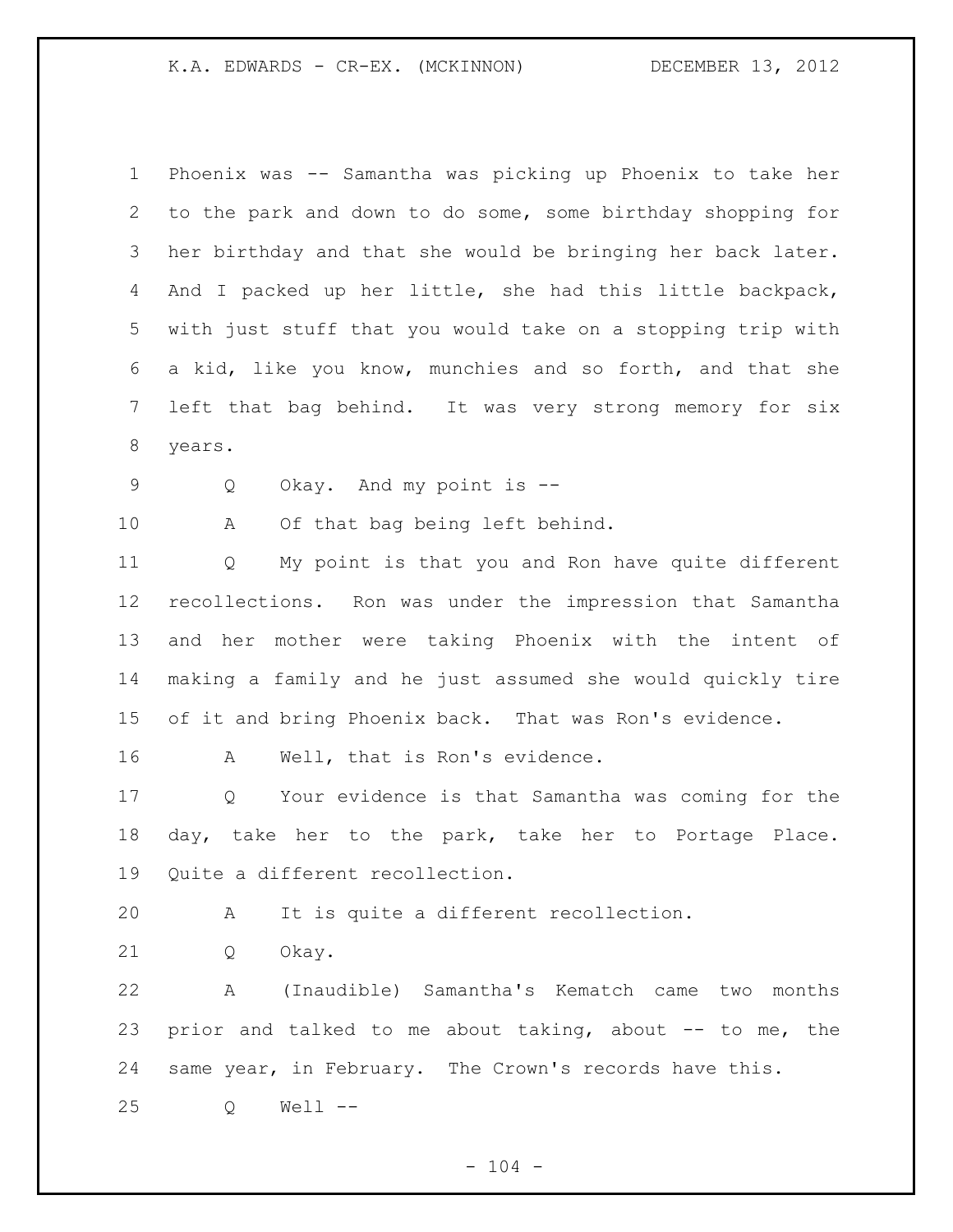1 Phoenix was -- Samantha was picking up Phoenix to take her
2 to the park and down to do some, some birthday shopping for
3 her birthday and that she would be bringing her back later.
4 And I packed up her little, she had this little backpack,
5 with just stuff that you would take on a stopping trip with
6 a kid, like you know, munchies and so forth, and that she
7 left that bag behind. It was very strong memory for six
8 years.

9 Q Okay. And my point is --

10 A Of that bag being left behind.

11 Q My point is that you and Ron have quite different
12 recollections. Ron was under the impression that Samantha
13 and her mother were taking Phoenix with the intent of
14 making a family and he just assumed she would quickly tire
15 of it and bring Phoenix back. That was Ron's evidence.

16 A Well, that is Ron's evidence.

17 Q Your evidence is that Samantha was coming for the
18 day, take her to the park, take her to Portage Place.
19 Quite a different recollection.

20 A It is quite a different recollection.

21 Q Okay.

22 A (Inaudible) Samantha's Kematch came two months
23 prior and talked to me about taking, about -- to me, the
24 same year, in February. The Crown's records have this.

25 Q Well --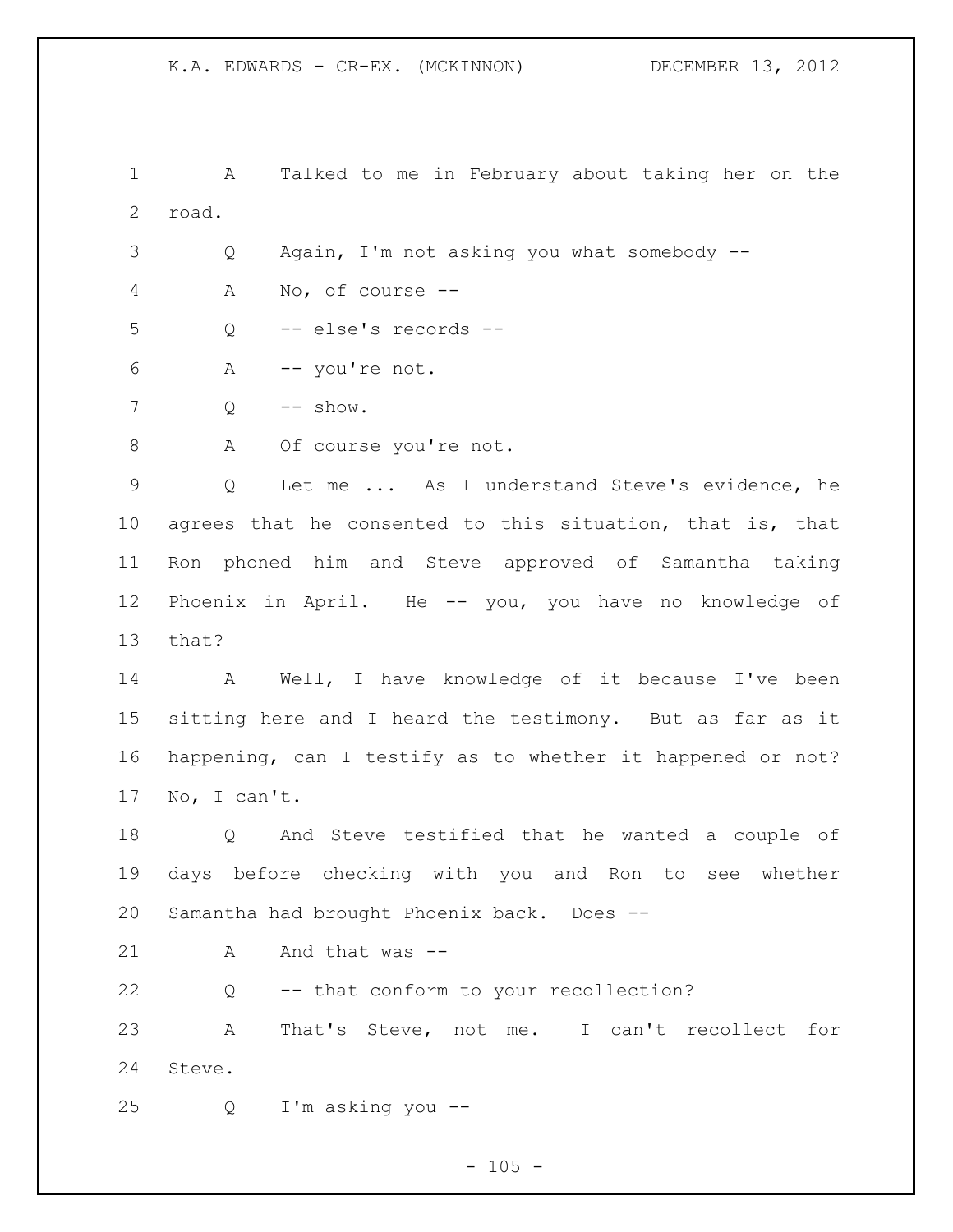A Talked to me in February about taking her on the road.

Q Again, I'm not asking you what somebody --

A No, of course --

Q -- else's records --

A -- you're not.

Q -- show.

A Of course you're not.

Q Let me ... As I understand Steve's evidence, he agrees that he consented to this situation, that is, that Ron phoned him and Steve approved of Samantha taking Phoenix in April. He -- you, you have no knowledge of that?

A Well, I have knowledge of it because I've been sitting here and I heard the testimony. But as far as it happening, can I testify as to whether it happened or not? No, I can't.

Q And Steve testified that he wanted a couple of days before checking with you and Ron to see whether Samantha had brought Phoenix back. Does --

A And that was --

Q -- that conform to your recollection?

A That's Steve, not me. I can't recollect for Steve.

Q I'm asking you --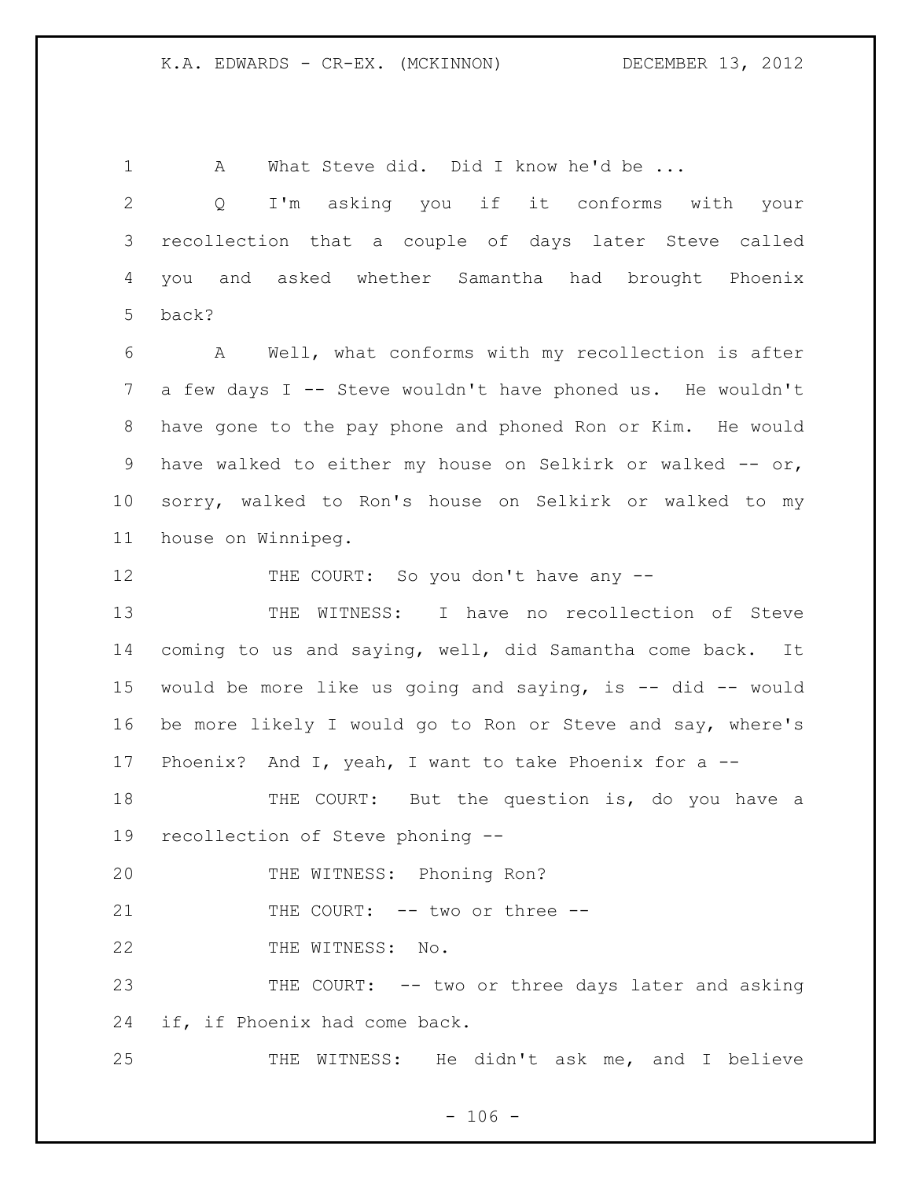A What Steve did. Did I know he'd be ...

Q I'm asking you if it conforms with your recollection that a couple of days later Steve called you and asked whether Samantha had brought Phoenix back?

A Well, what conforms with my recollection is after a few days I -- Steve wouldn't have phoned us. He wouldn't have gone to the pay phone and phoned Ron or Kim. He would have walked to either my house on Selkirk or walked -- or, sorry, walked to Ron's house on Selkirk or walked to my house on Winnipeg.

THE COURT: So you don't have any --

THE WITNESS: I have no recollection of Steve coming to us and saying, well, did Samantha come back. It would be more like us going and saying, is -- did -- would be more likely I would go to Ron or Steve and say, where's Phoenix? And I, yeah, I want to take Phoenix for a --

THE COURT: But the question is, do you have a recollection of Steve phoning --

THE WITNESS: Phoning Ron?

THE COURT: -- two or three --

THE WITNESS: No.

THE COURT: -- two or three days later and asking if, if Phoenix had come back.

THE WITNESS: He didn't ask me, and I believe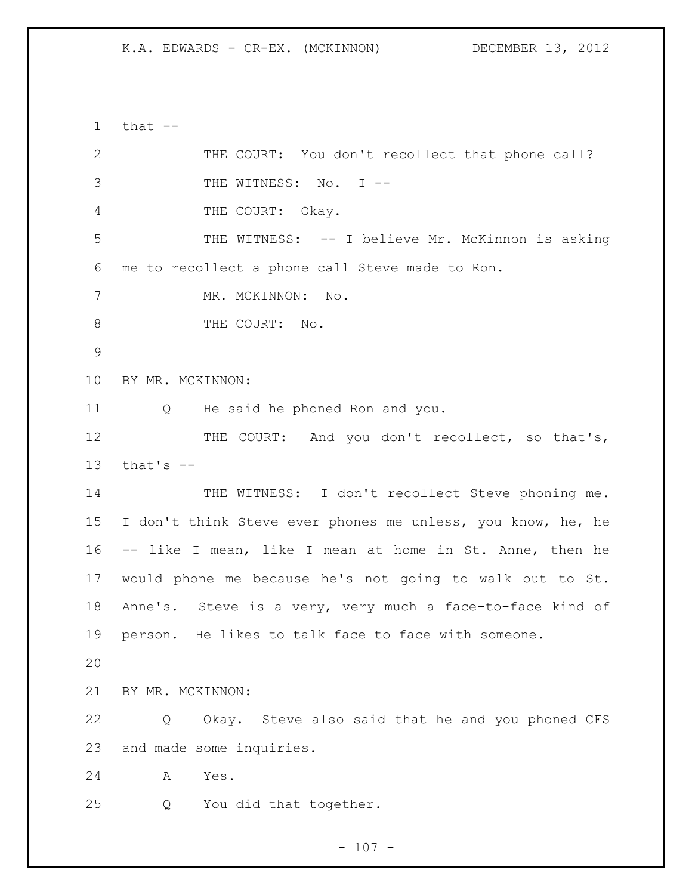that --

THE COURT: You don't recollect that phone call?

THE WITNESS: No. I --

THE COURT: Okay.

THE WITNESS: -- I believe Mr. McKinnon is asking me to recollect a phone call Steve made to Ron.

MR. MCKINNON: No.

THE COURT: No.

BY MR. MCKINNON:

Q He said he phoned Ron and you.

THE COURT: And you don't recollect, so that's, that's --

THE WITNESS: I don't recollect Steve phoning me. I don't think Steve ever phones me unless, you know, he, he -- like I mean, like I mean at home in St. Anne, then he would phone me because he's not going to walk out to St. Anne's. Steve is a very, very much a face-to-face kind of person. He likes to talk face to face with someone.

BY MR. MCKINNON:

Q Okay. Steve also said that he and you phoned CFS and made some inquiries.

A Yes.

Q You did that together.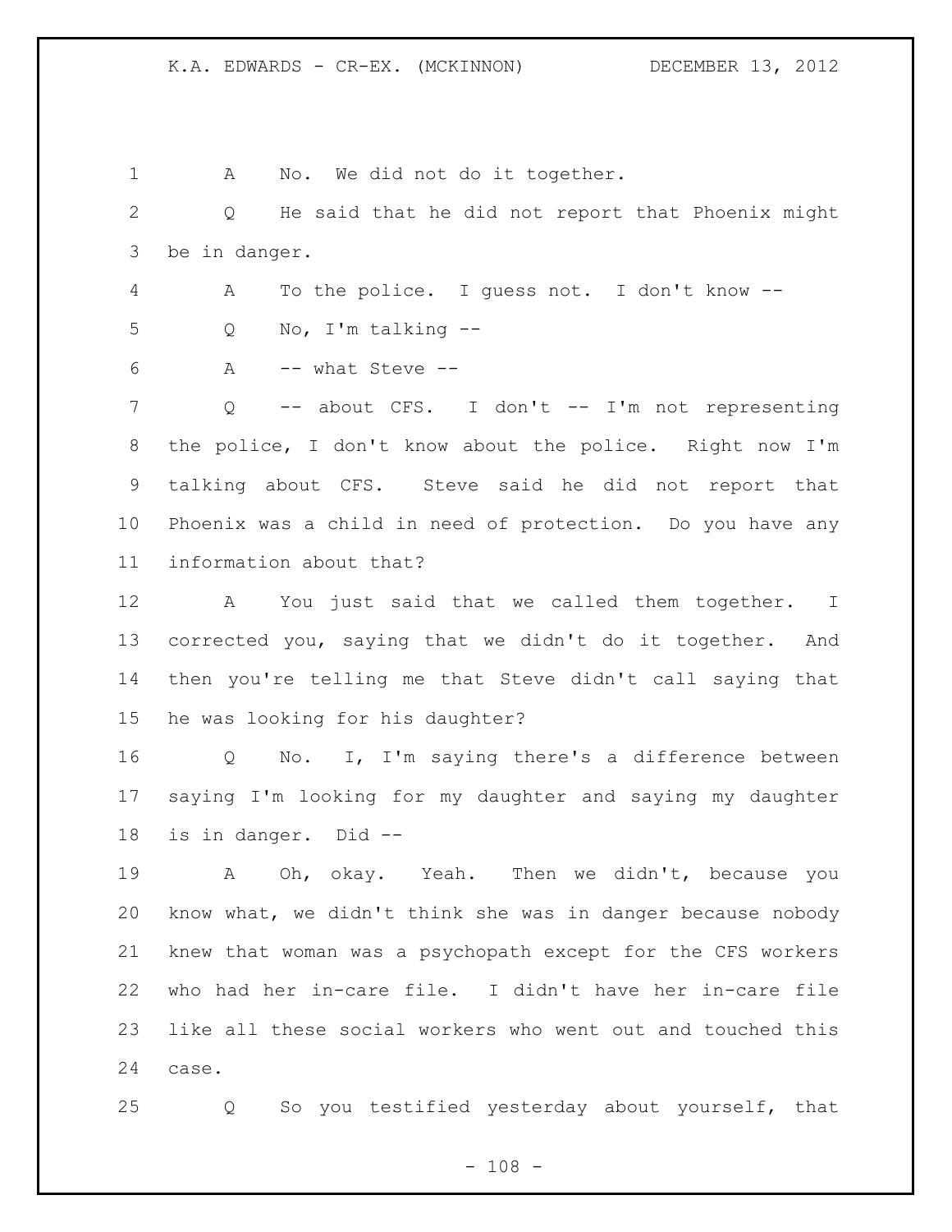A No. We did not do it together.

Q He said that he did not report that Phoenix might be in danger.

A To the police. I guess not. I don't know --

Q No, I'm talking --

A -- what Steve --

Q -- about CFS. I don't -- I'm not representing the police, I don't know about the police. Right now I'm talking about CFS. Steve said he did not report that Phoenix was a child in need of protection. Do you have any information about that?

A You just said that we called them together. I corrected you, saying that we didn't do it together. And then you're telling me that Steve didn't call saying that he was looking for his daughter?

Q No. I, I'm saying there's a difference between saying I'm looking for my daughter and saying my daughter is in danger. Did --

A Oh, okay. Yeah. Then we didn't, because you know what, we didn't think she was in danger because nobody knew that woman was a psychopath except for the CFS workers who had her in-care file. I didn't have her in-care file like all these social workers who went out and touched this case.

Q So you testified yesterday about yourself, that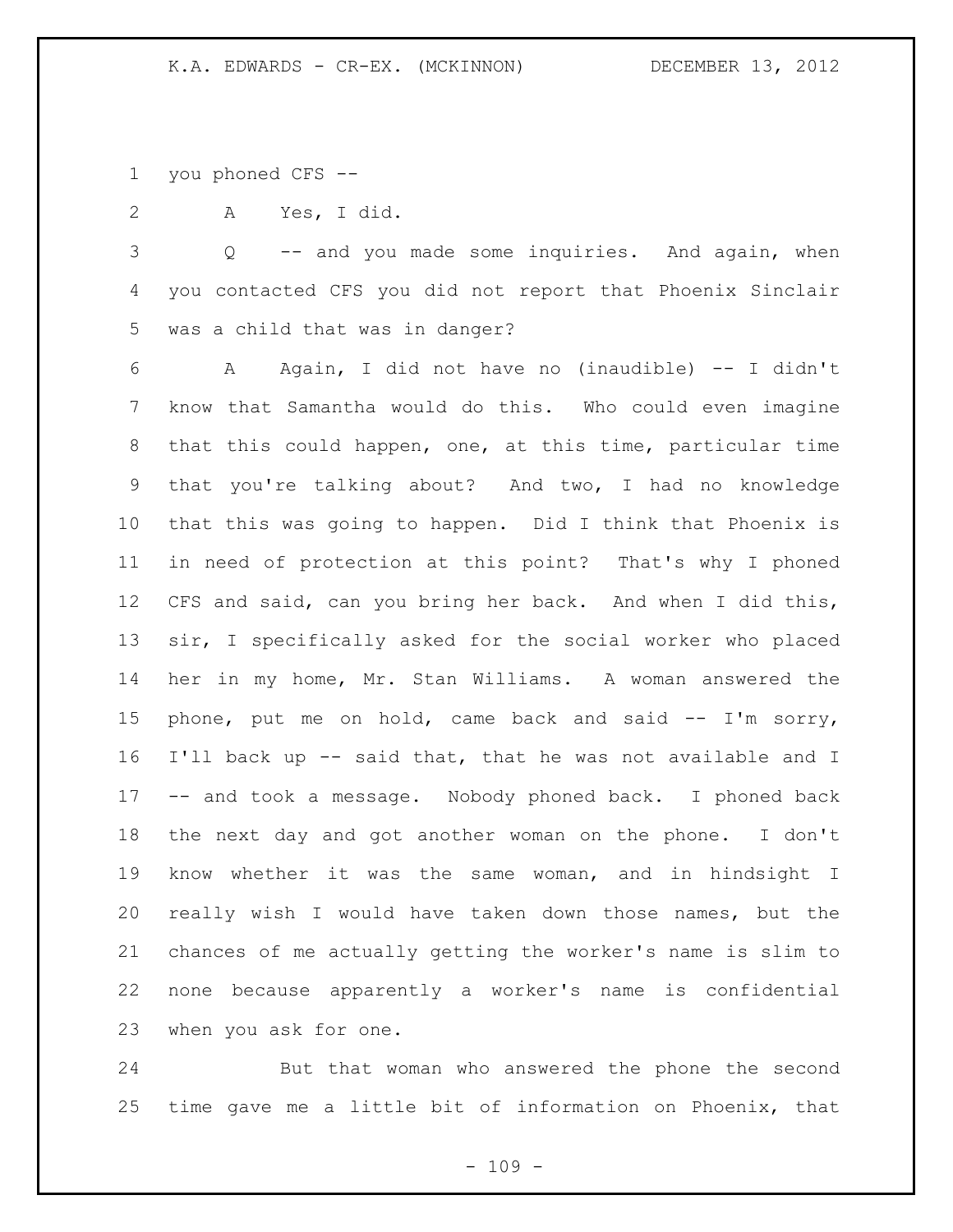you phoned CFS --

A Yes, I did.

Q -- and you made some inquiries. And again, when you contacted CFS you did not report that Phoenix Sinclair was a child that was in danger?

A Again, I did not have no (inaudible) -- I didn't know that Samantha would do this. Who could even imagine that this could happen, one, at this time, particular time that you're talking about? And two, I had no knowledge that this was going to happen. Did I think that Phoenix is in need of protection at this point? That's why I phoned CFS and said, can you bring her back. And when I did this, sir, I specifically asked for the social worker who placed her in my home, Mr. Stan Williams. A woman answered the phone, put me on hold, came back and said -- I'm sorry, I'll back up -- said that, that he was not available and I -- and took a message. Nobody phoned back. I phoned back the next day and got another woman on the phone. I don't know whether it was the same woman, and in hindsight I really wish I would have taken down those names, but the chances of me actually getting the worker's name is slim to none because apparently a worker's name is confidential when you ask for one.

But that woman who answered the phone the second time gave me a little bit of information on Phoenix, that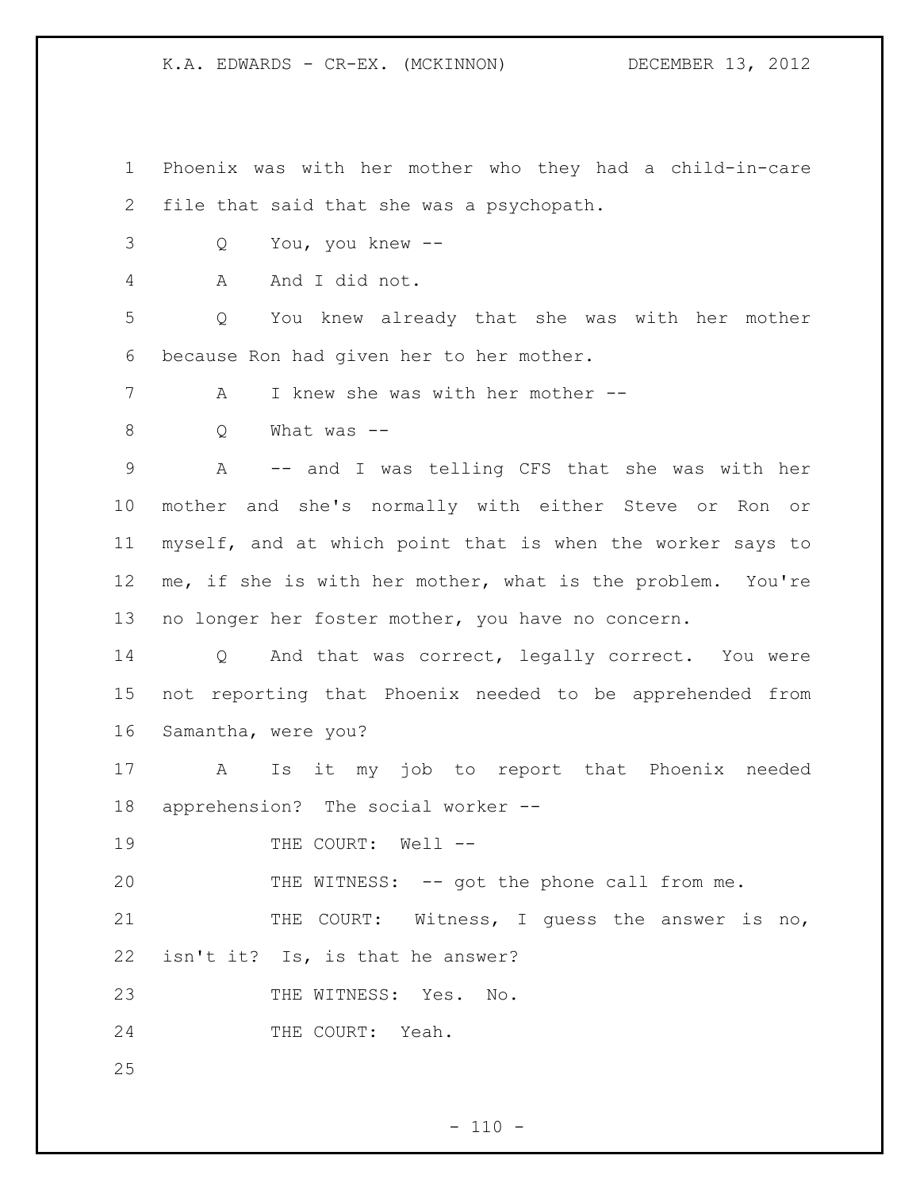Phoenix was with her mother who they had a child-in-care file that said that she was a psychopath.

Q You, you knew --

A And I did not.

Q You knew already that she was with her mother because Ron had given her to her mother.

A I knew she was with her mother --

Q What was --

A -- and I was telling CFS that she was with her mother and she's normally with either Steve or Ron or myself, and at which point that is when the worker says to me, if she is with her mother, what is the problem. You're no longer her foster mother, you have no concern.

Q And that was correct, legally correct. You were not reporting that Phoenix needed to be apprehended from Samantha, were you?

A Is it my job to report that Phoenix needed apprehension? The social worker --

THE COURT: Well --

THE WITNESS: -- got the phone call from me.

THE COURT: Witness, I guess the answer is no, isn't it? Is, is that he answer?

THE WITNESS: Yes. No.

THE COURT: Yeah.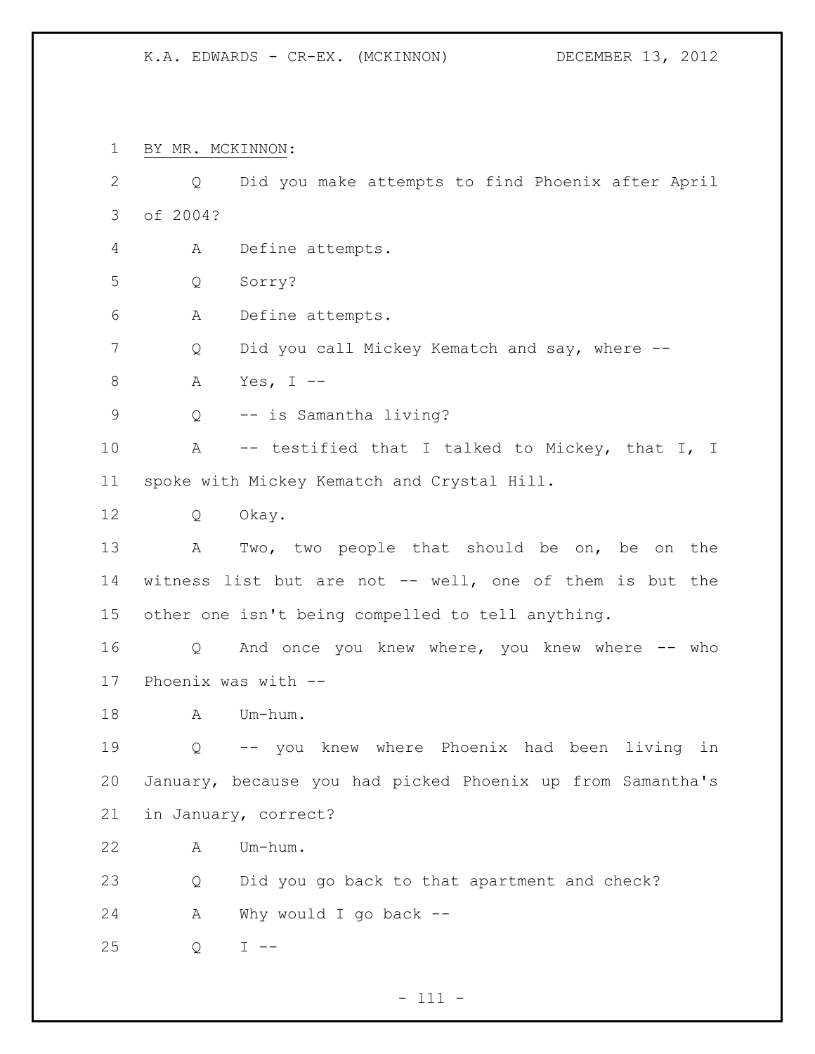BY MR. MCKINNON:

Q Did you make attempts to find Phoenix after April of 2004?

A Define attempts.

Q Sorry?

A Define attempts.

Q Did you call Mickey Kematch and say, where --

A Yes, I --

Q -- is Samantha living?

A -- testified that I talked to Mickey, that I, I spoke with Mickey Kematch and Crystal Hill.

Q Okay.

A Two, two people that should be on, be on the witness list but are not -- well, one of them is but the other one isn't being compelled to tell anything.

Q And once you knew where, you knew where -- who Phoenix was with --

A Um-hum.

Q -- you knew where Phoenix had been living in January, because you had picked Phoenix up from Samantha's in January, correct?

A Um-hum.

Q Did you go back to that apartment and check?

A Why would I go back --

Q I --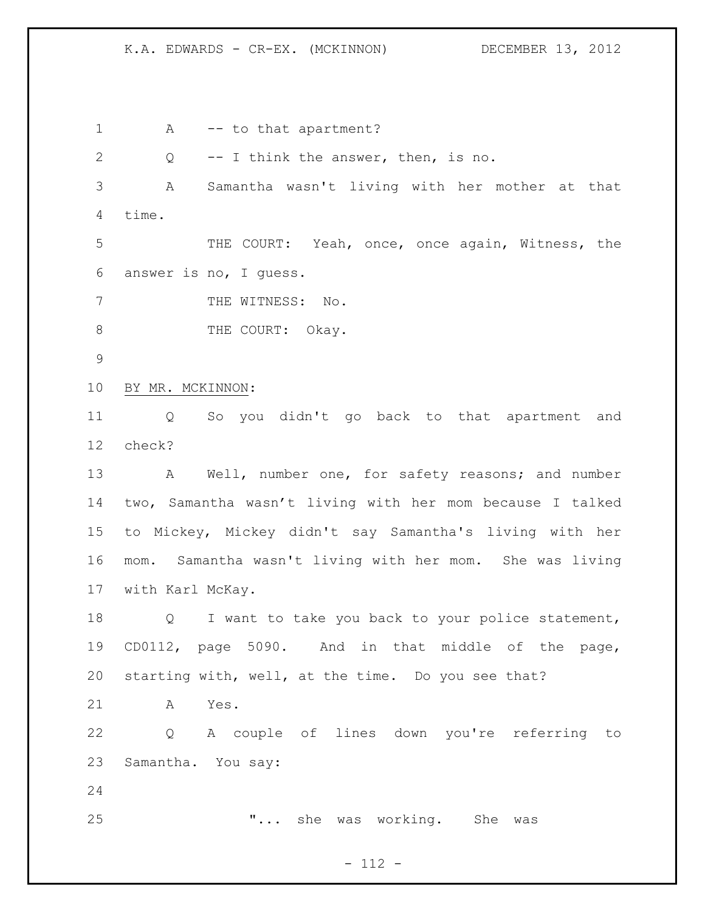A -- to that apartment?

Q -- I think the answer, then, is no.

A Samantha wasn't living with her mother at that time.

THE COURT: Yeah, once, once again, Witness, the answer is no, I guess.

THE WITNESS: No.

THE COURT: Okay.

BY MR. MCKINNON:

Q So you didn't go back to that apartment and check?

A Well, number one, for safety reasons; and number two, Samantha wasn't living with her mom because I talked to Mickey, Mickey didn't say Samantha's living with her mom. Samantha wasn't living with her mom. She was living with Karl McKay.

Q I want to take you back to your police statement, CD0112, page 5090. And in that middle of the page, starting with, well, at the time. Do you see that?

A Yes.

Q A couple of lines down you're referring to Samantha. You say:

"... she was working. She was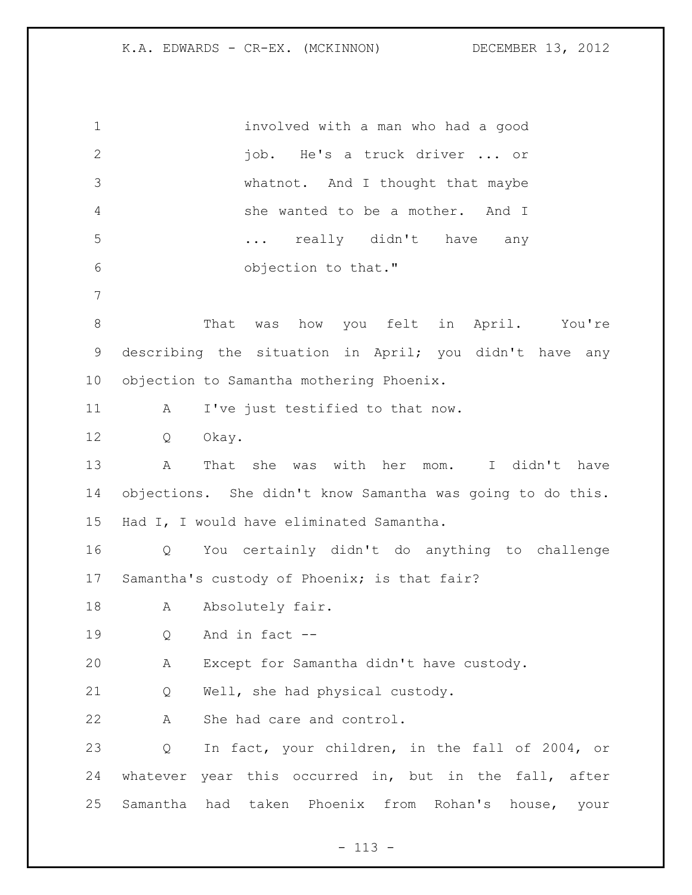involved with a man who had a good job. He's a truck driver ... or whatnot. And I thought that maybe she wanted to be a mother. And I ... really didn't have any objection to that."

That was how you felt in April. You're describing the situation in April; you didn't have any objection to Samantha mothering Phoenix.

A I've just testified to that now.

Q Okay.

A That she was with her mom. I didn't have objections. She didn't know Samantha was going to do this. Had I, I would have eliminated Samantha.

Q You certainly didn't do anything to challenge Samantha's custody of Phoenix; is that fair?

A Absolutely fair.

Q And in fact --

A Except for Samantha didn't have custody.

Q Well, she had physical custody.

A She had care and control.

Q In fact, your children, in the fall of 2004, or whatever year this occurred in, but in the fall, after Samantha had taken Phoenix from Rohan's house, your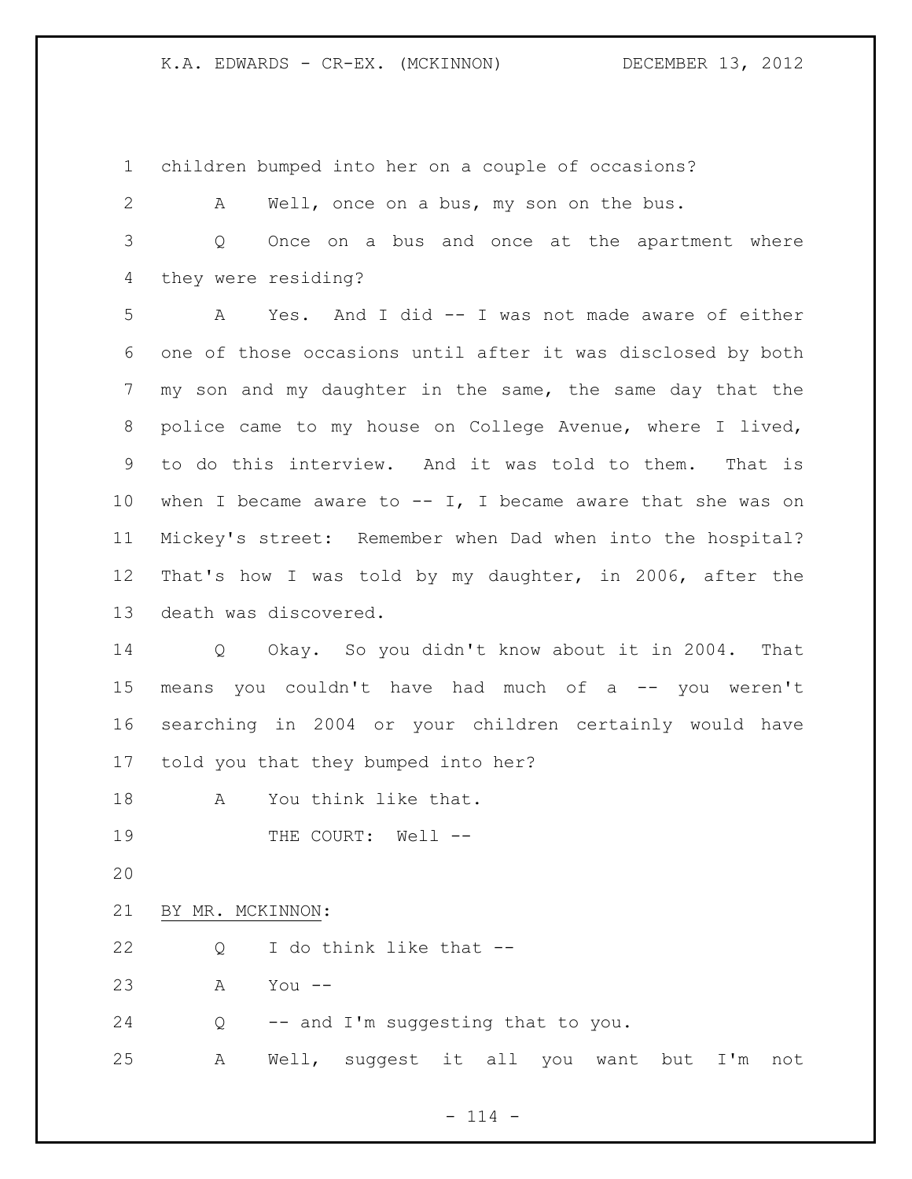children bumped into her on a couple of occasions?

A Well, once on a bus, my son on the bus.

Q Once on a bus and once at the apartment where they were residing?

A Yes. And I did -- I was not made aware of either one of those occasions until after it was disclosed by both my son and my daughter in the same, the same day that the police came to my house on College Avenue, where I lived, to do this interview. And it was told to them. That is when I became aware to -- I, I became aware that she was on Mickey's street: Remember when Dad when into the hospital? That's how I was told by my daughter, in 2006, after the death was discovered.

Q Okay. So you didn't know about it in 2004. That means you couldn't have had much of a -- you weren't searching in 2004 or your children certainly would have told you that they bumped into her?

A You think like that.

THE COURT: Well --

BY MR. MCKINNON:

Q I do think like that --

A You --

Q -- and I'm suggesting that to you.

A Well, suggest it all you want but I'm not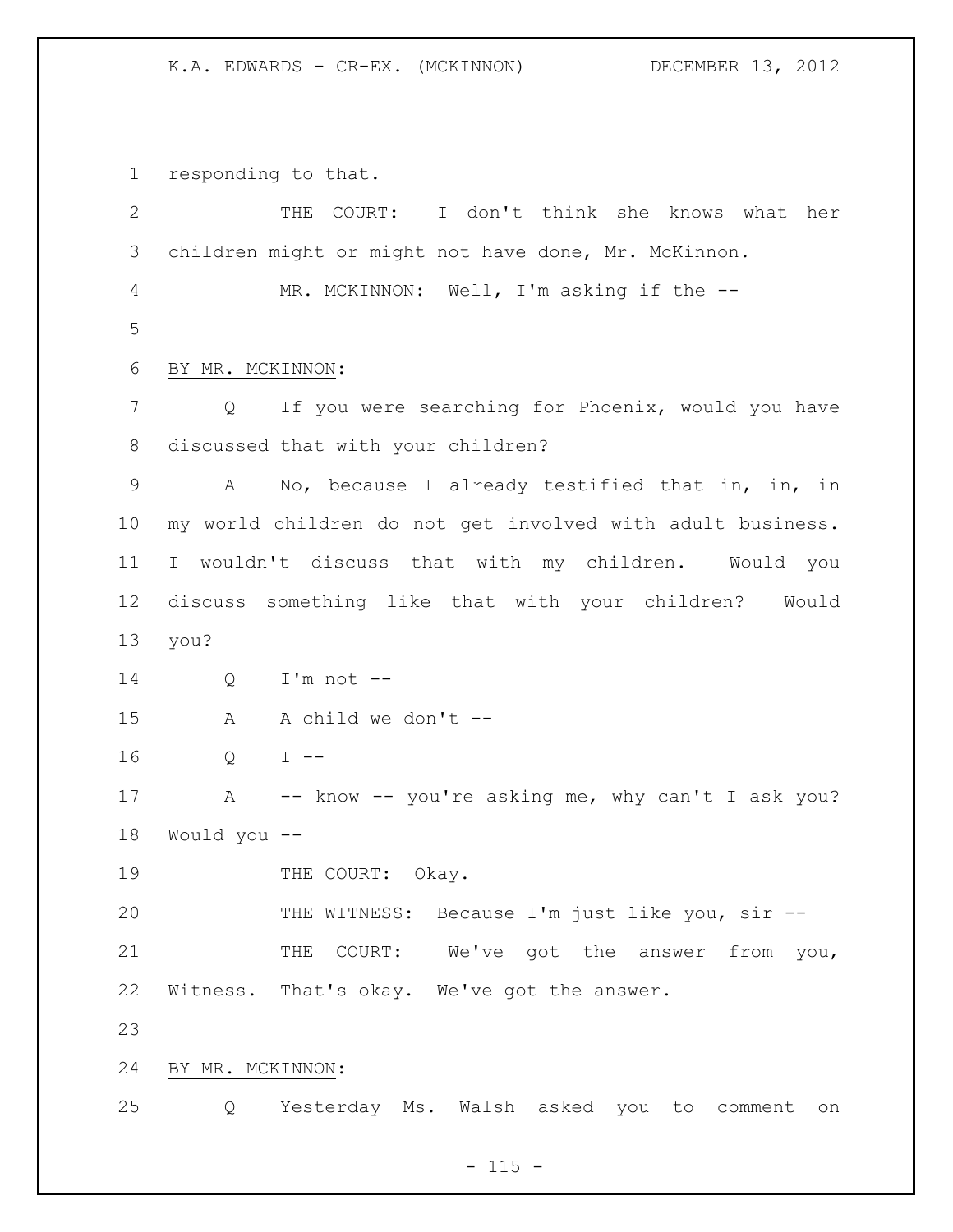responding to that.

THE COURT: I don't think she knows what her children might or might not have done, Mr. McKinnon.

MR. MCKINNON: Well, I'm asking if the --

BY MR. MCKINNON:

Q If you were searching for Phoenix, would you have discussed that with your children?

A No, because I already testified that in, in, in my world children do not get involved with adult business. I wouldn't discuss that with my children. Would you discuss something like that with your children? Would you?

Q I'm not --

A A child we don't --

Q I --

A -- know -- you're asking me, why can't I ask you? Would you --

THE COURT: Okay.

THE WITNESS: Because I'm just like you, sir --

THE COURT: We've got the answer from you, Witness. That's okay. We've got the answer.

BY MR. MCKINNON:

Q Yesterday Ms. Walsh asked you to comment on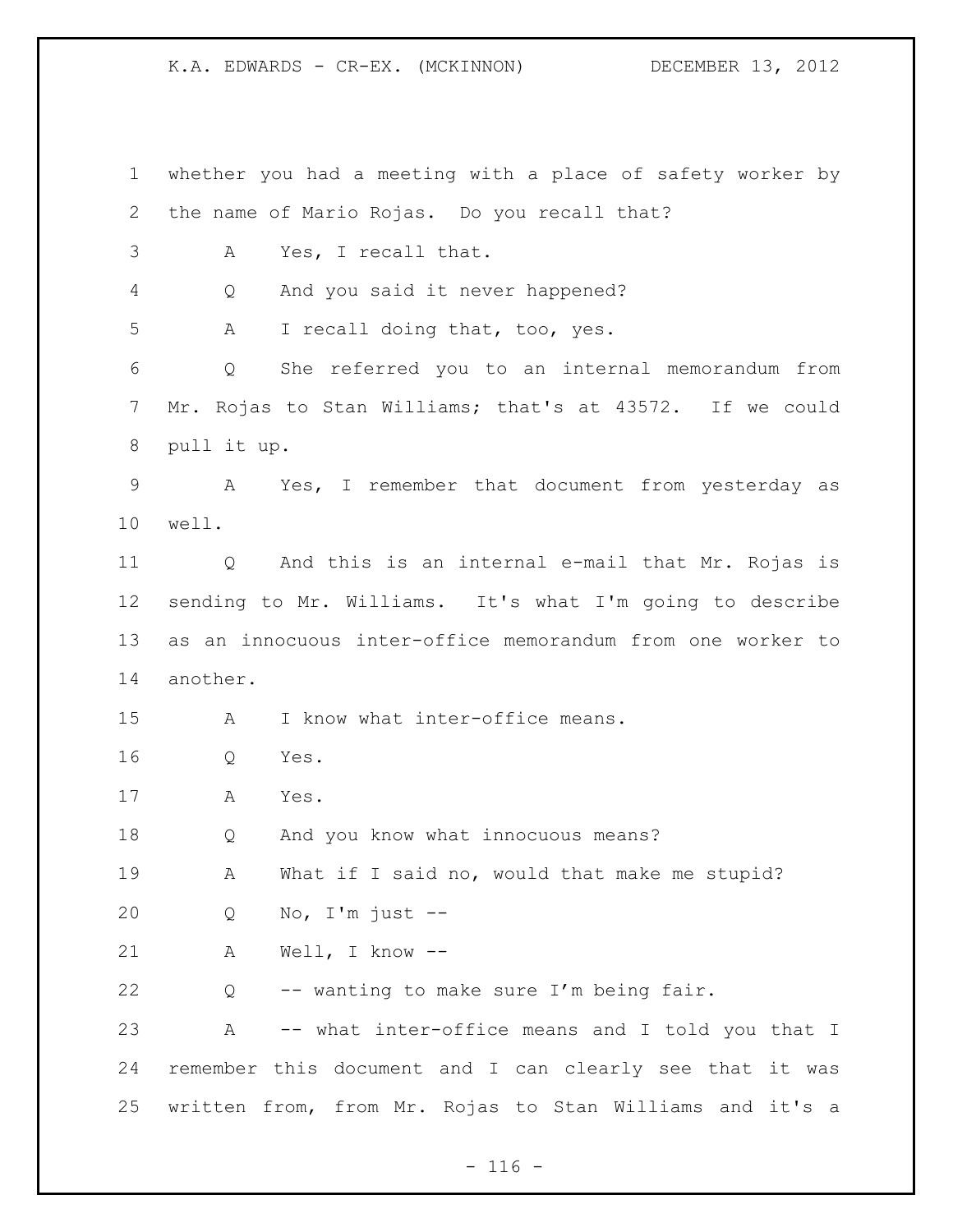whether you had a meeting with a place of safety worker by the name of Mario Rojas. Do you recall that?

A Yes, I recall that.

Q And you said it never happened?

A I recall doing that, too, yes.

Q She referred you to an internal memorandum from Mr. Rojas to Stan Williams; that's at 43572. If we could pull it up.

A Yes, I remember that document from yesterday as well.

Q And this is an internal e-mail that Mr. Rojas is sending to Mr. Williams. It's what I'm going to describe as an innocuous inter-office memorandum from one worker to another.

A I know what inter-office means.

Q Yes.

A Yes.

Q And you know what innocuous means?

A What if I said no, would that make me stupid?

Q No, I'm just --

A Well, I know --

Q -- wanting to make sure I'm being fair.

A -- what inter-office means and I told you that I remember this document and I can clearly see that it was written from, from Mr. Rojas to Stan Williams and it's a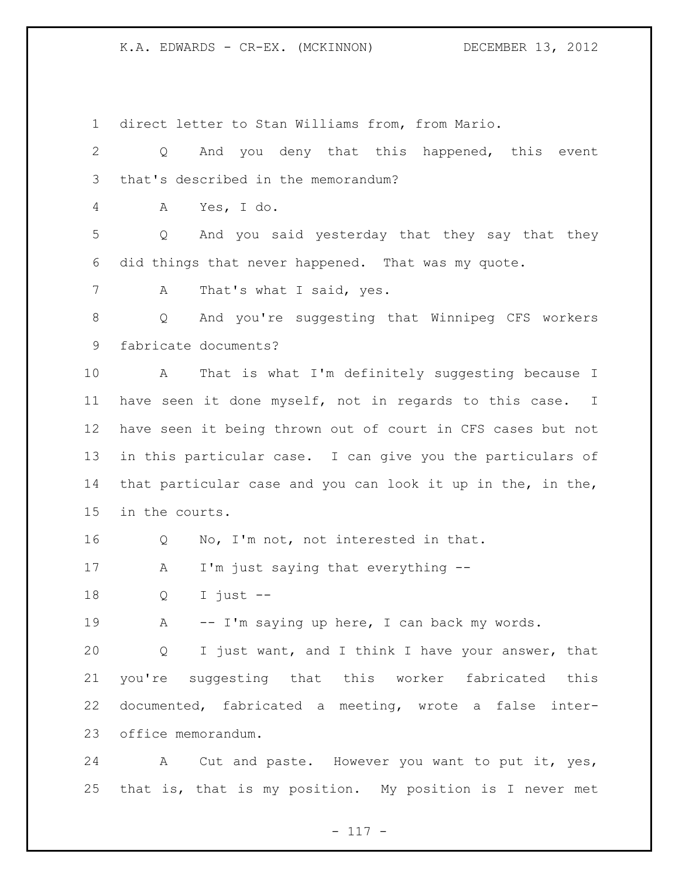direct letter to Stan Williams from, from Mario.

Q And you deny that this happened, this event that's described in the memorandum?

A Yes, I do.

Q And you said yesterday that they say that they did things that never happened. That was my quote.

A That's what I said, yes.

Q And you're suggesting that Winnipeg CFS workers fabricate documents?

A That is what I'm definitely suggesting because I have seen it done myself, not in regards to this case. I have seen it being thrown out of court in CFS cases but not in this particular case. I can give you the particulars of that particular case and you can look it up in the, in the, in the courts.

Q No, I'm not, not interested in that.

A I'm just saying that everything --

Q I just --

A -- I'm saying up here, I can back my words.

Q I just want, and I think I have your answer, that you're suggesting that this worker fabricated this documented, fabricated a meeting, wrote a false inter-office memorandum.

A Cut and paste. However you want to put it, yes, that is, that is my position. My position is I never met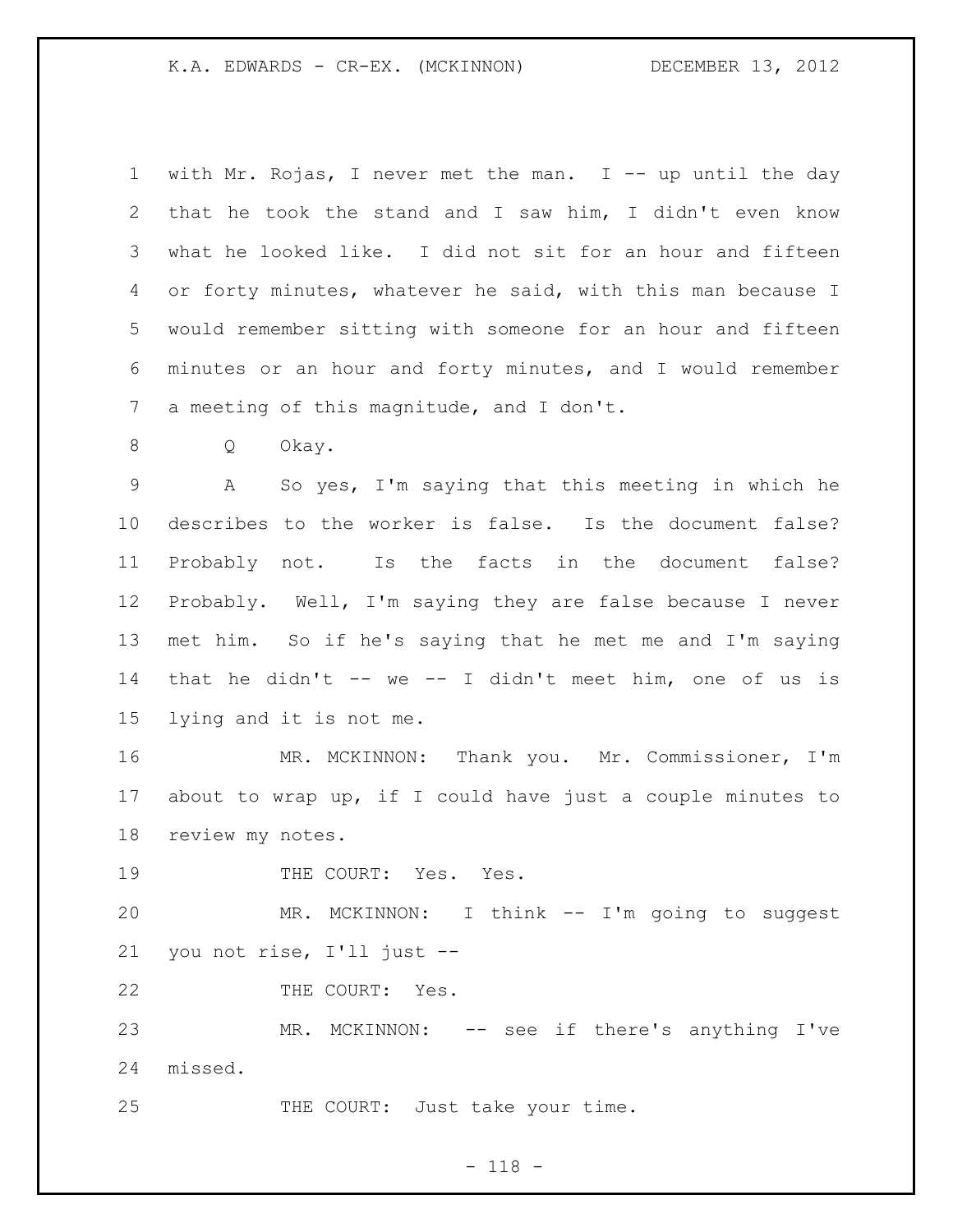with Mr. Rojas, I never met the man. I -- up until the day that he took the stand and I saw him, I didn't even know what he looked like. I did not sit for an hour and fifteen or forty minutes, whatever he said, with this man because I would remember sitting with someone for an hour and fifteen minutes or an hour and forty minutes, and I would remember a meeting of this magnitude, and I don't.

Q Okay.

A So yes, I'm saying that this meeting in which he describes to the worker is false. Is the document false? Probably not. Is the facts in the document false? Probably. Well, I'm saying they are false because I never met him. So if he's saying that he met me and I'm saying that he didn't -- we -- I didn't meet him, one of us is lying and it is not me.

MR. MCKINNON: Thank you. Mr. Commissioner, I'm about to wrap up, if I could have just a couple minutes to review my notes.

THE COURT: Yes. Yes.

MR. MCKINNON: I think -- I'm going to suggest you not rise, I'll just --

THE COURT: Yes.

MR. MCKINNON: -- see if there's anything I've missed.

THE COURT: Just take your time.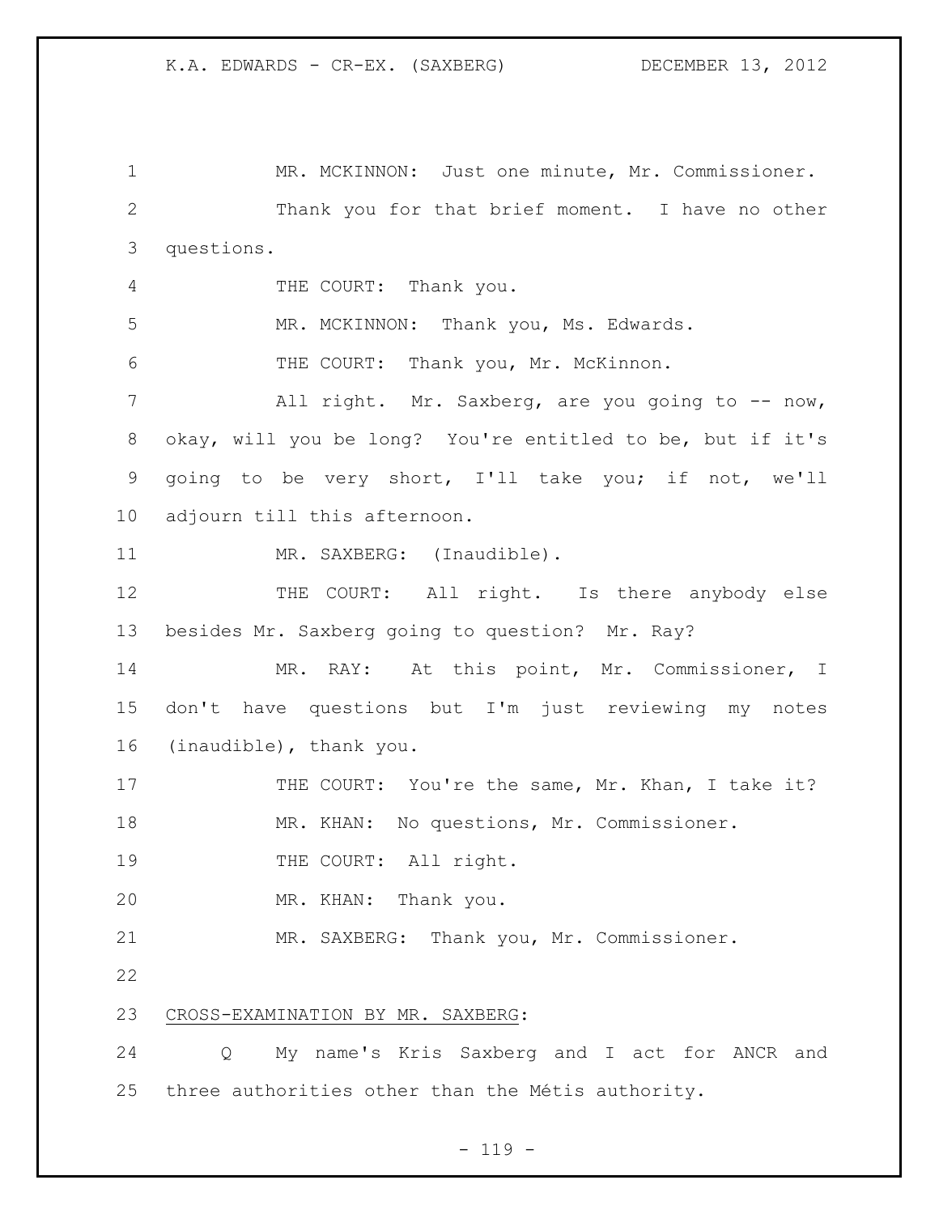MR. MCKINNON: Just one minute, Mr. Commissioner.

Thank you for that brief moment. I have no other questions.

THE COURT: Thank you.

MR. MCKINNON: Thank you, Ms. Edwards.

THE COURT: Thank you, Mr. McKinnon.

All right. Mr. Saxberg, are you going to -- now, okay, will you be long? You're entitled to be, but if it's going to be very short, I'll take you; if not, we'll adjourn till this afternoon.

MR. SAXBERG: (Inaudible).

THE COURT: All right. Is there anybody else besides Mr. Saxberg going to question? Mr. Ray?

MR. RAY: At this point, Mr. Commissioner, I don't have questions but I'm just reviewing my notes (inaudible), thank you.

THE COURT: You're the same, Mr. Khan, I take it?

MR. KHAN: No questions, Mr. Commissioner.

THE COURT: All right.

MR. KHAN: Thank you.

MR. SAXBERG: Thank you, Mr. Commissioner.

CROSS-EXAMINATION BY MR. SAXBERG:

Q My name's Kris Saxberg and I act for ANCR and three authorities other than the Métis authority.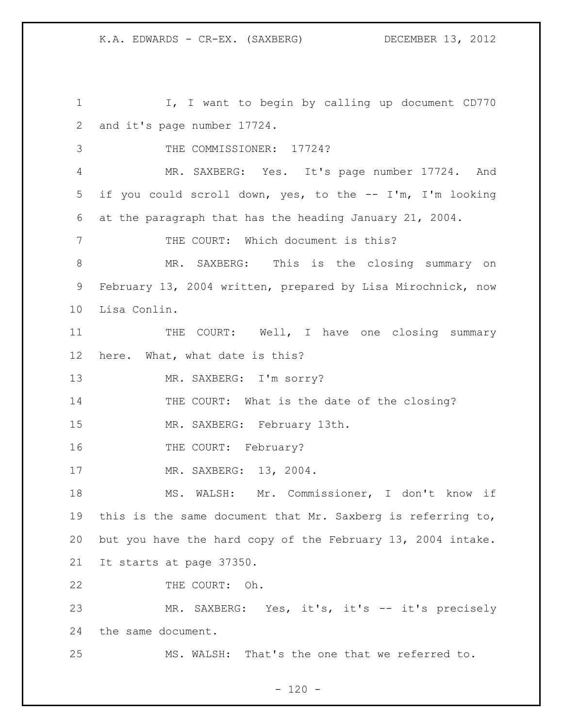I, I want to begin by calling up document CD770 and it's page number 17724.

THE COMMISSIONER: 17724?

MR. SAXBERG: Yes. It's page number 17724. And if you could scroll down, yes, to the -- I'm, I'm looking at the paragraph that has the heading January 21, 2004.

THE COURT: Which document is this?

MR. SAXBERG: This is the closing summary on February 13, 2004 written, prepared by Lisa Mirochnick, now Lisa Conlin.

THE COURT: Well, I have one closing summary here. What, what date is this?

MR. SAXBERG: I'm sorry?

THE COURT: What is the date of the closing?

MR. SAXBERG: February 13th.

THE COURT: February?

MR. SAXBERG: 13, 2004.

MS. WALSH: Mr. Commissioner, I don't know if this is the same document that Mr. Saxberg is referring to, but you have the hard copy of the February 13, 2004 intake. It starts at page 37350.

THE COURT: Oh.

MR. SAXBERG: Yes, it's, it's -- it's precisely the same document.

MS. WALSH: That's the one that we referred to.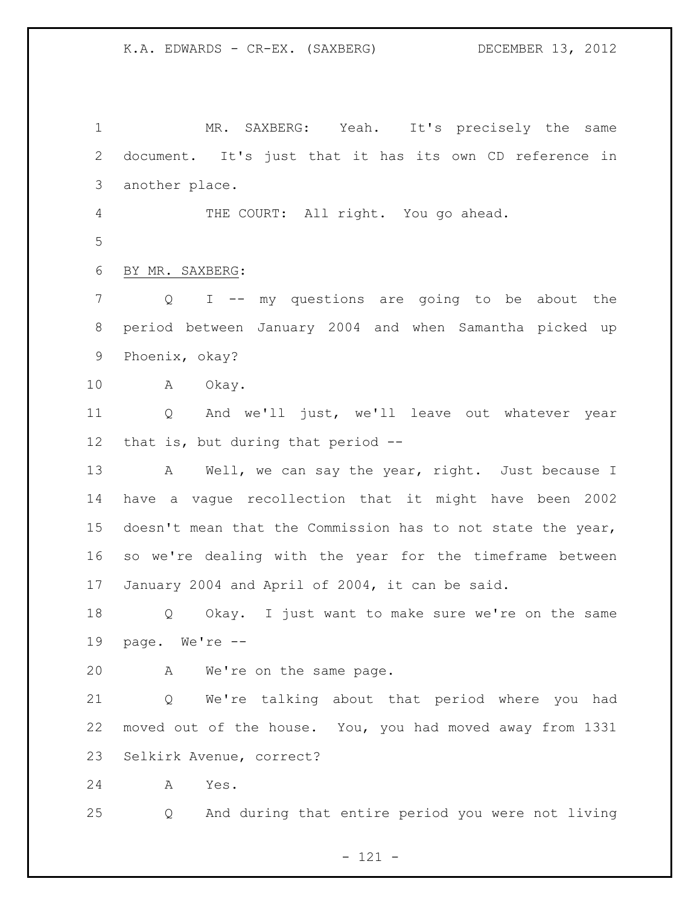MR. SAXBERG: Yeah. It's precisely the same document. It's just that it has its own CD reference in another place.

THE COURT: All right. You go ahead.

BY MR. SAXBERG:

Q I -- my questions are going to be about the period between January 2004 and when Samantha picked up Phoenix, okay?

A Okay.

Q And we'll just, we'll leave out whatever year that is, but during that period --

A Well, we can say the year, right. Just because I have a vague recollection that it might have been 2002 doesn't mean that the Commission has to not state the year, so we're dealing with the year for the timeframe between January 2004 and April of 2004, it can be said.

Q Okay. I just want to make sure we're on the same page. We're --

A We're on the same page.

Q We're talking about that period where you had moved out of the house. You, you had moved away from 1331 Selkirk Avenue, correct?

A Yes.

Q And during that entire period you were not living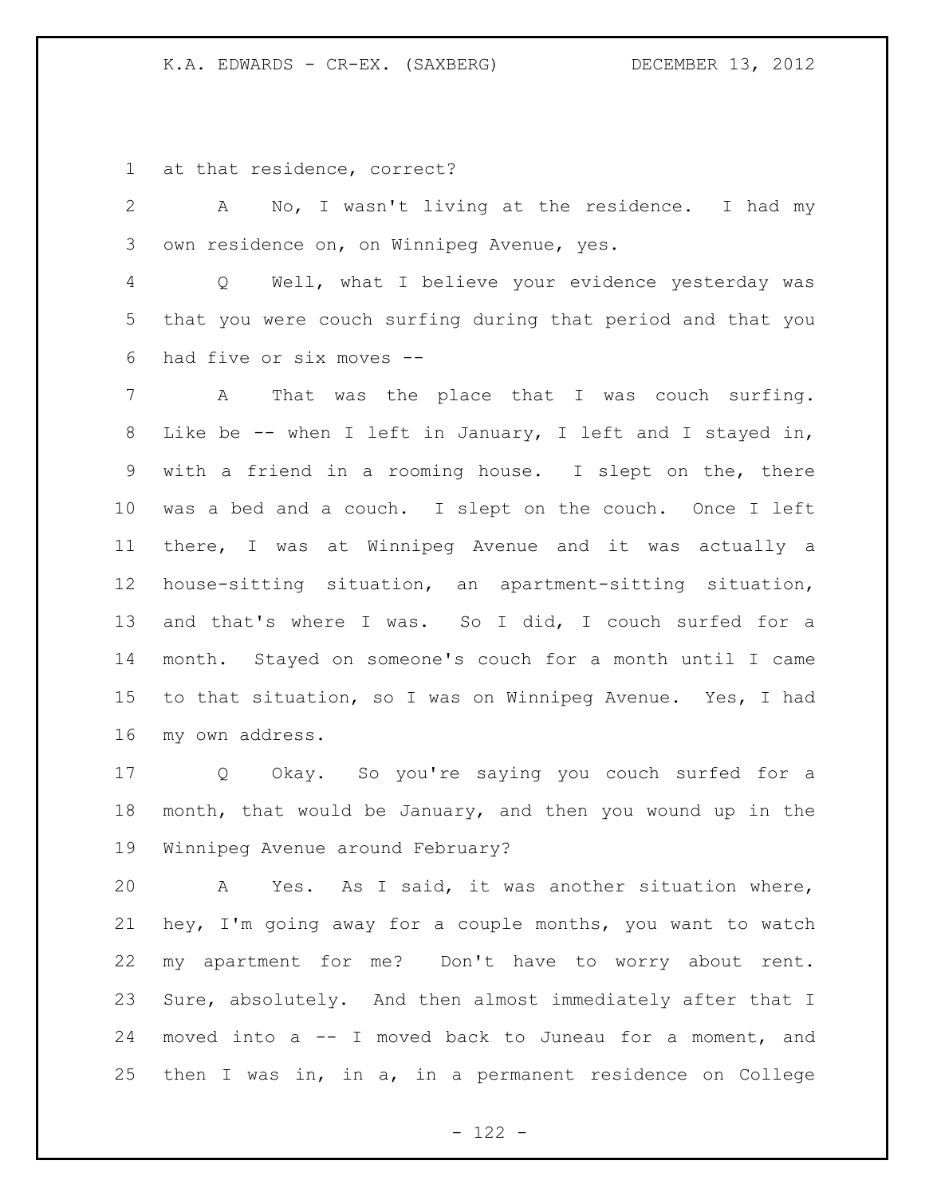at that residence, correct?

A No, I wasn't living at the residence. I had my own residence on, on Winnipeg Avenue, yes.

Q Well, what I believe your evidence yesterday was that you were couch surfing during that period and that you had five or six moves --

A That was the place that I was couch surfing. Like be -- when I left in January, I left and I stayed in, with a friend in a rooming house. I slept on the, there was a bed and a couch. I slept on the couch. Once I left there, I was at Winnipeg Avenue and it was actually a house-sitting situation, an apartment-sitting situation, and that's where I was. So I did, I couch surfed for a month. Stayed on someone's couch for a month until I came to that situation, so I was on Winnipeg Avenue. Yes, I had my own address.

Q Okay. So you're saying you couch surfed for a month, that would be January, and then you wound up in the Winnipeg Avenue around February?

A Yes. As I said, it was another situation where, hey, I'm going away for a couple months, you want to watch my apartment for me? Don't have to worry about rent. Sure, absolutely. And then almost immediately after that I moved into a -- I moved back to Juneau for a moment, and then I was in, in a, in a permanent residence on College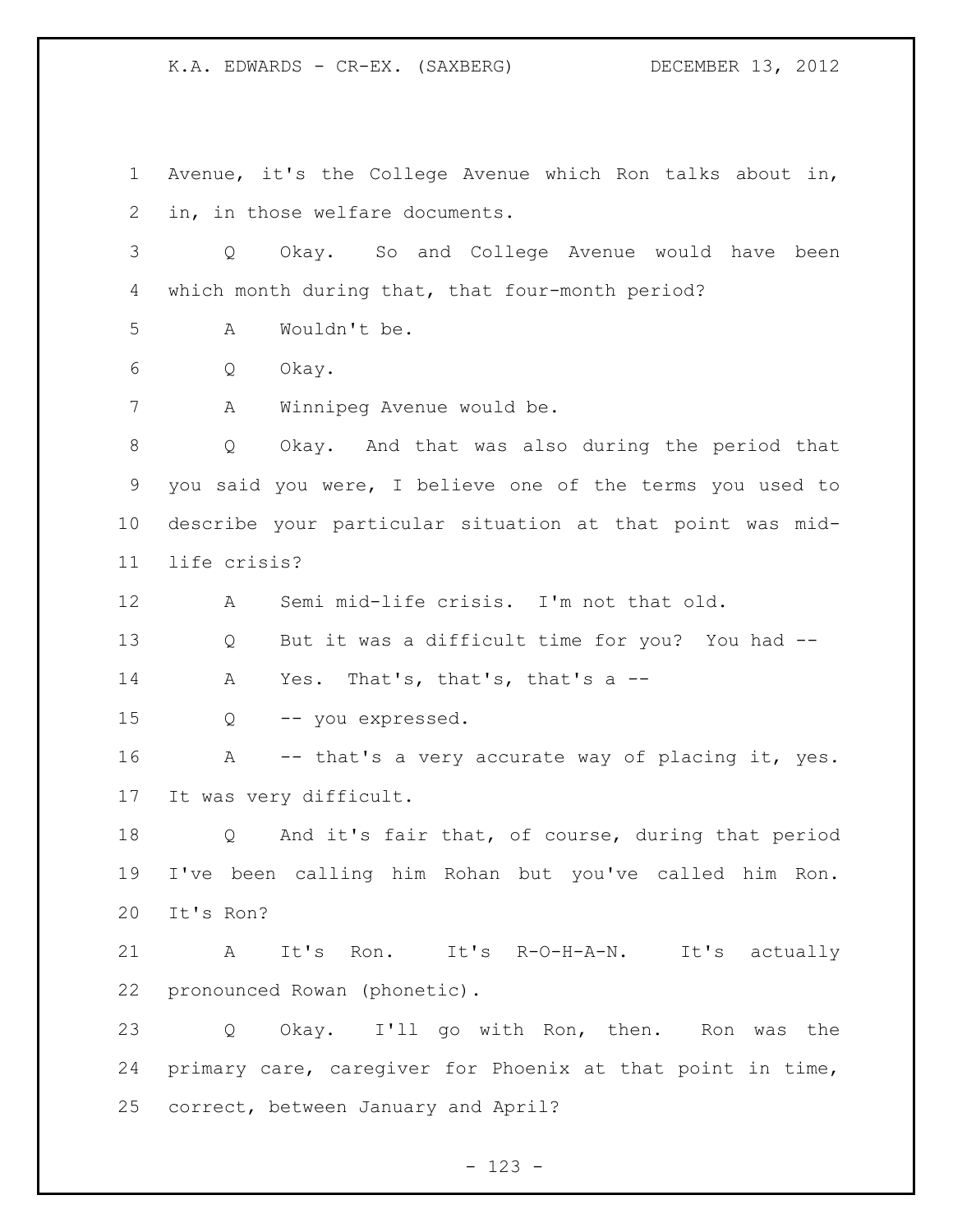Avenue, it's the College Avenue which Ron talks about in, in, in those welfare documents.

Q Okay. So and College Avenue would have been which month during that, that four-month period?

A Wouldn't be.

Q Okay.

A Winnipeg Avenue would be.

Q Okay. And that was also during the period that you said you were, I believe one of the terms you used to describe your particular situation at that point was mid-life crisis?

A Semi mid-life crisis. I'm not that old.

Q But it was a difficult time for you? You had --

A Yes. That's, that's, that's a --

Q -- you expressed.

A -- that's a very accurate way of placing it, yes. It was very difficult.

Q And it's fair that, of course, during that period I've been calling him Rohan but you've called him Ron. It's Ron?

A It's Ron. It's R-O-H-A-N. It's actually pronounced Rowan (phonetic).

Q Okay. I'll go with Ron, then. Ron was the primary care, caregiver for Phoenix at that point in time, correct, between January and April?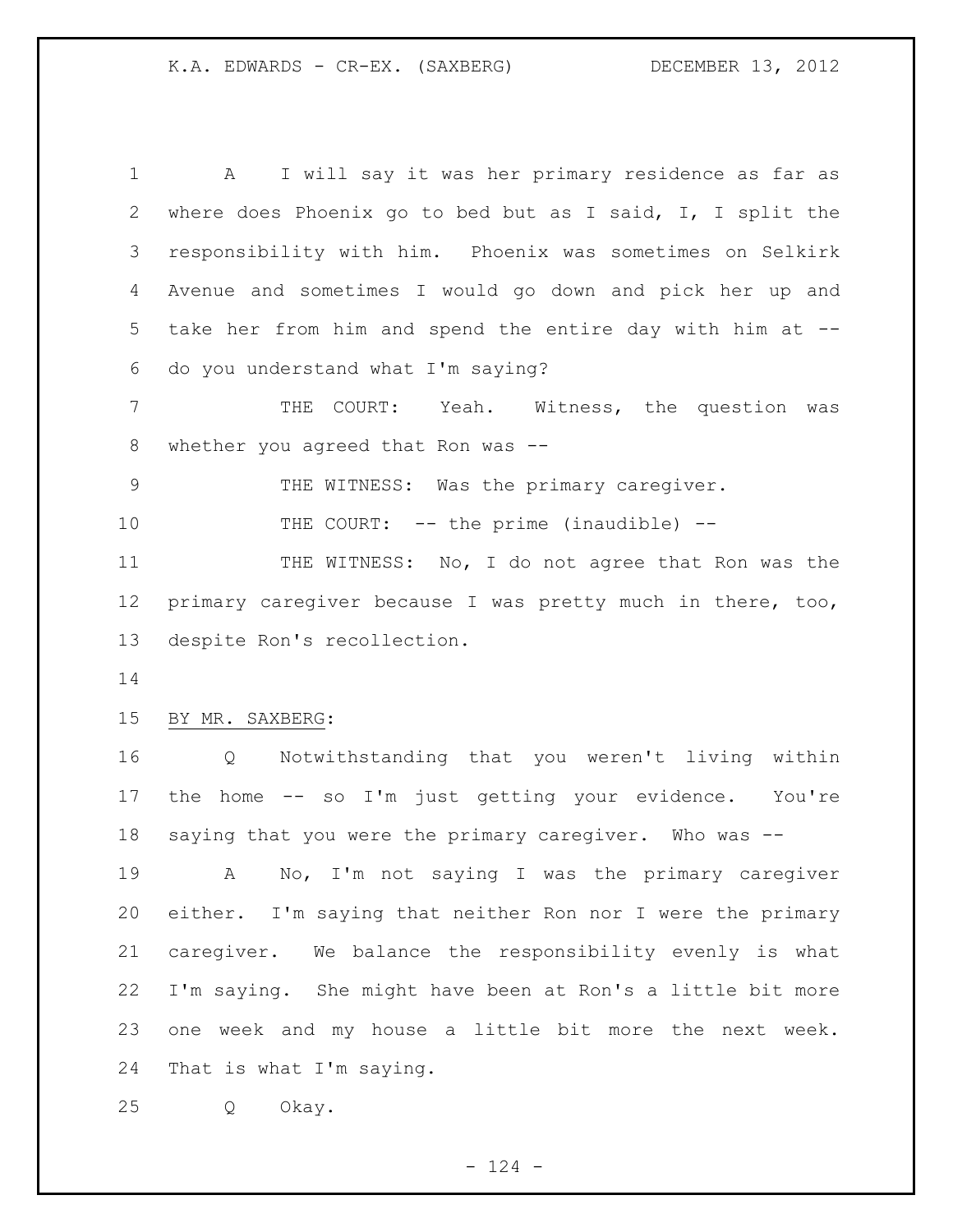A I will say it was her primary residence as far as where does Phoenix go to bed but as I said, I, I split the responsibility with him. Phoenix was sometimes on Selkirk Avenue and sometimes I would go down and pick her up and take her from him and spend the entire day with him at -- do you understand what I'm saying?

THE COURT: Yeah. Witness, the question was whether you agreed that Ron was --

THE WITNESS: Was the primary caregiver.

THE COURT: -- the prime (inaudible) --

THE WITNESS: No, I do not agree that Ron was the primary caregiver because I was pretty much in there, too, despite Ron's recollection.

BY MR. SAXBERG:

Q Notwithstanding that you weren't living within the home -- so I'm just getting your evidence. You're saying that you were the primary caregiver. Who was --

A No, I'm not saying I was the primary caregiver either. I'm saying that neither Ron nor I were the primary caregiver. We balance the responsibility evenly is what I'm saying. She might have been at Ron's a little bit more one week and my house a little bit more the next week. That is what I'm saying.

Q Okay.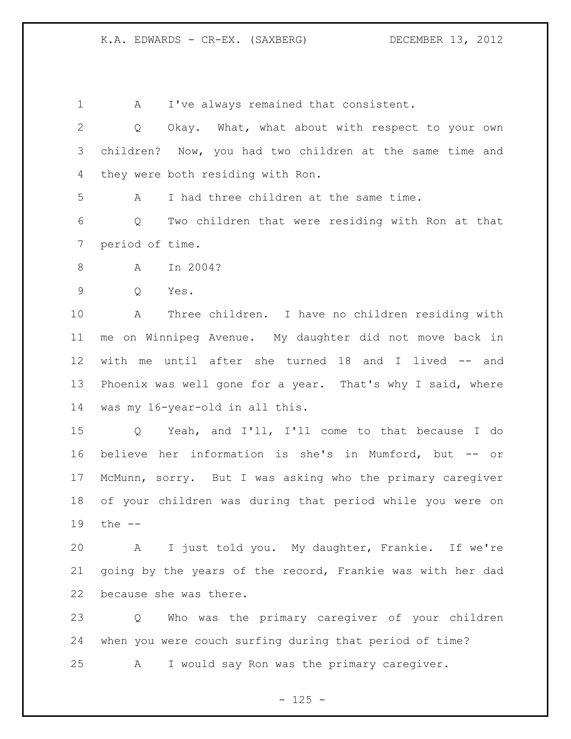A I've always remained that consistent.

Q Okay. What, what about with respect to your own children? Now, you had two children at the same time and they were both residing with Ron.

A I had three children at the same time.

Q Two children that were residing with Ron at that period of time.

A In 2004?

Q Yes.

A Three children. I have no children residing with me on Winnipeg Avenue. My daughter did not move back in with me until after she turned 18 and I lived -- and Phoenix was well gone for a year. That's why I said, where was my 16-year-old in all this.

Q Yeah, and I'll, I'll come to that because I do believe her information is she's in Mumford, but -- or McMunn, sorry. But I was asking who the primary caregiver of your children was during that period while you were on the --

A I just told you. My daughter, Frankie. If we're going by the years of the record, Frankie was with her dad because she was there.

Q Who was the primary caregiver of your children when you were couch surfing during that period of time?

A I would say Ron was the primary caregiver.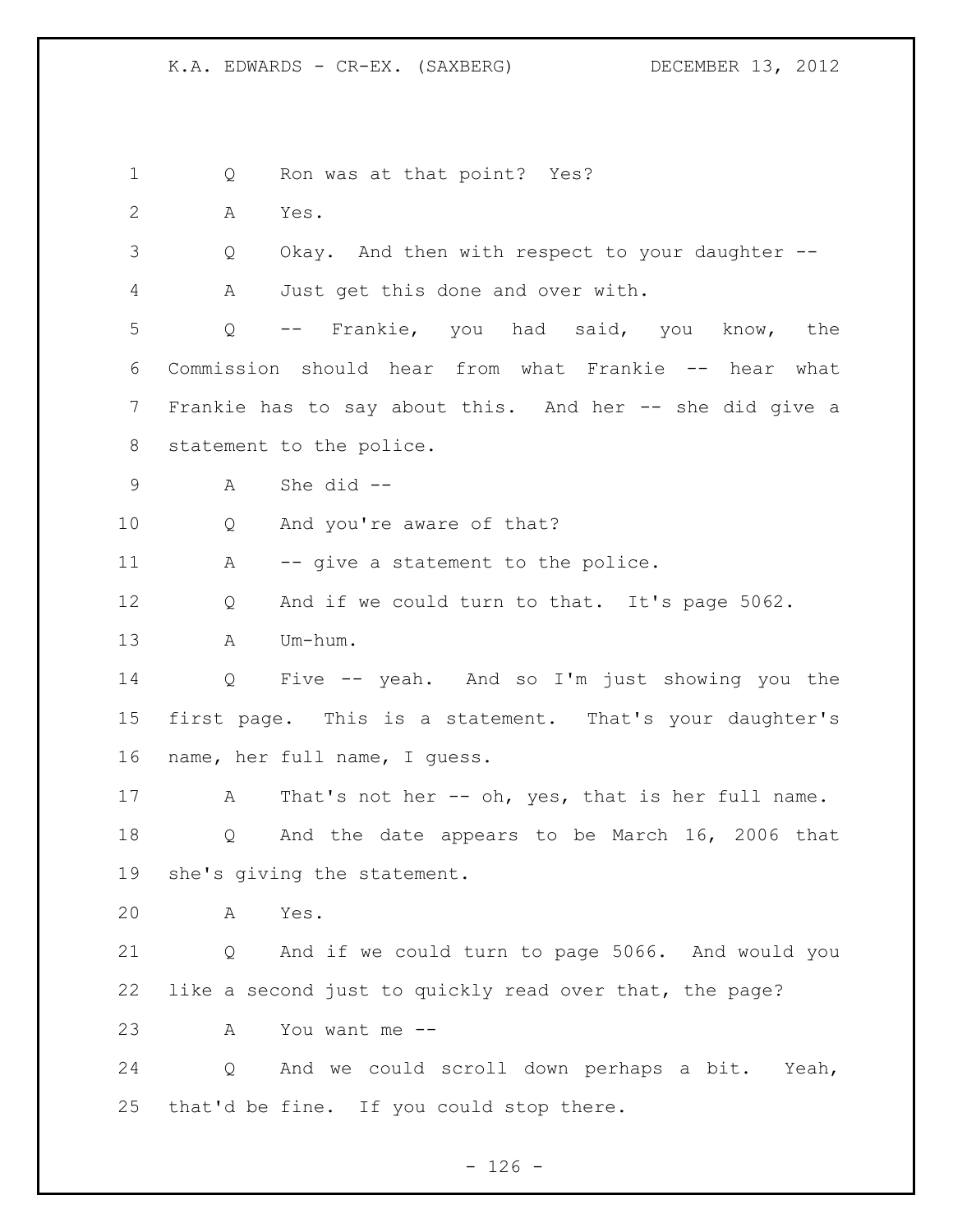Q Ron was at that point? Yes?

A Yes.

Q Okay. And then with respect to your daughter --

A Just get this done and over with.

Q -- Frankie, you had said, you know, the Commission should hear from what Frankie -- hear what Frankie has to say about this. And her -- she did give a statement to the police.

A She did --

Q And you're aware of that?

A -- give a statement to the police.

Q And if we could turn to that. It's page 5062.

A Um-hum.

Q Five -- yeah. And so I'm just showing you the first page. This is a statement. That's your daughter's name, her full name, I guess.

A That's not her -- oh, yes, that is her full name.

Q And the date appears to be March 16, 2006 that she's giving the statement.

A Yes.

Q And if we could turn to page 5066. And would you like a second just to quickly read over that, the page?

A You want me --

Q And we could scroll down perhaps a bit. Yeah, that'd be fine. If you could stop there.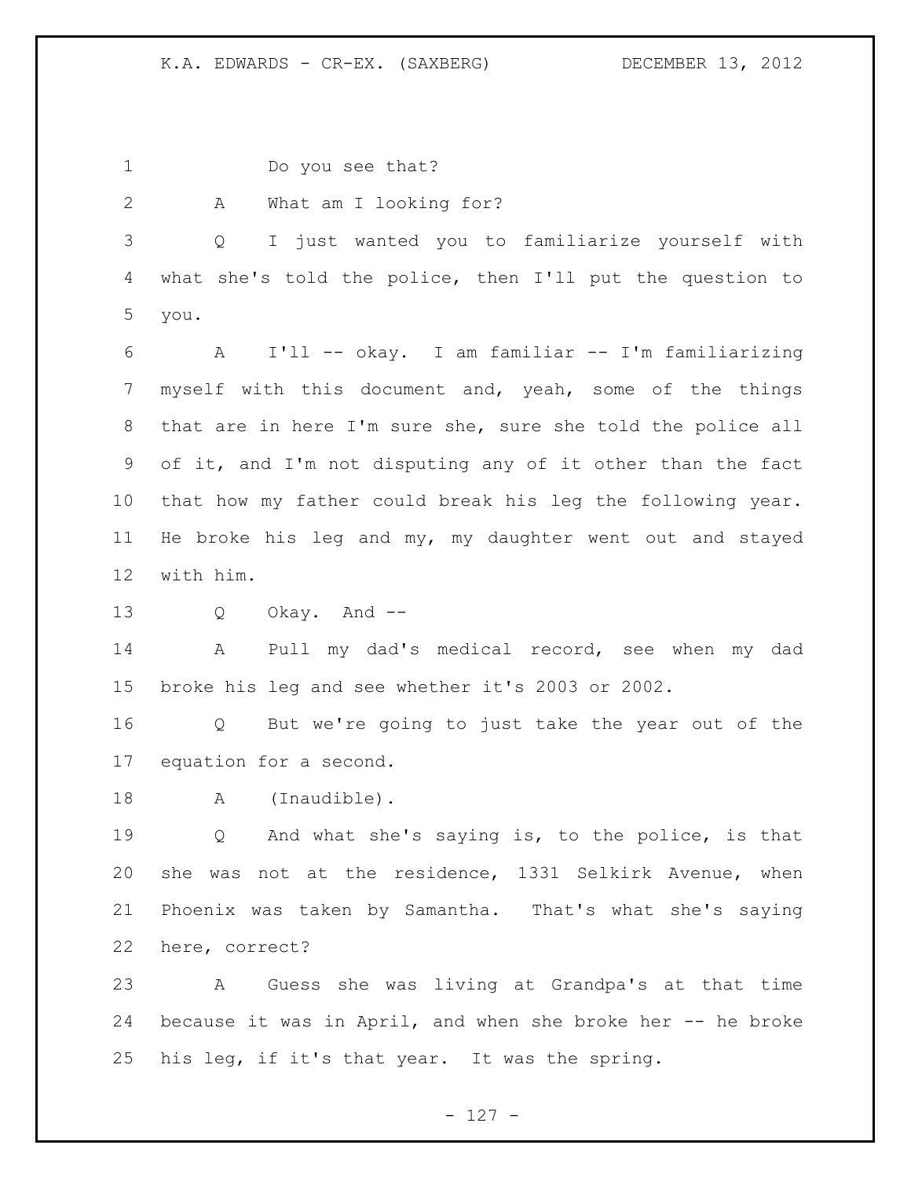Do you see that?

A What am I looking for?

Q I just wanted you to familiarize yourself with what she's told the police, then I'll put the question to you.

A I'll -- okay. I am familiar -- I'm familiarizing myself with this document and, yeah, some of the things that are in here I'm sure she, sure she told the police all of it, and I'm not disputing any of it other than the fact that how my father could break his leg the following year. He broke his leg and my, my daughter went out and stayed with him.

Q Okay. And --

A Pull my dad's medical record, see when my dad broke his leg and see whether it's 2003 or 2002.

Q But we're going to just take the year out of the equation for a second.

A (Inaudible).

Q And what she's saying is, to the police, is that she was not at the residence, 1331 Selkirk Avenue, when Phoenix was taken by Samantha. That's what she's saying here, correct?

A Guess she was living at Grandpa's at that time because it was in April, and when she broke her -- he broke his leg, if it's that year. It was the spring.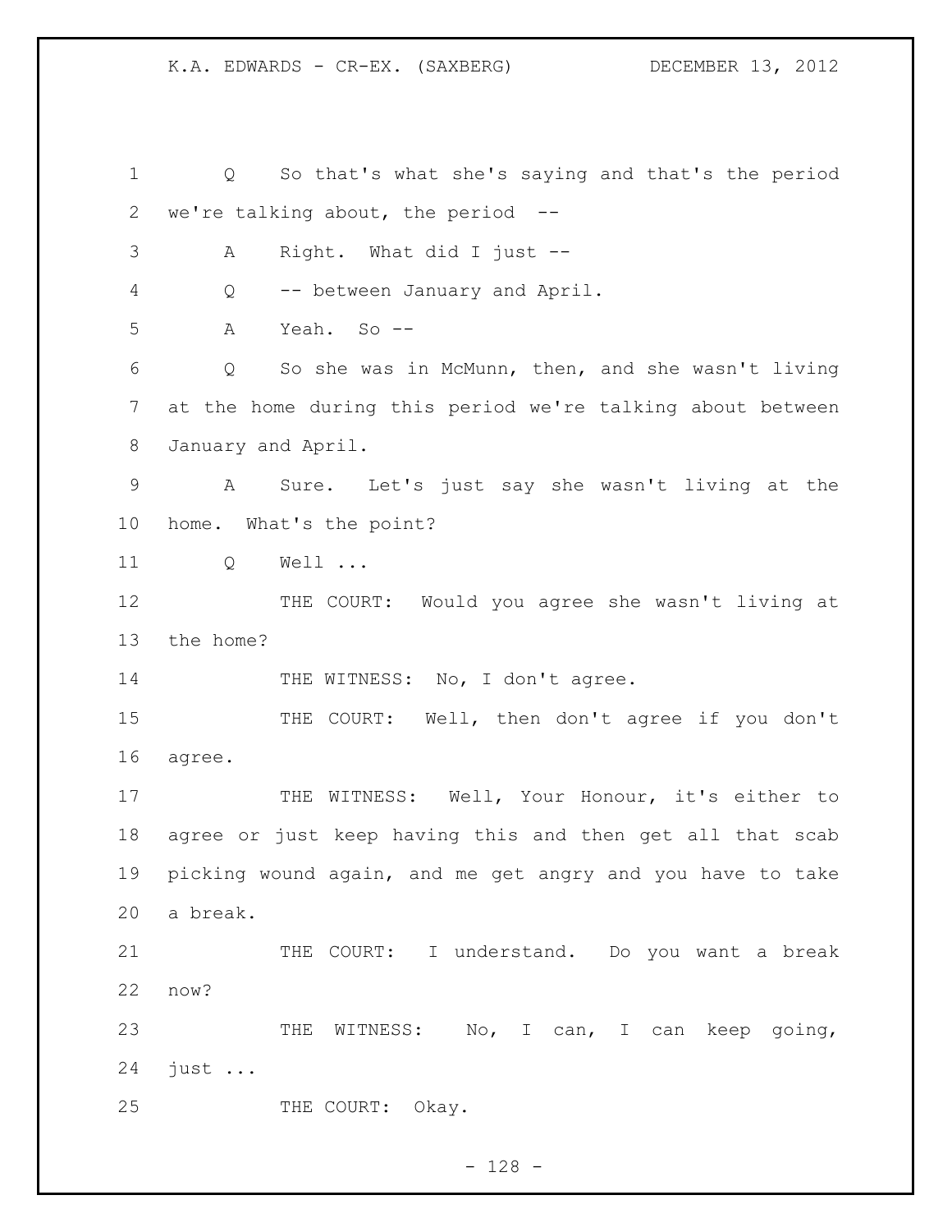Q So that's what she's saying and that's the period we're talking about, the period --

A Right. What did I just --

Q -- between January and April.

A Yeah. So --

Q So she was in McMunn, then, and she wasn't living at the home during this period we're talking about between January and April.

A Sure. Let's just say she wasn't living at the home. What's the point?

Q Well ...

THE COURT: Would you agree she wasn't living at the home?

THE WITNESS: No, I don't agree.

THE COURT: Well, then don't agree if you don't agree.

THE WITNESS: Well, Your Honour, it's either to agree or just keep having this and then get all that scab picking wound again, and me get angry and you have to take a break.

THE COURT: I understand. Do you want a break now?

THE WITNESS: No, I can, I can keep going, just ...

THE COURT: Okay.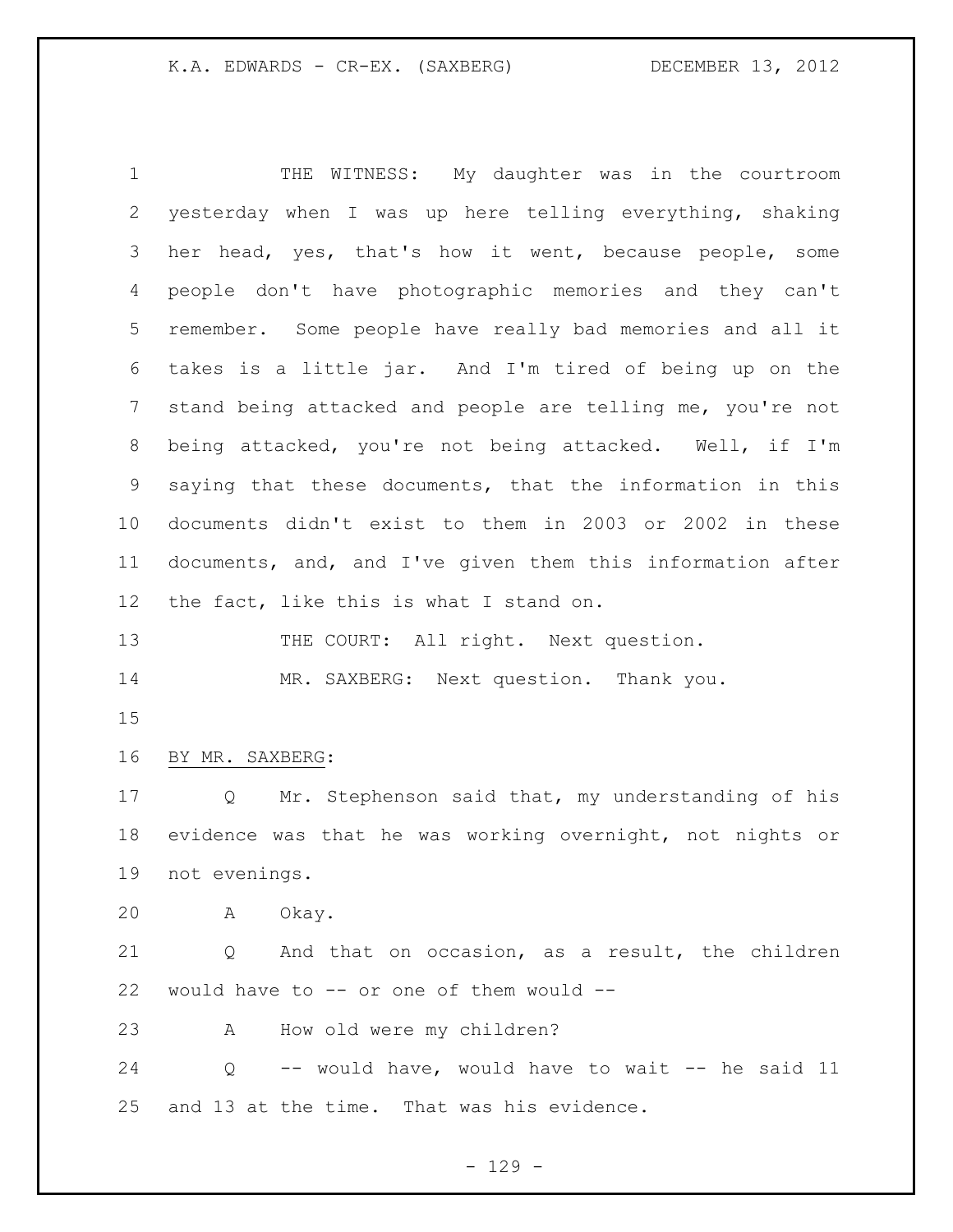THE WITNESS: My daughter was in the courtroom yesterday when I was up here telling everything, shaking her head, yes, that's how it went, because people, some people don't have photographic memories and they can't remember. Some people have really bad memories and all it takes is a little jar. And I'm tired of being up on the stand being attacked and people are telling me, you're not being attacked, you're not being attacked. Well, if I'm saying that these documents, that the information in this documents didn't exist to them in 2003 or 2002 in these documents, and, and I've given them this information after the fact, like this is what I stand on.

THE COURT: All right. Next question.

MR. SAXBERG: Next question. Thank you.

BY MR. SAXBERG:

Q Mr. Stephenson said that, my understanding of his evidence was that he was working overnight, not nights or not evenings.

A Okay.

Q And that on occasion, as a result, the children would have to -- or one of them would --

A How old were my children?

Q -- would have, would have to wait -- he said 11 and 13 at the time. That was his evidence.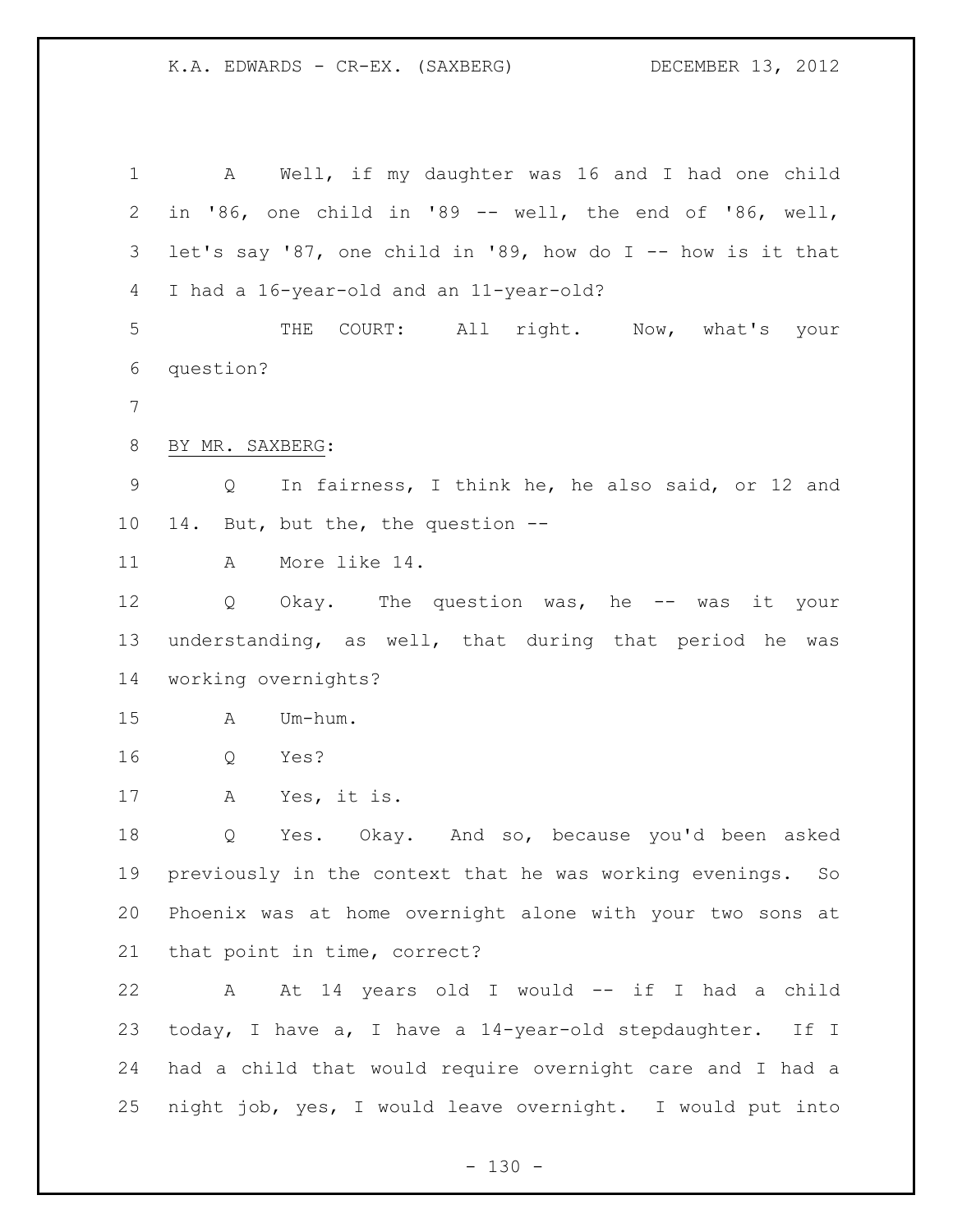A Well, if my daughter was 16 and I had one child in '86, one child in '89 -- well, the end of '86, well, let's say '87, one child in '89, how do I -- how is it that I had a 16-year-old and an 11-year-old?

THE COURT: All right. Now, what's your question?

BY MR. SAXBERG:

Q In fairness, I think he, he also said, or 12 and 14. But, but the, the question --

A More like 14.

Q Okay. The question was, he -- was it your understanding, as well, that during that period he was working overnights?

A Um-hum.

Q Yes?

A Yes, it is.

Q Yes. Okay. And so, because you'd been asked previously in the context that he was working evenings. So Phoenix was at home overnight alone with your two sons at that point in time, correct?

A At 14 years old I would -- if I had a child today, I have a, I have a 14-year-old stepdaughter. If I had a child that would require overnight care and I had a night job, yes, I would leave overnight. I would put into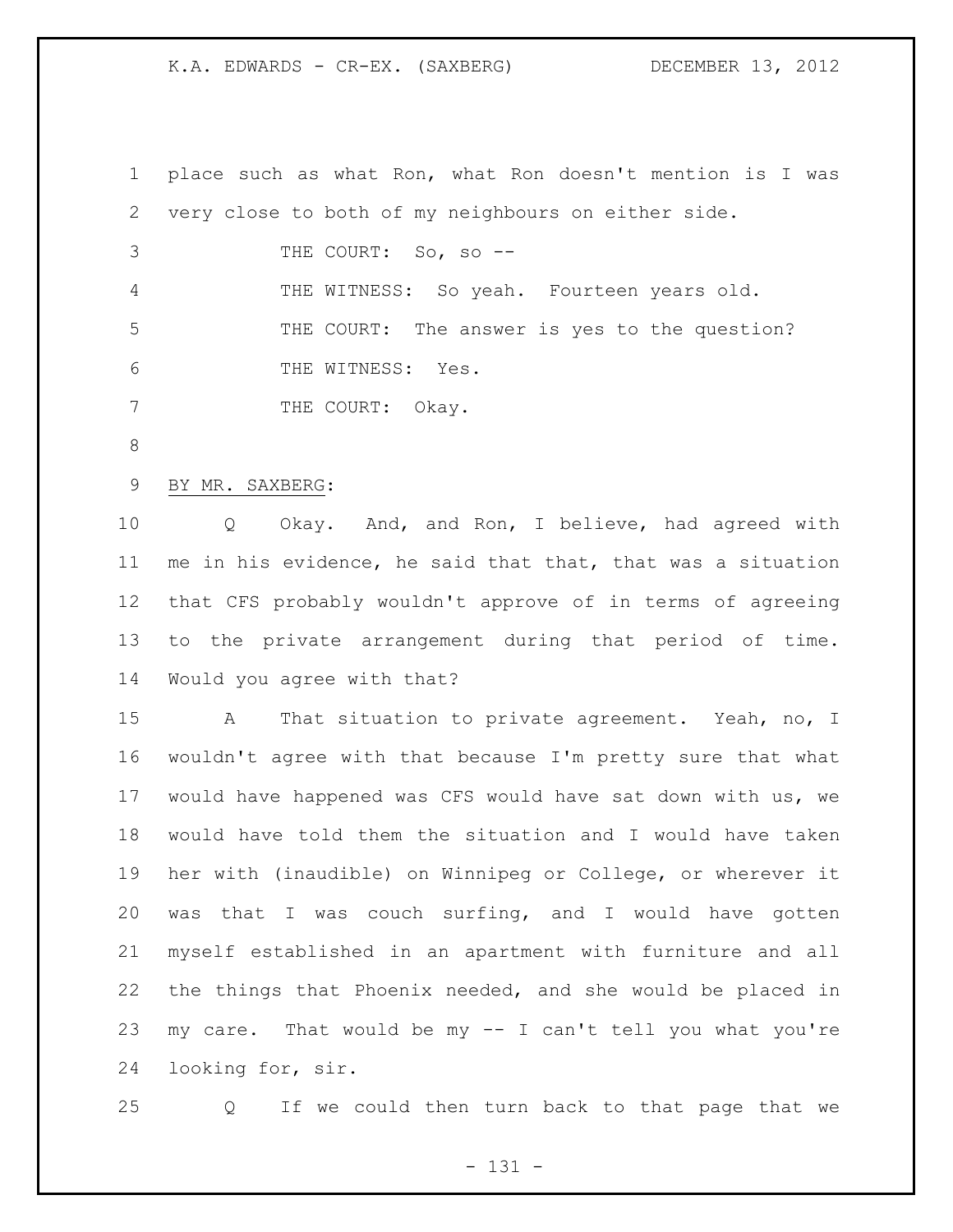place such as what Ron, what Ron doesn't mention is I was very close to both of my neighbours on either side.

THE COURT: So, so --

THE WITNESS: So yeah. Fourteen years old.

THE COURT: The answer is yes to the question?

THE WITNESS: Yes.

THE COURT: Okay.

BY MR. SAXBERG:

Q Okay. And, and Ron, I believe, had agreed with me in his evidence, he said that that, that was a situation that CFS probably wouldn't approve of in terms of agreeing to the private arrangement during that period of time. Would you agree with that?

A That situation to private agreement. Yeah, no, I wouldn't agree with that because I'm pretty sure that what would have happened was CFS would have sat down with us, we would have told them the situation and I would have taken her with (inaudible) on Winnipeg or College, or wherever it was that I was couch surfing, and I would have gotten myself established in an apartment with furniture and all the things that Phoenix needed, and she would be placed in my care. That would be my -- I can't tell you what you're looking for, sir.

Q If we could then turn back to that page that we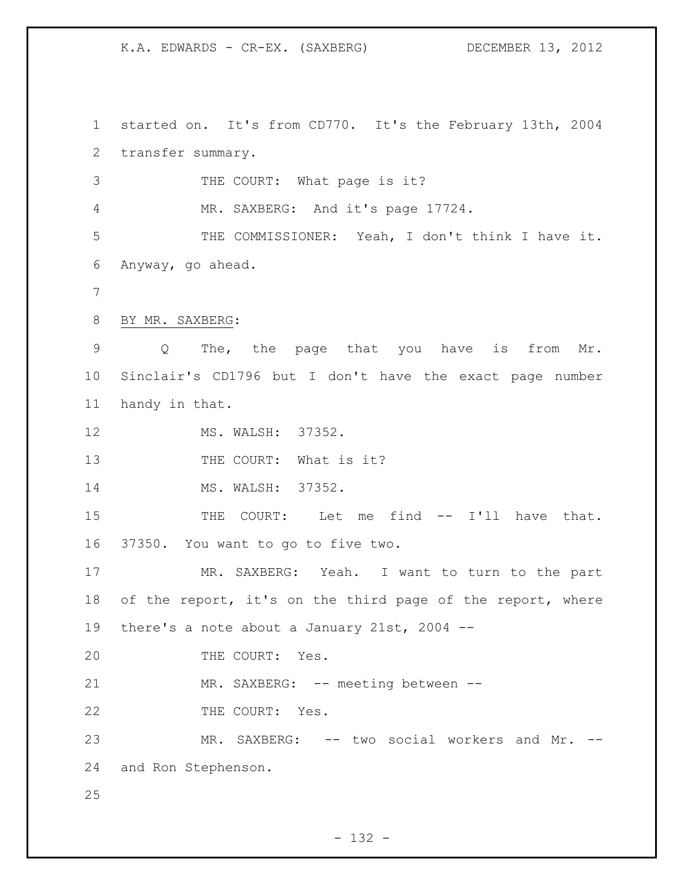started on. It's from CD770. It's the February 13th, 2004 transfer summary.

THE COURT: What page is it?

MR. SAXBERG: And it's page 17724.

THE COMMISSIONER: Yeah, I don't think I have it. Anyway, go ahead.

BY MR. SAXBERG:

Q The, the page that you have is from Mr. Sinclair's CD1796 but I don't have the exact page number handy in that.

MS. WALSH: 37352.

THE COURT: What is it?

MS. WALSH: 37352.

THE COURT: Let me find -- I'll have that. 37350. You want to go to five two.

MR. SAXBERG: Yeah. I want to turn to the part of the report, it's on the third page of the report, where there's a note about a January 21st, 2004 --

THE COURT: Yes.

MR. SAXBERG: -- meeting between --

THE COURT: Yes.

MR. SAXBERG: -- two social workers and Mr. -- and Ron Stephenson.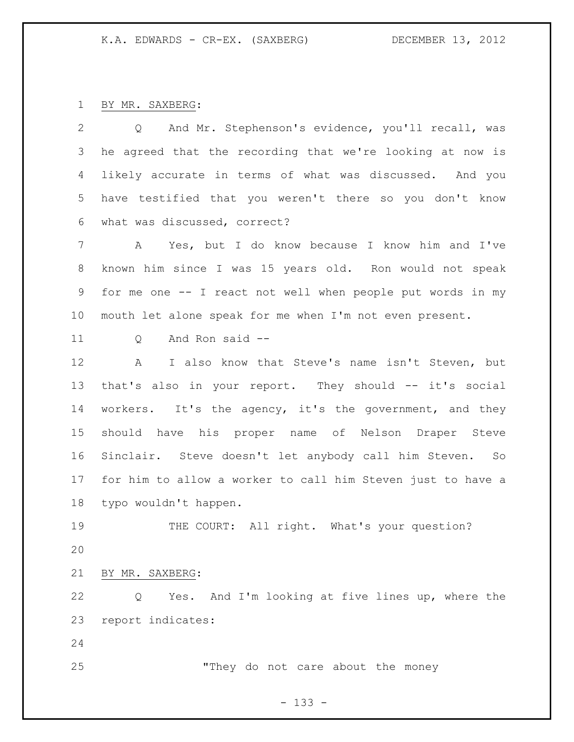BY MR. SAXBERG:

Q And Mr. Stephenson's evidence, you'll recall, was he agreed that the recording that we're looking at now is likely accurate in terms of what was discussed. And you have testified that you weren't there so you don't know what was discussed, correct?

A Yes, but I do know because I know him and I've known him since I was 15 years old. Ron would not speak for me one -- I react not well when people put words in my mouth let alone speak for me when I'm not even present.

Q And Ron said --

A I also know that Steve's name isn't Steven, but that's also in your report. They should -- it's social workers. It's the agency, it's the government, and they should have his proper name of Nelson Draper Steve Sinclair. Steve doesn't let anybody call him Steven. So for him to allow a worker to call him Steven just to have a typo wouldn't happen.

THE COURT: All right. What's your question?

BY MR. SAXBERG:

Q Yes. And I'm looking at five lines up, where the report indicates:

"They do not care about the money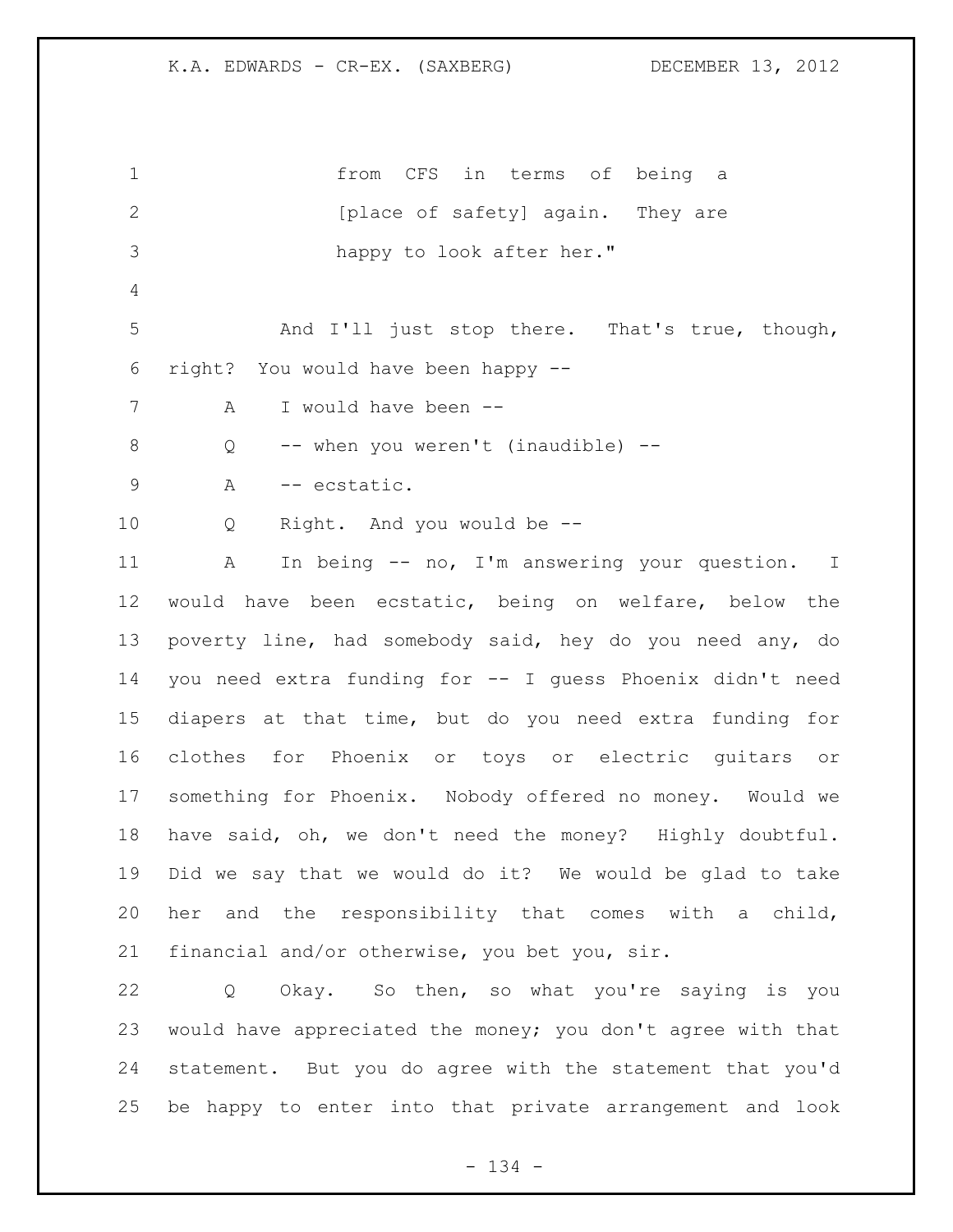from CFS in terms of being a [place of safety] again. They are happy to look after her."

And I'll just stop there. That's true, though, right? You would have been happy --

A I would have been --

Q -- when you weren't (inaudible) --

A -- ecstatic.

Q Right. And you would be --

A In being -- no, I'm answering your question. I would have been ecstatic, being on welfare, below the poverty line, had somebody said, hey do you need any, do you need extra funding for -- I guess Phoenix didn't need diapers at that time, but do you need extra funding for clothes for Phoenix or toys or electric guitars or something for Phoenix. Nobody offered no money. Would we have said, oh, we don't need the money? Highly doubtful. Did we say that we would do it? We would be glad to take her and the responsibility that comes with a child, financial and/or otherwise, you bet you, sir.

Q Okay. So then, so what you're saying is you would have appreciated the money; you don't agree with that statement. But you do agree with the statement that you'd be happy to enter into that private arrangement and look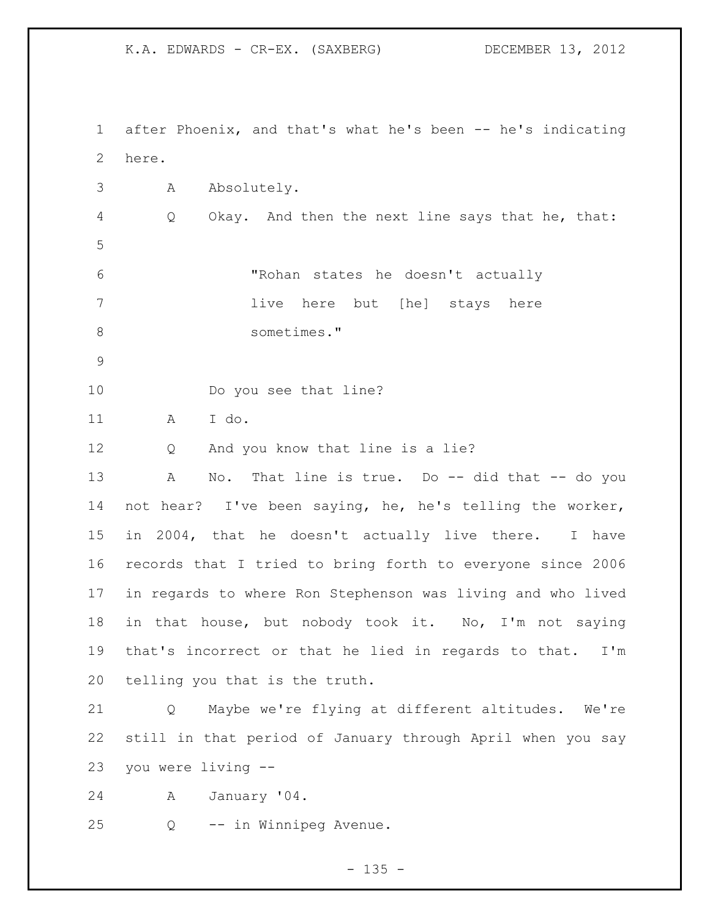after Phoenix, and that's what he's been -- he's indicating here.

A Absolutely.

Q Okay. And then the next line says that he, that:

> "Rohan states he doesn't actually live here but [he] stays here sometimes."

Do you see that line?

A I do.

Q And you know that line is a lie?

A No. That line is true. Do -- did that -- do you not hear? I've been saying, he, he's telling the worker, in 2004, that he doesn't actually live there. I have records that I tried to bring forth to everyone since 2006 in regards to where Ron Stephenson was living and who lived in that house, but nobody took it. No, I'm not saying that's incorrect or that he lied in regards to that. I'm telling you that is the truth.

Q Maybe we're flying at different altitudes. We're still in that period of January through April when you say you were living --

A January '04.

Q -- in Winnipeg Avenue.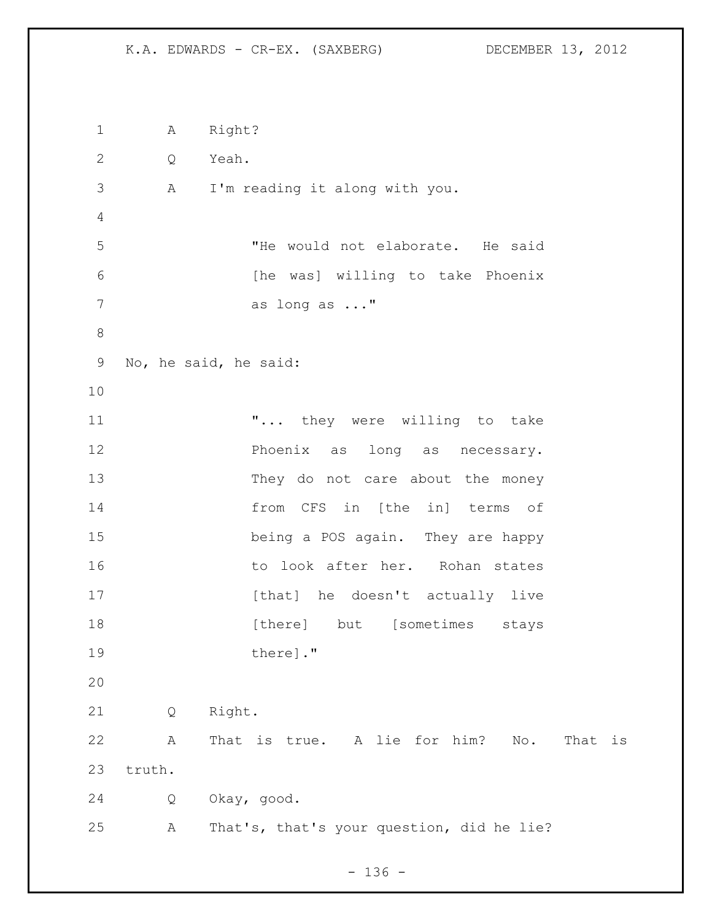A Right?

Q Yeah.

A I'm reading it along with you.

> "He would not elaborate. He said [he was] willing to take Phoenix as long as ..."

No, he said, he said:

> "... they were willing to take Phoenix as long as necessary. They do not care about the money from CFS in [the in] terms of being a POS again. They are happy to look after her. Rohan states [that] he doesn't actually live [there] but [sometimes stays there]."

Q Right.

A That is true. A lie for him? No. That is truth.

Q Okay, good.

A That's, that's your question, did he lie?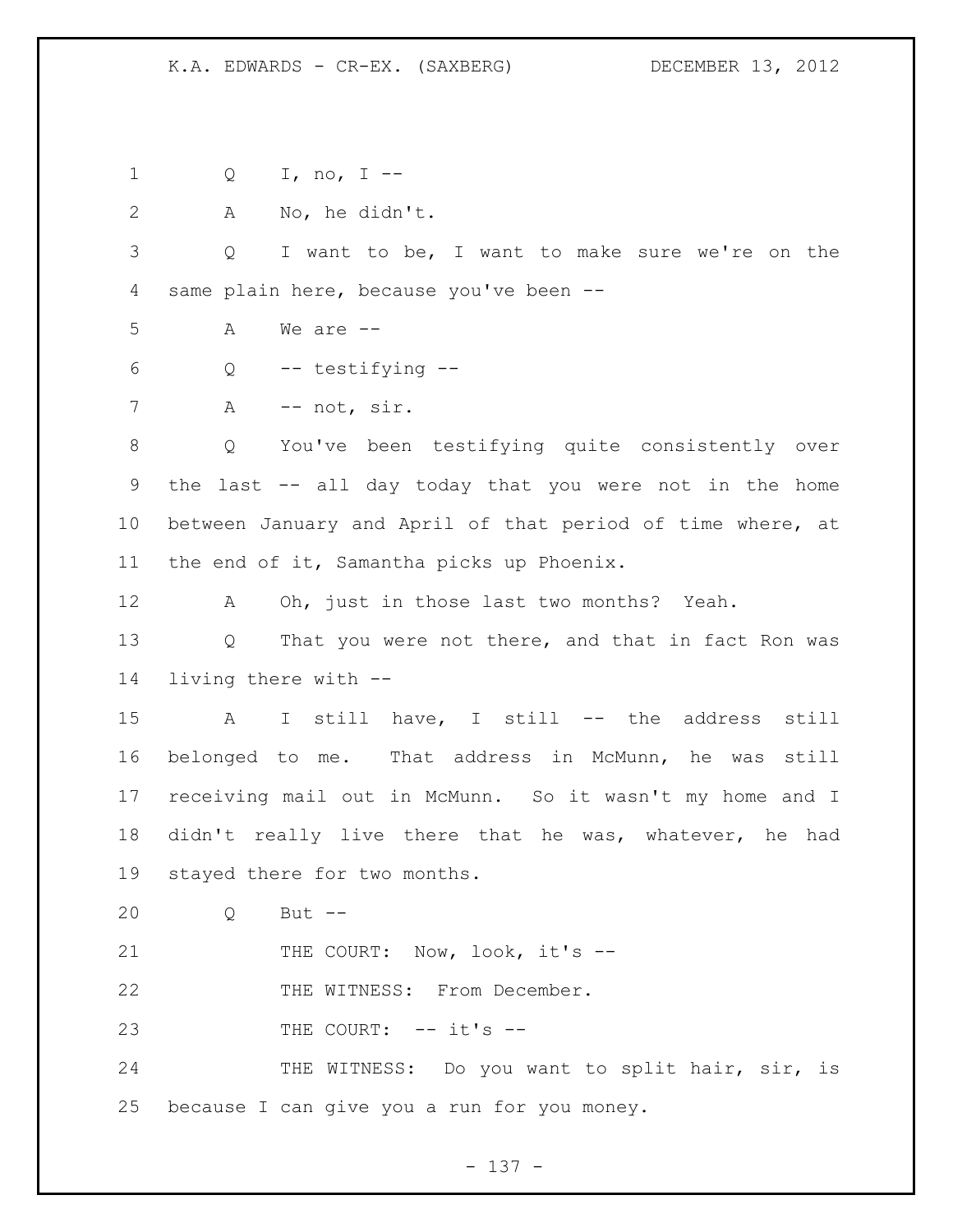Q I, no, I --

A No, he didn't.

Q I want to be, I want to make sure we're on the same plain here, because you've been --

A We are --

Q -- testifying --

A -- not, sir.

Q You've been testifying quite consistently over the last -- all day today that you were not in the home between January and April of that period of time where, at the end of it, Samantha picks up Phoenix.

A Oh, just in those last two months? Yeah.

Q That you were not there, and that in fact Ron was living there with --

A I still have, I still -- the address still belonged to me. That address in McMunn, he was still receiving mail out in McMunn. So it wasn't my home and I didn't really live there that he was, whatever, he had stayed there for two months.

Q But --

THE COURT: Now, look, it's --

THE WITNESS: From December.

THE COURT: -- it's --

THE WITNESS: Do you want to split hair, sir, is because I can give you a run for you money.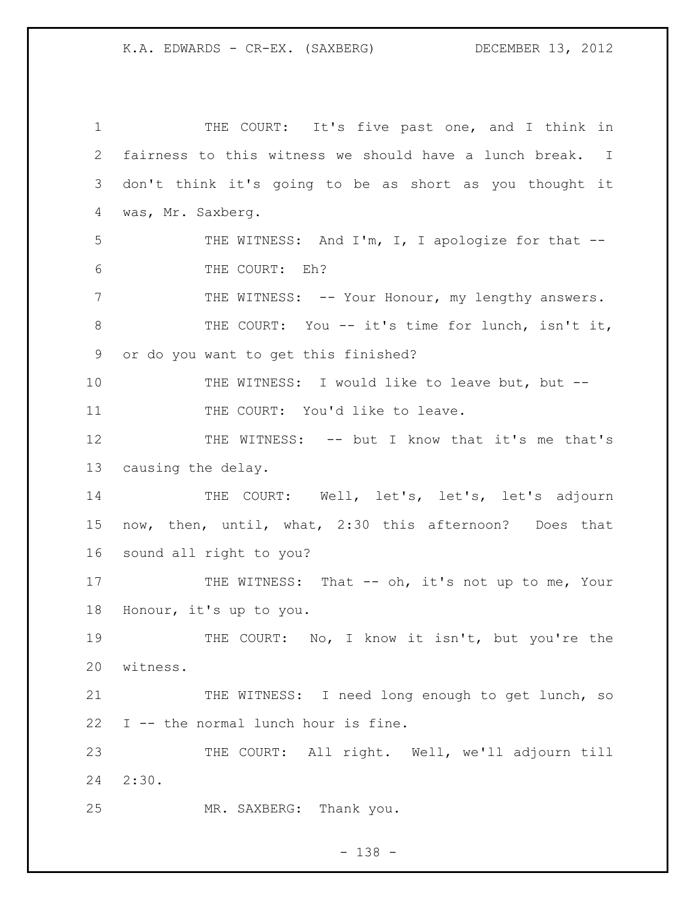THE COURT: It's five past one, and I think in fairness to this witness we should have a lunch break. I don't think it's going to be as short as you thought it was, Mr. Saxberg.

THE WITNESS: And I'm, I, I apologize for that --

THE COURT: Eh?

THE WITNESS: -- Your Honour, my lengthy answers.

THE COURT: You -- it's time for lunch, isn't it, or do you want to get this finished?

THE WITNESS: I would like to leave but, but --

THE COURT: You'd like to leave.

THE WITNESS: -- but I know that it's me that's causing the delay.

THE COURT: Well, let's, let's, let's adjourn now, then, until, what, 2:30 this afternoon? Does that sound all right to you?

THE WITNESS: That -- oh, it's not up to me, Your Honour, it's up to you.

THE COURT: No, I know it isn't, but you're the witness.

THE WITNESS: I need long enough to get lunch, so I -- the normal lunch hour is fine.

THE COURT: All right. Well, we'll adjourn till 2:30.

MR. SAXBERG: Thank you.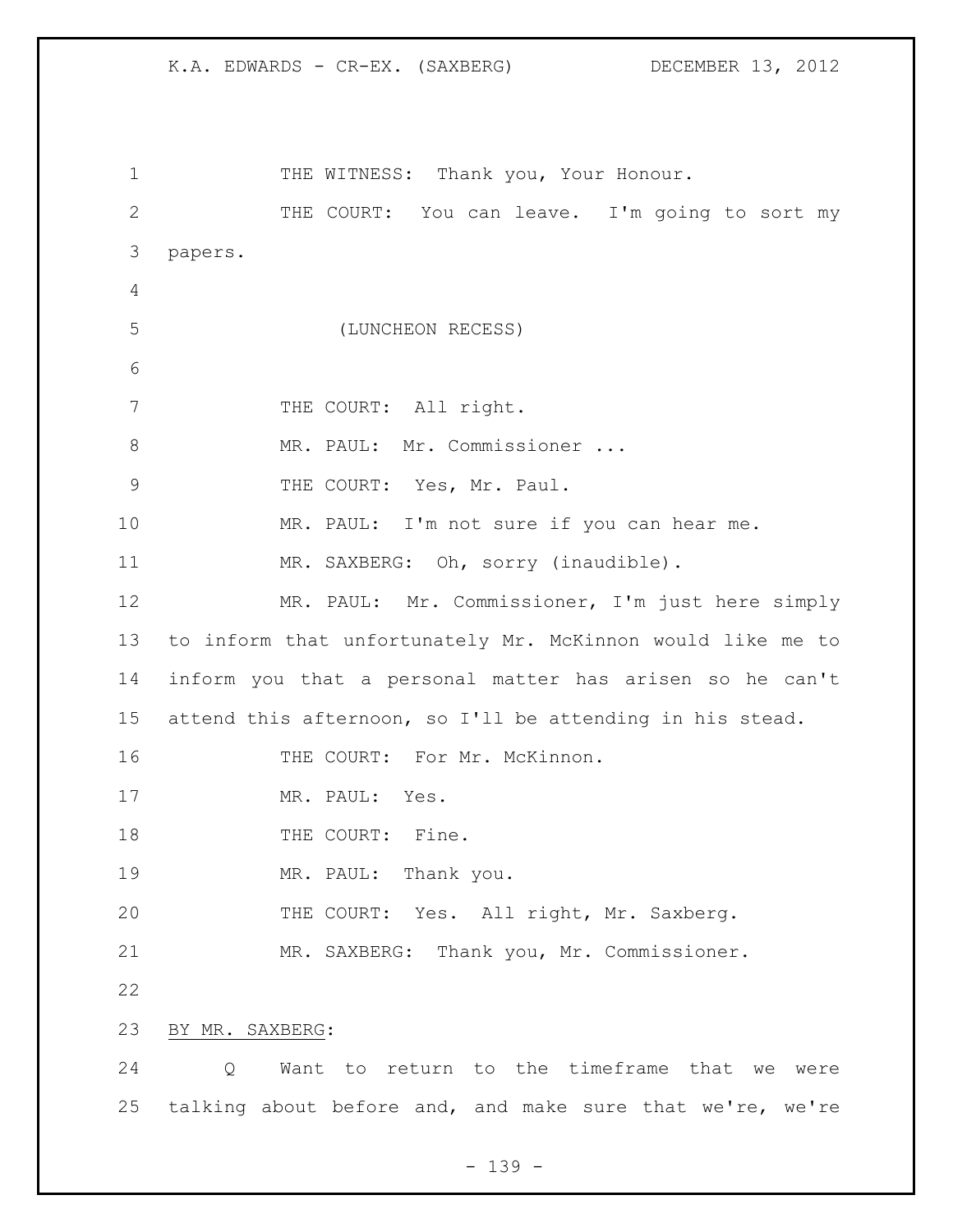THE WITNESS: Thank you, Your Honour.

THE COURT: You can leave. I'm going to sort my papers.

(LUNCHEON RECESS)

THE COURT: All right.

MR. PAUL: Mr. Commissioner ...

THE COURT: Yes, Mr. Paul.

MR. PAUL: I'm not sure if you can hear me.

MR. SAXBERG: Oh, sorry (inaudible).

MR. PAUL: Mr. Commissioner, I'm just here simply to inform that unfortunately Mr. McKinnon would like me to inform you that a personal matter has arisen so he can't attend this afternoon, so I'll be attending in his stead.

THE COURT: For Mr. McKinnon.

MR. PAUL: Yes.

THE COURT: Fine.

MR. PAUL: Thank you.

THE COURT: Yes. All right, Mr. Saxberg.

MR. SAXBERG: Thank you, Mr. Commissioner.

BY MR. SAXBERG:

Q Want to return to the timeframe that we were talking about before and, and make sure that we're, we're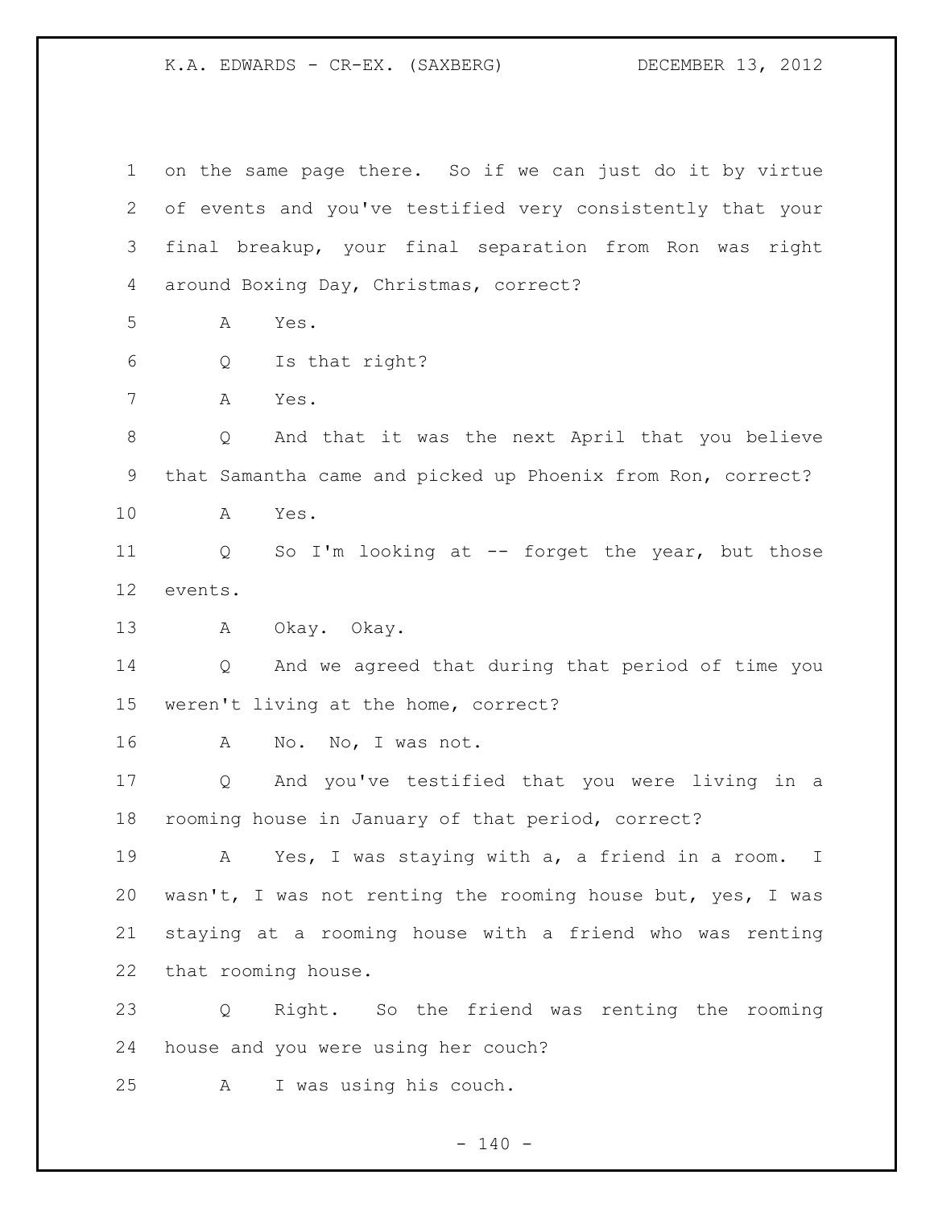on the same page there. So if we can just do it by virtue of events and you've testified very consistently that your final breakup, your final separation from Ron was right around Boxing Day, Christmas, correct?

A Yes.

Q Is that right?

A Yes.

Q And that it was the next April that you believe that Samantha came and picked up Phoenix from Ron, correct?

A Yes.

Q So I'm looking at -- forget the year, but those events.

A Okay. Okay.

Q And we agreed that during that period of time you weren't living at the home, correct?

A No. No, I was not.

Q And you've testified that you were living in a rooming house in January of that period, correct?

A Yes, I was staying with a, a friend in a room. I wasn't, I was not renting the rooming house but, yes, I was staying at a rooming house with a friend who was renting that rooming house.

Q Right. So the friend was renting the rooming house and you were using her couch?

A I was using his couch.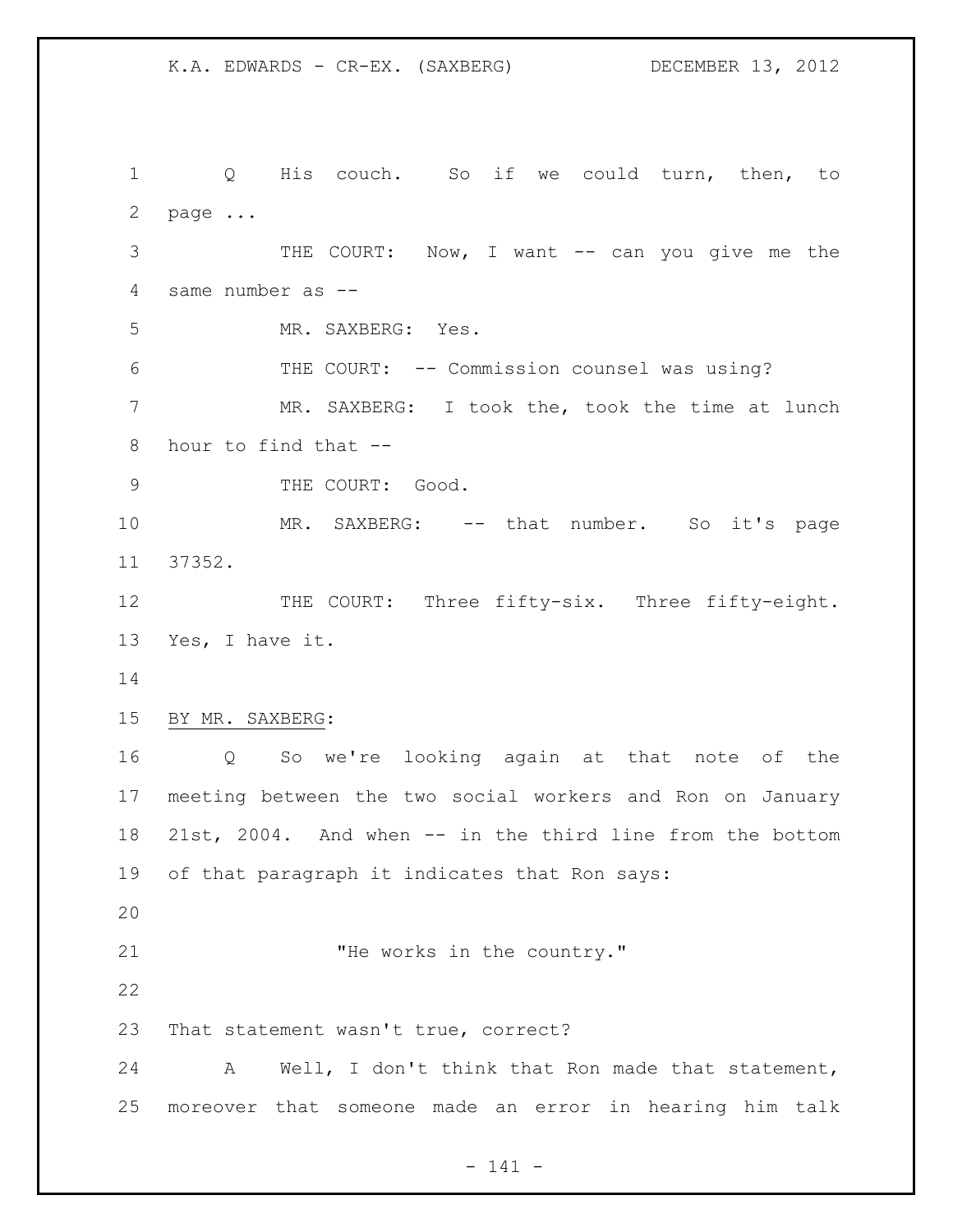Q His couch. So if we could turn, then, to page ...

THE COURT: Now, I want -- can you give me the same number as --

MR. SAXBERG: Yes.

THE COURT: -- Commission counsel was using?

MR. SAXBERG: I took the, took the time at lunch hour to find that --

THE COURT: Good.

MR. SAXBERG: -- that number. So it's page 37352.

THE COURT: Three fifty-six. Three fifty-eight. Yes, I have it.

BY MR. SAXBERG:

Q So we're looking again at that note of the meeting between the two social workers and Ron on January 21st, 2004. And when -- in the third line from the bottom of that paragraph it indicates that Ron says:

> "He works in the country."

That statement wasn't true, correct?

A Well, I don't think that Ron made that statement, moreover that someone made an error in hearing him talk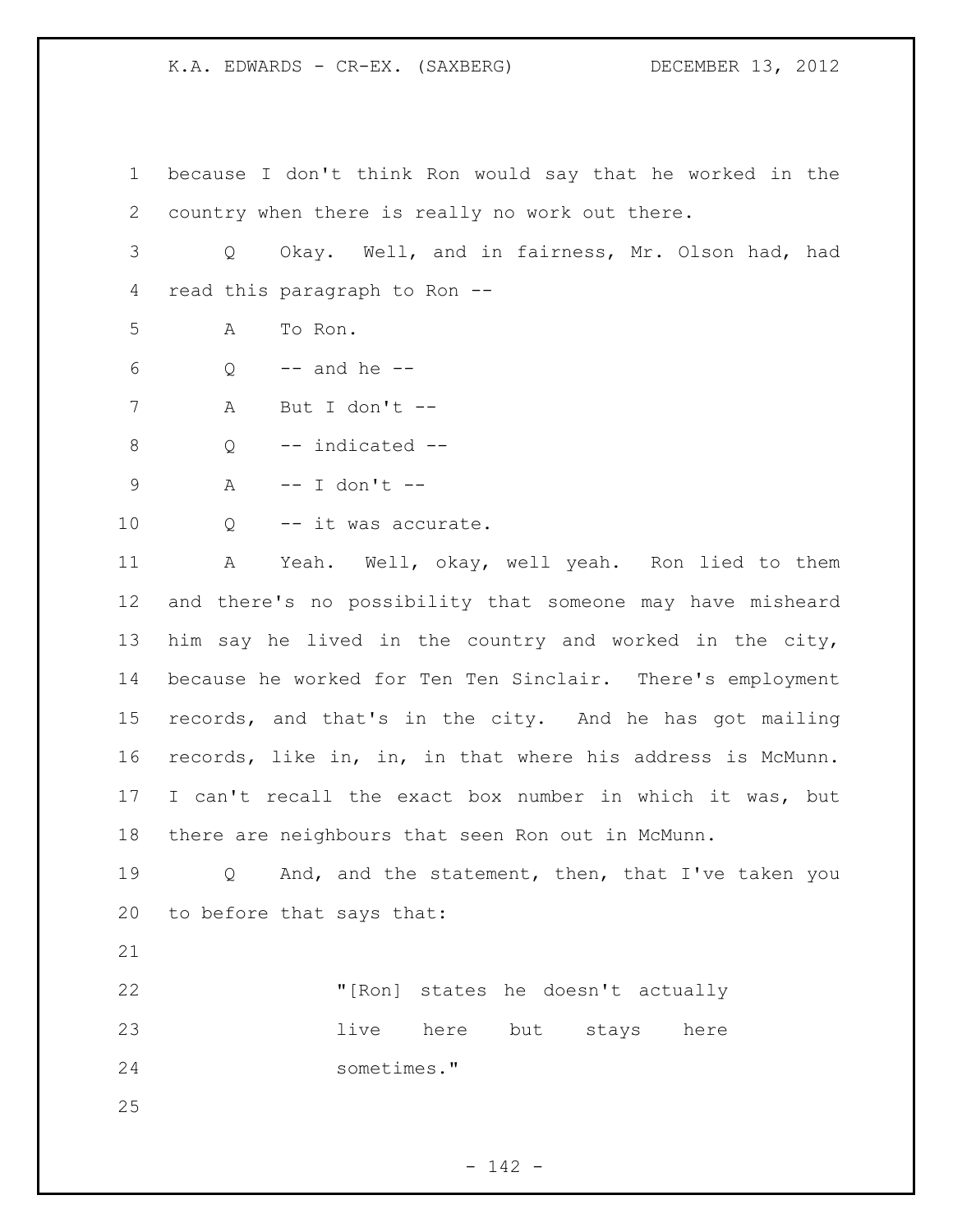because I don't think Ron would say that he worked in the country when there is really no work out there.

Q Okay. Well, and in fairness, Mr. Olson had, had read this paragraph to Ron --

A To Ron.

Q -- and he --

A But I don't --

Q -- indicated --

A -- I don't --

Q -- it was accurate.

A Yeah. Well, okay, well yeah. Ron lied to them and there's no possibility that someone may have misheard him say he lived in the country and worked in the city, because he worked for Ten Ten Sinclair. There's employment records, and that's in the city. And he has got mailing records, like in, in, in that where his address is McMunn. I can't recall the exact box number in which it was, but there are neighbours that seen Ron out in McMunn.

Q And, and the statement, then, that I've taken you to before that says that:

> "[Ron] states he doesn't actually live here but stays here sometimes."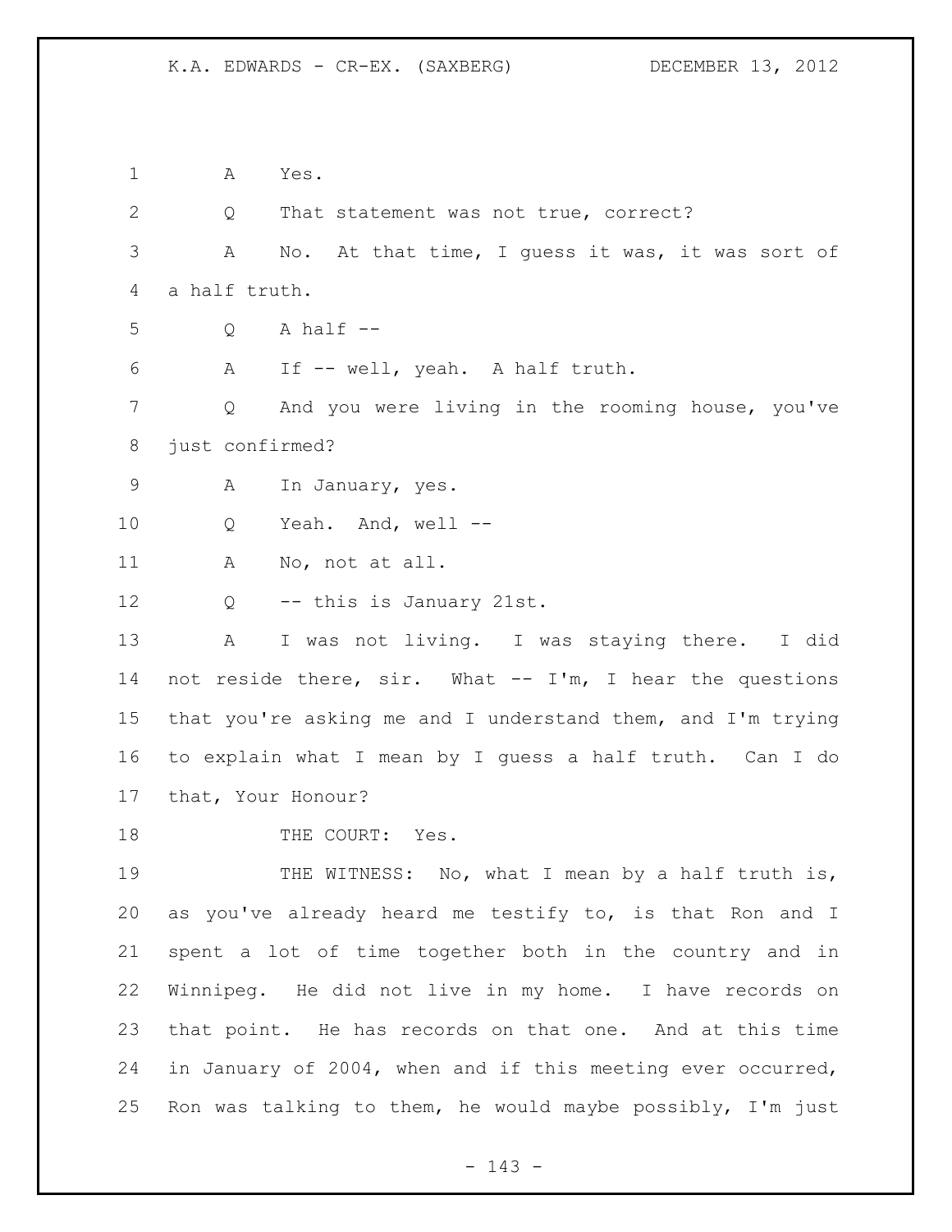A Yes.

Q That statement was not true, correct?

A No. At that time, I guess it was, it was sort of a half truth.

Q A half --

A If -- well, yeah. A half truth.

Q And you were living in the rooming house, you've just confirmed?

A In January, yes.

Q Yeah. And, well --

A No, not at all.

Q -- this is January 21st.

A I was not living. I was staying there. I did not reside there, sir. What -- I'm, I hear the questions that you're asking me and I understand them, and I'm trying to explain what I mean by I guess a half truth. Can I do that, Your Honour?

THE COURT: Yes.

THE WITNESS: No, what I mean by a half truth is, as you've already heard me testify to, is that Ron and I spent a lot of time together both in the country and in Winnipeg. He did not live in my home. I have records on that point. He has records on that one. And at this time in January of 2004, when and if this meeting ever occurred, Ron was talking to them, he would maybe possibly, I'm just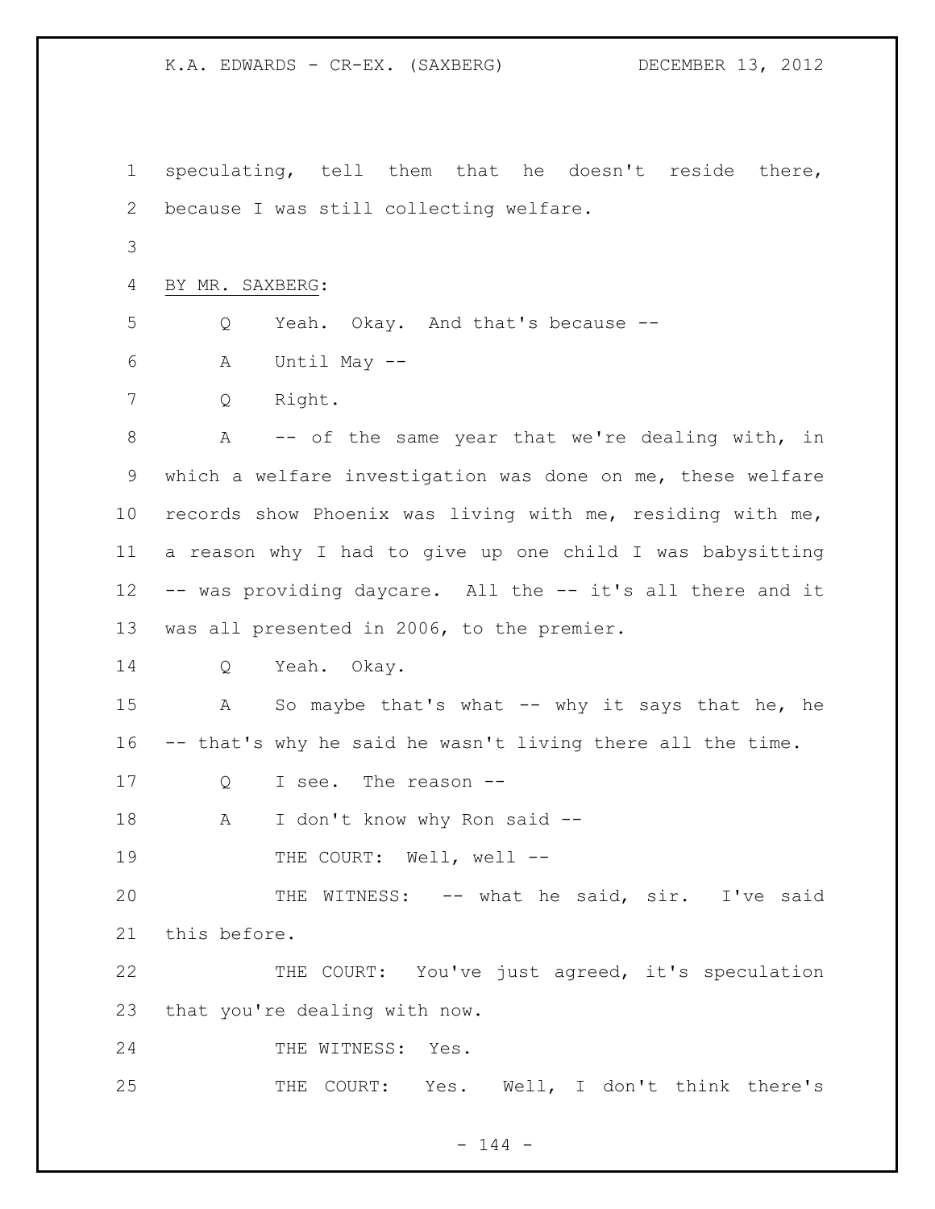speculating, tell them that he doesn't reside there, because I was still collecting welfare.

BY MR. SAXBERG:

Q Yeah. Okay. And that's because --

A Until May --

Q Right.

A -- of the same year that we're dealing with, in which a welfare investigation was done on me, these welfare records show Phoenix was living with me, residing with me, a reason why I had to give up one child I was babysitting -- was providing daycare. All the -- it's all there and it was all presented in 2006, to the premier.

Q Yeah. Okay.

A So maybe that's what -- why it says that he, he -- that's why he said he wasn't living there all the time.

Q I see. The reason --

A I don't know why Ron said --

THE COURT: Well, well --

THE WITNESS: -- what he said, sir. I've said this before.

THE COURT: You've just agreed, it's speculation that you're dealing with now.

THE WITNESS: Yes.

THE COURT: Yes. Well, I don't think there's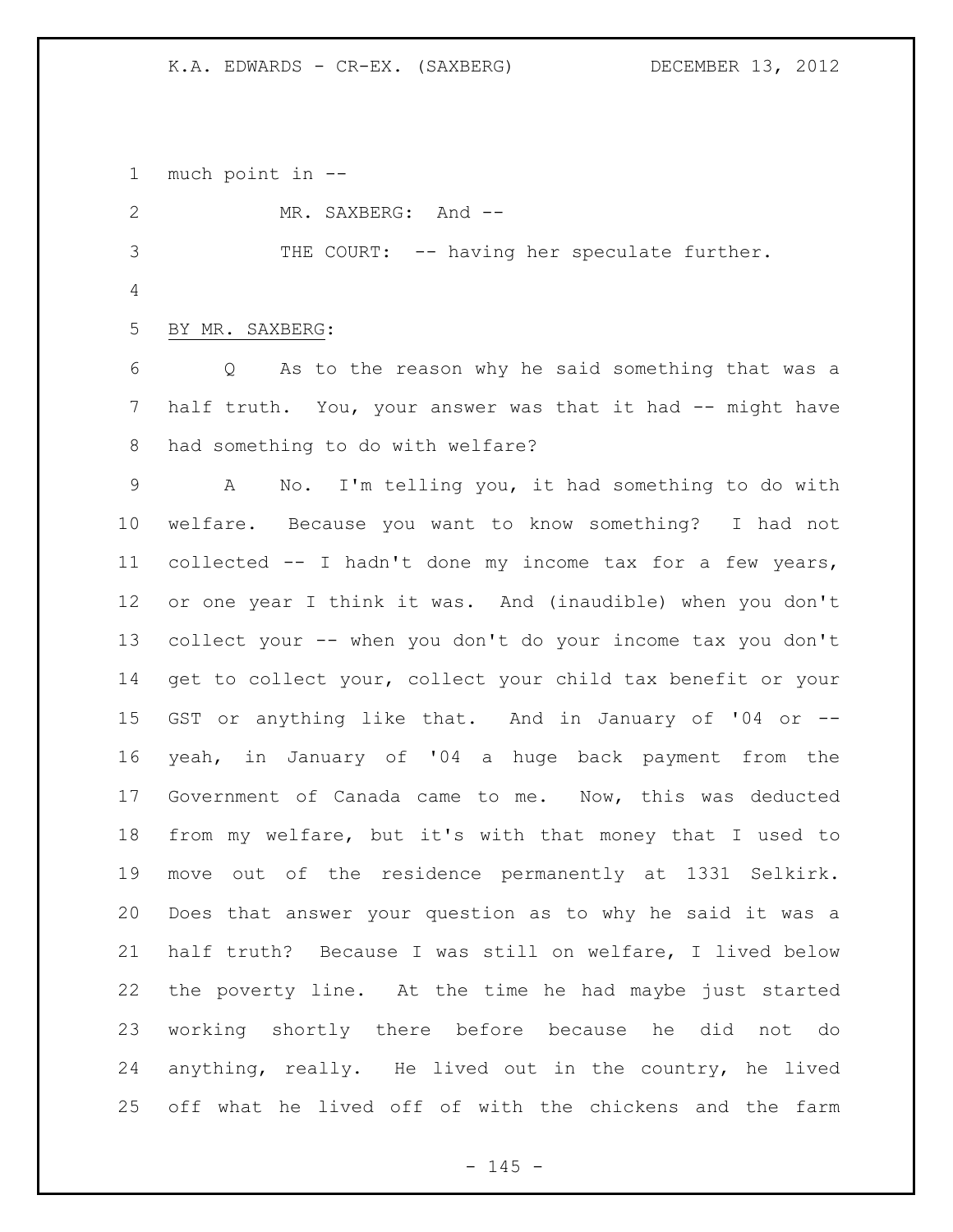much point in --

MR. SAXBERG: And --

THE COURT: -- having her speculate further.

BY MR. SAXBERG:

Q As to the reason why he said something that was a half truth. You, your answer was that it had -- might have had something to do with welfare?

A No. I'm telling you, it had something to do with welfare. Because you want to know something? I had not collected -- I hadn't done my income tax for a few years, or one year I think it was. And (inaudible) when you don't collect your -- when you don't do your income tax you don't get to collect your, collect your child tax benefit or your GST or anything like that. And in January of '04 or -- yeah, in January of '04 a huge back payment from the Government of Canada came to me. Now, this was deducted from my welfare, but it's with that money that I used to move out of the residence permanently at 1331 Selkirk. Does that answer your question as to why he said it was a half truth? Because I was still on welfare, I lived below the poverty line. At the time he had maybe just started working shortly there before because he did not do anything, really. He lived out in the country, he lived off what he lived off of with the chickens and the farm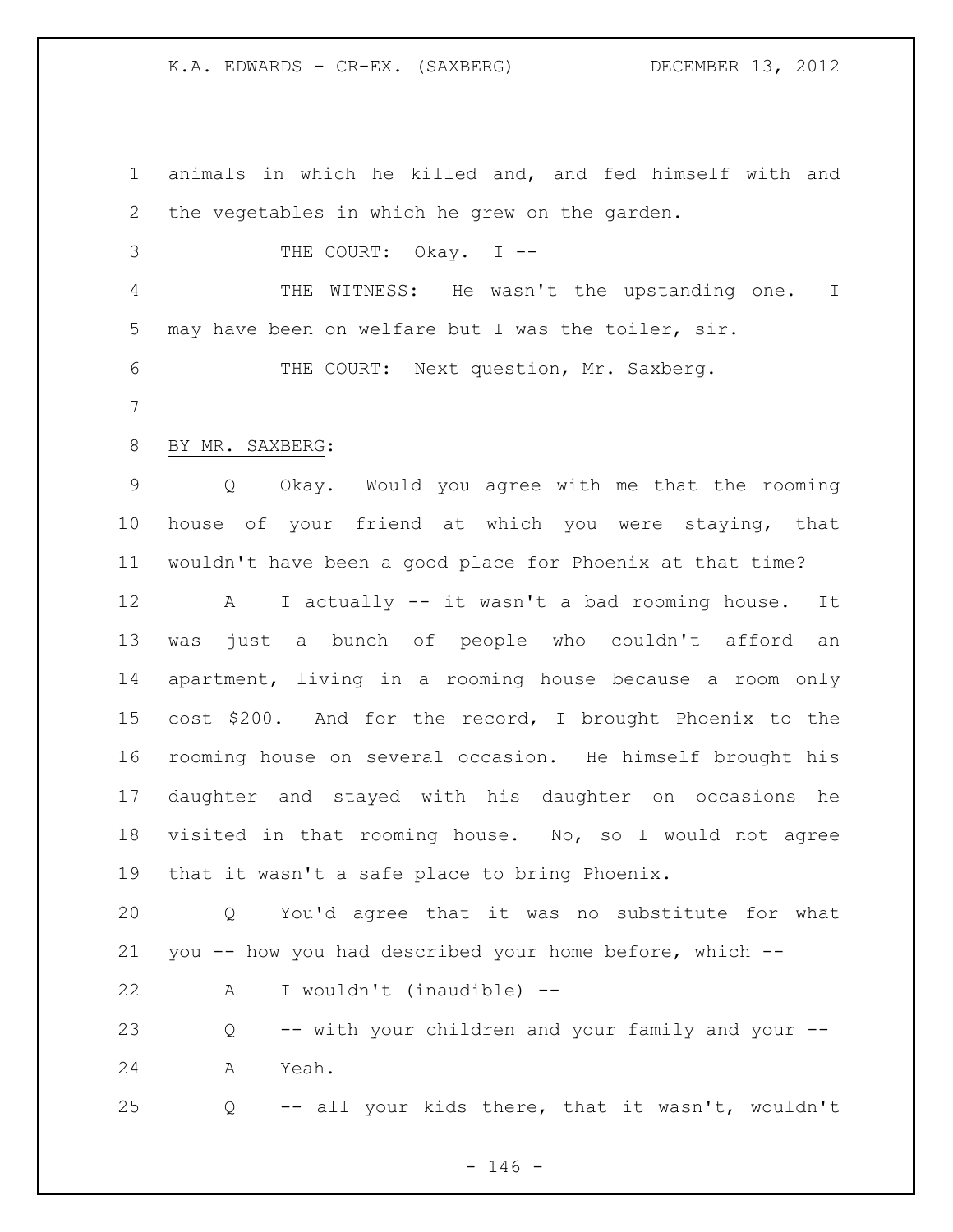animals in which he killed and, and fed himself with and the vegetables in which he grew on the garden.

THE COURT: Okay. I --

THE WITNESS: He wasn't the upstanding one. I may have been on welfare but I was the toiler, sir.

THE COURT: Next question, Mr. Saxberg.

BY MR. SAXBERG:

Q Okay. Would you agree with me that the rooming house of your friend at which you were staying, that wouldn't have been a good place for Phoenix at that time?

A I actually -- it wasn't a bad rooming house. It was just a bunch of people who couldn't afford an apartment, living in a rooming house because a room only cost $200. And for the record, I brought Phoenix to the rooming house on several occasion. He himself brought his daughter and stayed with his daughter on occasions he visited in that rooming house. No, so I would not agree that it wasn't a safe place to bring Phoenix.

Q You'd agree that it was no substitute for what you -- how you had described your home before, which --

A I wouldn't (inaudible) --

Q -- with your children and your family and your --

A Yeah.

Q -- all your kids there, that it wasn't, wouldn't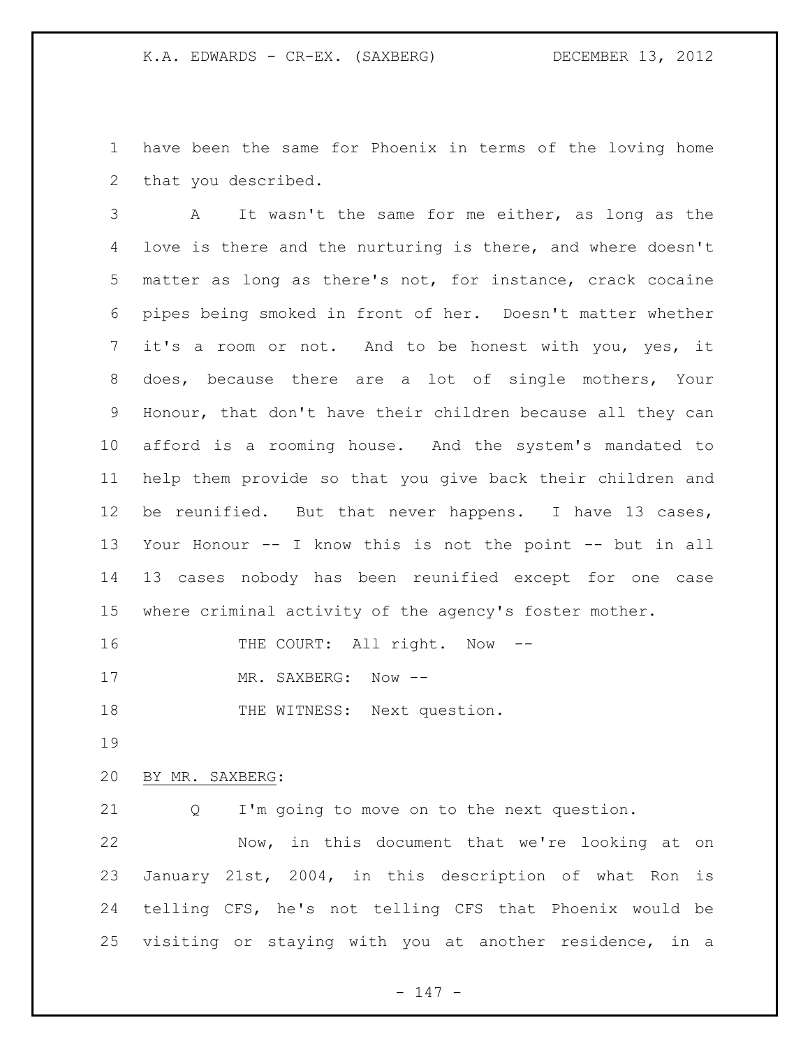have been the same for Phoenix in terms of the loving home that you described.

A It wasn't the same for me either, as long as the love is there and the nurturing is there, and where doesn't matter as long as there's not, for instance, crack cocaine pipes being smoked in front of her. Doesn't matter whether it's a room or not. And to be honest with you, yes, it does, because there are a lot of single mothers, Your Honour, that don't have their children because all they can afford is a rooming house. And the system's mandated to help them provide so that you give back their children and be reunified. But that never happens. I have 13 cases, Your Honour -- I know this is not the point -- but in all 13 cases nobody has been reunified except for one case where criminal activity of the agency's foster mother.

THE COURT: All right. Now --

MR. SAXBERG: Now --

THE WITNESS: Next question.

BY MR. SAXBERG:

Q I'm going to move on to the next question.

Now, in this document that we're looking at on January 21st, 2004, in this description of what Ron is telling CFS, he's not telling CFS that Phoenix would be visiting or staying with you at another residence, in a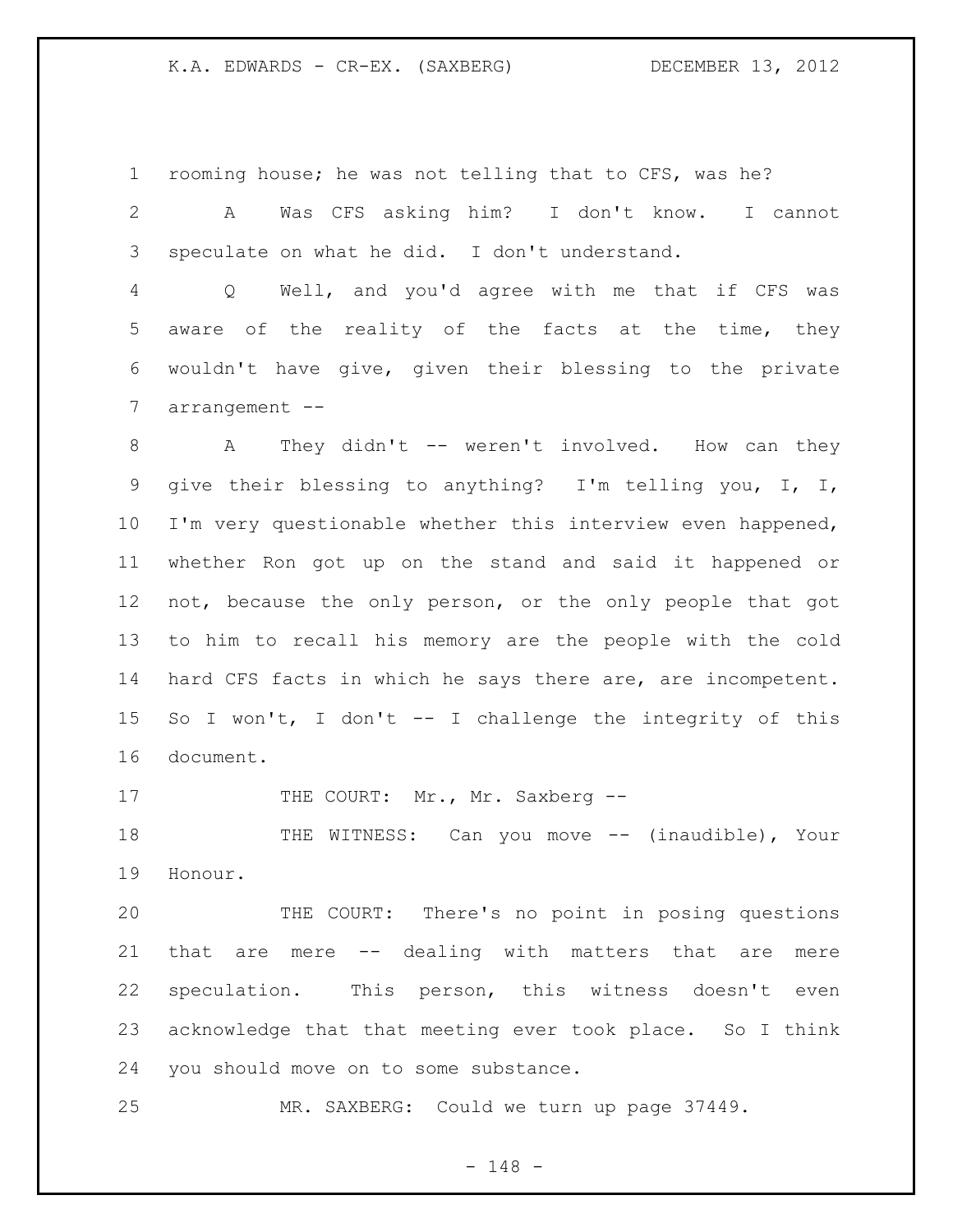rooming house; he was not telling that to CFS, was he?

A Was CFS asking him? I don't know. I cannot speculate on what he did. I don't understand.

Q Well, and you'd agree with me that if CFS was aware of the reality of the facts at the time, they wouldn't have give, given their blessing to the private arrangement --

A They didn't -- weren't involved. How can they give their blessing to anything? I'm telling you, I, I, I'm very questionable whether this interview even happened, whether Ron got up on the stand and said it happened or not, because the only person, or the only people that got to him to recall his memory are the people with the cold hard CFS facts in which he says there are, are incompetent. So I won't, I don't -- I challenge the integrity of this document.

THE COURT: Mr., Mr. Saxberg --

THE WITNESS: Can you move -- (inaudible), Your Honour.

THE COURT: There's no point in posing questions that are mere -- dealing with matters that are mere speculation. This person, this witness doesn't even acknowledge that that meeting ever took place. So I think you should move on to some substance.

MR. SAXBERG: Could we turn up page 37449.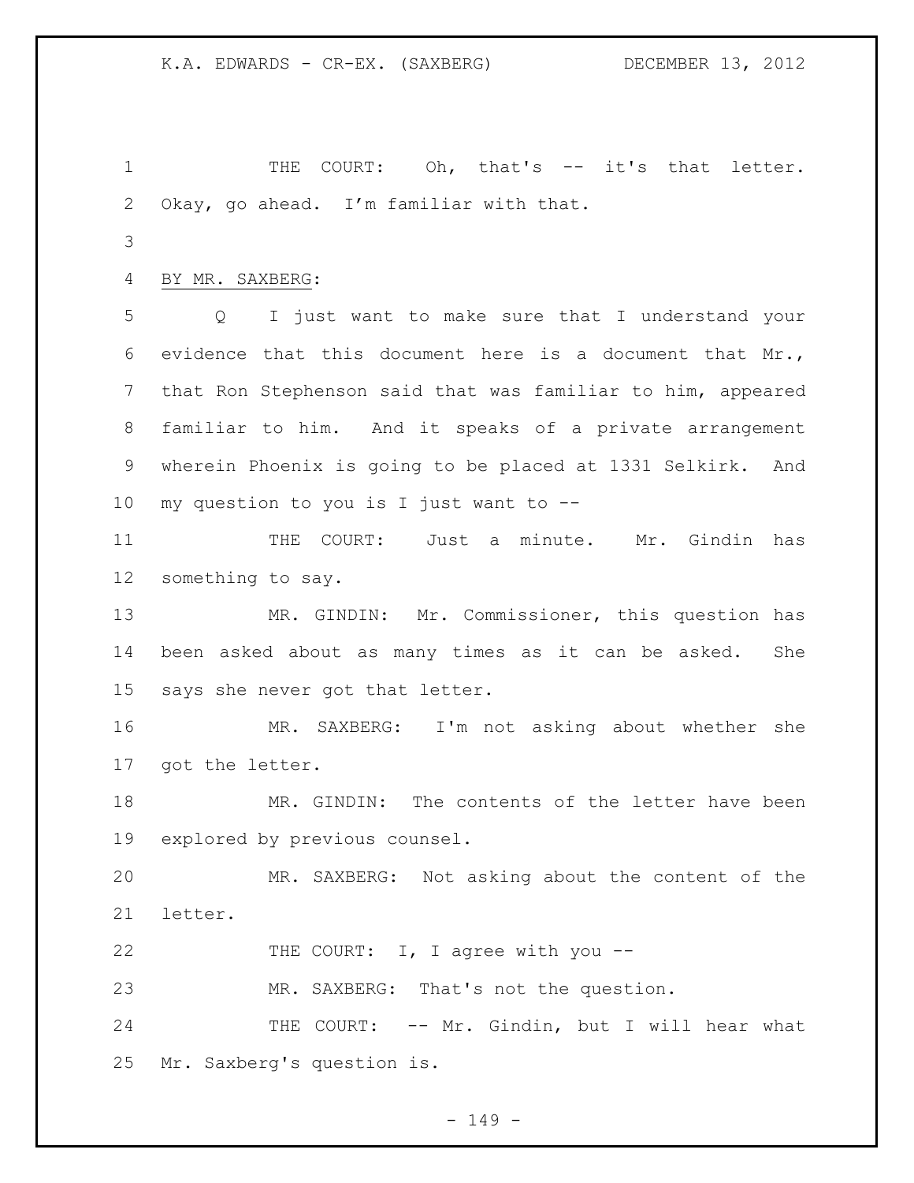THE COURT: Oh, that's -- it's that letter. Okay, go ahead. I'm familiar with that.

BY MR. SAXBERG:

Q I just want to make sure that I understand your evidence that this document here is a document that Mr., that Ron Stephenson said that was familiar to him, appeared familiar to him. And it speaks of a private arrangement wherein Phoenix is going to be placed at 1331 Selkirk. And my question to you is I just want to --

THE COURT: Just a minute. Mr. Gindin has something to say.

MR. GINDIN: Mr. Commissioner, this question has been asked about as many times as it can be asked. She says she never got that letter.

MR. SAXBERG: I'm not asking about whether she got the letter.

MR. GINDIN: The contents of the letter have been explored by previous counsel.

MR. SAXBERG: Not asking about the content of the letter.

THE COURT: I, I agree with you --

MR. SAXBERG: That's not the question.

THE COURT: -- Mr. Gindin, but I will hear what Mr. Saxberg's question is.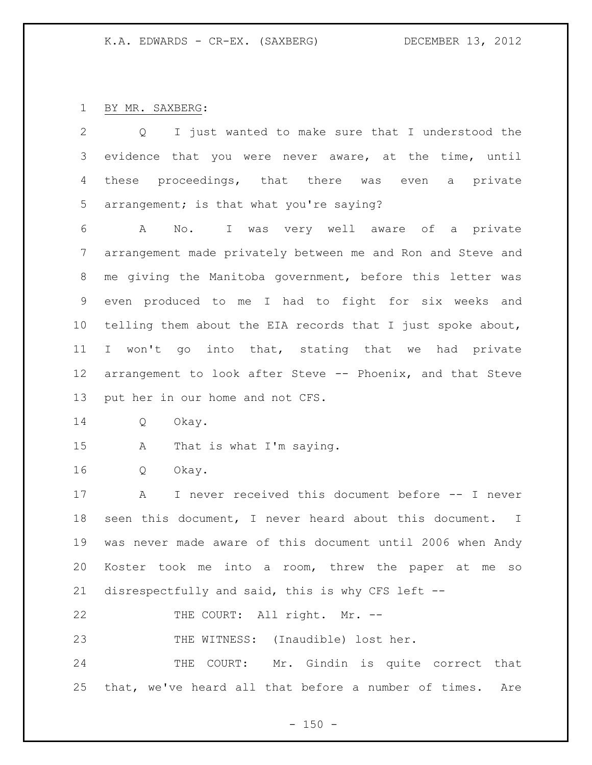BY MR. SAXBERG:

Q I just wanted to make sure that I understood the evidence that you were never aware, at the time, until these proceedings, that there was even a private arrangement; is that what you're saying?

A No. I was very well aware of a private arrangement made privately between me and Ron and Steve and me giving the Manitoba government, before this letter was even produced to me I had to fight for six weeks and telling them about the EIA records that I just spoke about, I won't go into that, stating that we had private arrangement to look after Steve -- Phoenix, and that Steve put her in our home and not CFS.

Q Okay.

A That is what I'm saying.

Q Okay.

A I never received this document before -- I never seen this document, I never heard about this document. I was never made aware of this document until 2006 when Andy Koster took me into a room, threw the paper at me so disrespectfully and said, this is why CFS left --

THE COURT: All right. Mr. --

THE WITNESS: (Inaudible) lost her.

THE COURT: Mr. Gindin is quite correct that that, we've heard all that before a number of times. Are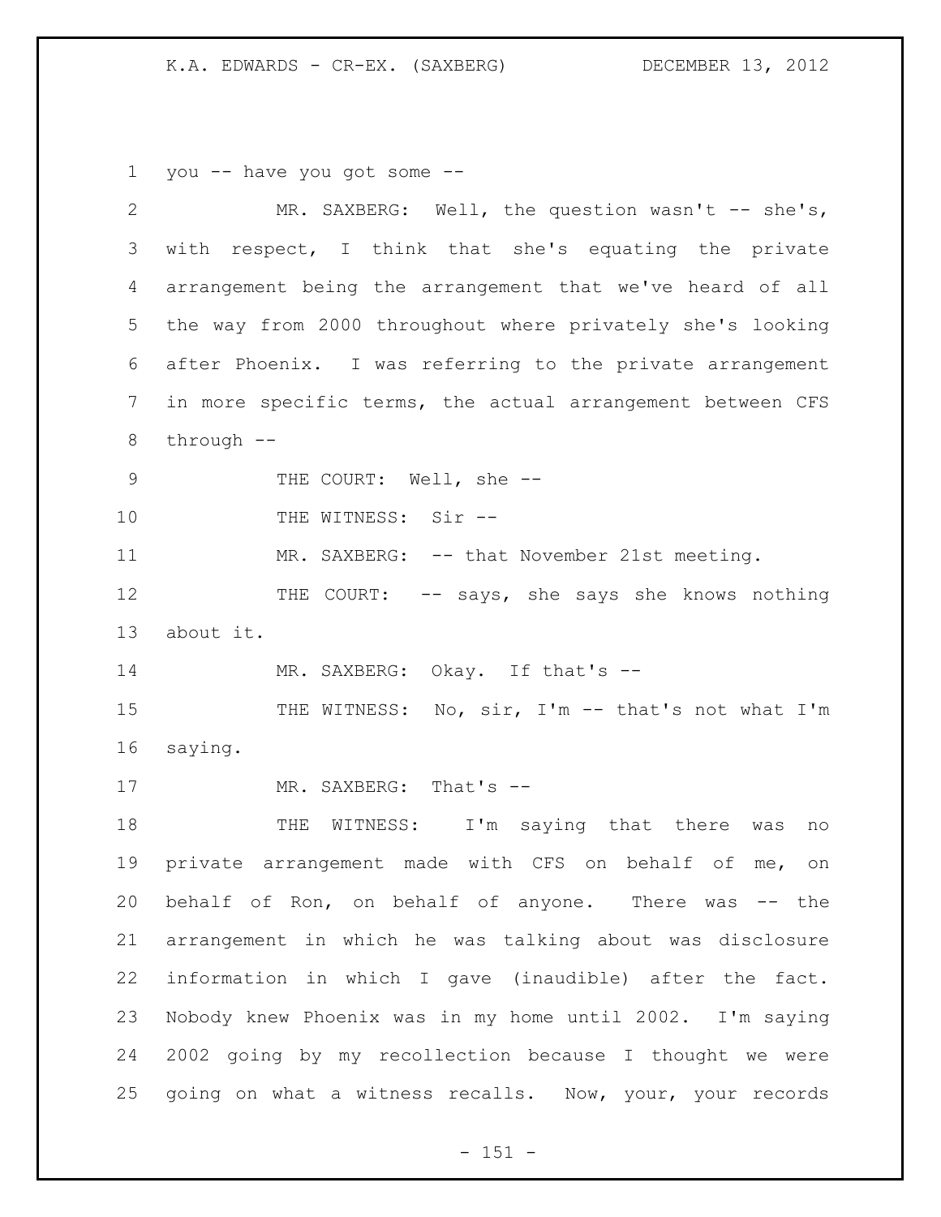you -- have you got some --

MR. SAXBERG: Well, the question wasn't -- she's, with respect, I think that she's equating the private arrangement being the arrangement that we've heard of all the way from 2000 throughout where privately she's looking after Phoenix. I was referring to the private arrangement in more specific terms, the actual arrangement between CFS through --

THE COURT: Well, she --

THE WITNESS: Sir --

MR. SAXBERG: -- that November 21st meeting.

THE COURT: -- says, she says she knows nothing about it.

MR. SAXBERG: Okay. If that's --

THE WITNESS: No, sir, I'm -- that's not what I'm saying.

MR. SAXBERG: That's --

THE WITNESS: I'm saying that there was no private arrangement made with CFS on behalf of me, on behalf of Ron, on behalf of anyone. There was -- the arrangement in which he was talking about was disclosure information in which I gave (inaudible) after the fact. Nobody knew Phoenix was in my home until 2002. I'm saying 2002 going by my recollection because I thought we were going on what a witness recalls. Now, your, your records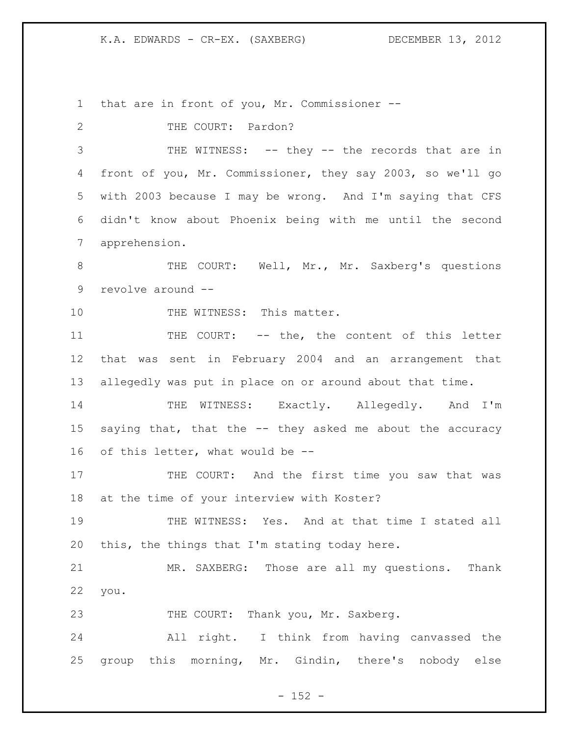that are in front of you, Mr. Commissioner --

THE COURT: Pardon?

THE WITNESS: -- they -- the records that are in front of you, Mr. Commissioner, they say 2003, so we'll go with 2003 because I may be wrong. And I'm saying that CFS didn't know about Phoenix being with me until the second apprehension.

THE COURT: Well, Mr., Mr. Saxberg's questions revolve around --

THE WITNESS: This matter.

THE COURT: -- the, the content of this letter that was sent in February 2004 and an arrangement that allegedly was put in place on or around about that time.

THE WITNESS: Exactly. Allegedly. And I'm saying that, that the -- they asked me about the accuracy of this letter, what would be --

THE COURT: And the first time you saw that was at the time of your interview with Koster?

THE WITNESS: Yes. And at that time I stated all this, the things that I'm stating today here.

MR. SAXBERG: Those are all my questions. Thank you.

THE COURT: Thank you, Mr. Saxberg.

All right. I think from having canvassed the group this morning, Mr. Gindin, there's nobody else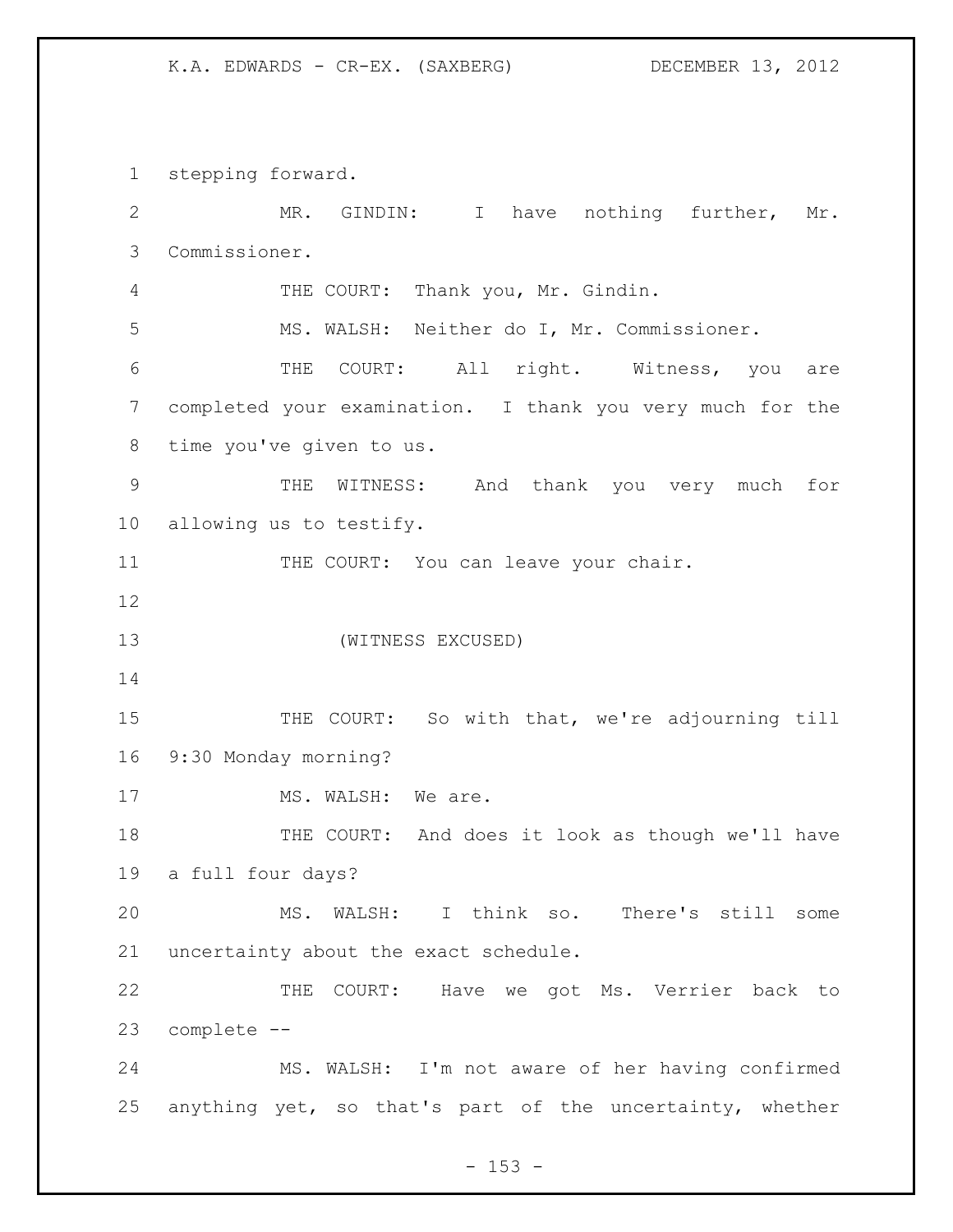stepping forward.

MR. GINDIN: I have nothing further, Mr. Commissioner.

THE COURT: Thank you, Mr. Gindin.

MS. WALSH: Neither do I, Mr. Commissioner.

THE COURT: All right. Witness, you are completed your examination. I thank you very much for the time you've given to us.

THE WITNESS: And thank you very much for allowing us to testify.

THE COURT: You can leave your chair.

(WITNESS EXCUSED)

THE COURT: So with that, we're adjourning till 9:30 Monday morning?

MS. WALSH: We are.

THE COURT: And does it look as though we'll have a full four days?

MS. WALSH: I think so. There's still some uncertainty about the exact schedule.

THE COURT: Have we got Ms. Verrier back to complete --

MS. WALSH: I'm not aware of her having confirmed anything yet, so that's part of the uncertainty, whether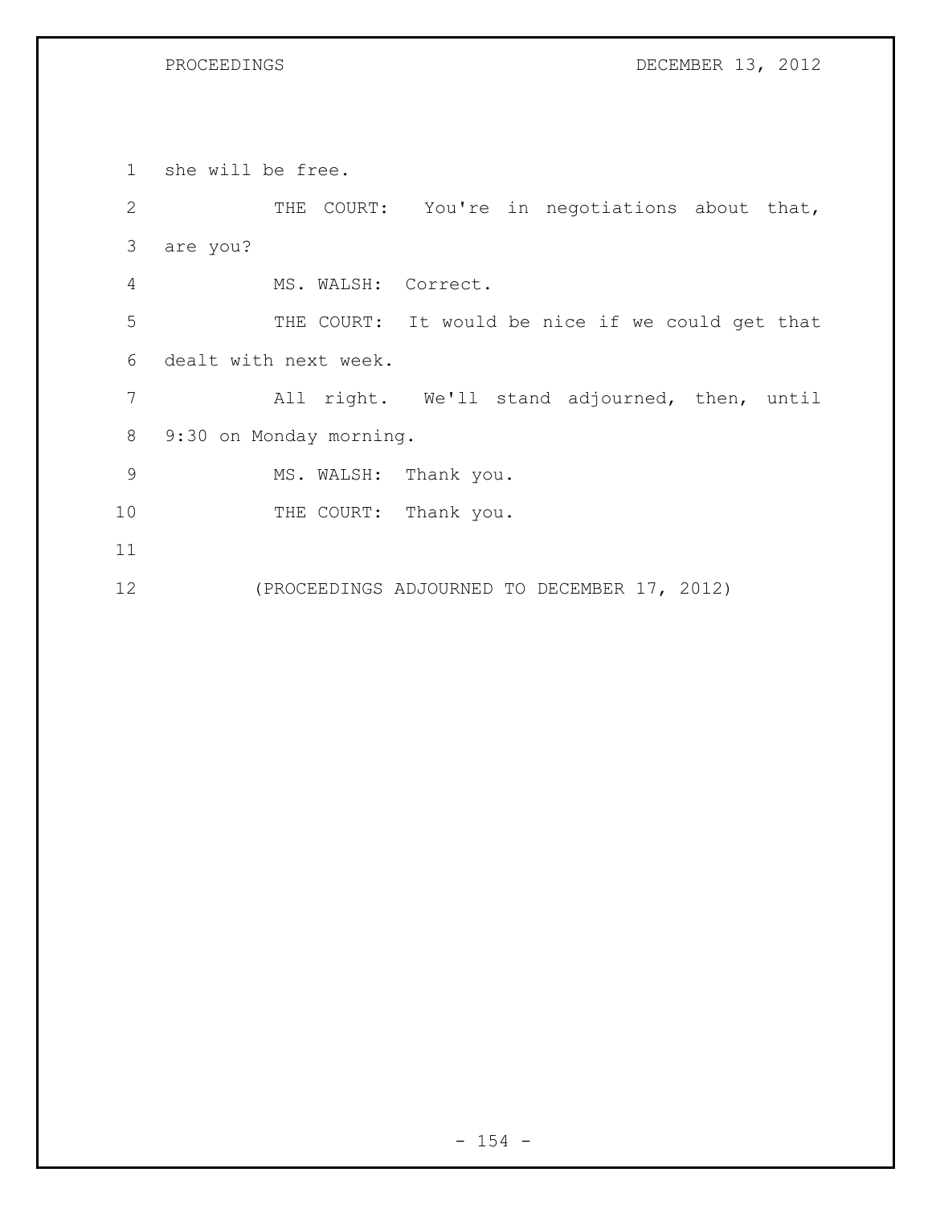she will be free.

THE COURT: You're in negotiations about that, are you?

MS. WALSH: Correct.

THE COURT: It would be nice if we could get that dealt with next week.

All right. We'll stand adjourned, then, until 9:30 on Monday morning.

MS. WALSH: Thank you.

THE COURT: Thank you.

(PROCEEDINGS ADJOURNED TO DECEMBER 17, 2012)